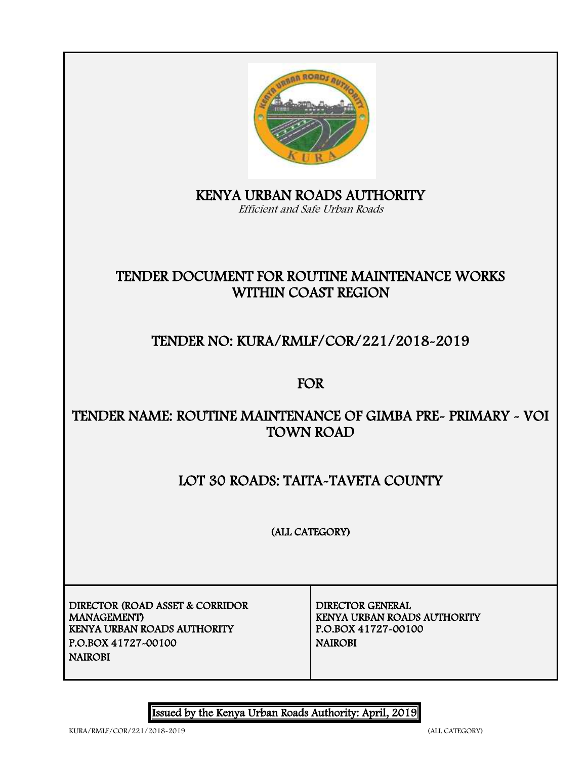# KENYA URBAN ROADS AUTHORITY

*Efficient and Safe Urban Roads*

## TENDER DOCUMENT FOR ROUTINE MAINTENANCE WORKS WITHIN COAST REGION

## TENDER NO: KURA/RMLF/COR/221/2018-2019

## FOR

## TENDER NAME: ROUTINE MAINTENANCE OF GIMBA PRE- PRIMARY - VOI TOWN ROAD

## LOT 30 ROADS: TAITA-TAVETA COUNTY

(ALL CATEGORY)

| DIRECTOR (ROAD ASSET & CORRIDOR MANAGEMENT)<br>KENYA URBAN ROADS AUTHORITY<br>P.O.BOX 41727-00100<br>NAIROBI | DIRECTOR GENERAL<br>KENYA URBAN ROADS AUTHORITY<br>P.O.BOX 41727-00100<br>NAIROBI |
|---|---|

Issued by the Kenya Urban Roads Authority: April, 2019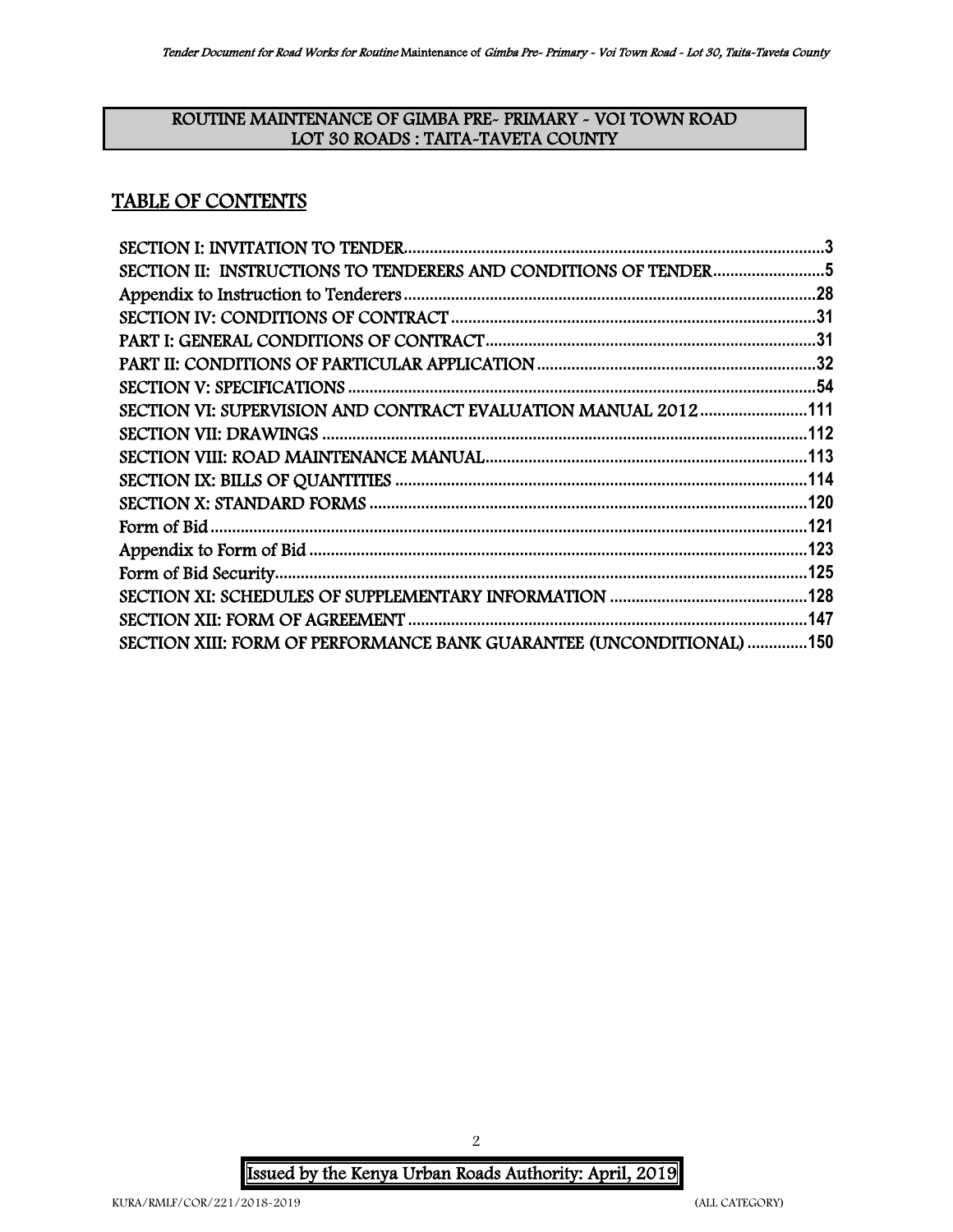**ROUTINE MAINTENANCE OF GIMBA PRE- PRIMARY - VOI TOWN ROAD**
**LOT 30 ROADS : TAITA-TAVETA COUNTY**

## TABLE OF CONTENTS

SECTION I: INVITATION TO TENDER.......................................................................................3
SECTION II: INSTRUCTIONS TO TENDERERS AND CONDITIONS OF TENDER..........................5
Appendix to Instruction to Tenderers.........................................................................................28
SECTION IV: CONDITIONS OF CONTRACT...............................................................................31
PART I: GENERAL CONDITIONS OF CONTRACT......................................................................31
PART II: CONDITIONS OF PARTICULAR APPLICATION.............................................................32
SECTION V: SPECIFICATIONS....................................................................................................54
SECTION VI: SUPERVISION AND CONTRACT EVALUATION MANUAL 2012.........................111
SECTION VII: DRAWINGS..........................................................................................................112
SECTION VIII: ROAD MAINTENANCE MANUAL.......................................................................113
SECTION IX: BILLS OF QUANTITIES.........................................................................................114
SECTION X: STANDARD FORMS...............................................................................................120
Form of Bid...................................................................................................................................121
Appendix to Form of Bid..............................................................................................................123
Form of Bid Security.....................................................................................................................125
SECTION XI: SCHEDULES OF SUPPLEMENTARY INFORMATION..........................................128
SECTION XII: FORM OF AGREEMENT.......................................................................................147
SECTION XIII: FORM OF PERFORMANCE BANK GUARANTEE (UNCONDITIONAL)..............150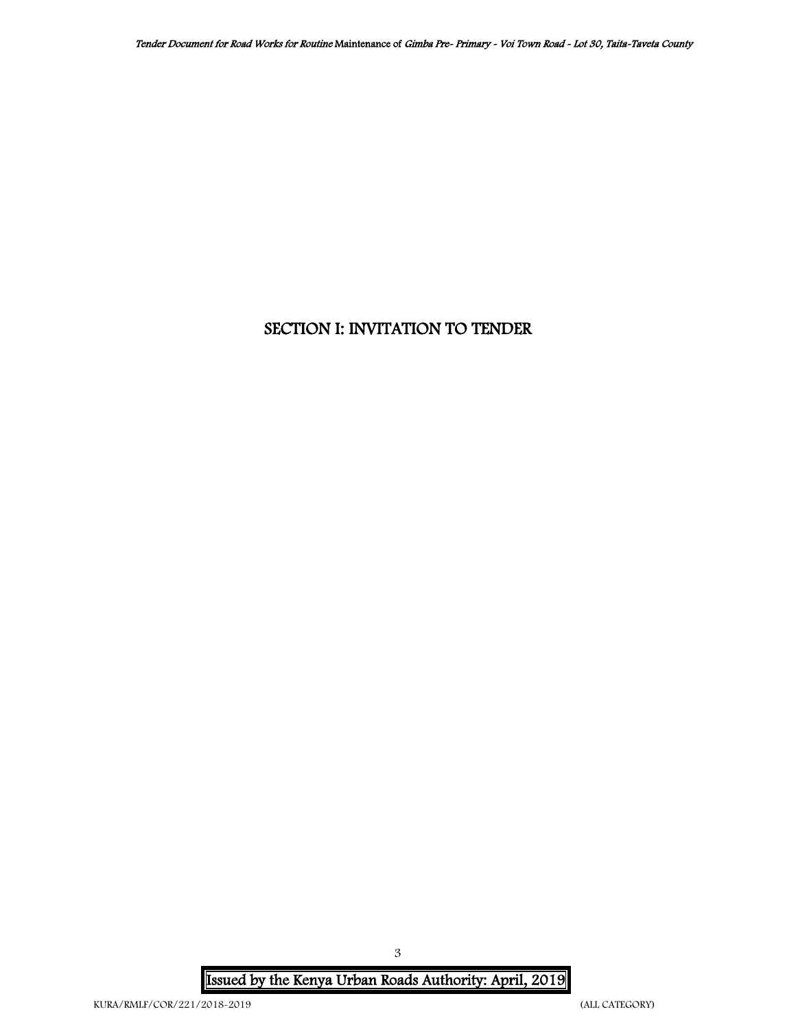# SECTION I: INVITATION TO TENDER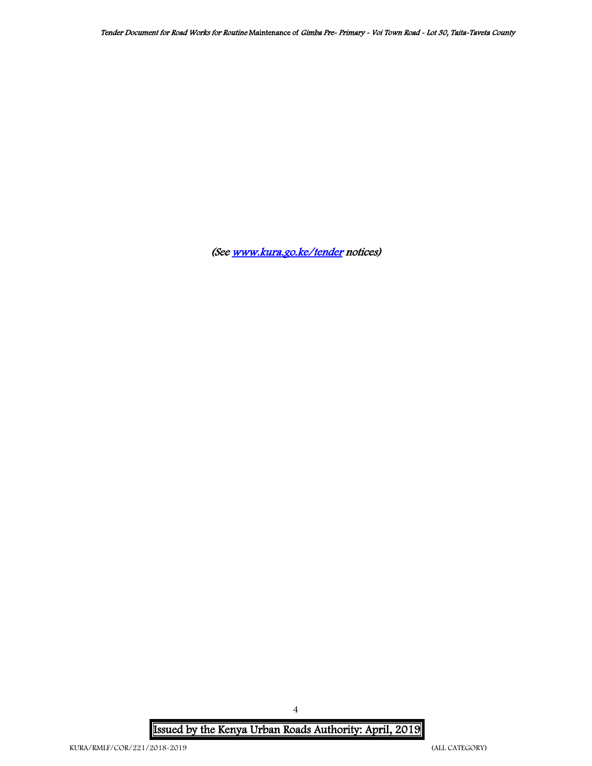*(See [www.kura.go.ke/tender](http://www.kura.go.ke/tender) notices)*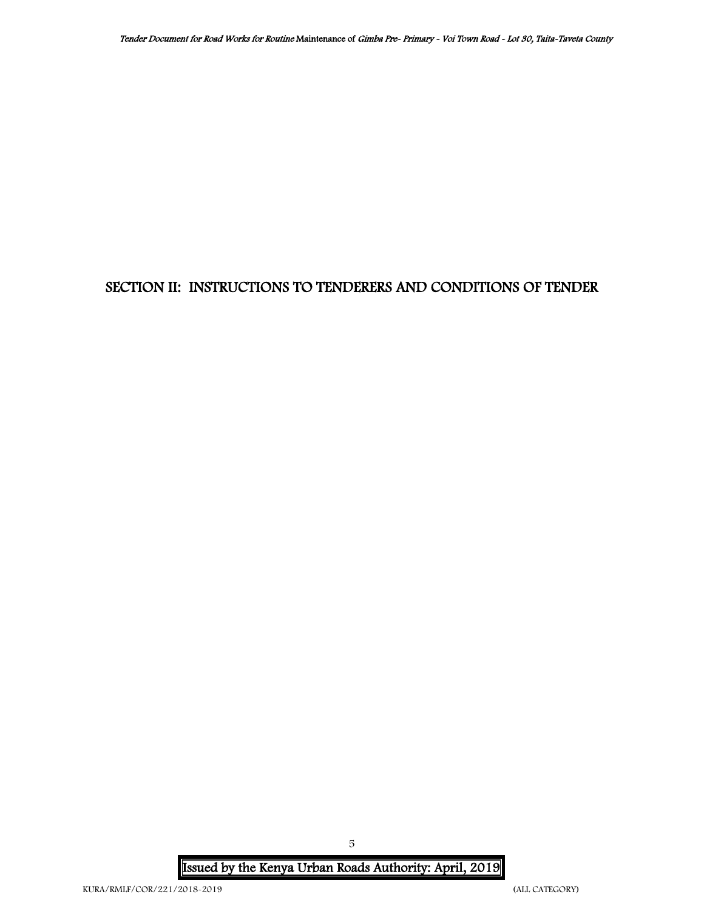# SECTION II: INSTRUCTIONS TO TENDERERS AND CONDITIONS OF TENDER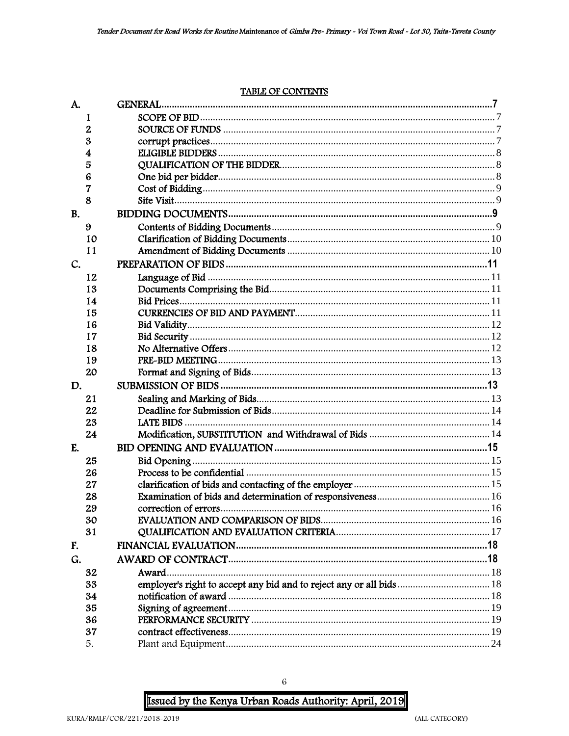TABLE OF CONTENTS

| | | |
|---|---|---|
| A. | GENERAL | 7 |
| 1 | SCOPE OF BID | 7 |
| 2 | SOURCE OF FUNDS | 7 |
| 3 | corrupt practices | 7 |
| 4 | ELIGIBLE BIDDERS | 8 |
| 5 | QUALIFICATION OF THE BIDDER | 8 |
| 6 | One bid per bidder | 8 |
| 7 | Cost of Bidding | 9 |
| 8 | Site Visit | 9 |
| B. | BIDDING DOCUMENTS | 9 |
| 9 | Contents of Bidding Documents | 9 |
| 10 | Clarification of Bidding Documents | 10 |
| 11 | Amendment of Bidding Documents | 10 |
| C. | PREPARATION OF BIDS | 11 |
| 12 | Language of Bid | 11 |
| 13 | Documents Comprising the Bid | 11 |
| 14 | Bid Prices | 11 |
| 15 | CURRENCIES OF BID AND PAYMENT | 11 |
| 16 | Bid Validity | 12 |
| 17 | Bid Security | 12 |
| 18 | No Alternative Offers | 12 |
| 19 | PRE-BID MEETING | 13 |
| 20 | Format and Signing of Bids | 13 |
| D. | SUBMISSION OF BIDS | 13 |
| 21 | Sealing and Marking of Bids | 13 |
| 22 | Deadline for Submission of Bids | 14 |
| 23 | LATE BIDS | 14 |
| 24 | Modification, SUBSTITUTION and Withdrawal of Bids | 14 |
| E. | BID OPENING AND EVALUATION | 15 |
| 25 | Bid Opening | 15 |
| 26 | Process to be confidential | 15 |
| 27 | clarification of bids and contacting of the employer | 15 |
| 28 | Examination of bids and determination of responsiveness | 16 |
| 29 | correction of errors | 16 |
| 30 | EVALUATION AND COMPARISON OF BIDS | 16 |
| 31 | QUALIFICATION AND EVALUATION CRITERIA | 17 |
| F. | FINANCIAL EVALUATION | 18 |
| G. | AWARD OF CONTRACT | 18 |
| 32 | Award | 18 |
| 33 | employer's right to accept any bid and to reject any or all bids | 18 |
| 34 | notification of award | 18 |
| 35 | Signing of agreement | 19 |
| 36 | PERFORMANCE SECURITY | 19 |
| 37 | contract effectiveness | 19 |
| 5. | Plant and Equipment | 24 |

Issued by the Kenya Urban Roads Authority: April, 2019

KURA/RMLF/COR/221/2018-2019 (ALL CATEGORY)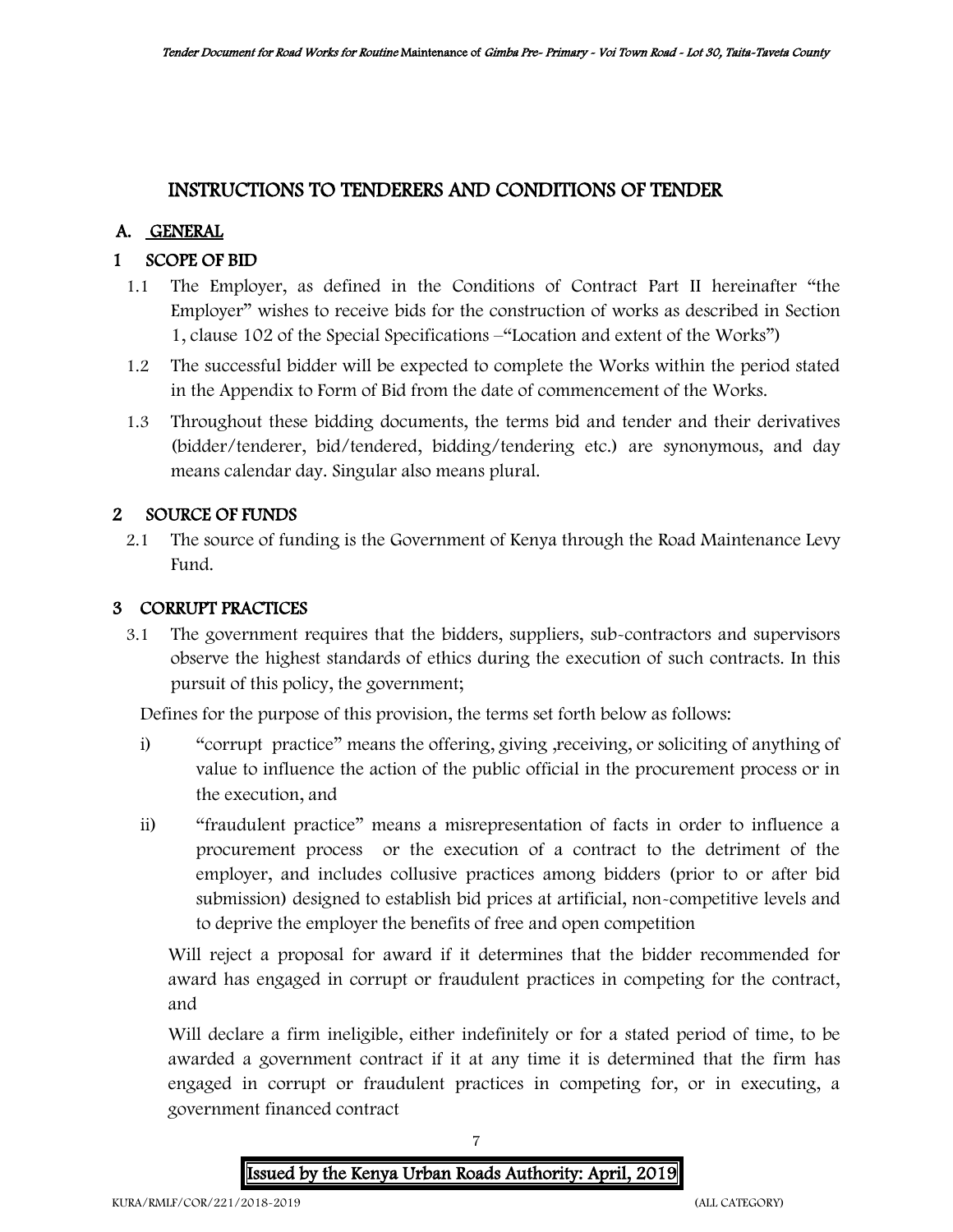# INSTRUCTIONS TO TENDERERS AND CONDITIONS OF TENDER

## A. GENERAL

### 1 SCOPE OF BID

1.1 The Employer, as defined in the Conditions of Contract Part II hereinafter "the Employer" wishes to receive bids for the construction of works as described in Section 1, clause 102 of the Special Specifications –"Location and extent of the Works")

1.2 The successful bidder will be expected to complete the Works within the period stated in the Appendix to Form of Bid from the date of commencement of the Works.

1.3 Throughout these bidding documents, the terms bid and tender and their derivatives (bidder/tenderer, bid/tendered, bidding/tendering etc.) are synonymous, and day means calendar day. Singular also means plural.

### 2 SOURCE OF FUNDS

2.1 The source of funding is the Government of Kenya through the Road Maintenance Levy Fund.

### 3 CORRUPT PRACTICES

3.1 The government requires that the bidders, suppliers, sub-contractors and supervisors observe the highest standards of ethics during the execution of such contracts. In this pursuit of this policy, the government;

Defines for the purpose of this provision, the terms set forth below as follows:

i) "corrupt practice" means the offering, giving ,receiving, or soliciting of anything of value to influence the action of the public official in the procurement process or in the execution, and

ii) "fraudulent practice" means a misrepresentation of facts in order to influence a procurement process or the execution of a contract to the detriment of the employer, and includes collusive practices among bidders (prior to or after bid submission) designed to establish bid prices at artificial, non-competitive levels and to deprive the employer the benefits of free and open competition

Will reject a proposal for award if it determines that the bidder recommended for award has engaged in corrupt or fraudulent practices in competing for the contract, and

Will declare a firm ineligible, either indefinitely or for a stated period of time, to be awarded a government contract if it at any time it is determined that the firm has engaged in corrupt or fraudulent practices in competing for, or in executing, a government financed contract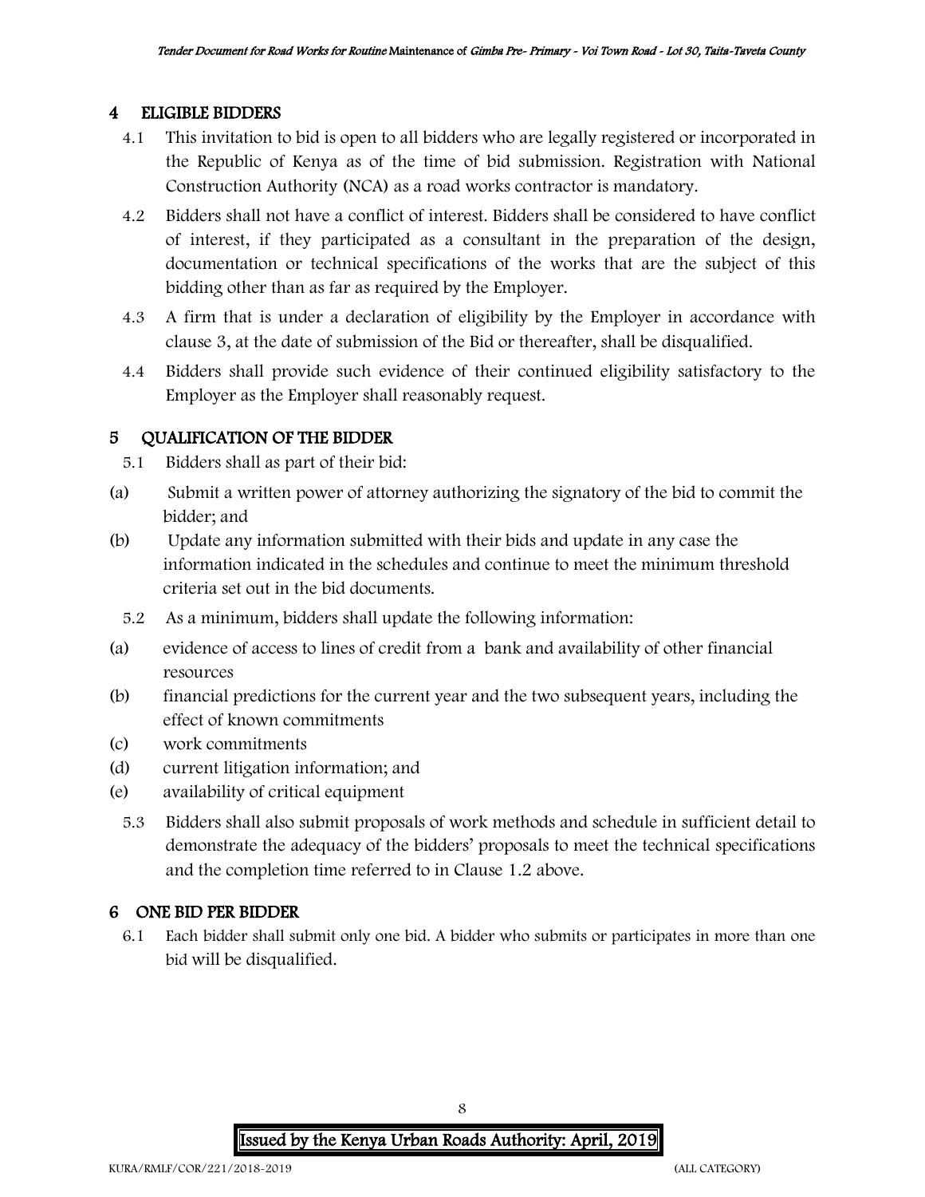## 4 ELIGIBLE BIDDERS

4.1 This invitation to bid is open to all bidders who are legally registered or incorporated in the Republic of Kenya as of the time of bid submission. Registration with National Construction Authority (NCA) as a road works contractor is mandatory.

4.2 Bidders shall not have a conflict of interest. Bidders shall be considered to have conflict of interest, if they participated as a consultant in the preparation of the design, documentation or technical specifications of the works that are the subject of this bidding other than as far as required by the Employer.

4.3 A firm that is under a declaration of eligibility by the Employer in accordance with clause 3, at the date of submission of the Bid or thereafter, shall be disqualified.

4.4 Bidders shall provide such evidence of their continued eligibility satisfactory to the Employer as the Employer shall reasonably request.

## 5 QUALIFICATION OF THE BIDDER

5.1 Bidders shall as part of their bid:

(a) Submit a written power of attorney authorizing the signatory of the bid to commit the bidder; and

(b) Update any information submitted with their bids and update in any case the information indicated in the schedules and continue to meet the minimum threshold criteria set out in the bid documents.

5.2 As a minimum, bidders shall update the following information:

(a) evidence of access to lines of credit from a bank and availability of other financial resources

(b) financial predictions for the current year and the two subsequent years, including the effect of known commitments

(c) work commitments

(d) current litigation information; and

(e) availability of critical equipment

5.3 Bidders shall also submit proposals of work methods and schedule in sufficient detail to demonstrate the adequacy of the bidders' proposals to meet the technical specifications and the completion time referred to in Clause 1.2 above.

## 6 ONE BID PER BIDDER

6.1 Each bidder shall submit only one bid. A bidder who submits or participates in more than one bid will be disqualified.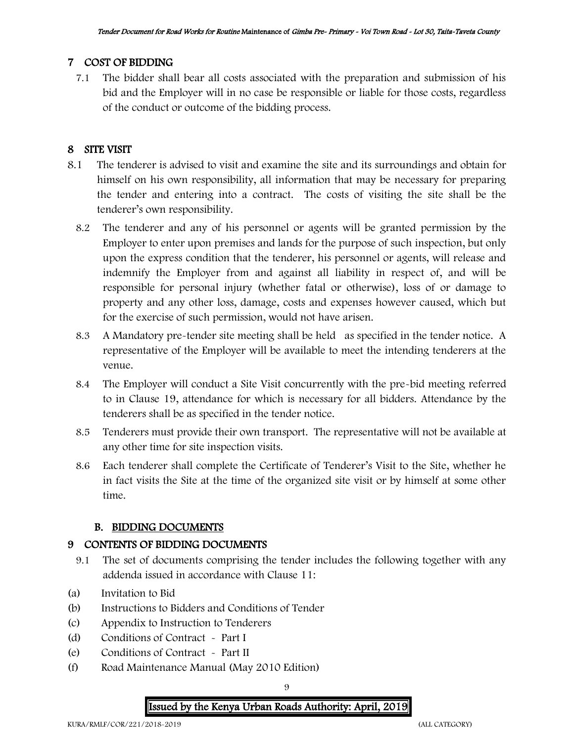## 7 COST OF BIDDING

7.1 The bidder shall bear all costs associated with the preparation and submission of his bid and the Employer will in no case be responsible or liable for those costs, regardless of the conduct or outcome of the bidding process.

## 8 SITE VISIT

8.1 The tenderer is advised to visit and examine the site and its surroundings and obtain for himself on his own responsibility, all information that may be necessary for preparing the tender and entering into a contract. The costs of visiting the site shall be the tenderer's own responsibility.

8.2 The tenderer and any of his personnel or agents will be granted permission by the Employer to enter upon premises and lands for the purpose of such inspection, but only upon the express condition that the tenderer, his personnel or agents, will release and indemnify the Employer from and against all liability in respect of, and will be responsible for personal injury (whether fatal or otherwise), loss of or damage to property and any other loss, damage, costs and expenses however caused, which but for the exercise of such permission, would not have arisen.

8.3 A Mandatory pre-tender site meeting shall be held as specified in the tender notice. A representative of the Employer will be available to meet the intending tenderers at the venue.

8.4 The Employer will conduct a Site Visit concurrently with the pre-bid meeting referred to in Clause 19, attendance for which is necessary for all bidders. Attendance by the tenderers shall be as specified in the tender notice.

8.5 Tenderers must provide their own transport. The representative will not be available at any other time for site inspection visits.

8.6 Each tenderer shall complete the Certificate of Tenderer's Visit to the Site, whether he in fact visits the Site at the time of the organized site visit or by himself at some other time.

### B. BIDDING DOCUMENTS

## 9 CONTENTS OF BIDDING DOCUMENTS

9.1 The set of documents comprising the tender includes the following together with any addenda issued in accordance with Clause 11:

(a) Invitation to Bid
(b) Instructions to Bidders and Conditions of Tender
(c) Appendix to Instruction to Tenderers
(d) Conditions of Contract - Part I
(e) Conditions of Contract - Part II
(f) Road Maintenance Manual (May 2010 Edition)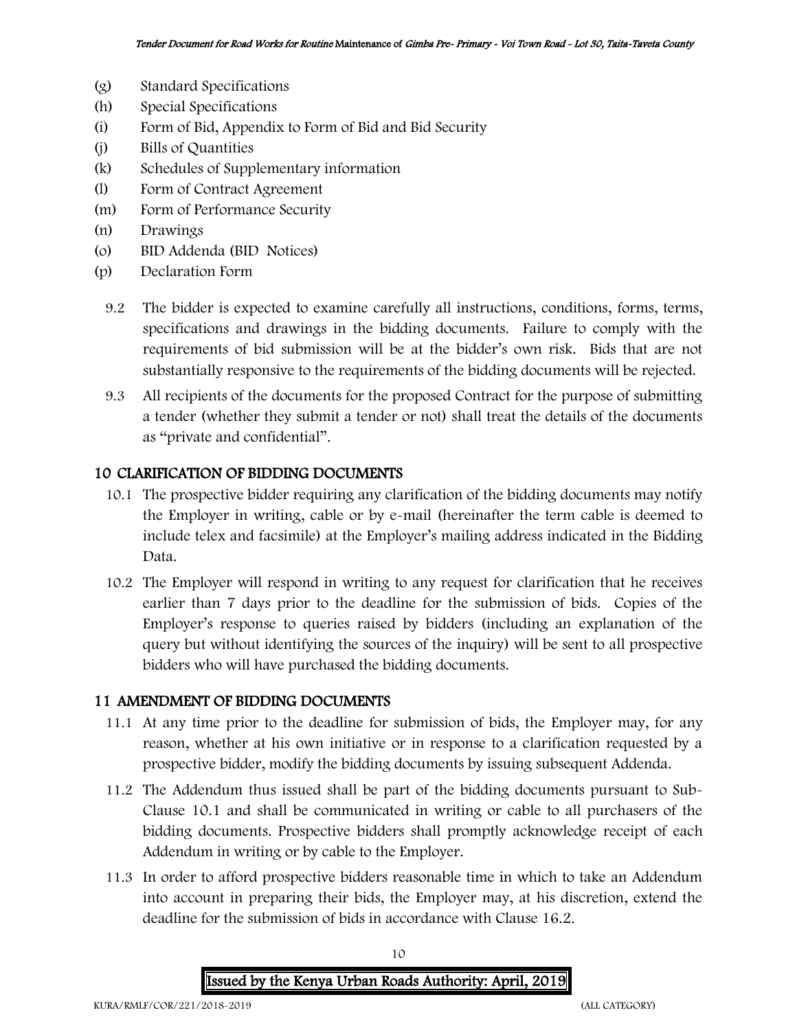- (g) Standard Specifications
- (h) Special Specifications
- (i) Form of Bid, Appendix to Form of Bid and Bid Security
- (j) Bills of Quantities
- (k) Schedules of Supplementary information
- (l) Form of Contract Agreement
- (m) Form of Performance Security
- (n) Drawings
- (o) BID Addenda (BID Notices)
- (p) Declaration Form

9.2 The bidder is expected to examine carefully all instructions, conditions, forms, terms, specifications and drawings in the bidding documents. Failure to comply with the requirements of bid submission will be at the bidder's own risk. Bids that are not substantially responsive to the requirements of the bidding documents will be rejected.

9.3 All recipients of the documents for the proposed Contract for the purpose of submitting a tender (whether they submit a tender or not) shall treat the details of the documents as "private and confidential".

## 10 CLARIFICATION OF BIDDING DOCUMENTS

10.1 The prospective bidder requiring any clarification of the bidding documents may notify the Employer in writing, cable or by e-mail (hereinafter the term cable is deemed to include telex and facsimile) at the Employer's mailing address indicated in the Bidding Data.

10.2 The Employer will respond in writing to any request for clarification that he receives earlier than 7 days prior to the deadline for the submission of bids. Copies of the Employer's response to queries raised by bidders (including an explanation of the query but without identifying the sources of the inquiry) will be sent to all prospective bidders who will have purchased the bidding documents.

## 11 AMENDMENT OF BIDDING DOCUMENTS

11.1 At any time prior to the deadline for submission of bids, the Employer may, for any reason, whether at his own initiative or in response to a clarification requested by a prospective bidder, modify the bidding documents by issuing subsequent Addenda.

11.2 The Addendum thus issued shall be part of the bidding documents pursuant to Sub-Clause 10.1 and shall be communicated in writing or cable to all purchasers of the bidding documents. Prospective bidders shall promptly acknowledge receipt of each Addendum in writing or by cable to the Employer.

11.3 In order to afford prospective bidders reasonable time in which to take an Addendum into account in preparing their bids, the Employer may, at his discretion, extend the deadline for the submission of bids in accordance with Clause 16.2.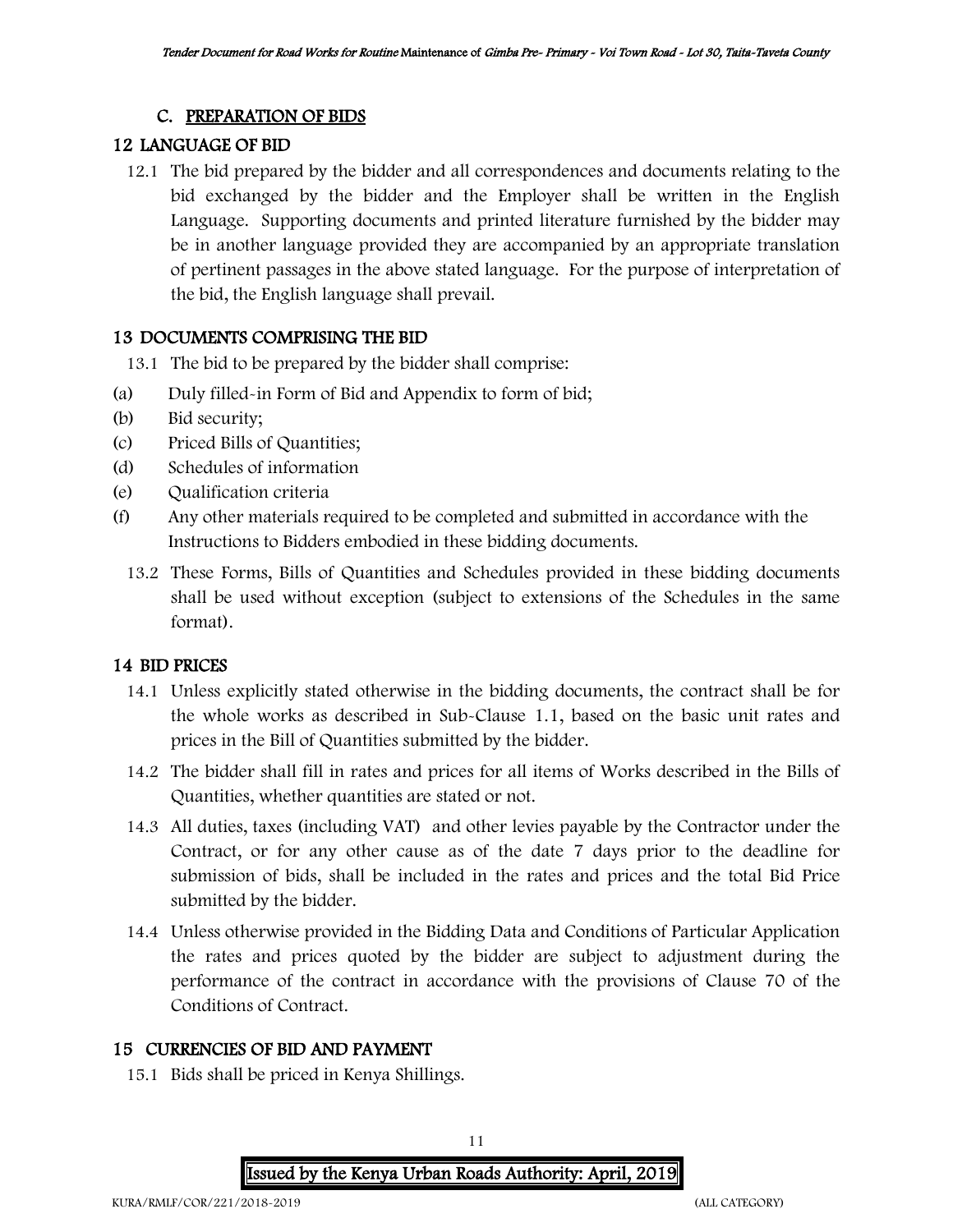## C. PREPARATION OF BIDS

### 12 LANGUAGE OF BID

12.1 The bid prepared by the bidder and all correspondences and documents relating to the bid exchanged by the bidder and the Employer shall be written in the English Language. Supporting documents and printed literature furnished by the bidder may be in another language provided they are accompanied by an appropriate translation of pertinent passages in the above stated language. For the purpose of interpretation of the bid, the English language shall prevail.

### 13 DOCUMENTS COMPRISING THE BID

13.1 The bid to be prepared by the bidder shall comprise:

(a) Duly filled-in Form of Bid and Appendix to form of bid;

(b) Bid security;

(c) Priced Bills of Quantities;

(d) Schedules of information

(e) Qualification criteria

(f) Any other materials required to be completed and submitted in accordance with the Instructions to Bidders embodied in these bidding documents.

13.2 These Forms, Bills of Quantities and Schedules provided in these bidding documents shall be used without exception (subject to extensions of the Schedules in the same format).

### 14 BID PRICES

14.1 Unless explicitly stated otherwise in the bidding documents, the contract shall be for the whole works as described in Sub-Clause 1.1, based on the basic unit rates and prices in the Bill of Quantities submitted by the bidder.

14.2 The bidder shall fill in rates and prices for all items of Works described in the Bills of Quantities, whether quantities are stated or not.

14.3 All duties, taxes (including VAT) and other levies payable by the Contractor under the Contract, or for any other cause as of the date 7 days prior to the deadline for submission of bids, shall be included in the rates and prices and the total Bid Price submitted by the bidder.

14.4 Unless otherwise provided in the Bidding Data and Conditions of Particular Application the rates and prices quoted by the bidder are subject to adjustment during the performance of the contract in accordance with the provisions of Clause 70 of the Conditions of Contract.

### 15 CURRENCIES OF BID AND PAYMENT

15.1 Bids shall be priced in Kenya Shillings.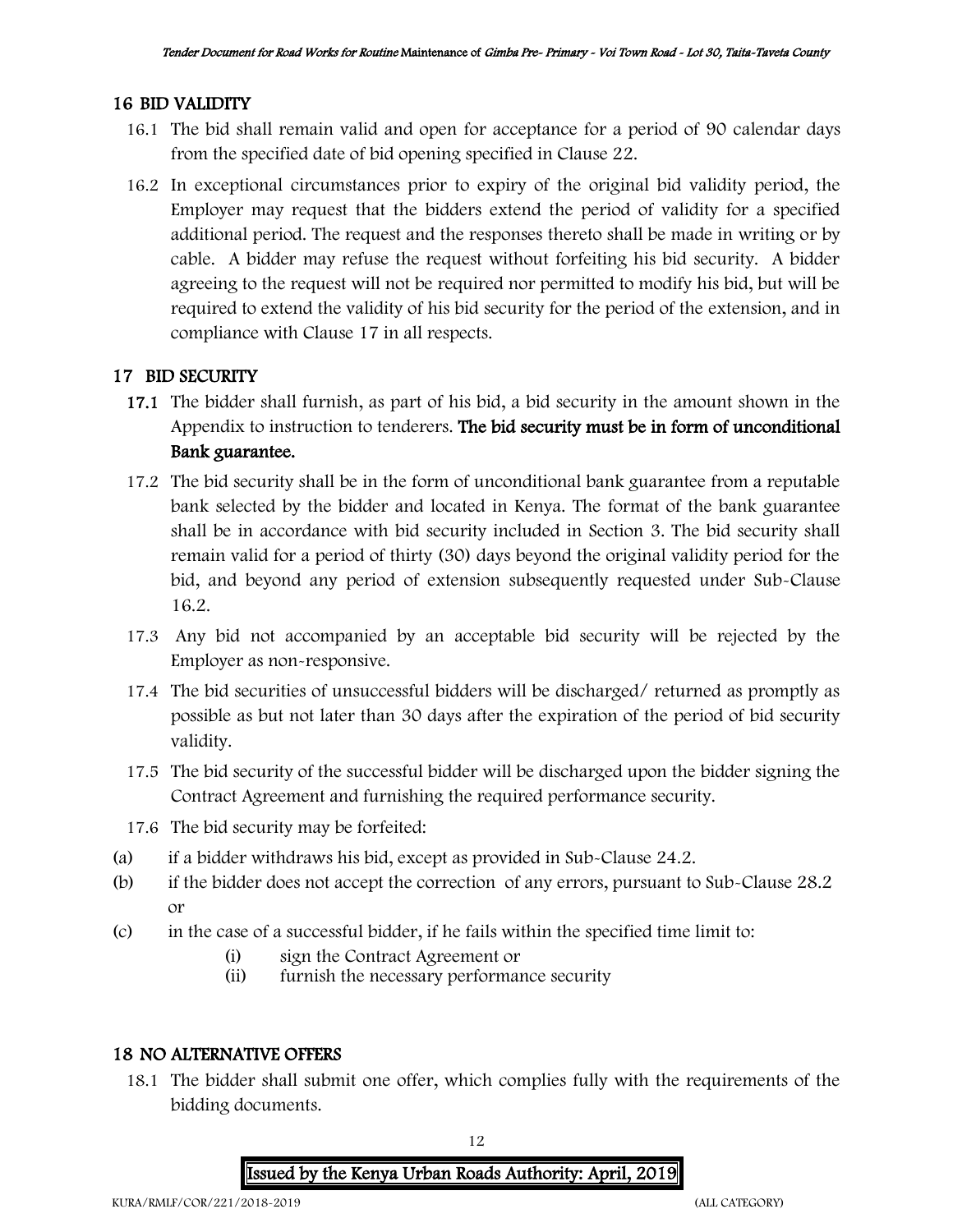## 16 BID VALIDITY

16.1 The bid shall remain valid and open for acceptance for a period of 90 calendar days from the specified date of bid opening specified in Clause 22.

16.2 In exceptional circumstances prior to expiry of the original bid validity period, the Employer may request that the bidders extend the period of validity for a specified additional period. The request and the responses thereto shall be made in writing or by cable. A bidder may refuse the request without forfeiting his bid security. A bidder agreeing to the request will not be required nor permitted to modify his bid, but will be required to extend the validity of his bid security for the period of the extension, and in compliance with Clause 17 in all respects.

## 17 BID SECURITY

**17.1** The bidder shall furnish, as part of his bid, a bid security in the amount shown in the Appendix to instruction to tenderers. **The bid security must be in form of unconditional Bank guarantee.**

17.2 The bid security shall be in the form of unconditional bank guarantee from a reputable bank selected by the bidder and located in Kenya. The format of the bank guarantee shall be in accordance with bid security included in Section 3. The bid security shall remain valid for a period of thirty (30) days beyond the original validity period for the bid, and beyond any period of extension subsequently requested under Sub-Clause 16.2.

17.3 Any bid not accompanied by an acceptable bid security will be rejected by the Employer as non-responsive.

17.4 The bid securities of unsuccessful bidders will be discharged/ returned as promptly as possible as but not later than 30 days after the expiration of the period of bid security validity.

17.5 The bid security of the successful bidder will be discharged upon the bidder signing the Contract Agreement and furnishing the required performance security.

17.6 The bid security may be forfeited:

(a) if a bidder withdraws his bid, except as provided in Sub-Clause 24.2.

(b) if the bidder does not accept the correction of any errors, pursuant to Sub-Clause 28.2 or

(c) in the case of a successful bidder, if he fails within the specified time limit to:

  (i) sign the Contract Agreement or

  (ii) furnish the necessary performance security

## 18 NO ALTERNATIVE OFFERS

18.1 The bidder shall submit one offer, which complies fully with the requirements of the bidding documents.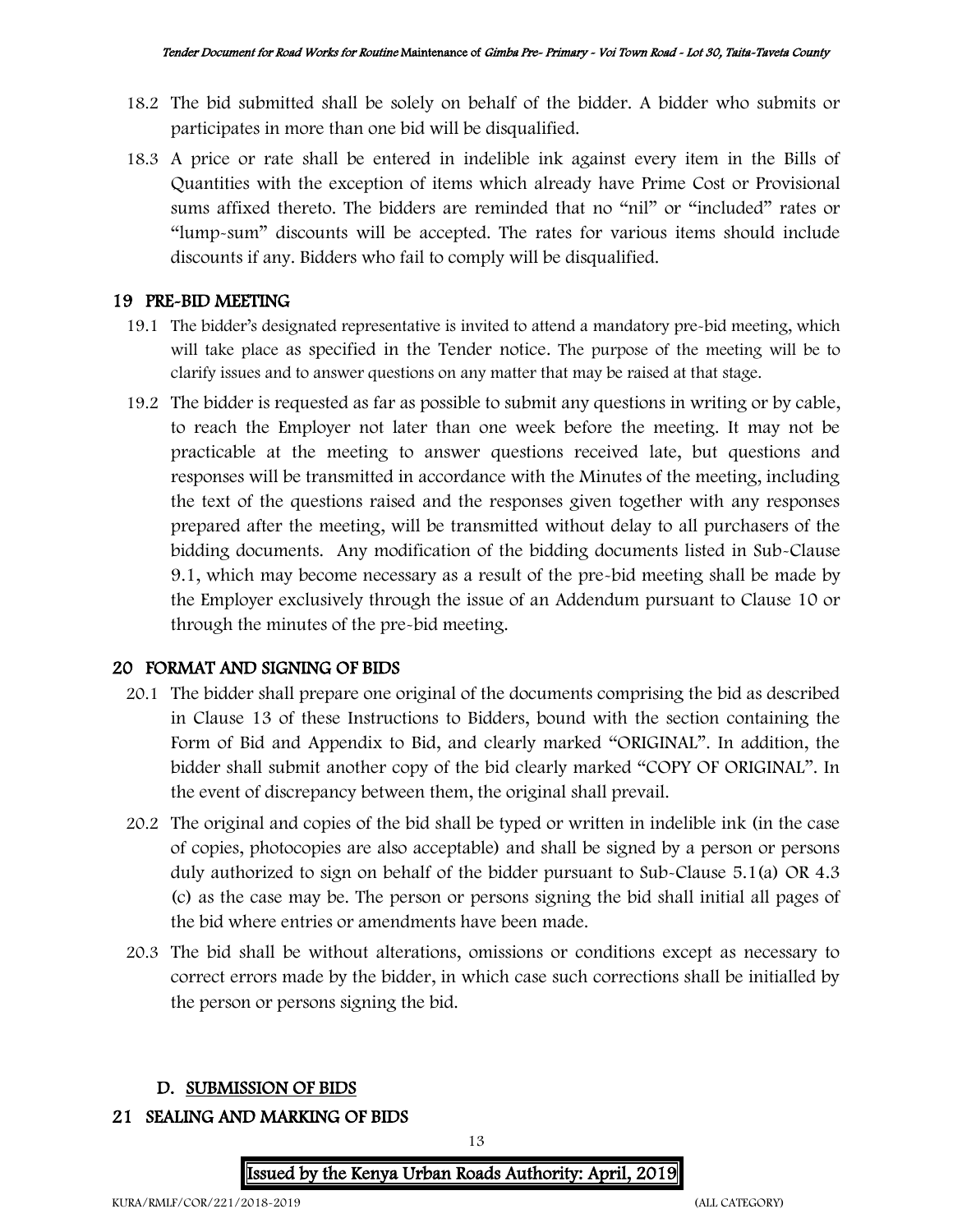18.2 The bid submitted shall be solely on behalf of the bidder. A bidder who submits or participates in more than one bid will be disqualified.

18.3 A price or rate shall be entered in indelible ink against every item in the Bills of Quantities with the exception of items which already have Prime Cost or Provisional sums affixed thereto. The bidders are reminded that no "nil" or "included" rates or "lump-sum" discounts will be accepted. The rates for various items should include discounts if any. Bidders who fail to comply will be disqualified.

## 19 PRE-BID MEETING

19.1 The bidder's designated representative is invited to attend a mandatory pre-bid meeting, which will take place as specified in the Tender notice. The purpose of the meeting will be to clarify issues and to answer questions on any matter that may be raised at that stage.

19.2 The bidder is requested as far as possible to submit any questions in writing or by cable, to reach the Employer not later than one week before the meeting. It may not be practicable at the meeting to answer questions received late, but questions and responses will be transmitted in accordance with the Minutes of the meeting, including the text of the questions raised and the responses given together with any responses prepared after the meeting, will be transmitted without delay to all purchasers of the bidding documents. Any modification of the bidding documents listed in Sub-Clause 9.1, which may become necessary as a result of the pre-bid meeting shall be made by the Employer exclusively through the issue of an Addendum pursuant to Clause 10 or through the minutes of the pre-bid meeting.

## 20 FORMAT AND SIGNING OF BIDS

20.1 The bidder shall prepare one original of the documents comprising the bid as described in Clause 13 of these Instructions to Bidders, bound with the section containing the Form of Bid and Appendix to Bid, and clearly marked "ORIGINAL". In addition, the bidder shall submit another copy of the bid clearly marked "COPY OF ORIGINAL". In the event of discrepancy between them, the original shall prevail.

20.2 The original and copies of the bid shall be typed or written in indelible ink (in the case of copies, photocopies are also acceptable) and shall be signed by a person or persons duly authorized to sign on behalf of the bidder pursuant to Sub-Clause 5.1(a) OR 4.3 (c) as the case may be. The person or persons signing the bid shall initial all pages of the bid where entries or amendments have been made.

20.3 The bid shall be without alterations, omissions or conditions except as necessary to correct errors made by the bidder, in which case such corrections shall be initialled by the person or persons signing the bid.

## D. SUBMISSION OF BIDS

## 21 SEALING AND MARKING OF BIDS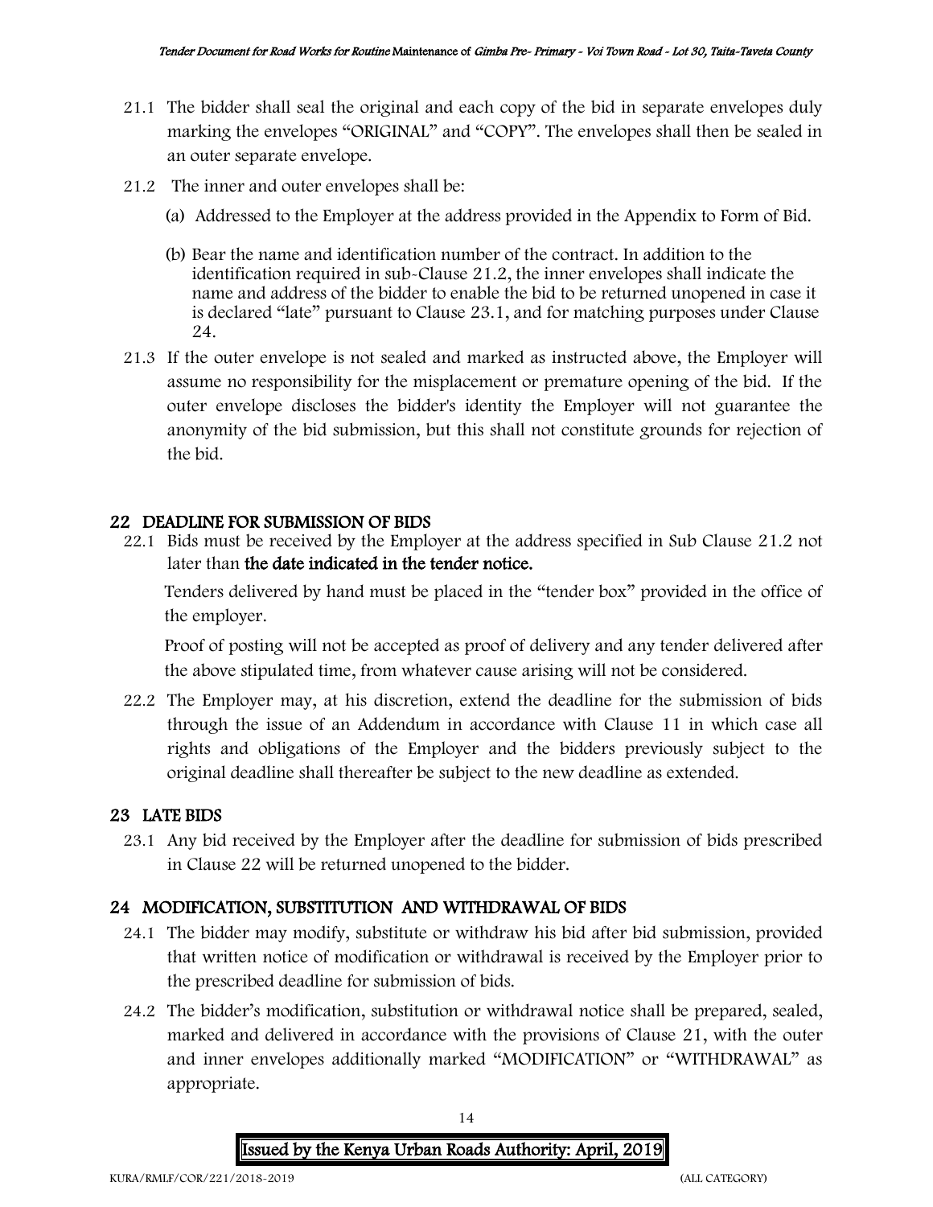21.1 The bidder shall seal the original and each copy of the bid in separate envelopes duly marking the envelopes "ORIGINAL" and "COPY". The envelopes shall then be sealed in an outer separate envelope.

21.2 The inner and outer envelopes shall be:

(a) Addressed to the Employer at the address provided in the Appendix to Form of Bid.

(b) Bear the name and identification number of the contract. In addition to the identification required in sub-Clause 21.2, the inner envelopes shall indicate the name and address of the bidder to enable the bid to be returned unopened in case it is declared "late" pursuant to Clause 23.1, and for matching purposes under Clause 24.

21.3 If the outer envelope is not sealed and marked as instructed above, the Employer will assume no responsibility for the misplacement or premature opening of the bid. If the outer envelope discloses the bidder's identity the Employer will not guarantee the anonymity of the bid submission, but this shall not constitute grounds for rejection of the bid.

## 22 DEADLINE FOR SUBMISSION OF BIDS

22.1 Bids must be received by the Employer at the address specified in Sub Clause 21.2 not later than **the date indicated in the tender notice.**

Tenders delivered by hand must be placed in the "tender box" provided in the office of the employer.

Proof of posting will not be accepted as proof of delivery and any tender delivered after the above stipulated time, from whatever cause arising will not be considered.

22.2 The Employer may, at his discretion, extend the deadline for the submission of bids through the issue of an Addendum in accordance with Clause 11 in which case all rights and obligations of the Employer and the bidders previously subject to the original deadline shall thereafter be subject to the new deadline as extended.

## 23 LATE BIDS

23.1 Any bid received by the Employer after the deadline for submission of bids prescribed in Clause 22 will be returned unopened to the bidder.

## 24 MODIFICATION, SUBSTITUTION AND WITHDRAWAL OF BIDS

24.1 The bidder may modify, substitute or withdraw his bid after bid submission, provided that written notice of modification or withdrawal is received by the Employer prior to the prescribed deadline for submission of bids.

24.2 The bidder's modification, substitution or withdrawal notice shall be prepared, sealed, marked and delivered in accordance with the provisions of Clause 21, with the outer and inner envelopes additionally marked "MODIFICATION" or "WITHDRAWAL" as appropriate.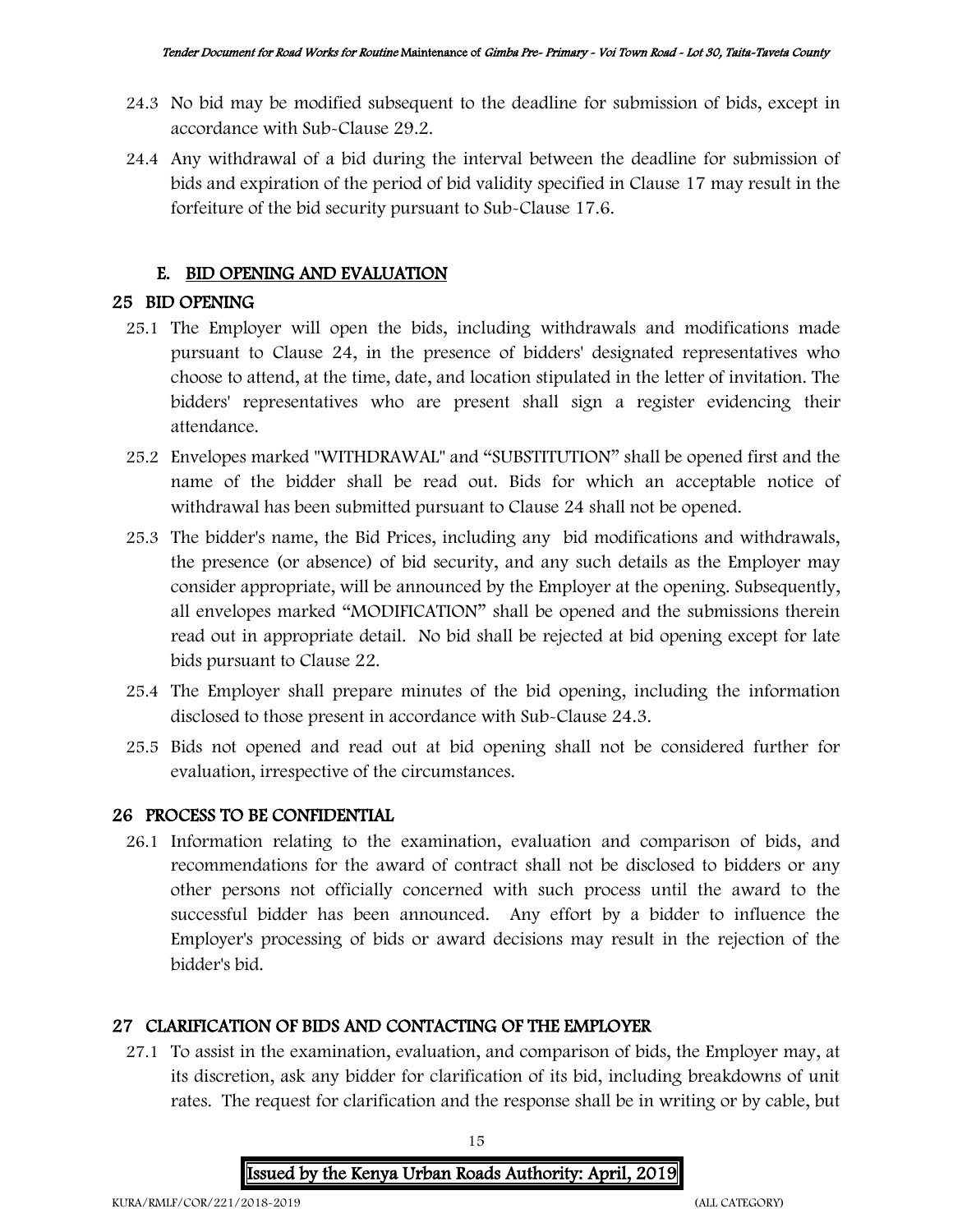24.3 No bid may be modified subsequent to the deadline for submission of bids, except in accordance with Sub-Clause 29.2.

24.4 Any withdrawal of a bid during the interval between the deadline for submission of bids and expiration of the period of bid validity specified in Clause 17 may result in the forfeiture of the bid security pursuant to Sub-Clause 17.6.

## E. BID OPENING AND EVALUATION

## 25 BID OPENING

25.1 The Employer will open the bids, including withdrawals and modifications made pursuant to Clause 24, in the presence of bidders' designated representatives who choose to attend, at the time, date, and location stipulated in the letter of invitation. The bidders' representatives who are present shall sign a register evidencing their attendance.

25.2 Envelopes marked "WITHDRAWAL" and "SUBSTITUTION" shall be opened first and the name of the bidder shall be read out. Bids for which an acceptable notice of withdrawal has been submitted pursuant to Clause 24 shall not be opened.

25.3 The bidder's name, the Bid Prices, including any bid modifications and withdrawals, the presence (or absence) of bid security, and any such details as the Employer may consider appropriate, will be announced by the Employer at the opening. Subsequently, all envelopes marked "MODIFICATION" shall be opened and the submissions therein read out in appropriate detail. No bid shall be rejected at bid opening except for late bids pursuant to Clause 22.

25.4 The Employer shall prepare minutes of the bid opening, including the information disclosed to those present in accordance with Sub-Clause 24.3.

25.5 Bids not opened and read out at bid opening shall not be considered further for evaluation, irrespective of the circumstances.

## 26 PROCESS TO BE CONFIDENTIAL

26.1 Information relating to the examination, evaluation and comparison of bids, and recommendations for the award of contract shall not be disclosed to bidders or any other persons not officially concerned with such process until the award to the successful bidder has been announced. Any effort by a bidder to influence the Employer's processing of bids or award decisions may result in the rejection of the bidder's bid.

## 27 CLARIFICATION OF BIDS AND CONTACTING OF THE EMPLOYER

27.1 To assist in the examination, evaluation, and comparison of bids, the Employer may, at its discretion, ask any bidder for clarification of its bid, including breakdowns of unit rates. The request for clarification and the response shall be in writing or by cable, but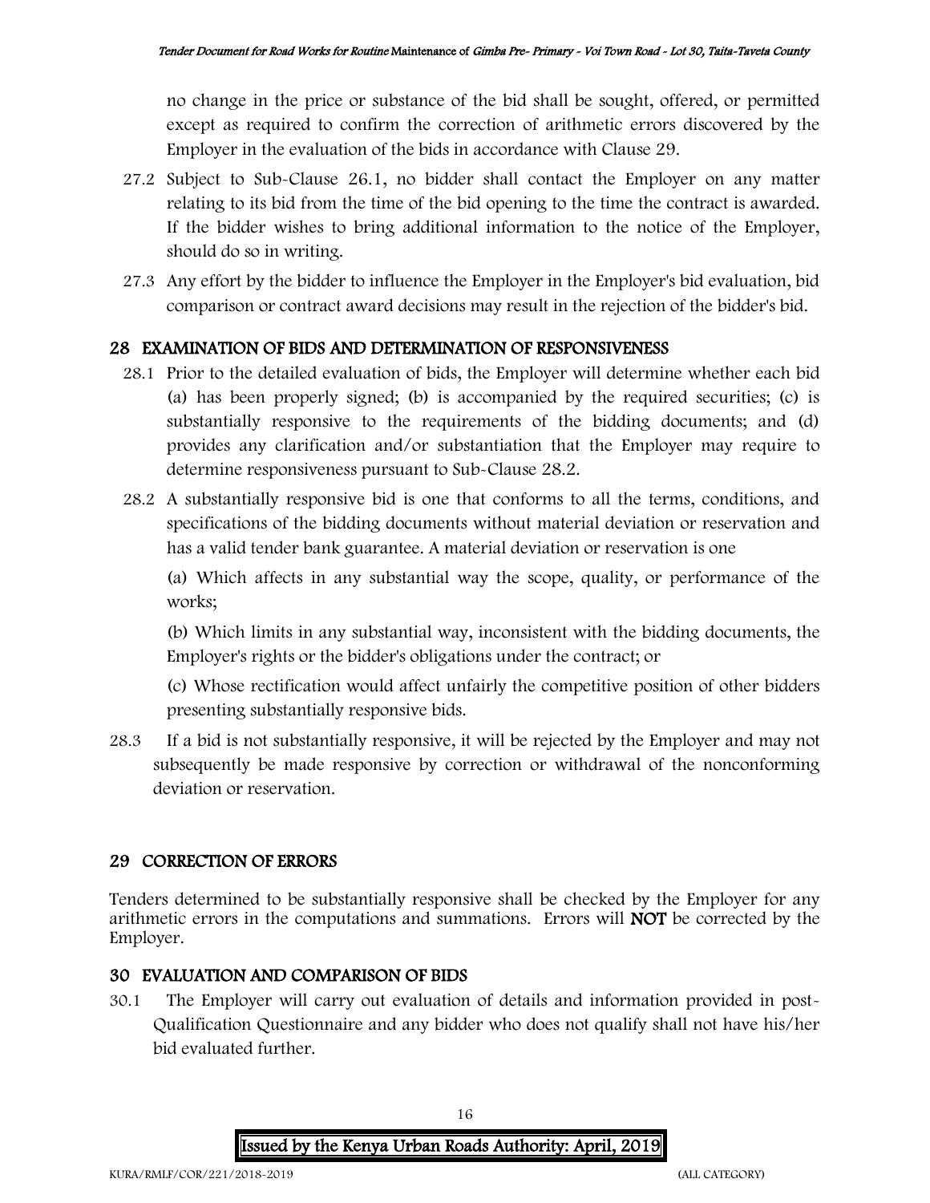no change in the price or substance of the bid shall be sought, offered, or permitted except as required to confirm the correction of arithmetic errors discovered by the Employer in the evaluation of the bids in accordance with Clause 29.

27.2 Subject to Sub-Clause 26.1, no bidder shall contact the Employer on any matter relating to its bid from the time of the bid opening to the time the contract is awarded. If the bidder wishes to bring additional information to the notice of the Employer, should do so in writing.

27.3 Any effort by the bidder to influence the Employer in the Employer's bid evaluation, bid comparison or contract award decisions may result in the rejection of the bidder's bid.

## 28 EXAMINATION OF BIDS AND DETERMINATION OF RESPONSIVENESS

28.1 Prior to the detailed evaluation of bids, the Employer will determine whether each bid (a) has been properly signed; (b) is accompanied by the required securities; (c) is substantially responsive to the requirements of the bidding documents; and (d) provides any clarification and/or substantiation that the Employer may require to determine responsiveness pursuant to Sub-Clause 28.2.

28.2 A substantially responsive bid is one that conforms to all the terms, conditions, and specifications of the bidding documents without material deviation or reservation and has a valid tender bank guarantee. A material deviation or reservation is one

(a) Which affects in any substantial way the scope, quality, or performance of the works;

(b) Which limits in any substantial way, inconsistent with the bidding documents, the Employer's rights or the bidder's obligations under the contract; or

(c) Whose rectification would affect unfairly the competitive position of other bidders presenting substantially responsive bids.

28.3 If a bid is not substantially responsive, it will be rejected by the Employer and may not subsequently be made responsive by correction or withdrawal of the nonconforming deviation or reservation.

## 29 CORRECTION OF ERRORS

Tenders determined to be substantially responsive shall be checked by the Employer for any arithmetic errors in the computations and summations. Errors will **NOT** be corrected by the Employer.

## 30 EVALUATION AND COMPARISON OF BIDS

30.1 The Employer will carry out evaluation of details and information provided in post-Qualification Questionnaire and any bidder who does not qualify shall not have his/her bid evaluated further.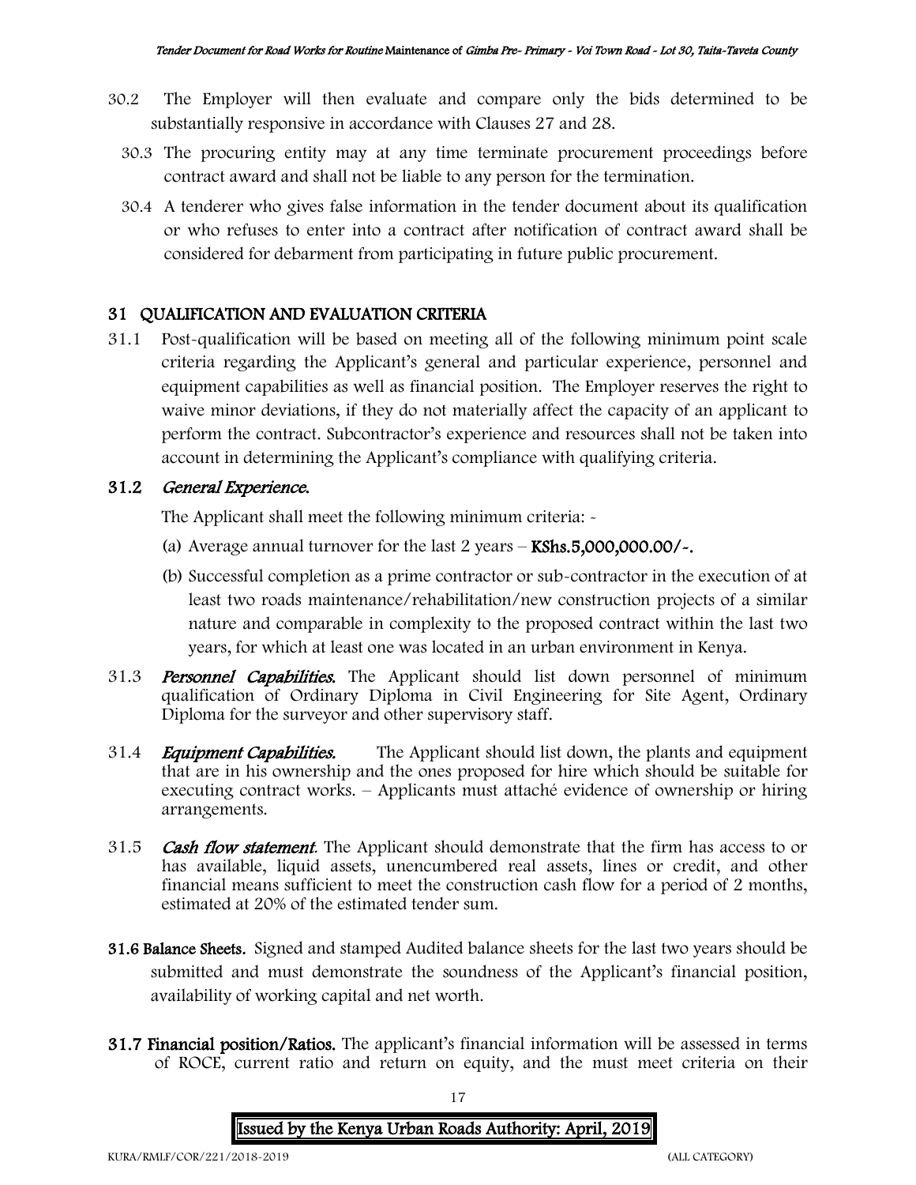30.2 The Employer will then evaluate and compare only the bids determined to be substantially responsive in accordance with Clauses 27 and 28.

30.3 The procuring entity may at any time terminate procurement proceedings before contract award and shall not be liable to any person for the termination.

30.4 A tenderer who gives false information in the tender document about its qualification or who refuses to enter into a contract after notification of contract award shall be considered for debarment from participating in future public procurement.

## 31 QUALIFICATION AND EVALUATION CRITERIA

31.1 Post-qualification will be based on meeting all of the following minimum point scale criteria regarding the Applicant's general and particular experience, personnel and equipment capabilities as well as financial position. The Employer reserves the right to waive minor deviations, if they do not materially affect the capacity of an applicant to perform the contract. Subcontractor's experience and resources shall not be taken into account in determining the Applicant's compliance with qualifying criteria.

### 31.2 *General Experience.*

The Applicant shall meet the following minimum criteria: -

(a) Average annual turnover for the last 2 years – **KShs.5,000,000.00/-.**

(b) Successful completion as a prime contractor or sub-contractor in the execution of at least two roads maintenance/rehabilitation/new construction projects of a similar nature and comparable in complexity to the proposed contract within the last two years, for which at least one was located in an urban environment in Kenya.

31.3 ***Personnel Capabilities.*** The Applicant should list down personnel of minimum qualification of Ordinary Diploma in Civil Engineering for Site Agent, Ordinary Diploma for the surveyor and other supervisory staff.

31.4 ***Equipment Capabilities.*** The Applicant should list down, the plants and equipment that are in his ownership and the ones proposed for hire which should be suitable for executing contract works. – Applicants must attaché evidence of ownership or hiring arrangements.

31.5 ***Cash flow statement***. The Applicant should demonstrate that the firm has access to or has available, liquid assets, unencumbered real assets, lines or credit, and other financial means sufficient to meet the construction cash flow for a period of 2 months, estimated at 20% of the estimated tender sum.

**31.6 Balance Sheets.** Signed and stamped Audited balance sheets for the last two years should be submitted and must demonstrate the soundness of the Applicant's financial position, availability of working capital and net worth.

**31.7 Financial position/Ratios.** The applicant's financial information will be assessed in terms of ROCE, current ratio and return on equity, and the must meet criteria on their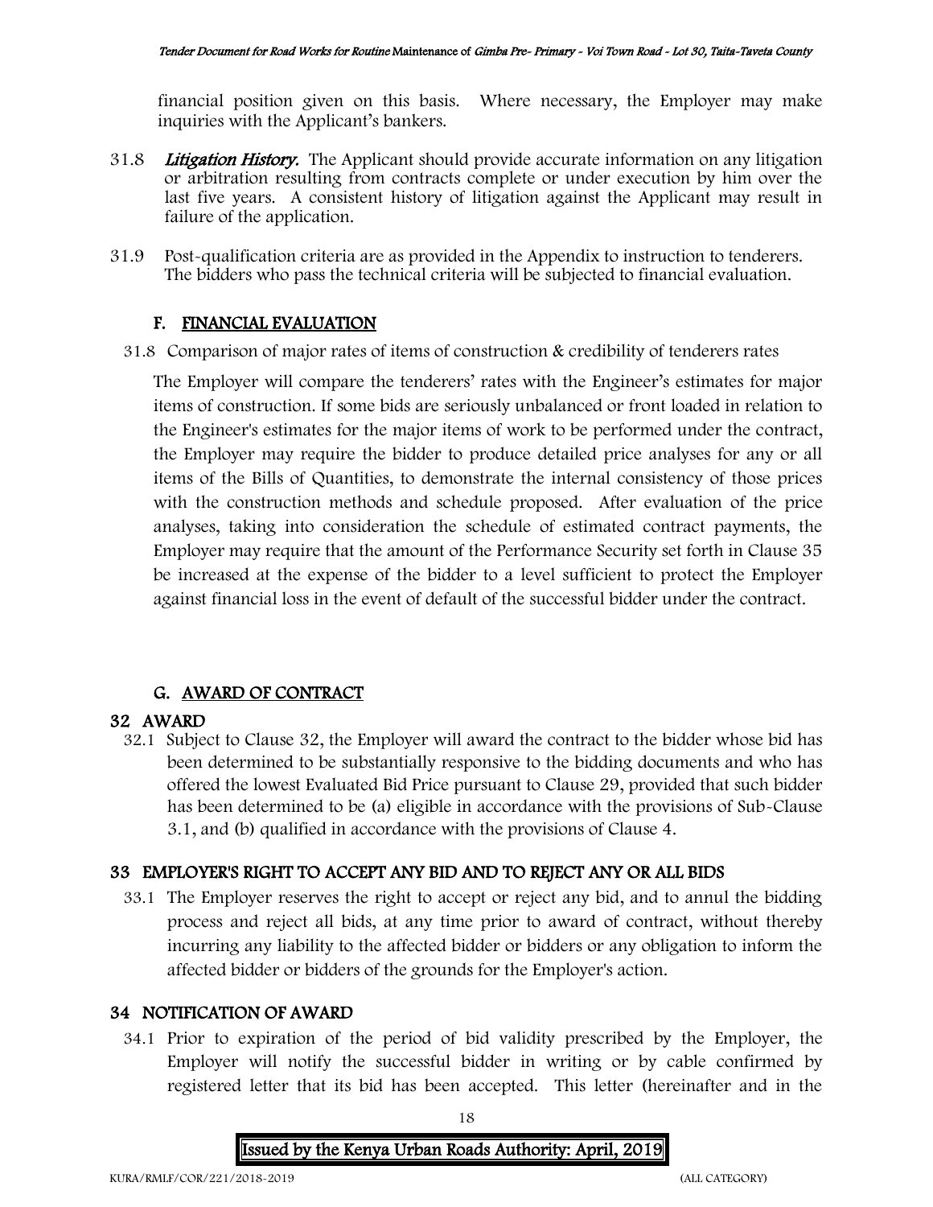financial position given on this basis. Where necessary, the Employer may make inquiries with the Applicant's bankers.

31.8 ***Litigation History.*** The Applicant should provide accurate information on any litigation or arbitration resulting from contracts complete or under execution by him over the last five years. A consistent history of litigation against the Applicant may result in failure of the application.

31.9 Post-qualification criteria are as provided in the Appendix to instruction to tenderers. The bidders who pass the technical criteria will be subjected to financial evaluation.

## F. FINANCIAL EVALUATION

31.8 Comparison of major rates of items of construction & credibility of tenderers rates

The Employer will compare the tenderers' rates with the Engineer's estimates for major items of construction. If some bids are seriously unbalanced or front loaded in relation to the Engineer's estimates for the major items of work to be performed under the contract, the Employer may require the bidder to produce detailed price analyses for any or all items of the Bills of Quantities, to demonstrate the internal consistency of those prices with the construction methods and schedule proposed. After evaluation of the price analyses, taking into consideration the schedule of estimated contract payments, the Employer may require that the amount of the Performance Security set forth in Clause 35 be increased at the expense of the bidder to a level sufficient to protect the Employer against financial loss in the event of default of the successful bidder under the contract.

## G. AWARD OF CONTRACT

### 32 AWARD

32.1 Subject to Clause 32, the Employer will award the contract to the bidder whose bid has been determined to be substantially responsive to the bidding documents and who has offered the lowest Evaluated Bid Price pursuant to Clause 29, provided that such bidder has been determined to be (a) eligible in accordance with the provisions of Sub-Clause 3.1, and (b) qualified in accordance with the provisions of Clause 4.

### 33 EMPLOYER'S RIGHT TO ACCEPT ANY BID AND TO REJECT ANY OR ALL BIDS

33.1 The Employer reserves the right to accept or reject any bid, and to annul the bidding process and reject all bids, at any time prior to award of contract, without thereby incurring any liability to the affected bidder or bidders or any obligation to inform the affected bidder or bidders of the grounds for the Employer's action.

### 34 NOTIFICATION OF AWARD

34.1 Prior to expiration of the period of bid validity prescribed by the Employer, the Employer will notify the successful bidder in writing or by cable confirmed by registered letter that its bid has been accepted. This letter (hereinafter and in the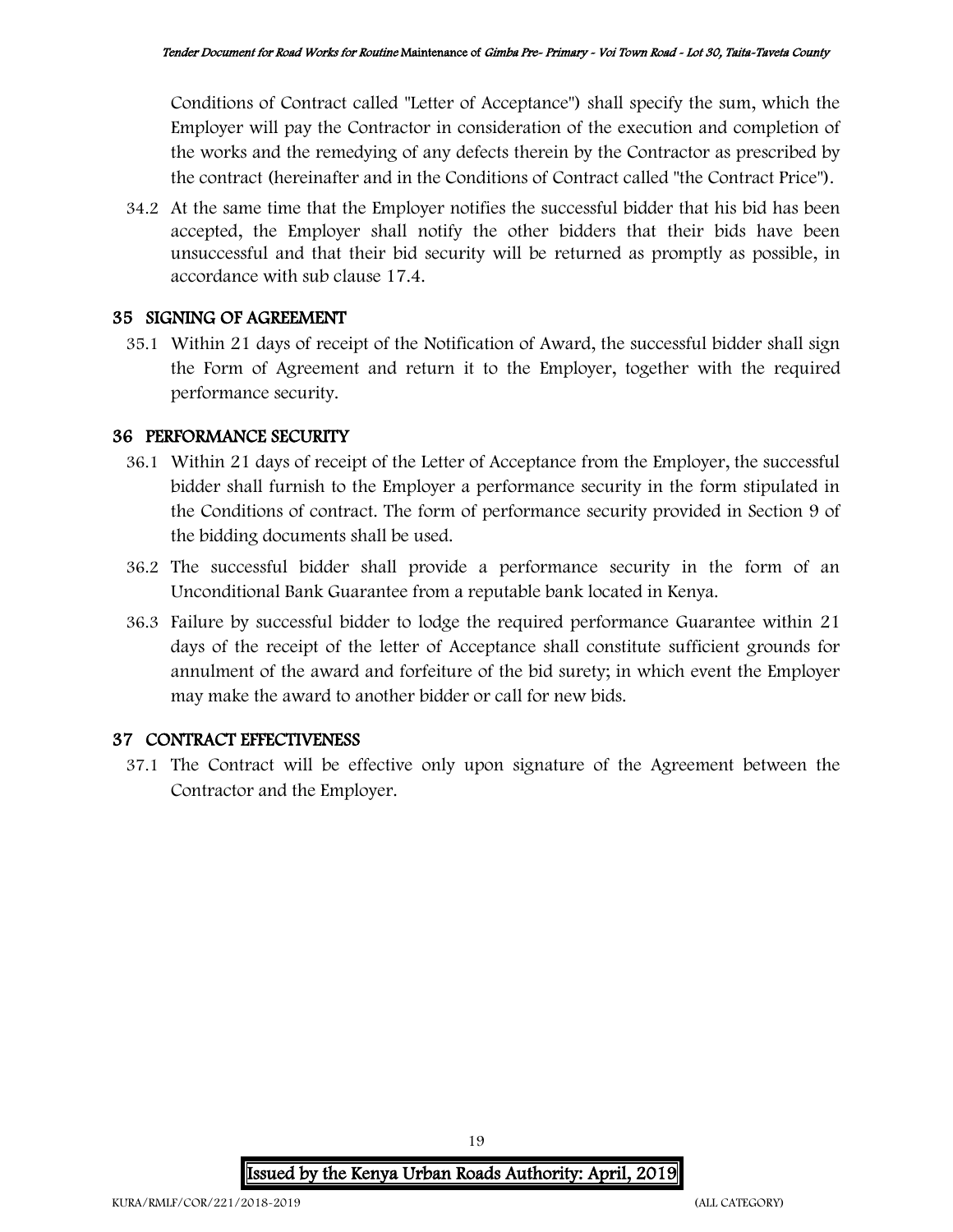Conditions of Contract called "Letter of Acceptance") shall specify the sum, which the Employer will pay the Contractor in consideration of the execution and completion of the works and the remedying of any defects therein by the Contractor as prescribed by the contract (hereinafter and in the Conditions of Contract called "the Contract Price").

34.2 At the same time that the Employer notifies the successful bidder that his bid has been accepted, the Employer shall notify the other bidders that their bids have been unsuccessful and that their bid security will be returned as promptly as possible, in accordance with sub clause 17.4.

## 35 SIGNING OF AGREEMENT

35.1 Within 21 days of receipt of the Notification of Award, the successful bidder shall sign the Form of Agreement and return it to the Employer, together with the required performance security.

## 36 PERFORMANCE SECURITY

36.1 Within 21 days of receipt of the Letter of Acceptance from the Employer, the successful bidder shall furnish to the Employer a performance security in the form stipulated in the Conditions of contract. The form of performance security provided in Section 9 of the bidding documents shall be used.

36.2 The successful bidder shall provide a performance security in the form of an Unconditional Bank Guarantee from a reputable bank located in Kenya.

36.3 Failure by successful bidder to lodge the required performance Guarantee within 21 days of the receipt of the letter of Acceptance shall constitute sufficient grounds for annulment of the award and forfeiture of the bid surety; in which event the Employer may make the award to another bidder or call for new bids.

## 37 CONTRACT EFFECTIVENESS

37.1 The Contract will be effective only upon signature of the Agreement between the Contractor and the Employer.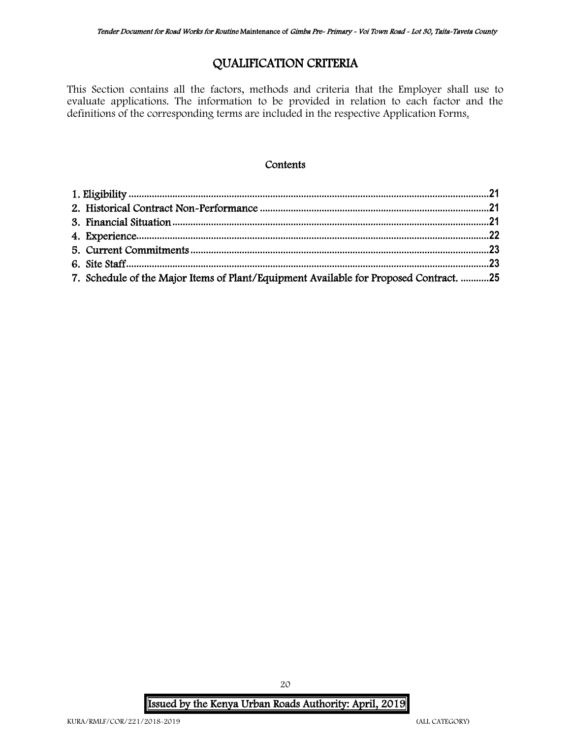# QUALIFICATION CRITERIA

This Section contains all the factors, methods and criteria that the Employer shall use to evaluate applications. The information to be provided in relation to each factor and the definitions of the corresponding terms are included in the respective Application Forms.

## Contents

1. Eligibility .......... 21
2. Historical Contract Non-Performance .......... 21
3. Financial Situation .......... 21
4. Experience .......... 22
5. Current Commitments .......... 23
6. Site Staff .......... 23
7. Schedule of the Major Items of Plant/Equipment Available for Proposed Contract. .......... 25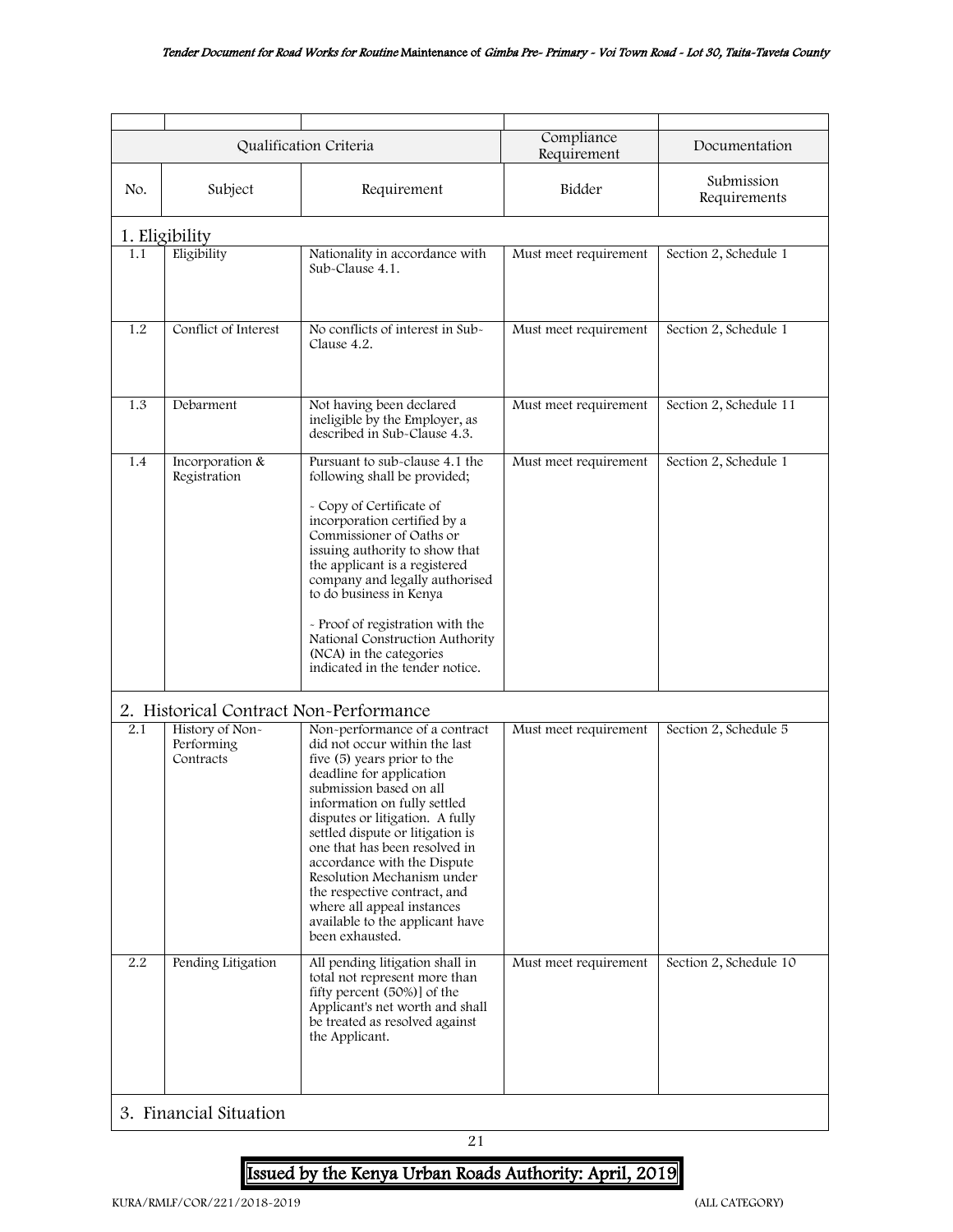| Qualification Criteria | | | Compliance Requirement | Documentation |
|---|---|---|---|---|
| No. | Subject | Requirement | Bidder | Submission Requirements |
| **1. Eligibility** | | | | |
| 1.1 | Eligibility | Nationality in accordance with Sub-Clause 4.1. | Must meet requirement | Section 2, Schedule 1 |
| 1.2 | Conflict of Interest | No conflicts of interest in Sub-Clause 4.2. | Must meet requirement | Section 2, Schedule 1 |
| 1.3 | Debarment | Not having been declared ineligible by the Employer, as described in Sub-Clause 4.3. | Must meet requirement | Section 2, Schedule 11 |
| 1.4 | Incorporation & Registration | Pursuant to sub-clause 4.1 the following shall be provided;<br><br>- Copy of Certificate of incorporation certified by a Commissioner of Oaths or issuing authority to show that the applicant is a registered company and legally authorised to do business in Kenya<br><br>- Proof of registration with the National Construction Authority (NCA) in the categories indicated in the tender notice. | Must meet requirement | Section 2, Schedule 1 |
| **2. Historical Contract Non-Performance** | | | | |
| 2.1 | History of Non-Performing Contracts | Non-performance of a contract did not occur within the last five (5) years prior to the deadline for application submission based on all information on fully settled disputes or litigation. A fully settled dispute or litigation is one that has been resolved in accordance with the Dispute Resolution Mechanism under the respective contract, and where all appeal instances available to the applicant have been exhausted. | Must meet requirement | Section 2, Schedule 5 |
| 2.2 | Pending Litigation | All pending litigation shall in total not represent more than fifty percent (50%)] of the Applicant's net worth and shall be treated as resolved against the Applicant. | Must meet requirement | Section 2, Schedule 10 |
| **3. Financial Situation** | | | | |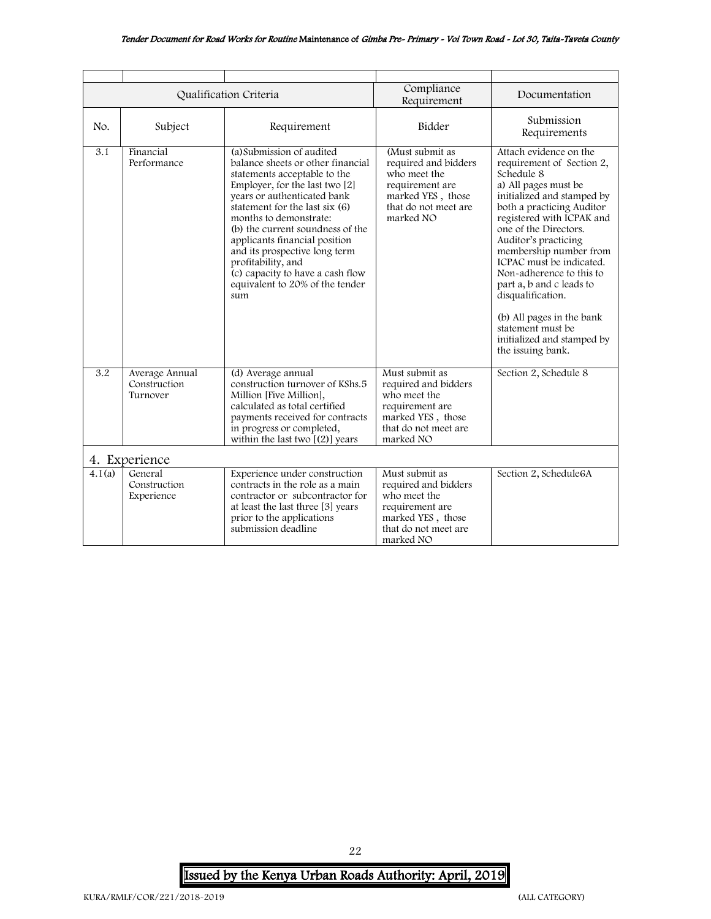| | | | | |
|---|---|---|---|---|
| Qualification Criteria | | | Compliance Requirement | Documentation |
| No. | Subject | Requirement | Bidder | Submission Requirements |
| 3.1 | Financial Performance | (a)Submission of audited balance sheets or other financial statements acceptable to the Employer, for the last two [2] years or authenticated bank statement for the last six (6) months to demonstrate:<br>(b) the current soundness of the applicants financial position and its prospective long term profitability, and<br>(c) capacity to have a cash flow equivalent to 20% of the tender sum | (Must submit as required and bidders who meet the requirement are marked YES , those that do not meet are marked NO | Attach evidence on the requirement of Section 2, Schedule 8<br>a) All pages must be initialized and stamped by both a practicing Auditor registered with ICPAK and one of the Directors. Auditor's practicing membership number from ICPAC must be indicated. Non-adherence to this to part a, b and c leads to disqualification.<br><br>(b) All pages in the bank statement must be initialized and stamped by the issuing bank. |
| 3.2 | Average Annual Construction Turnover | (d) Average annual construction turnover of KShs.5 Million [Five Million], calculated as total certified payments received for contracts in progress or completed, within the last two [(2)] years | Must submit as required and bidders who meet the requirement are marked YES , those that do not meet are marked NO | Section 2, Schedule 8 |
| 4. Experience | | | | |
| 4.1(a) | General Construction Experience | Experience under construction contracts in the role as a main contractor or subcontractor for at least the last three [3] years prior to the applications submission deadline | Must submit as required and bidders who meet the requirement are marked YES , those that do not meet are marked NO | Section 2, Schedule6A |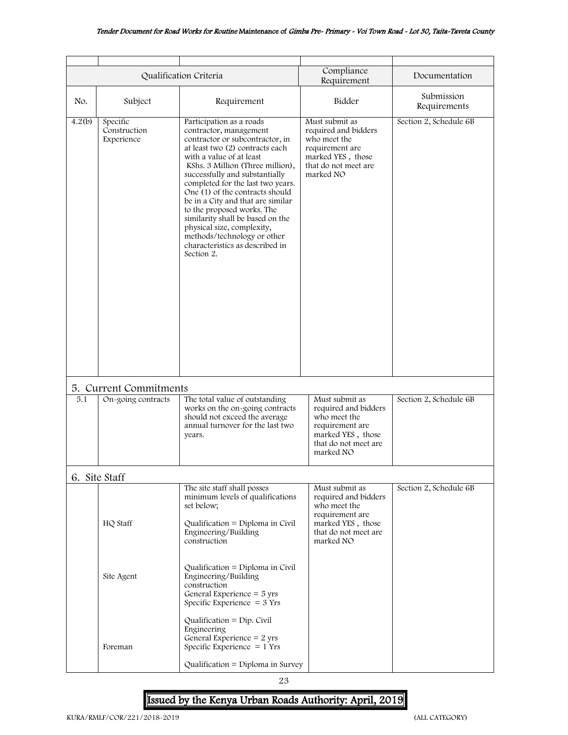| Qualification Criteria | | | Compliance Requirement | Documentation |
|---|---|---|---|---|
| No. | Subject | Requirement | Bidder | Submission Requirements |
| 4.2(b) | Specific Construction Experience | Participation as a roads contractor, management contractor or subcontractor, in at least two (2) contracts each with a value of at least KShs. 3 Million (Three million), successfully and substantially completed for the last two years. One (1) of the contracts should be in a City and that are similar to the proposed works. The similarity shall be based on the physical size, complexity, methods/technology or other characteristics as described in Section 2. | Must submit as required and bidders who meet the requirement are marked YES , those that do not meet are marked NO | Section 2, Schedule 6B |
| **5. Current Commitments** | | | | |
| 5.1 | On-going contracts | The total value of outstanding works on the on-going contracts should not exceed the average annual turnover for the last two years. | Must submit as required and bidders who meet the requirement are marked YES , those that do not meet are marked NO | Section 2, Schedule 6B |
| **6. Site Staff** | | | | |
| | | The site staff shall posses minimum levels of qualifications set below; | Must submit as required and bidders who meet the requirement are marked YES , those that do not meet are marked NO | Section 2, Schedule 6B |
| | HQ Staff | Qualification = Diploma in Civil Engineering/Building construction | | |
| | Site Agent | Qualification = Diploma in Civil Engineering/Building construction<br>General Experience = 5 yrs<br>Specific Experience = 3 Yrs | | |
| | Foreman | Qualification = Dip. Civil Engineering<br>General Experience = 2 yrs<br>Specific Experience = 1 Yrs | | |
| | | Qualification = Diploma in Survey | | |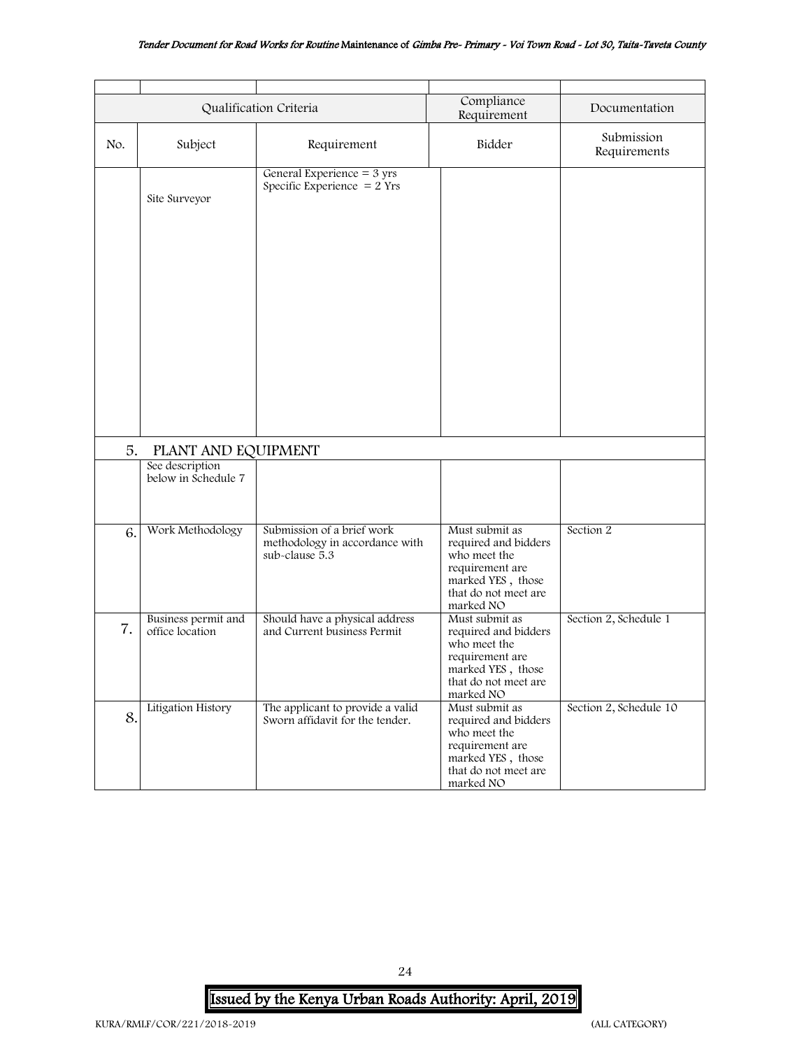| Qualification Criteria | | | Compliance Requirement | Documentation |
|---|---|---|---|---|
| No. | Subject | Requirement | Bidder | Submission Requirements |
| | Site Surveyor | General Experience = 3 yrs<br>Specific Experience = 2 Yrs | | |
| 5. | PLANT AND EQUIPMENT | | | |
| | See description below in Schedule 7 | | | |
| 6. | Work Methodology | Submission of a brief work methodology in accordance with sub-clause 5.3 | Must submit as required and bidders who meet the requirement are marked YES , those that do not meet are marked NO | Section 2 |
| 7. | Business permit and office location | Should have a physical address and Current business Permit | Must submit as required and bidders who meet the requirement are marked YES , those that do not meet are marked NO | Section 2, Schedule 1 |
| 8. | Litigation History | The applicant to provide a valid Sworn affidavit for the tender. | Must submit as required and bidders who meet the requirement are marked YES , those that do not meet are marked NO | Section 2, Schedule 10 |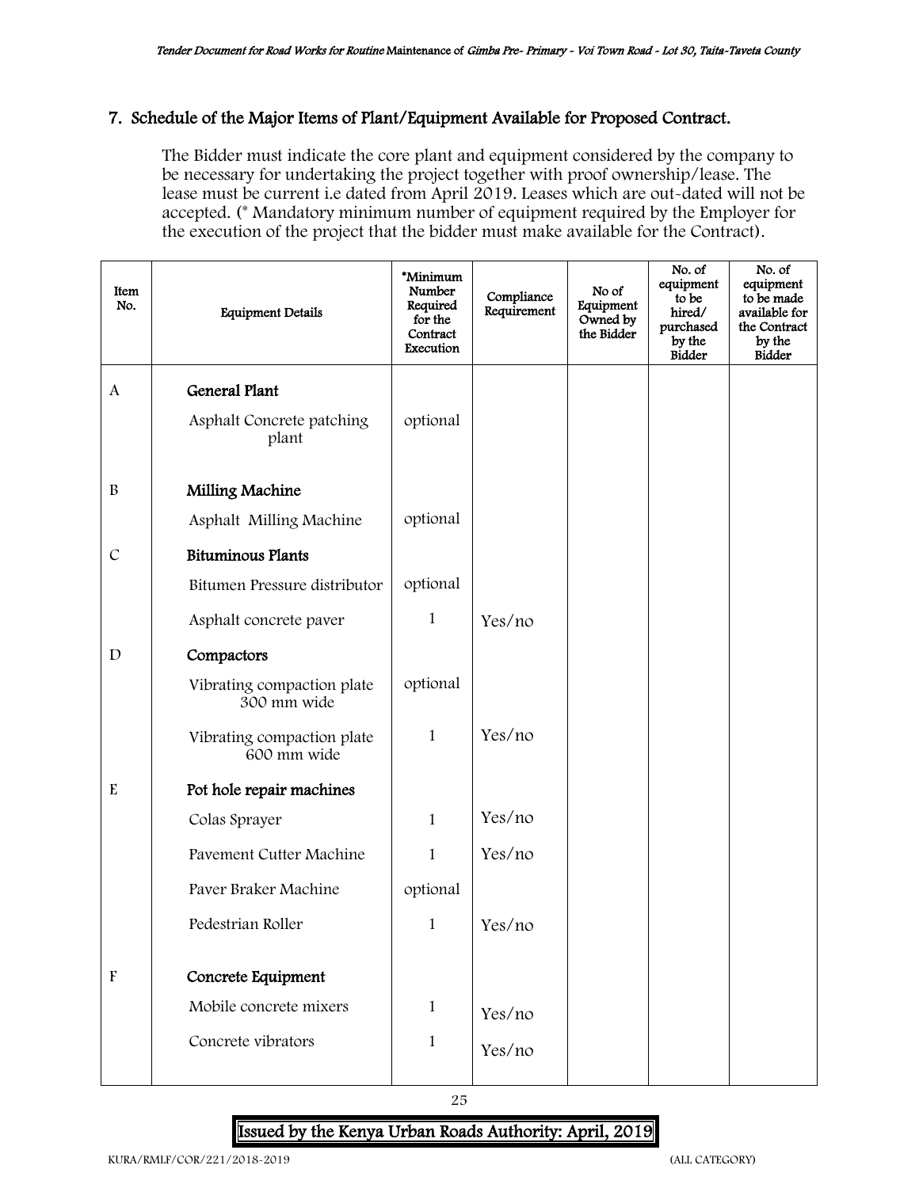## 7. Schedule of the Major Items of Plant/Equipment Available for Proposed Contract.

The Bidder must indicate the core plant and equipment considered by the company to be necessary for undertaking the project together with proof ownership/lease. The lease must be current i.e dated from April 2019. Leases which are out-dated will not be accepted. (* Mandatory minimum number of equipment required by the Employer for the execution of the project that the bidder must make available for the Contract).

| Item No. | Equipment Details | *Minimum Number Required for the Contract Execution | Compliance Requirement | No of Equipment Owned by the Bidder | No. of equipment to be hired/ purchased by the Bidder | No. of equipment to be made available for the Contract by the Bidder |
|---|---|---|---|---|---|---|
| A | **General Plant** | | | | | |
| | Asphalt Concrete patching plant | optional | | | | |
| B | **Milling Machine** | | | | | |
| | Asphalt Milling Machine | optional | | | | |
| C | **Bituminous Plants** | | | | | |
| | Bitumen Pressure distributor | optional | | | | |
| | Asphalt concrete paver | 1 | Yes/no | | | |
| D | **Compactors** | | | | | |
| | Vibrating compaction plate 300 mm wide | optional | | | | |
| | Vibrating compaction plate 600 mm wide | 1 | Yes/no | | | |
| E | **Pot hole repair machines** | | | | | |
| | Colas Sprayer | 1 | Yes/no | | | |
| | Pavement Cutter Machine | 1 | Yes/no | | | |
| | Paver Braker Machine | optional | | | | |
| | Pedestrian Roller | 1 | Yes/no | | | |
| F | **Concrete Equipment** | | | | | |
| | Mobile concrete mixers | 1 | Yes/no | | | |
| | Concrete vibrators | 1 | Yes/no | | | |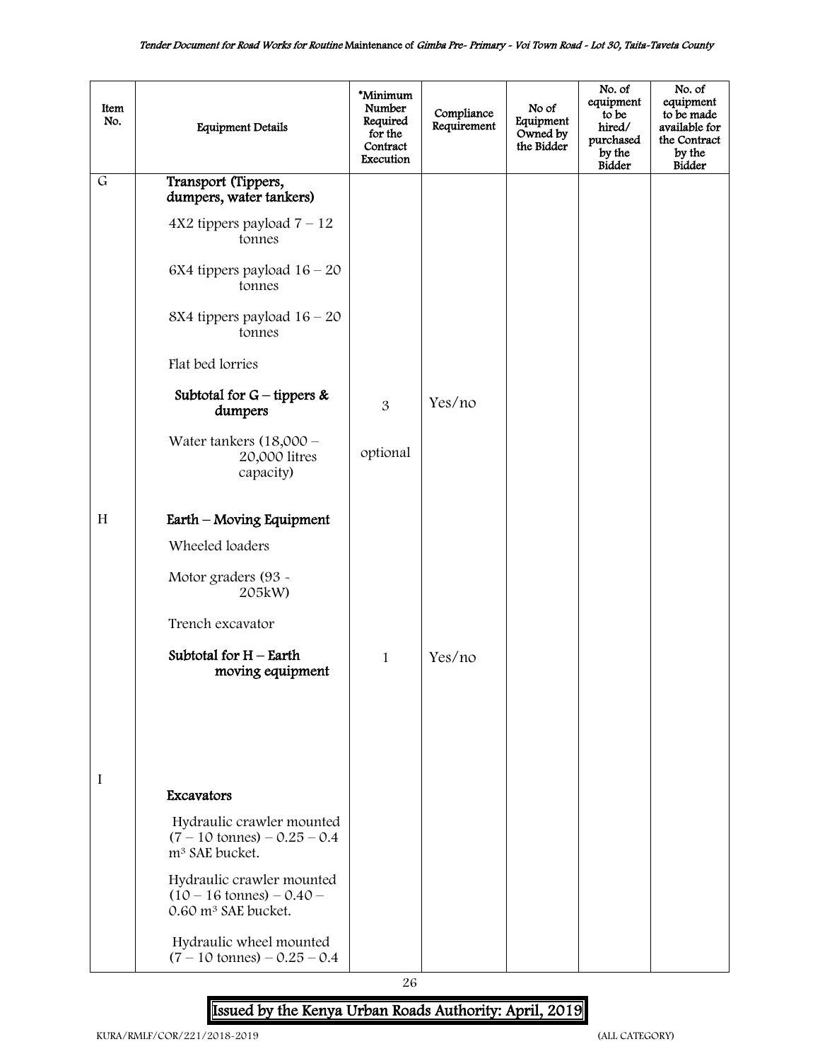| Item No. | Equipment Details | *Minimum Number Required for the Contract Execution | Compliance Requirement | No of Equipment Owned by the Bidder | No. of equipment to be hired/ purchased by the Bidder | No. of equipment to be made available for the Contract by the Bidder |
|---|---|---|---|---|---|---|
| G | **Transport (Tippers, dumpers, water tankers)** | | | | | |
| | 4X2 tippers payload 7 – 12 tonnes | | | | | |
| | 6X4 tippers payload 16 – 20 tonnes | | | | | |
| | 8X4 tippers payload 16 – 20 tonnes | | | | | |
| | Flat bed lorries | | | | | |
| | **Subtotal for G – tippers & dumpers** | 3 | Yes/no | | | |
| | Water tankers (18,000 – 20,000 litres capacity) | optional | | | | |
| H | **Earth – Moving Equipment** | | | | | |
| | Wheeled loaders | | | | | |
| | Motor graders (93 - 205kW) | | | | | |
| | Trench excavator | | | | | |
| | **Subtotal for H – Earth moving equipment** | 1 | Yes/no | | | |
| I | **Excavators** | | | | | |
| | Hydraulic crawler mounted (7 – 10 tonnes) – 0.25 – 0.4 m³ SAE bucket. | | | | | |
| | Hydraulic crawler mounted (10 – 16 tonnes) – 0.40 – 0.60 m³ SAE bucket. | | | | | |
| | Hydraulic wheel mounted (7 – 10 tonnes) – 0.25 – 0.4 | | | | | |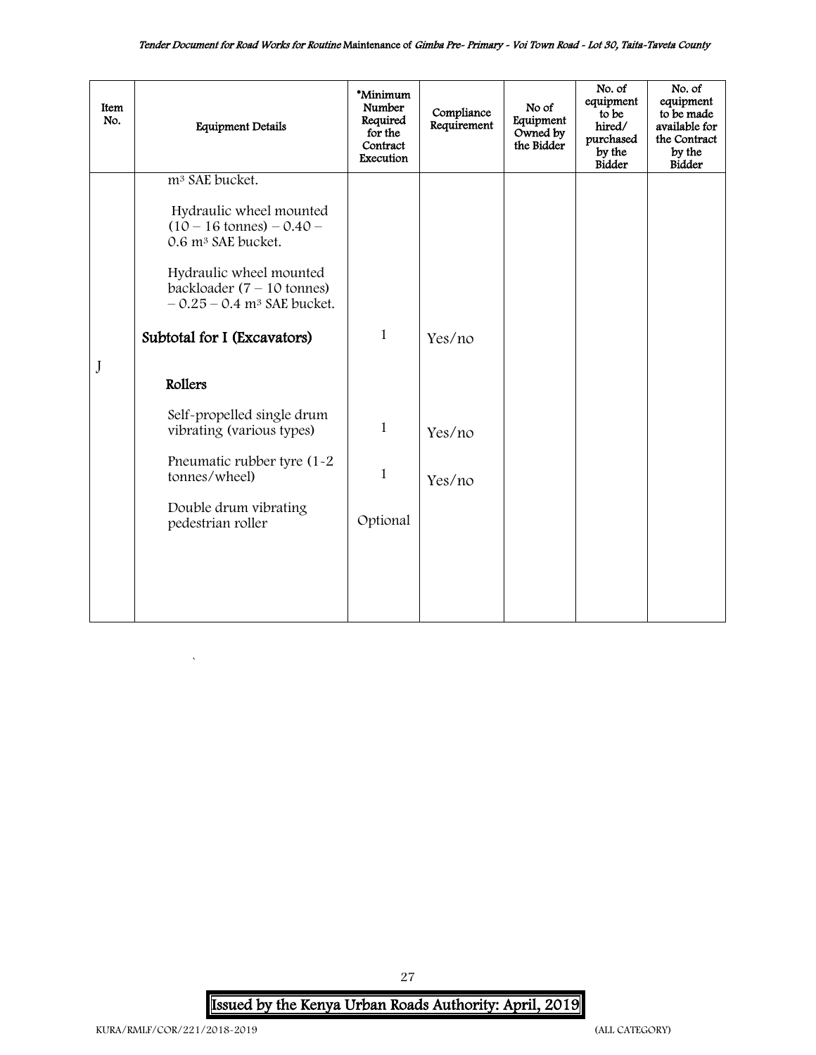| Item No. | Equipment Details | *Minimum Number Required for the Contract Execution | Compliance Requirement | No of Equipment Owned by the Bidder | No. of equipment to be hired/ purchased by the Bidder | No. of equipment to be made available for the Contract by the Bidder |
|---|---|---|---|---|---|---|
| | $m^3$ SAE bucket. | | | | | |
| | Hydraulic wheel mounted (10 – 16 tonnes) – 0.40 – 0.6 $m^3$ SAE bucket. | | | | | |
| | Hydraulic wheel mounted backloader (7 – 10 tonnes) – 0.25 – 0.4 $m^3$ SAE bucket. | | | | | |
| | **Subtotal for I (Excavators)** | 1 | Yes/no | | | |
| J | **Rollers** | | | | | |
| | Self-propelled single drum vibrating (various types) | 1 | Yes/no | | | |
| | Pneumatic rubber tyre (1-2 tonnes/wheel) | 1 | Yes/no | | | |
| | Double drum vibrating pedestrian roller | Optional | | | | |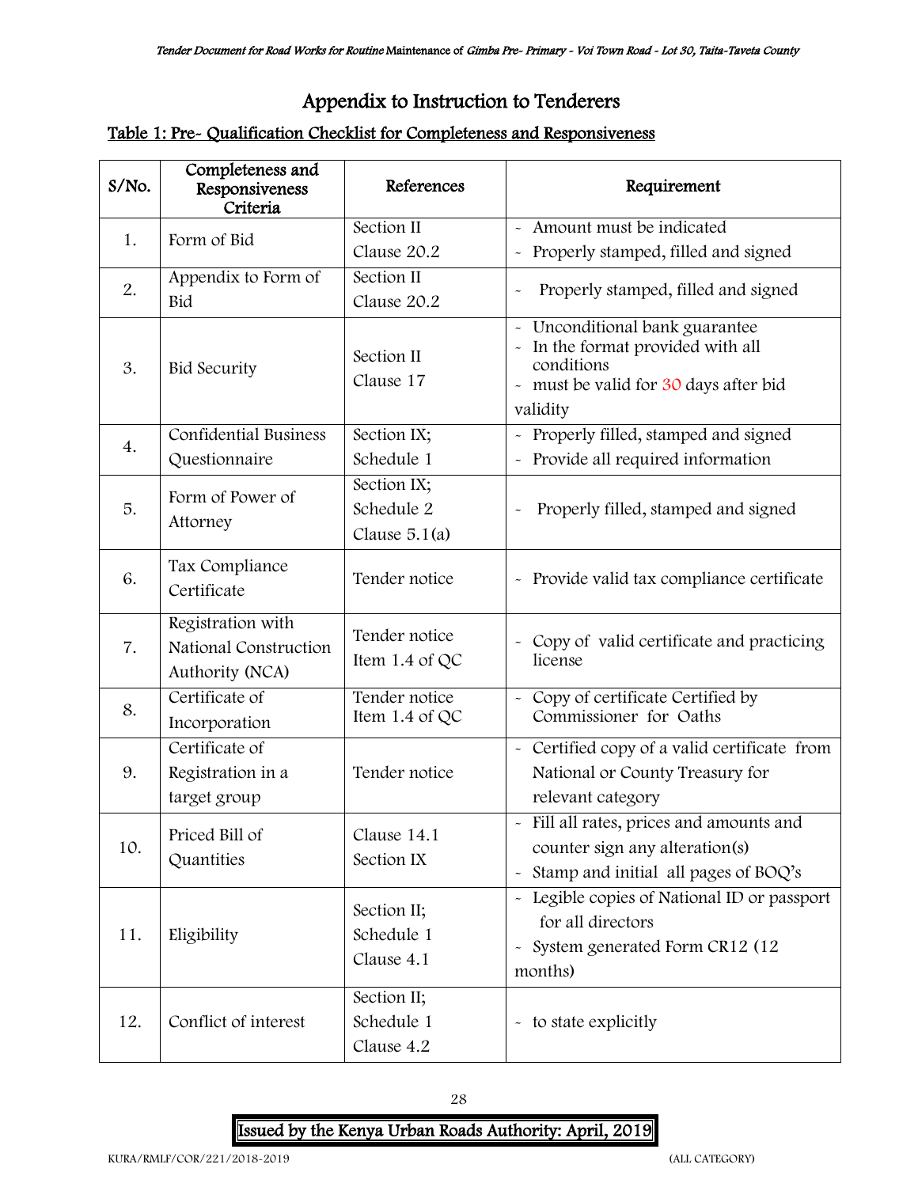# Appendix to Instruction to Tenderers

## Table 1: Pre- Qualification Checklist for Completeness and Responsiveness

| S/No. | Completeness and Responsiveness Criteria | References | Requirement |
|---|---|---|---|
| 1. | Form of Bid | Section II Clause 20.2 | - Amount must be indicated<br>- Properly stamped, filled and signed |
| 2. | Appendix to Form of Bid | Section II Clause 20.2 | - Properly stamped, filled and signed |
| 3. | Bid Security | Section II Clause 17 | - Unconditional bank guarantee<br>- In the format provided with all conditions<br>- must be valid for 30 days after bid validity |
| 4. | Confidential Business Questionnaire | Section IX; Schedule 1 | - Properly filled, stamped and signed<br>- Provide all required information |
| 5. | Form of Power of Attorney | Section IX; Schedule 2 Clause 5.1(a) | - Properly filled, stamped and signed |
| 6. | Tax Compliance Certificate | Tender notice | - Provide valid tax compliance certificate |
| 7. | Registration with National Construction Authority (NCA) | Tender notice Item 1.4 of QC | - Copy of valid certificate and practicing license |
| 8. | Certificate of Incorporation | Tender notice Item 1.4 of QC | - Copy of certificate Certified by Commissioner for Oaths |
| 9. | Certificate of Registration in a target group | Tender notice | - Certified copy of a valid certificate from National or County Treasury for relevant category |
| 10. | Priced Bill of Quantities | Clause 14.1 Section IX | - Fill all rates, prices and amounts and counter sign any alteration(s)<br>- Stamp and initial all pages of BOQ's |
| 11. | Eligibility | Section II; Schedule 1 Clause 4.1 | - Legible copies of National ID or passport for all directors<br>- System generated Form CR12 (12 months) |
| 12. | Conflict of interest | Section II; Schedule 1 Clause 4.2 | - to state explicitly |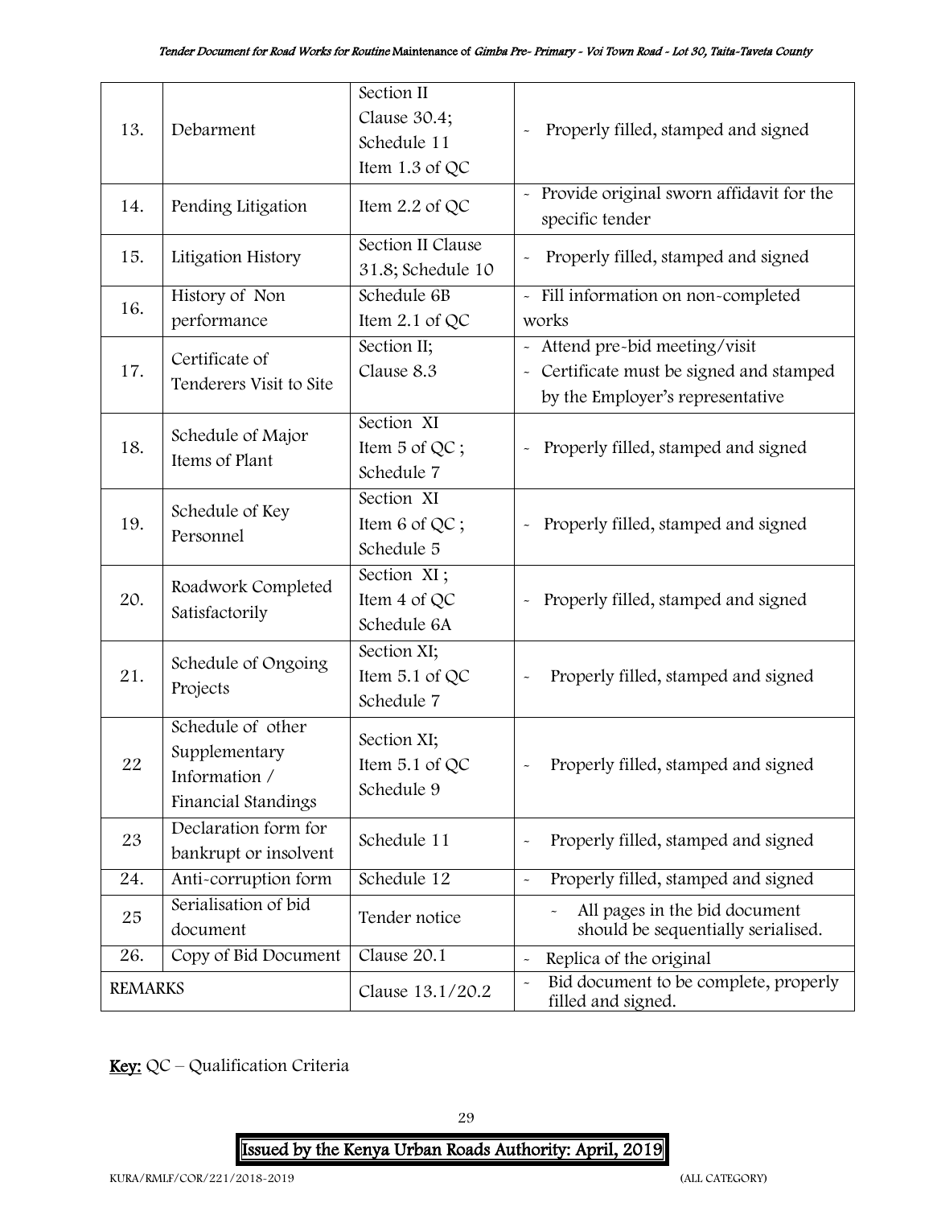| 13. | Debarment | Section II Clause 30.4; Schedule 11 Item 1.3 of QC | - Properly filled, stamped and signed |
|---|---|---|---|
| 14. | Pending Litigation | Item 2.2 of QC | - Provide original sworn affidavit for the specific tender |
| 15. | Litigation History | Section II Clause 31.8; Schedule 10 | - Properly filled, stamped and signed |
| 16. | History of Non performance | Schedule 6B Item 2.1 of QC | - Fill information on non-completed works |
| 17. | Certificate of Tenderers Visit to Site | Section II; Clause 8.3 | - Attend pre-bid meeting/visit<br>- Certificate must be signed and stamped by the Employer's representative |
| 18. | Schedule of Major Items of Plant | Section XI Item 5 of QC ; Schedule 7 | - Properly filled, stamped and signed |
| 19. | Schedule of Key Personnel | Section XI Item 6 of QC ; Schedule 5 | - Properly filled, stamped and signed |
| 20. | Roadwork Completed Satisfactorily | Section XI ; Item 4 of QC Schedule 6A | - Properly filled, stamped and signed |
| 21. | Schedule of Ongoing Projects | Section XI; Item 5.1 of QC Schedule 7 | - Properly filled, stamped and signed |
| 22 | Schedule of other Supplementary Information / Financial Standings | Section XI; Item 5.1 of QC Schedule 9 | - Properly filled, stamped and signed |
| 23 | Declaration form for bankrupt or insolvent | Schedule 11 | - Properly filled, stamped and signed |
| 24. | Anti-corruption form | Schedule 12 | - Properly filled, stamped and signed |
| 25 | Serialisation of bid document | Tender notice | - All pages in the bid document should be sequentially serialised. |
| 26. | Copy of Bid Document | Clause 20.1 | - Replica of the original |
| REMARKS | | Clause 13.1/20.2 | - Bid document to be complete, properly filled and signed. |

**Key:** QC – Qualification Criteria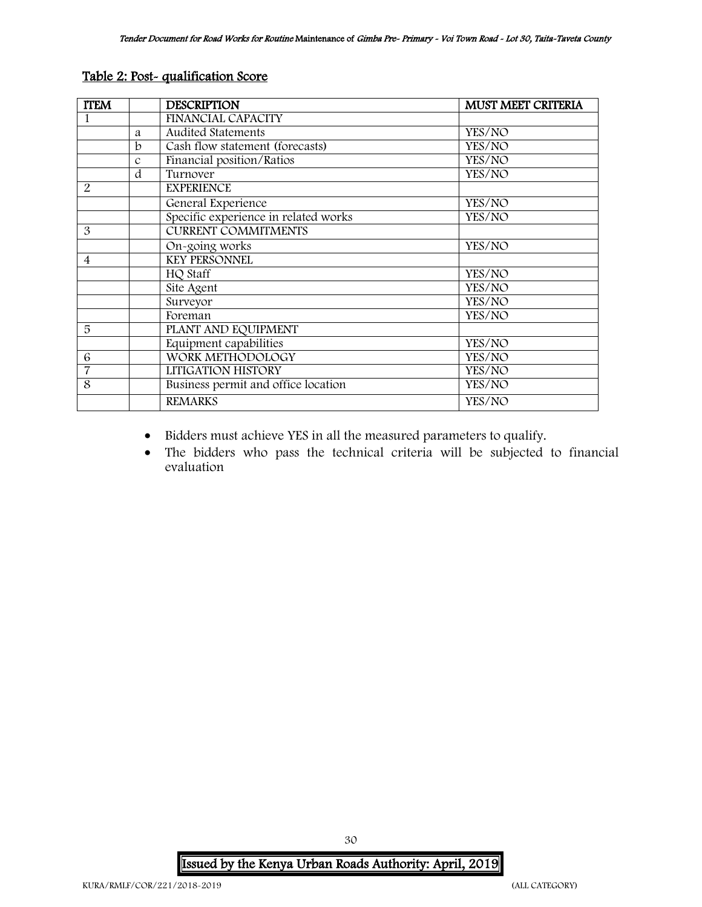Table 2: Post- qualification Score

| ITEM | | DESCRIPTION | MUST MEET CRITERIA |
|---|---|---|---|
| 1 | | FINANCIAL CAPACITY | |
| | a | Audited Statements | YES/NO |
| | b | Cash flow statement (forecasts) | YES/NO |
| | c | Financial position/Ratios | YES/NO |
| | d | Turnover | YES/NO |
| 2 | | EXPERIENCE | |
| | | General Experience | YES/NO |
| | | Specific experience in related works | YES/NO |
| 3 | | CURRENT COMMITMENTS | |
| | | On-going works | YES/NO |
| 4 | | KEY PERSONNEL | |
| | | HQ Staff | YES/NO |
| | | Site Agent | YES/NO |
| | | Surveyor | YES/NO |
| | | Foreman | YES/NO |
| 5 | | PLANT AND EQUIPMENT | |
| | | Equipment capabilities | YES/NO |
| 6 | | WORK METHODOLOGY | YES/NO |
| 7 | | LITIGATION HISTORY | YES/NO |
| 8 | | Business permit and office location | YES/NO |
| | | REMARKS | YES/NO |

- Bidders must achieve YES in all the measured parameters to qualify.
- The bidders who pass the technical criteria will be subjected to financial evaluation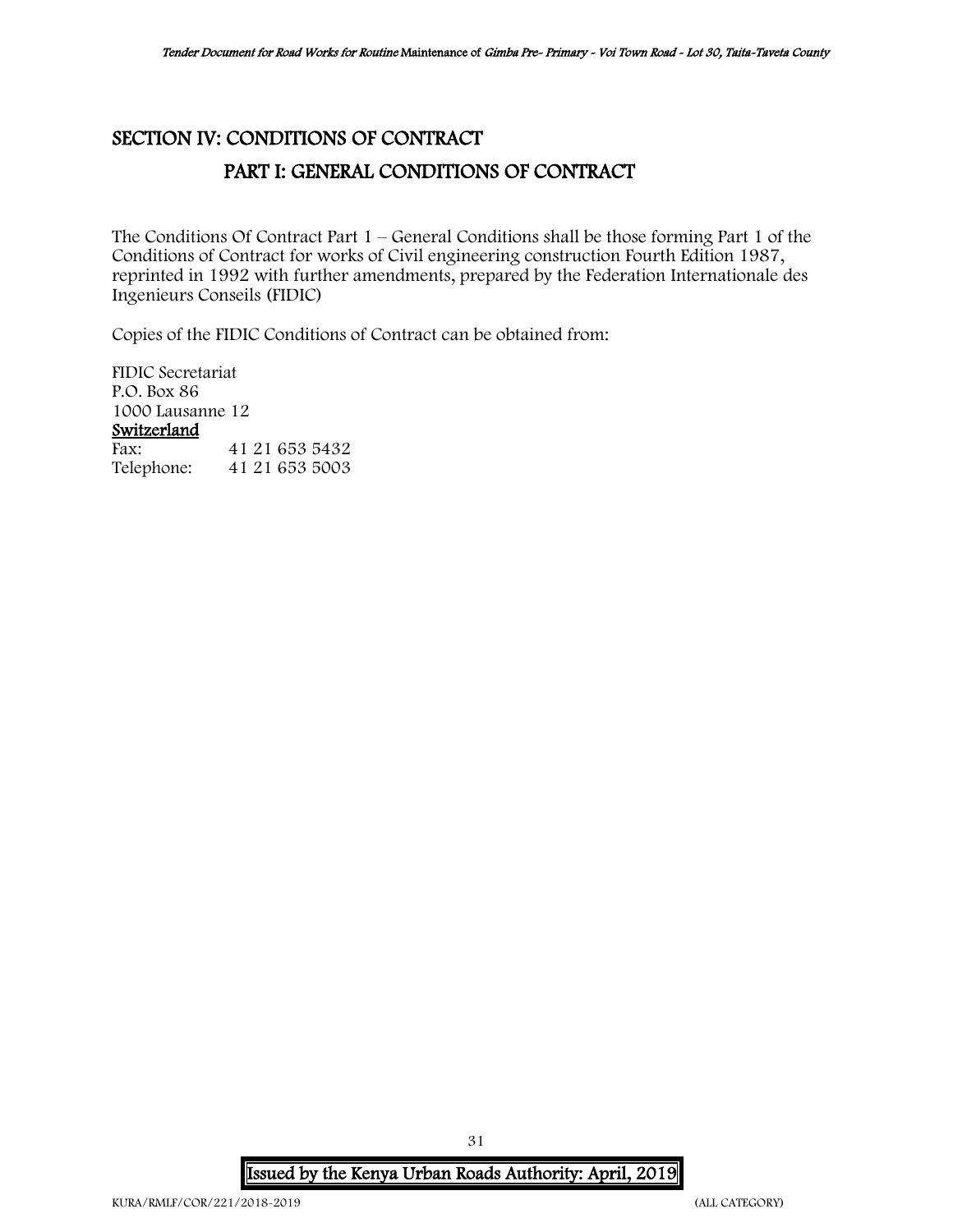# SECTION IV: CONDITIONS OF CONTRACT

## PART I: GENERAL CONDITIONS OF CONTRACT

The Conditions Of Contract Part 1 – General Conditions shall be those forming Part 1 of the Conditions of Contract for works of Civil engineering construction Fourth Edition 1987, reprinted in 1992 with further amendments, prepared by the Federation Internationale des Ingenieurs Conseils (FIDIC)

Copies of the FIDIC Conditions of Contract can be obtained from:

FIDIC Secretariat
P.O. Box 86
1000 Lausanne 12
**Switzerland**
Fax: 41 21 653 5432
Telephone: 41 21 653 5003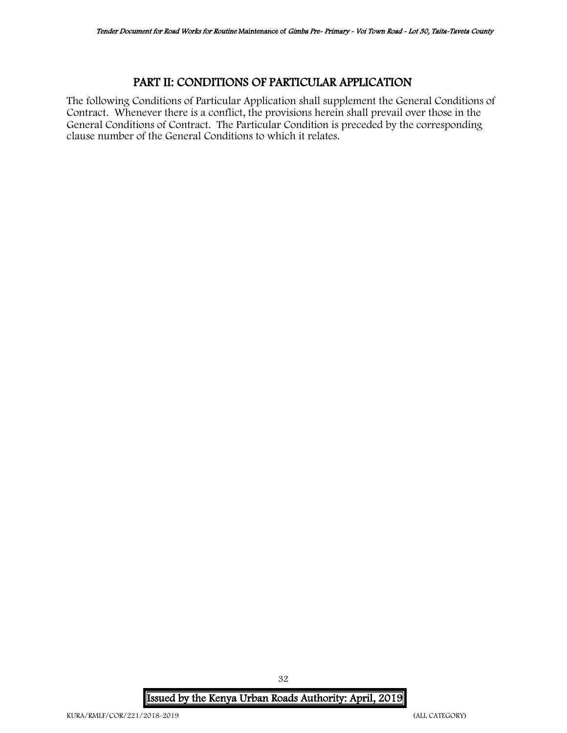## PART II: CONDITIONS OF PARTICULAR APPLICATION

The following Conditions of Particular Application shall supplement the General Conditions of Contract. Whenever there is a conflict, the provisions herein shall prevail over those in the General Conditions of Contract. The Particular Condition is preceded by the corresponding clause number of the General Conditions to which it relates.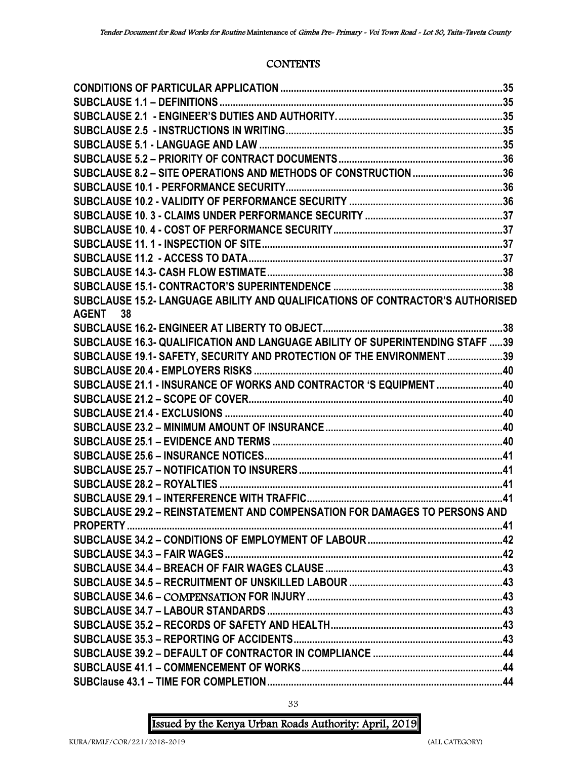# CONTENTS

| | |
|---|---|
| CONDITIONS OF PARTICULAR APPLICATION | 35 |
| SUBCLAUSE 1.1 – DEFINITIONS | 35 |
| SUBCLAUSE 2.1 - ENGINEER'S DUTIES AND AUTHORITY. | 35 |
| SUBCLAUSE 2.5 - INSTRUCTIONS IN WRITING | 35 |
| SUBCLAUSE 5.1 - LANGUAGE AND LAW | 35 |
| SUBCLAUSE 5.2 – PRIORITY OF CONTRACT DOCUMENTS | 36 |
| SUBCLAUSE 8.2 – SITE OPERATIONS AND METHODS OF CONSTRUCTION | 36 |
| SUBCLAUSE 10.1 - PERFORMANCE SECURITY | 36 |
| SUBCLAUSE 10.2 - VALIDITY OF PERFORMANCE SECURITY | 36 |
| SUBCLAUSE 10. 3 - CLAIMS UNDER PERFORMANCE SECURITY | 37 |
| SUBCLAUSE 10. 4 - COST OF PERFORMANCE SECURITY | 37 |
| SUBCLAUSE 11. 1 - INSPECTION OF SITE | 37 |
| SUBCLAUSE 11.2 - ACCESS TO DATA | 37 |
| SUBCLAUSE 14.3- CASH FLOW ESTIMATE | 38 |
| SUBCLAUSE 15.1- CONTRACTOR'S SUPERINTENDENCE | 38 |
| SUBCLAUSE 15.2- LANGUAGE ABILITY AND QUALIFICATIONS OF CONTRACTOR'S AUTHORISED AGENT | 38 |
| SUBCLAUSE 16.2- ENGINEER AT LIBERTY TO OBJECT | 38 |
| SUBCLAUSE 16.3- QUALIFICATION AND LANGUAGE ABILITY OF SUPERINTENDING STAFF | 39 |
| SUBCLAUSE 19.1- SAFETY, SECURITY AND PROTECTION OF THE ENVIRONMENT | 39 |
| SUBCLAUSE 20.4 - EMPLOYERS RISKS | 40 |
| SUBCLAUSE 21.1 - INSURANCE OF WORKS AND CONTRACTOR 'S EQUIPMENT | 40 |
| SUBCLAUSE 21.2 – SCOPE OF COVER | 40 |
| SUBCLAUSE 21.4 - EXCLUSIONS | 40 |
| SUBCLAUSE 23.2 – MINIMUM AMOUNT OF INSURANCE | 40 |
| SUBCLAUSE 25.1 – EVIDENCE AND TERMS | 40 |
| SUBCLAUSE 25.6 – INSURANCE NOTICES | 41 |
| SUBCLAUSE 25.7 – NOTIFICATION TO INSURERS | 41 |
| SUBCLAUSE 28.2 – ROYALTIES | 41 |
| SUBCLAUSE 29.1 – INTERFERENCE WITH TRAFFIC | 41 |
| SUBCLAUSE 29.2 – REINSTATEMENT AND COMPENSATION FOR DAMAGES TO PERSONS AND PROPERTY | 41 |
| SUBCLAUSE 34.2 – CONDITIONS OF EMPLOYMENT OF LABOUR | 42 |
| SUBCLAUSE 34.3 – FAIR WAGES | 42 |
| SUBCLAUSE 34.4 – BREACH OF FAIR WAGES CLAUSE | 43 |
| SUBCLAUSE 34.5 – RECRUITMENT OF UNSKILLED LABOUR | 43 |
| SUBCLAUSE 34.6 – COMPENSATION FOR INJURY | 43 |
| SUBCLAUSE 34.7 – LABOUR STANDARDS | 43 |
| SUBCLAUSE 35.2 – RECORDS OF SAFETY AND HEALTH | 43 |
| SUBCLAUSE 35.3 – REPORTING OF ACCIDENTS | 43 |
| SUBCLAUSE 39.2 – DEFAULT OF CONTRACTOR IN COMPLIANCE | 44 |
| SUBCLAUSE 41.1 – COMMENCEMENT OF WORKS | 44 |
| SUBClause 43.1 – TIME FOR COMPLETION | 44 |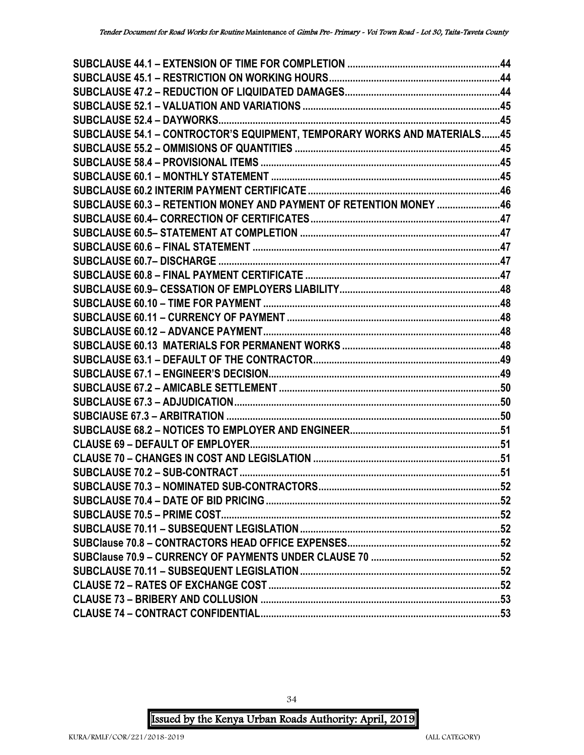SUBCLAUSE 44.1 – EXTENSION OF TIME FOR COMPLETION ....................................................44
SUBCLAUSE 45.1 – RESTRICTION ON WORKING HOURS....................................................44
SUBCLAUSE 47.2 – REDUCTION OF LIQUIDATED DAMAGES....................................................44
SUBCLAUSE 52.1 – VALUATION AND VARIATIONS ....................................................45
SUBCLAUSE 52.4 – DAYWORKS....................................................45
SUBCLAUSE 54.1 – CONTROCTOR'S EQUIPMENT, TEMPORARY WORKS AND MATERIALS.......45
SUBCLAUSE 55.2 – OMMISIONS OF QUANTITIES ....................................................45
SUBCLAUSE 58.4 – PROVISIONAL ITEMS ....................................................45
SUBCLAUSE 60.1 – MONTHLY STATEMENT ....................................................45
SUBCLAUSE 60.2 INTERIM PAYMENT CERTIFICATE ....................................................46
SUBCLAUSE 60.3 – RETENTION MONEY AND PAYMENT OF RETENTION MONEY ........................46
SUBCLAUSE 60.4– CORRECTION OF CERTIFICATES....................................................47
SUBCLAUSE 60.5– STATEMENT AT COMPLETION ....................................................47
SUBCLAUSE 60.6 – FINAL STATEMENT ....................................................47
SUBCLAUSE 60.7– DISCHARGE ....................................................47
SUBCLAUSE 60.8 – FINAL PAYMENT CERTIFICATE ....................................................47
SUBCLAUSE 60.9– CESSATION OF EMPLOYERS LIABILITY....................................................48
SUBCLAUSE 60.10 – TIME FOR PAYMENT ....................................................48
SUBCLAUSE 60.11 – CURRENCY OF PAYMENT ....................................................48
SUBCLAUSE 60.12 – ADVANCE PAYMENT....................................................48
SUBCLAUSE 60.13 MATERIALS FOR PERMANENT WORKS ....................................................48
SUBCLAUSE 63.1 – DEFAULT OF THE CONTRACTOR....................................................49
SUBCLAUSE 67.1 – ENGINEER'S DECISION....................................................49
SUBCLAUSE 67.2 – AMICABLE SETTLEMENT ....................................................50
SUBCLAUSE 67.3 – ADJUDICATION....................................................50
SUBCIAUSE 67.3 – ARBITRATION ....................................................50
SUBCLAUSE 68.2 – NOTICES TO EMPLOYER AND ENGINEER....................................................51
CLAUSE 69 – DEFAULT OF EMPLOYER....................................................51
CLAUSE 70 – CHANGES IN COST AND LEGISLATION ....................................................51
SUBCLAUSE 70.2 – SUB-CONTRACT ....................................................51
SUBCLAUSE 70.3 – NOMINATED SUB-CONTRACTORS....................................................52
SUBCLAUSE 70.4 – DATE OF BID PRICING ....................................................52
SUBCLAUSE 70.5 – PRIME COST....................................................52
SUBCLAUSE 70.11 – SUBSEQUENT LEGISLATION ....................................................52
SUBClause 70.8 – CONTRACTORS HEAD OFFICE EXPENSES....................................................52
SUBClause 70.9 – CURRENCY OF PAYMENTS UNDER CLAUSE 70 ....................................................52
SUBCLAUSE 70.11 – SUBSEQUENT LEGISLATION ....................................................52
CLAUSE 72 – RATES OF EXCHANGE COST ....................................................52
CLAUSE 73 – BRIBERY AND COLLUSION ....................................................53
CLAUSE 74 – CONTRACT CONFIDENTIAL....................................................53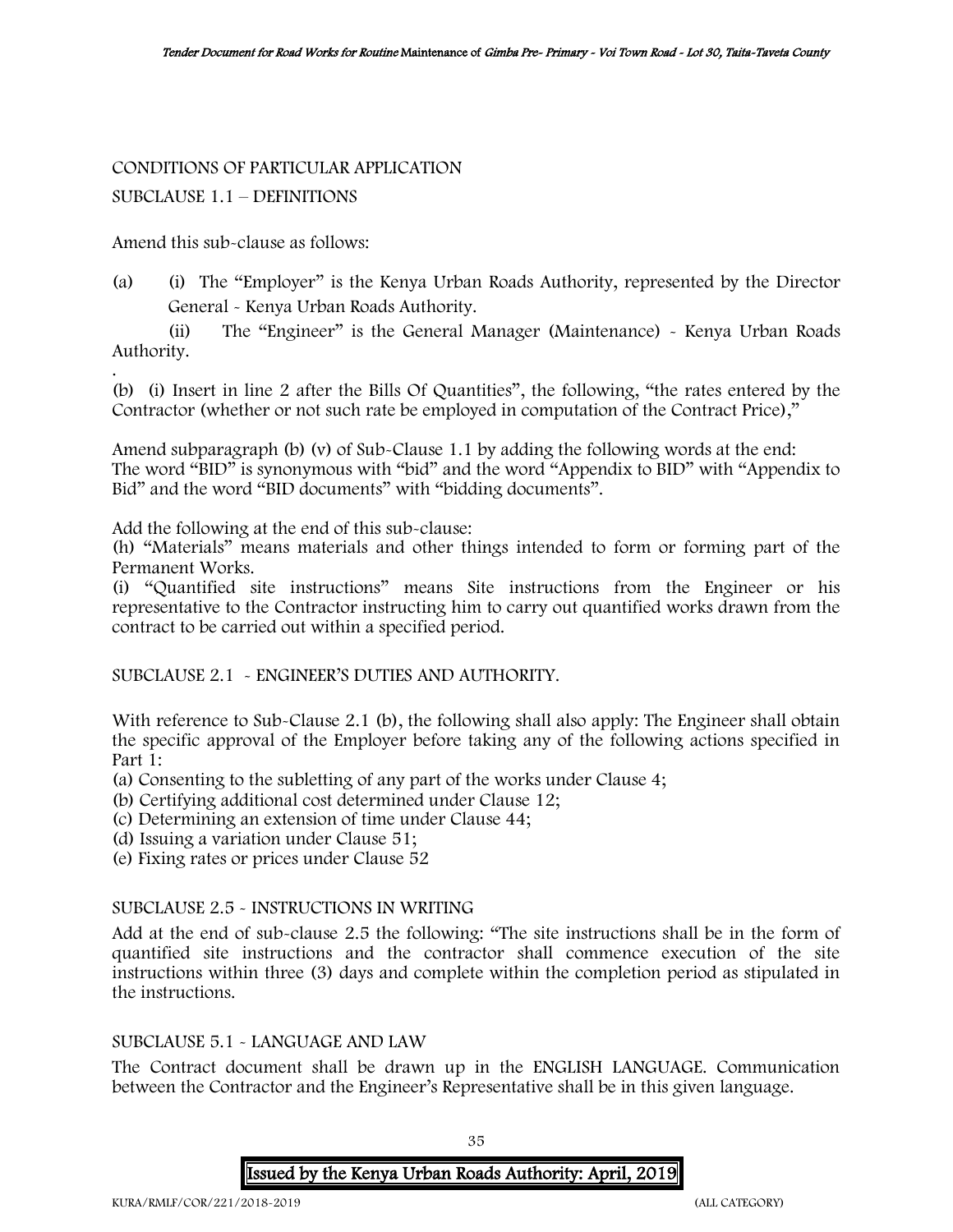CONDITIONS OF PARTICULAR APPLICATION

SUBCLAUSE 1.1 – DEFINITIONS

Amend this sub-clause as follows:

(a) (i) The "Employer" is the Kenya Urban Roads Authority, represented by the Director General - Kenya Urban Roads Authority.

(ii) The "Engineer" is the General Manager (Maintenance) - Kenya Urban Roads Authority.

.

(b) (i) Insert in line 2 after the Bills Of Quantities", the following, "the rates entered by the Contractor (whether or not such rate be employed in computation of the Contract Price),"

Amend subparagraph (b) (v) of Sub-Clause 1.1 by adding the following words at the end: The word "BID" is synonymous with "bid" and the word "Appendix to BID" with "Appendix to Bid" and the word "BID documents" with "bidding documents".

Add the following at the end of this sub-clause:

(h) "Materials" means materials and other things intended to form or forming part of the Permanent Works.

(i) "Quantified site instructions" means Site instructions from the Engineer or his representative to the Contractor instructing him to carry out quantified works drawn from the contract to be carried out within a specified period.

SUBCLAUSE 2.1 - ENGINEER'S DUTIES AND AUTHORITY.

With reference to Sub-Clause 2.1 (b), the following shall also apply: The Engineer shall obtain the specific approval of the Employer before taking any of the following actions specified in Part 1:

(a) Consenting to the subletting of any part of the works under Clause 4;
(b) Certifying additional cost determined under Clause 12;
(c) Determining an extension of time under Clause 44;
(d) Issuing a variation under Clause 51;
(e) Fixing rates or prices under Clause 52

SUBCLAUSE 2.5 - INSTRUCTIONS IN WRITING

Add at the end of sub-clause 2.5 the following: "The site instructions shall be in the form of quantified site instructions and the contractor shall commence execution of the site instructions within three (3) days and complete within the completion period as stipulated in the instructions.

SUBCLAUSE 5.1 - LANGUAGE AND LAW

The Contract document shall be drawn up in the ENGLISH LANGUAGE. Communication between the Contractor and the Engineer's Representative shall be in this given language.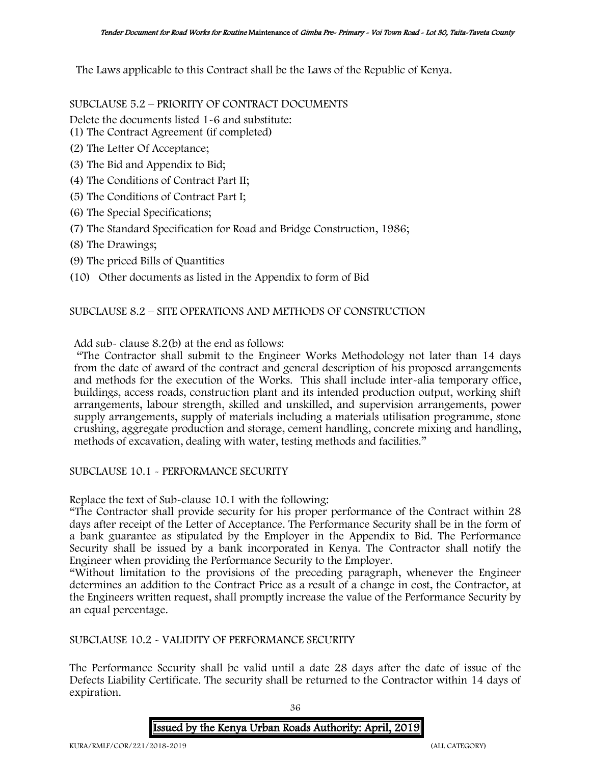The Laws applicable to this Contract shall be the Laws of the Republic of Kenya.

SUBCLAUSE 5.2 – PRIORITY OF CONTRACT DOCUMENTS

Delete the documents listed 1-6 and substitute:

(1) The Contract Agreement (if completed)

(2) The Letter Of Acceptance;

(3) The Bid and Appendix to Bid;

(4) The Conditions of Contract Part II;

(5) The Conditions of Contract Part I;

(6) The Special Specifications;

(7) The Standard Specification for Road and Bridge Construction, 1986;

(8) The Drawings;

(9) The priced Bills of Quantities

(10) Other documents as listed in the Appendix to form of Bid

SUBCLAUSE 8.2 – SITE OPERATIONS AND METHODS OF CONSTRUCTION

Add sub- clause 8.2(b) at the end as follows:

"The Contractor shall submit to the Engineer Works Methodology not later than 14 days from the date of award of the contract and general description of his proposed arrangements and methods for the execution of the Works. This shall include inter-alia temporary office, buildings, access roads, construction plant and its intended production output, working shift arrangements, labour strength, skilled and unskilled, and supervision arrangements, power supply arrangements, supply of materials including a materials utilisation programme, stone crushing, aggregate production and storage, cement handling, concrete mixing and handling, methods of excavation, dealing with water, testing methods and facilities."

SUBCLAUSE 10.1 - PERFORMANCE SECURITY

Replace the text of Sub-clause 10.1 with the following:

"The Contractor shall provide security for his proper performance of the Contract within 28 days after receipt of the Letter of Acceptance. The Performance Security shall be in the form of a bank guarantee as stipulated by the Employer in the Appendix to Bid. The Performance Security shall be issued by a bank incorporated in Kenya. The Contractor shall notify the Engineer when providing the Performance Security to the Employer.

"Without limitation to the provisions of the preceding paragraph, whenever the Engineer determines an addition to the Contract Price as a result of a change in cost, the Contractor, at the Engineers written request, shall promptly increase the value of the Performance Security by an equal percentage.

SUBCLAUSE 10.2 - VALIDITY OF PERFORMANCE SECURITY

The Performance Security shall be valid until a date 28 days after the date of issue of the Defects Liability Certificate. The security shall be returned to the Contractor within 14 days of expiration.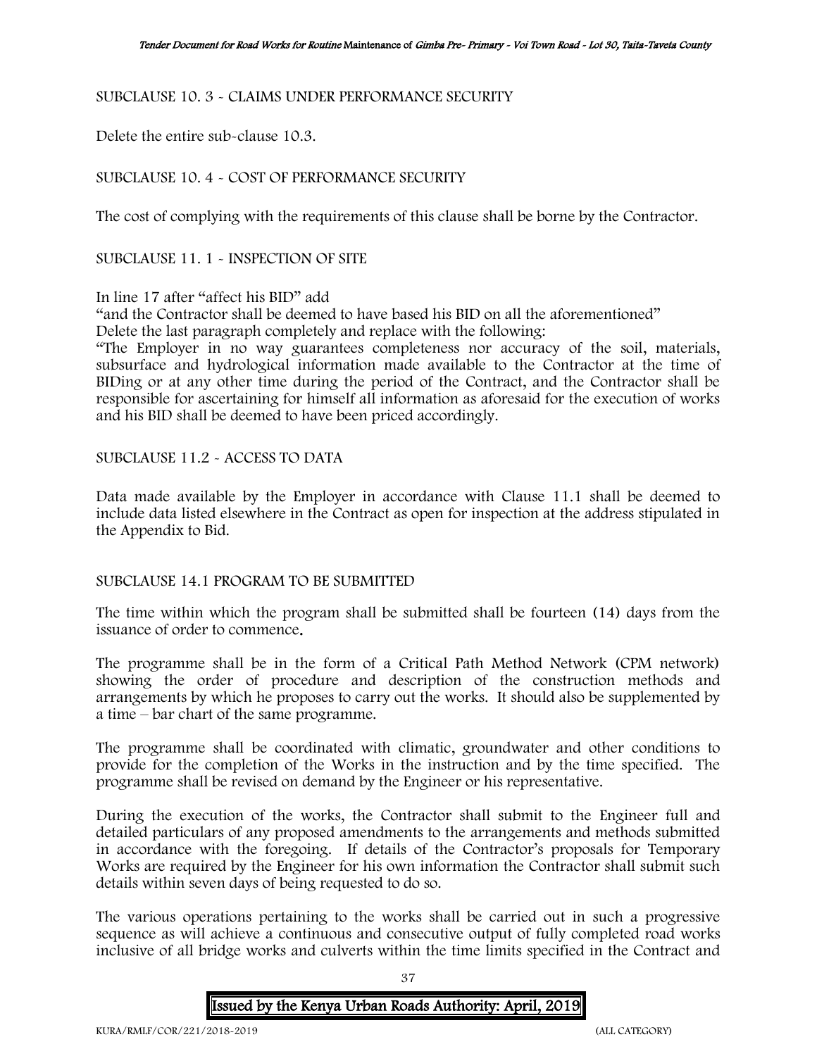SUBCLAUSE 10. 3 - CLAIMS UNDER PERFORMANCE SECURITY

Delete the entire sub-clause 10.3.

SUBCLAUSE 10. 4 - COST OF PERFORMANCE SECURITY

The cost of complying with the requirements of this clause shall be borne by the Contractor.

SUBCLAUSE 11. 1 - INSPECTION OF SITE

In line 17 after "affect his BID" add

"and the Contractor shall be deemed to have based his BID on all the aforementioned"

Delete the last paragraph completely and replace with the following:

"The Employer in no way guarantees completeness nor accuracy of the soil, materials, subsurface and hydrological information made available to the Contractor at the time of BIDing or at any other time during the period of the Contract, and the Contractor shall be responsible for ascertaining for himself all information as aforesaid for the execution of works and his BID shall be deemed to have been priced accordingly.

SUBCLAUSE 11.2 - ACCESS TO DATA

Data made available by the Employer in accordance with Clause 11.1 shall be deemed to include data listed elsewhere in the Contract as open for inspection at the address stipulated in the Appendix to Bid.

SUBCLAUSE 14.1 PROGRAM TO BE SUBMITTED

The time within which the program shall be submitted shall be fourteen (14) days from the issuance of order to commence.

The programme shall be in the form of a Critical Path Method Network (CPM network) showing the order of procedure and description of the construction methods and arrangements by which he proposes to carry out the works. It should also be supplemented by a time – bar chart of the same programme.

The programme shall be coordinated with climatic, groundwater and other conditions to provide for the completion of the Works in the instruction and by the time specified. The programme shall be revised on demand by the Engineer or his representative.

During the execution of the works, the Contractor shall submit to the Engineer full and detailed particulars of any proposed amendments to the arrangements and methods submitted in accordance with the foregoing. If details of the Contractor's proposals for Temporary Works are required by the Engineer for his own information the Contractor shall submit such details within seven days of being requested to do so.

The various operations pertaining to the works shall be carried out in such a progressive sequence as will achieve a continuous and consecutive output of fully completed road works inclusive of all bridge works and culverts within the time limits specified in the Contract and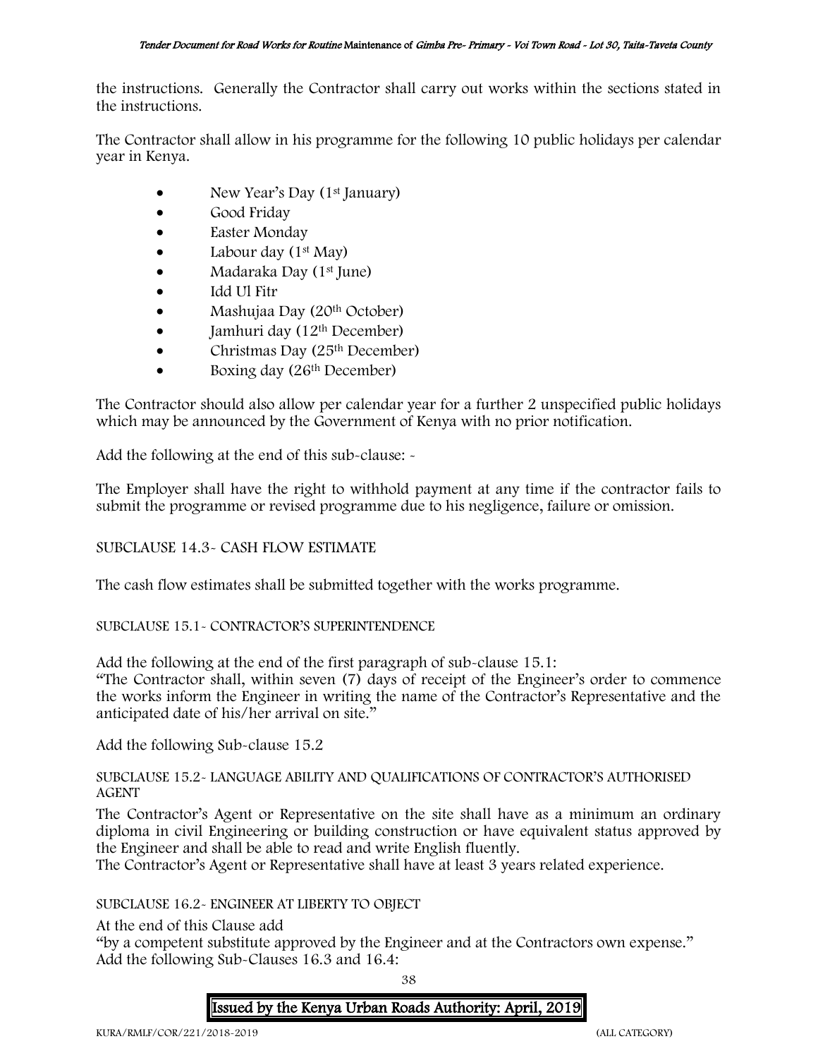the instructions. Generally the Contractor shall carry out works within the sections stated in the instructions.

The Contractor shall allow in his programme for the following 10 public holidays per calendar year in Kenya.

- New Year's Day (1st January)
- Good Friday
- Easter Monday
- Labour day (1st May)
- Madaraka Day (1st June)
- Idd Ul Fitr
- Mashujaa Day (20th October)
- Jamhuri day (12th December)
- Christmas Day (25th December)
- Boxing day (26th December)

The Contractor should also allow per calendar year for a further 2 unspecified public holidays which may be announced by the Government of Kenya with no prior notification.

Add the following at the end of this sub-clause: -

The Employer shall have the right to withhold payment at any time if the contractor fails to submit the programme or revised programme due to his negligence, failure or omission.

SUBCLAUSE 14.3- CASH FLOW ESTIMATE

The cash flow estimates shall be submitted together with the works programme.

SUBCLAUSE 15.1- CONTRACTOR'S SUPERINTENDENCE

Add the following at the end of the first paragraph of sub-clause 15.1:
"The Contractor shall, within seven (7) days of receipt of the Engineer's order to commence the works inform the Engineer in writing the name of the Contractor's Representative and the anticipated date of his/her arrival on site."

Add the following Sub-clause 15.2

SUBCLAUSE 15.2- LANGUAGE ABILITY AND QUALIFICATIONS OF CONTRACTOR'S AUTHORISED AGENT

The Contractor's Agent or Representative on the site shall have as a minimum an ordinary diploma in civil Engineering or building construction or have equivalent status approved by the Engineer and shall be able to read and write English fluently.
The Contractor's Agent or Representative shall have at least 3 years related experience.

SUBCLAUSE 16.2- ENGINEER AT LIBERTY TO OBJECT

At the end of this Clause add
"by a competent substitute approved by the Engineer and at the Contractors own expense."
Add the following Sub-Clauses 16.3 and 16.4: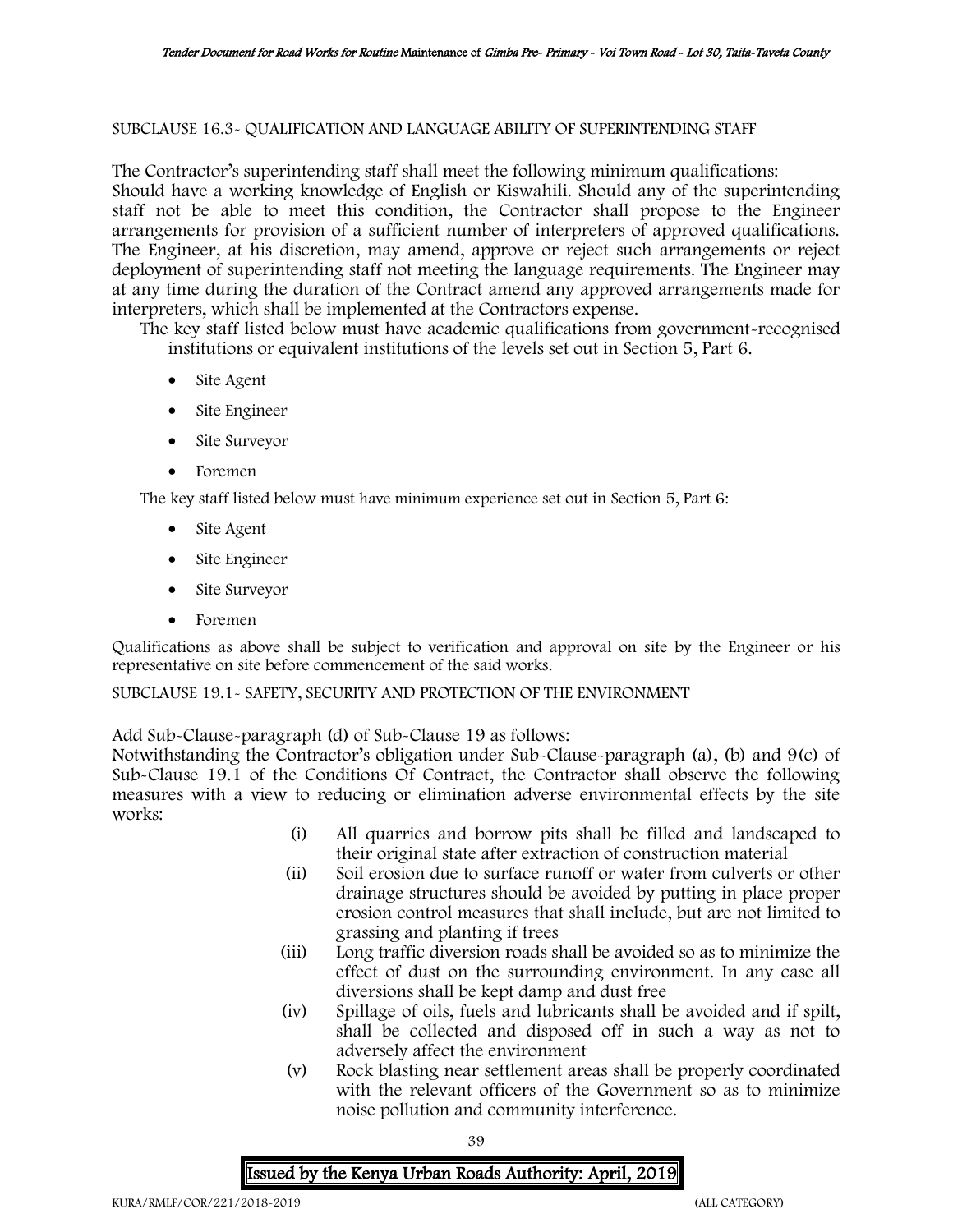SUBCLAUSE 16.3- QUALIFICATION AND LANGUAGE ABILITY OF SUPERINTENDING STAFF

The Contractor's superintending staff shall meet the following minimum qualifications:
Should have a working knowledge of English or Kiswahili. Should any of the superintending staff not be able to meet this condition, the Contractor shall propose to the Engineer arrangements for provision of a sufficient number of interpreters of approved qualifications. The Engineer, at his discretion, may amend, approve or reject such arrangements or reject deployment of superintending staff not meeting the language requirements. The Engineer may at any time during the duration of the Contract amend any approved arrangements made for interpreters, which shall be implemented at the Contractors expense.

The key staff listed below must have academic qualifications from government-recognised institutions or equivalent institutions of the levels set out in Section 5, Part 6.

- Site Agent
- Site Engineer
- Site Surveyor
- Foremen

The key staff listed below must have minimum experience set out in Section 5, Part 6:

- Site Agent
- Site Engineer
- Site Surveyor
- Foremen

Qualifications as above shall be subject to verification and approval on site by the Engineer or his representative on site before commencement of the said works.

SUBCLAUSE 19.1- SAFETY, SECURITY AND PROTECTION OF THE ENVIRONMENT

Add Sub-Clause-paragraph (d) of Sub-Clause 19 as follows:
Notwithstanding the Contractor's obligation under Sub-Clause-paragraph (a), (b) and 9(c) of Sub-Clause 19.1 of the Conditions Of Contract, the Contractor shall observe the following measures with a view to reducing or elimination adverse environmental effects by the site works:

(i) All quarries and borrow pits shall be filled and landscaped to their original state after extraction of construction material

(ii) Soil erosion due to surface runoff or water from culverts or other drainage structures should be avoided by putting in place proper erosion control measures that shall include, but are not limited to grassing and planting if trees

(iii) Long traffic diversion roads shall be avoided so as to minimize the effect of dust on the surrounding environment. In any case all diversions shall be kept damp and dust free

(iv) Spillage of oils, fuels and lubricants shall be avoided and if spilt, shall be collected and disposed off in such a way as not to adversely affect the environment

(v) Rock blasting near settlement areas shall be properly coordinated with the relevant officers of the Government so as to minimize noise pollution and community interference.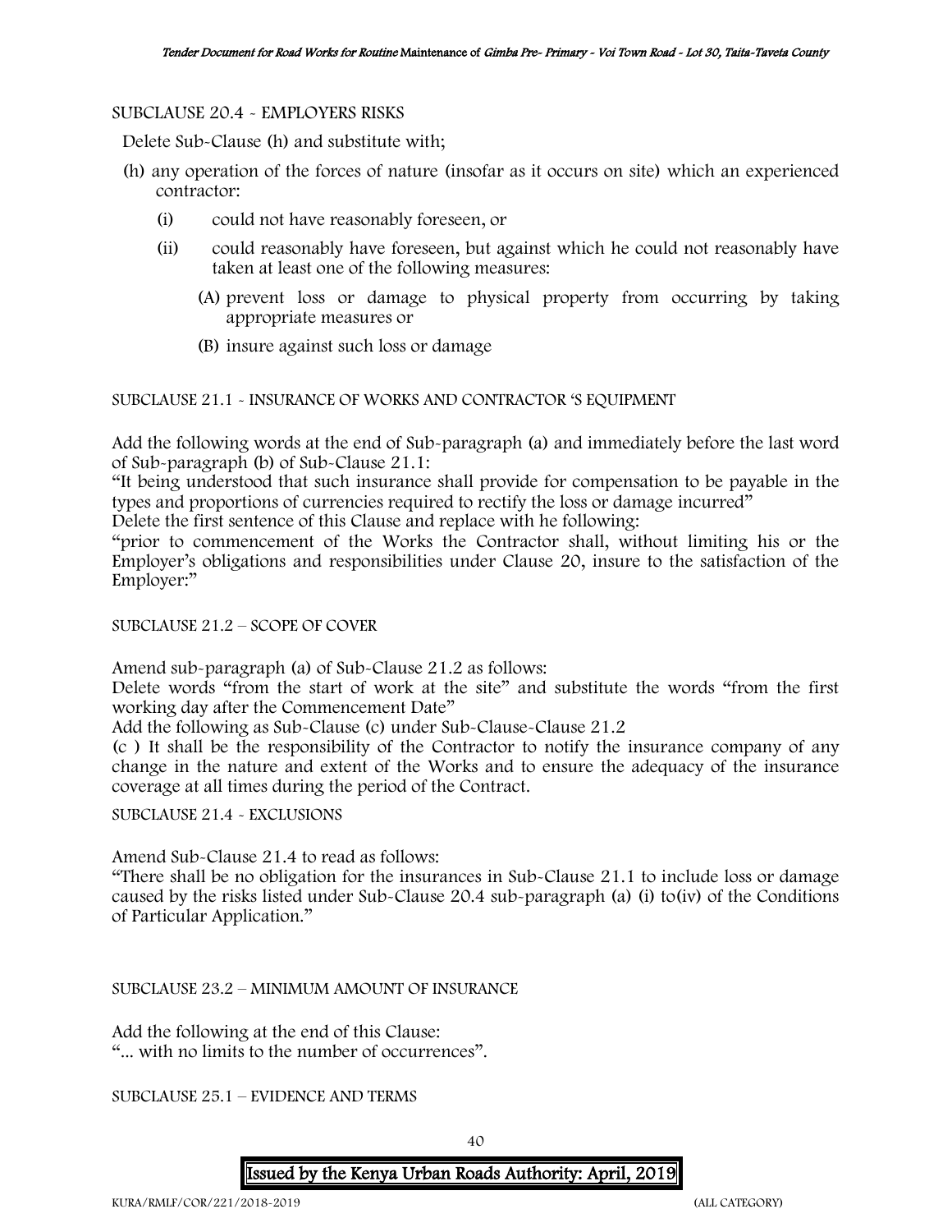SUBCLAUSE 20.4 - EMPLOYERS RISKS

Delete Sub-Clause (h) and substitute with;

(h) any operation of the forces of nature (insofar as it occurs on site) which an experienced contractor:

  (i) could not have reasonably foreseen, or

  (ii) could reasonably have foreseen, but against which he could not reasonably have taken at least one of the following measures:

    (A) prevent loss or damage to physical property from occurring by taking appropriate measures or

    (B) insure against such loss or damage

SUBCLAUSE 21.1 - INSURANCE OF WORKS AND CONTRACTOR 'S EQUIPMENT

Add the following words at the end of Sub-paragraph (a) and immediately before the last word of Sub-paragraph (b) of Sub-Clause 21.1:

"It being understood that such insurance shall provide for compensation to be payable in the types and proportions of currencies required to rectify the loss or damage incurred"

Delete the first sentence of this Clause and replace with he following:

"prior to commencement of the Works the Contractor shall, without limiting his or the Employer's obligations and responsibilities under Clause 20, insure to the satisfaction of the Employer:"

SUBCLAUSE 21.2 – SCOPE OF COVER

Amend sub-paragraph (a) of Sub-Clause 21.2 as follows:

Delete words "from the start of work at the site" and substitute the words "from the first working day after the Commencement Date"

Add the following as Sub-Clause (c) under Sub-Clause-Clause 21.2

(c ) It shall be the responsibility of the Contractor to notify the insurance company of any change in the nature and extent of the Works and to ensure the adequacy of the insurance coverage at all times during the period of the Contract.

SUBCLAUSE 21.4 - EXCLUSIONS

Amend Sub-Clause 21.4 to read as follows:

"There shall be no obligation for the insurances in Sub-Clause 21.1 to include loss or damage caused by the risks listed under Sub-Clause 20.4 sub-paragraph (a) (i) to(iv) of the Conditions of Particular Application."

SUBCLAUSE 23.2 – MINIMUM AMOUNT OF INSURANCE

Add the following at the end of this Clause:

"... with no limits to the number of occurrences".

SUBCLAUSE 25.1 – EVIDENCE AND TERMS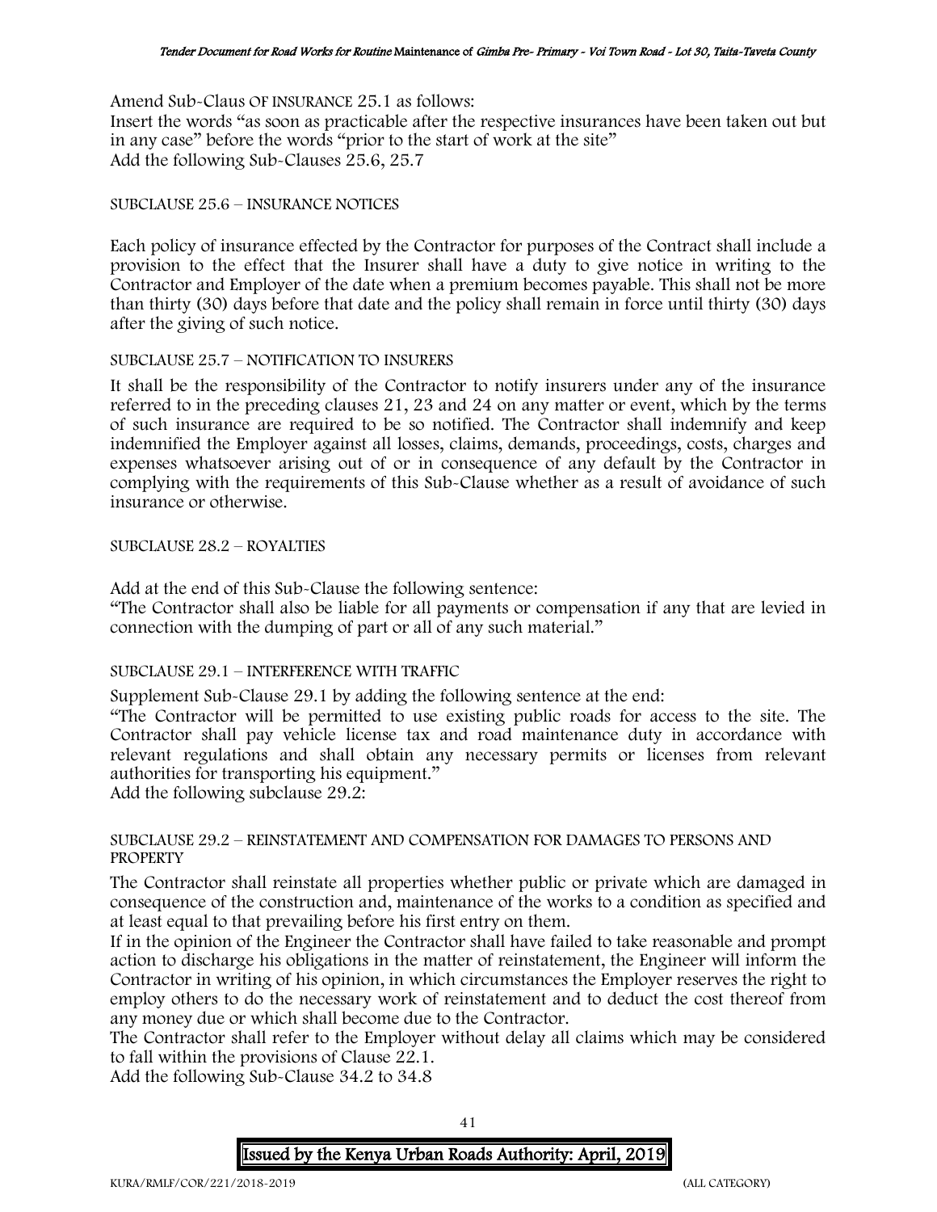Amend Sub-Claus OF INSURANCE 25.1 as follows:
Insert the words "as soon as practicable after the respective insurances have been taken out but in any case" before the words "prior to the start of work at the site"
Add the following Sub-Clauses 25.6, 25.7

SUBCLAUSE 25.6 – INSURANCE NOTICES

Each policy of insurance effected by the Contractor for purposes of the Contract shall include a provision to the effect that the Insurer shall have a duty to give notice in writing to the Contractor and Employer of the date when a premium becomes payable. This shall not be more than thirty (30) days before that date and the policy shall remain in force until thirty (30) days after the giving of such notice.

SUBCLAUSE 25.7 – NOTIFICATION TO INSURERS

It shall be the responsibility of the Contractor to notify insurers under any of the insurance referred to in the preceding clauses 21, 23 and 24 on any matter or event, which by the terms of such insurance are required to be so notified. The Contractor shall indemnify and keep indemnified the Employer against all losses, claims, demands, proceedings, costs, charges and expenses whatsoever arising out of or in consequence of any default by the Contractor in complying with the requirements of this Sub-Clause whether as a result of avoidance of such insurance or otherwise.

SUBCLAUSE 28.2 – ROYALTIES

Add at the end of this Sub-Clause the following sentence:
"The Contractor shall also be liable for all payments or compensation if any that are levied in connection with the dumping of part or all of any such material."

SUBCLAUSE 29.1 – INTERFERENCE WITH TRAFFIC

Supplement Sub-Clause 29.1 by adding the following sentence at the end:
"The Contractor will be permitted to use existing public roads for access to the site. The Contractor shall pay vehicle license tax and road maintenance duty in accordance with relevant regulations and shall obtain any necessary permits or licenses from relevant authorities for transporting his equipment."
Add the following subclause 29.2:

SUBCLAUSE 29.2 – REINSTATEMENT AND COMPENSATION FOR DAMAGES TO PERSONS AND PROPERTY

The Contractor shall reinstate all properties whether public or private which are damaged in consequence of the construction and, maintenance of the works to a condition as specified and at least equal to that prevailing before his first entry on them.
If in the opinion of the Engineer the Contractor shall have failed to take reasonable and prompt action to discharge his obligations in the matter of reinstatement, the Engineer will inform the Contractor in writing of his opinion, in which circumstances the Employer reserves the right to employ others to do the necessary work of reinstatement and to deduct the cost thereof from any money due or which shall become due to the Contractor.
The Contractor shall refer to the Employer without delay all claims which may be considered to fall within the provisions of Clause 22.1.
Add the following Sub-Clause 34.2 to 34.8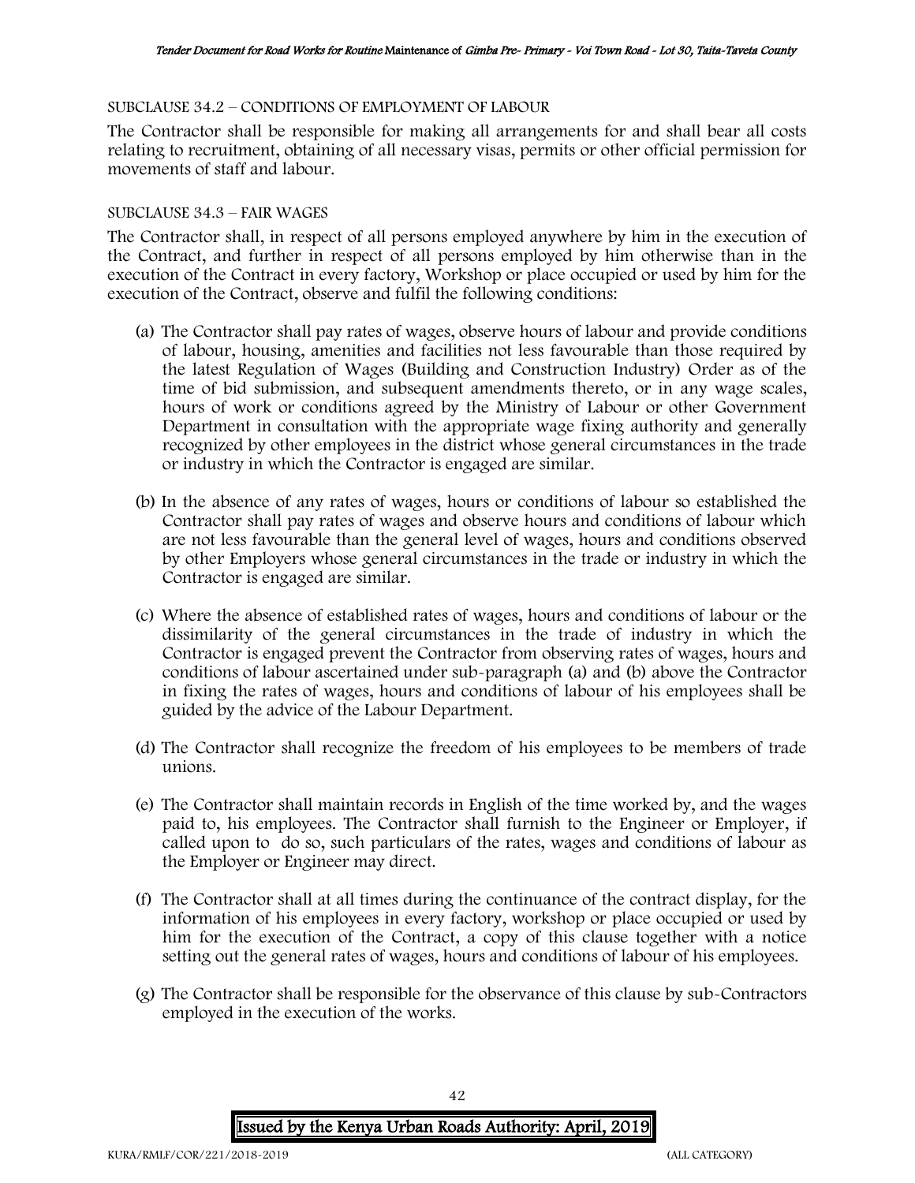SUBCLAUSE 34.2 – CONDITIONS OF EMPLOYMENT OF LABOUR

The Contractor shall be responsible for making all arrangements for and shall bear all costs relating to recruitment, obtaining of all necessary visas, permits or other official permission for movements of staff and labour.

SUBCLAUSE 34.3 – FAIR WAGES

The Contractor shall, in respect of all persons employed anywhere by him in the execution of the Contract, and further in respect of all persons employed by him otherwise than in the execution of the Contract in every factory, Workshop or place occupied or used by him for the execution of the Contract, observe and fulfil the following conditions:

(a) The Contractor shall pay rates of wages, observe hours of labour and provide conditions of labour, housing, amenities and facilities not less favourable than those required by the latest Regulation of Wages (Building and Construction Industry) Order as of the time of bid submission, and subsequent amendments thereto, or in any wage scales, hours of work or conditions agreed by the Ministry of Labour or other Government Department in consultation with the appropriate wage fixing authority and generally recognized by other employees in the district whose general circumstances in the trade or industry in which the Contractor is engaged are similar.

(b) In the absence of any rates of wages, hours or conditions of labour so established the Contractor shall pay rates of wages and observe hours and conditions of labour which are not less favourable than the general level of wages, hours and conditions observed by other Employers whose general circumstances in the trade or industry in which the Contractor is engaged are similar.

(c) Where the absence of established rates of wages, hours and conditions of labour or the dissimilarity of the general circumstances in the trade of industry in which the Contractor is engaged prevent the Contractor from observing rates of wages, hours and conditions of labour ascertained under sub-paragraph (a) and (b) above the Contractor in fixing the rates of wages, hours and conditions of labour of his employees shall be guided by the advice of the Labour Department.

(d) The Contractor shall recognize the freedom of his employees to be members of trade unions.

(e) The Contractor shall maintain records in English of the time worked by, and the wages paid to, his employees. The Contractor shall furnish to the Engineer or Employer, if called upon to do so, such particulars of the rates, wages and conditions of labour as the Employer or Engineer may direct.

(f) The Contractor shall at all times during the continuance of the contract display, for the information of his employees in every factory, workshop or place occupied or used by him for the execution of the Contract, a copy of this clause together with a notice setting out the general rates of wages, hours and conditions of labour of his employees.

(g) The Contractor shall be responsible for the observance of this clause by sub-Contractors employed in the execution of the works.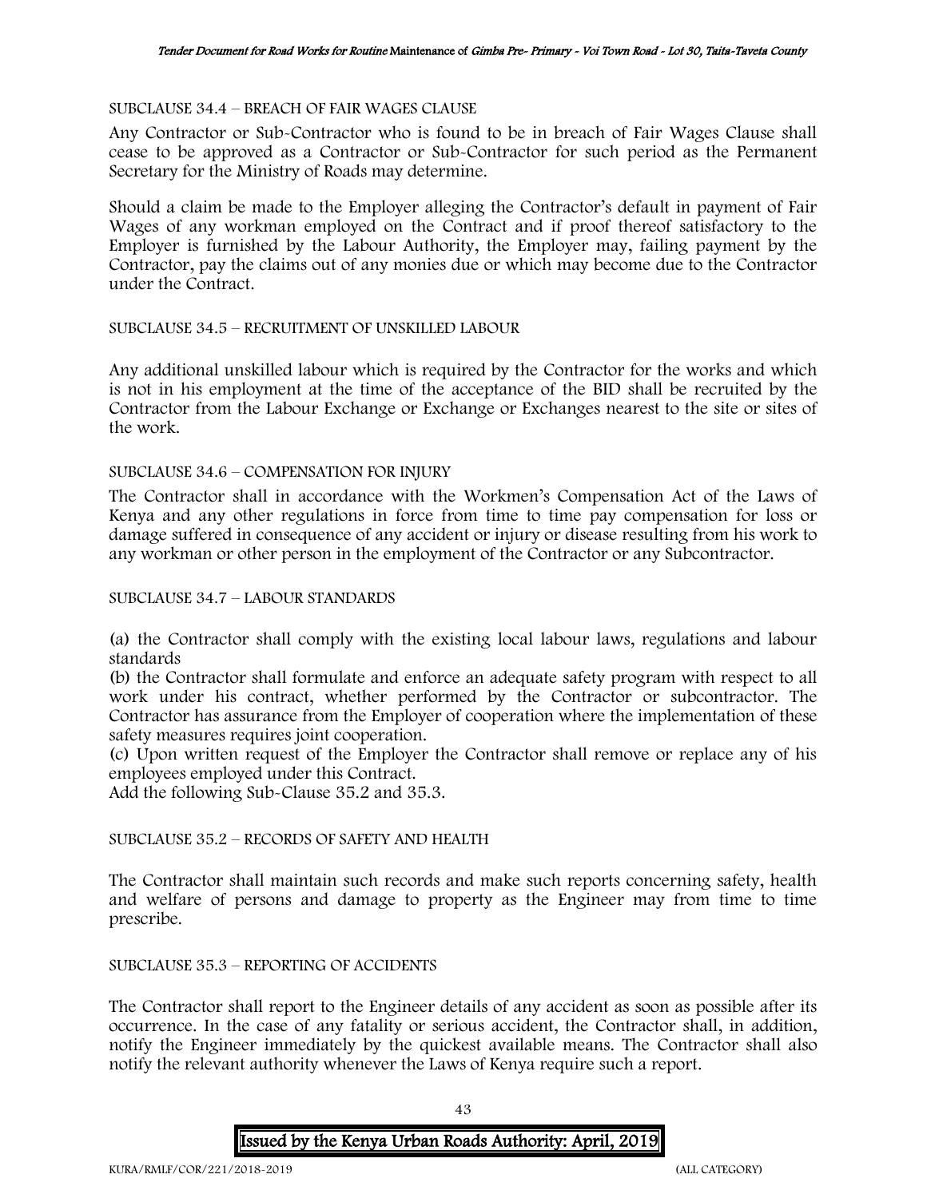SUBCLAUSE 34.4 – BREACH OF FAIR WAGES CLAUSE

Any Contractor or Sub-Contractor who is found to be in breach of Fair Wages Clause shall cease to be approved as a Contractor or Sub-Contractor for such period as the Permanent Secretary for the Ministry of Roads may determine.

Should a claim be made to the Employer alleging the Contractor's default in payment of Fair Wages of any workman employed on the Contract and if proof thereof satisfactory to the Employer is furnished by the Labour Authority, the Employer may, failing payment by the Contractor, pay the claims out of any monies due or which may become due to the Contractor under the Contract.

SUBCLAUSE 34.5 – RECRUITMENT OF UNSKILLED LABOUR

Any additional unskilled labour which is required by the Contractor for the works and which is not in his employment at the time of the acceptance of the BID shall be recruited by the Contractor from the Labour Exchange or Exchange or Exchanges nearest to the site or sites of the work.

SUBCLAUSE 34.6 – COMPENSATION FOR INJURY

The Contractor shall in accordance with the Workmen's Compensation Act of the Laws of Kenya and any other regulations in force from time to time pay compensation for loss or damage suffered in consequence of any accident or injury or disease resulting from his work to any workman or other person in the employment of the Contractor or any Subcontractor.

SUBCLAUSE 34.7 – LABOUR STANDARDS

(a) the Contractor shall comply with the existing local labour laws, regulations and labour standards
(b) the Contractor shall formulate and enforce an adequate safety program with respect to all work under his contract, whether performed by the Contractor or subcontractor. The Contractor has assurance from the Employer of cooperation where the implementation of these safety measures requires joint cooperation.
(c) Upon written request of the Employer the Contractor shall remove or replace any of his employees employed under this Contract.
Add the following Sub-Clause 35.2 and 35.3.

SUBCLAUSE 35.2 – RECORDS OF SAFETY AND HEALTH

The Contractor shall maintain such records and make such reports concerning safety, health and welfare of persons and damage to property as the Engineer may from time to time prescribe.

SUBCLAUSE 35.3 – REPORTING OF ACCIDENTS

The Contractor shall report to the Engineer details of any accident as soon as possible after its occurrence. In the case of any fatality or serious accident, the Contractor shall, in addition, notify the Engineer immediately by the quickest available means. The Contractor shall also notify the relevant authority whenever the Laws of Kenya require such a report.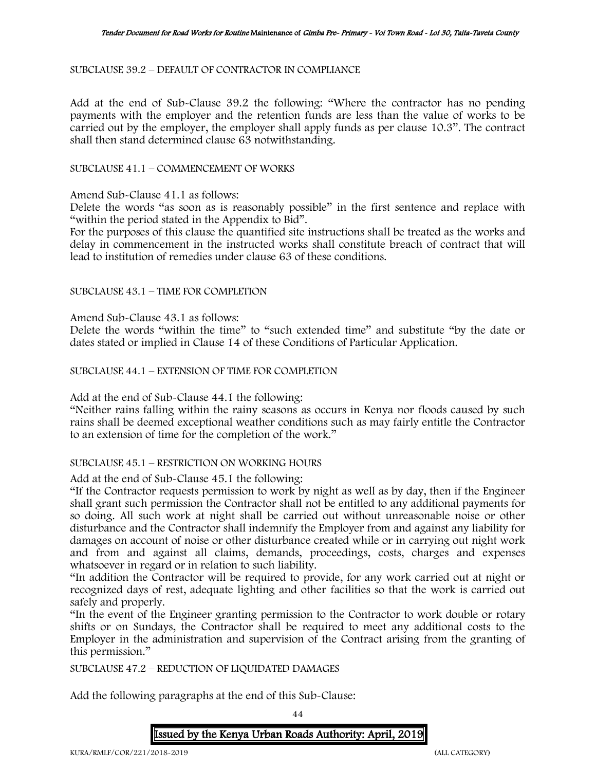SUBCLAUSE 39.2 – DEFAULT OF CONTRACTOR IN COMPLIANCE

Add at the end of Sub-Clause 39.2 the following: "Where the contractor has no pending payments with the employer and the retention funds are less than the value of works to be carried out by the employer, the employer shall apply funds as per clause 10.3". The contract shall then stand determined clause 63 notwithstanding.

SUBCLAUSE 41.1 – COMMENCEMENT OF WORKS

Amend Sub-Clause 41.1 as follows:
Delete the words "as soon as is reasonably possible" in the first sentence and replace with "within the period stated in the Appendix to Bid".
For the purposes of this clause the quantified site instructions shall be treated as the works and delay in commencement in the instructed works shall constitute breach of contract that will lead to institution of remedies under clause 63 of these conditions.

SUBCLAUSE 43.1 – TIME FOR COMPLETION

Amend Sub-Clause 43.1 as follows:
Delete the words "within the time" to "such extended time" and substitute "by the date or dates stated or implied in Clause 14 of these Conditions of Particular Application.

SUBCLAUSE 44.1 – EXTENSION OF TIME FOR COMPLETION

Add at the end of Sub-Clause 44.1 the following:
"Neither rains falling within the rainy seasons as occurs in Kenya nor floods caused by such rains shall be deemed exceptional weather conditions such as may fairly entitle the Contractor to an extension of time for the completion of the work."

SUBCLAUSE 45.1 – RESTRICTION ON WORKING HOURS

Add at the end of Sub-Clause 45.1 the following:
"If the Contractor requests permission to work by night as well as by day, then if the Engineer shall grant such permission the Contractor shall not be entitled to any additional payments for so doing. All such work at night shall be carried out without unreasonable noise or other disturbance and the Contractor shall indemnify the Employer from and against any liability for damages on account of noise or other disturbance created while or in carrying out night work and from and against all claims, demands, proceedings, costs, charges and expenses whatsoever in regard or in relation to such liability.
"In addition the Contractor will be required to provide, for any work carried out at night or recognized days of rest, adequate lighting and other facilities so that the work is carried out safely and properly.
"In the event of the Engineer granting permission to the Contractor to work double or rotary shifts or on Sundays, the Contractor shall be required to meet any additional costs to the Employer in the administration and supervision of the Contract arising from the granting of this permission."

SUBCLAUSE 47.2 – REDUCTION OF LIQUIDATED DAMAGES

Add the following paragraphs at the end of this Sub-Clause: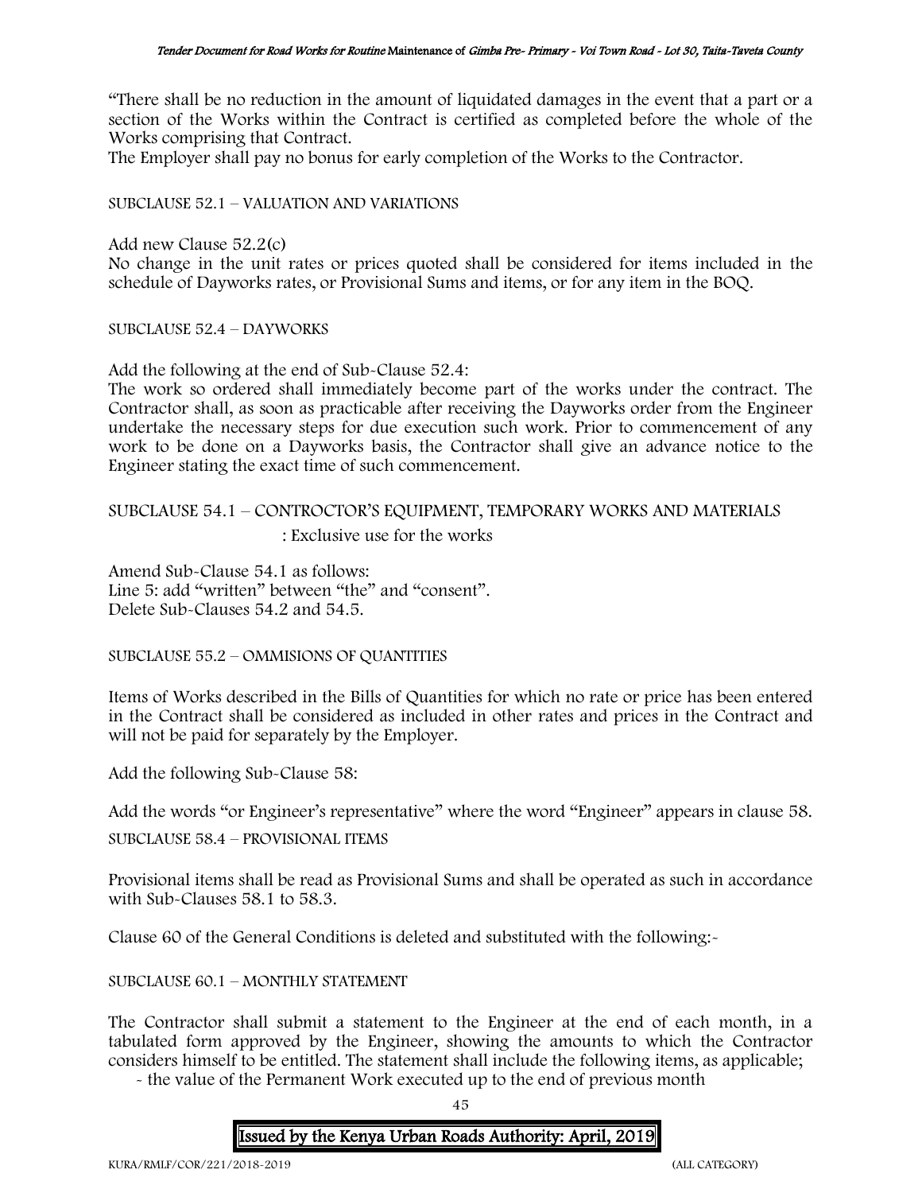"There shall be no reduction in the amount of liquidated damages in the event that a part or a section of the Works within the Contract is certified as completed before the whole of the Works comprising that Contract.

The Employer shall pay no bonus for early completion of the Works to the Contractor.

SUBCLAUSE 52.1 – VALUATION AND VARIATIONS

Add new Clause 52.2(c)

No change in the unit rates or prices quoted shall be considered for items included in the schedule of Dayworks rates, or Provisional Sums and items, or for any item in the BOQ.

SUBCLAUSE 52.4 – DAYWORKS

Add the following at the end of Sub-Clause 52.4:

The work so ordered shall immediately become part of the works under the contract. The Contractor shall, as soon as practicable after receiving the Dayworks order from the Engineer undertake the necessary steps for due execution such work. Prior to commencement of any work to be done on a Dayworks basis, the Contractor shall give an advance notice to the Engineer stating the exact time of such commencement.

SUBCLAUSE 54.1 – CONTROCTOR'S EQUIPMENT, TEMPORARY WORKS AND MATERIALS : Exclusive use for the works

Amend Sub-Clause 54.1 as follows:
Line 5: add "written" between "the" and "consent".
Delete Sub-Clauses 54.2 and 54.5.

SUBCLAUSE 55.2 – OMMISIONS OF QUANTITIES

Items of Works described in the Bills of Quantities for which no rate or price has been entered in the Contract shall be considered as included in other rates and prices in the Contract and will not be paid for separately by the Employer.

Add the following Sub-Clause 58:

Add the words "or Engineer's representative" where the word "Engineer" appears in clause 58.

SUBCLAUSE 58.4 – PROVISIONAL ITEMS

Provisional items shall be read as Provisional Sums and shall be operated as such in accordance with Sub-Clauses 58.1 to 58.3.

Clause 60 of the General Conditions is deleted and substituted with the following:-

SUBCLAUSE 60.1 – MONTHLY STATEMENT

The Contractor shall submit a statement to the Engineer at the end of each month, in a tabulated form approved by the Engineer, showing the amounts to which the Contractor considers himself to be entitled. The statement shall include the following items, as applicable;

- the value of the Permanent Work executed up to the end of previous month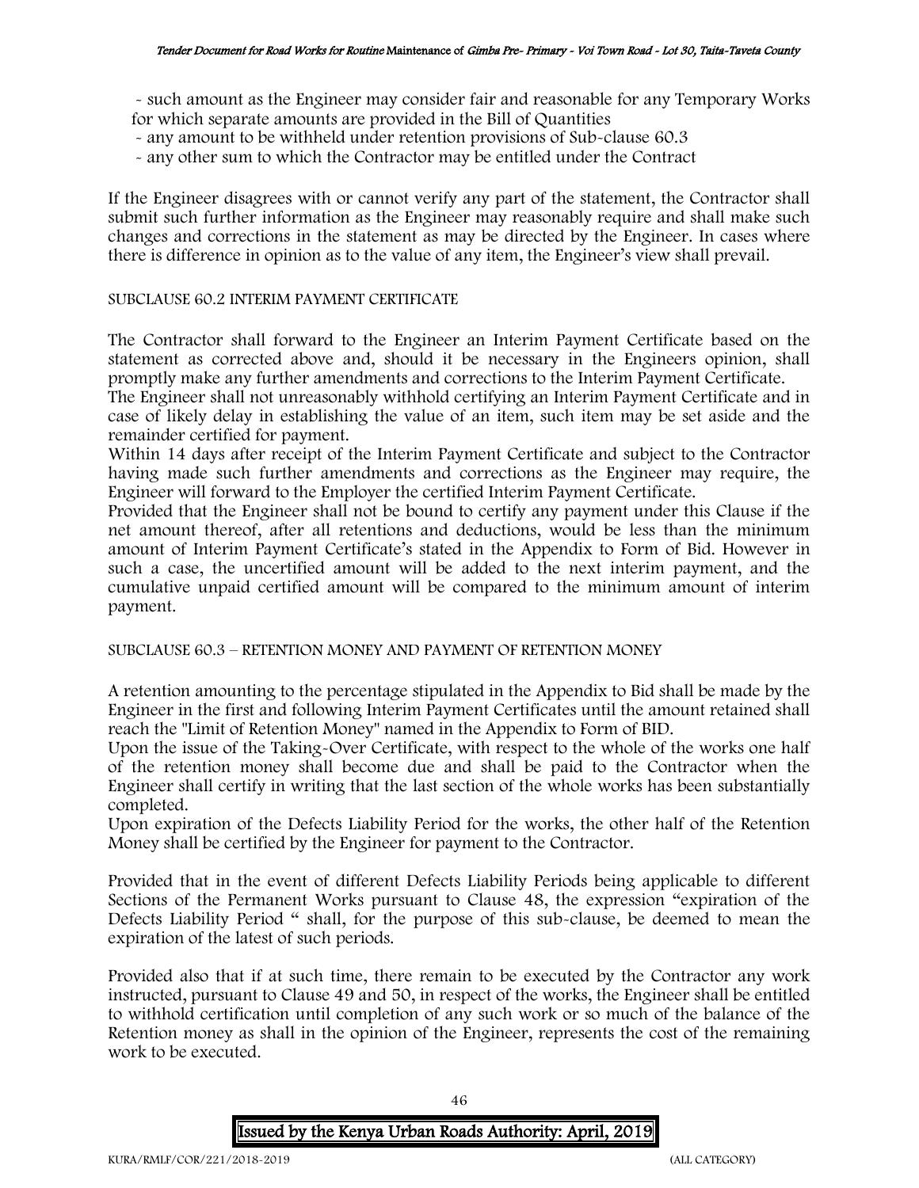- such amount as the Engineer may consider fair and reasonable for any Temporary Works for which separate amounts are provided in the Bill of Quantities
- any amount to be withheld under retention provisions of Sub-clause 60.3
- any other sum to which the Contractor may be entitled under the Contract

If the Engineer disagrees with or cannot verify any part of the statement, the Contractor shall submit such further information as the Engineer may reasonably require and shall make such changes and corrections in the statement as may be directed by the Engineer. In cases where there is difference in opinion as to the value of any item, the Engineer's view shall prevail.

SUBCLAUSE 60.2 INTERIM PAYMENT CERTIFICATE

The Contractor shall forward to the Engineer an Interim Payment Certificate based on the statement as corrected above and, should it be necessary in the Engineers opinion, shall promptly make any further amendments and corrections to the Interim Payment Certificate.

The Engineer shall not unreasonably withhold certifying an Interim Payment Certificate and in case of likely delay in establishing the value of an item, such item may be set aside and the remainder certified for payment.

Within 14 days after receipt of the Interim Payment Certificate and subject to the Contractor having made such further amendments and corrections as the Engineer may require, the Engineer will forward to the Employer the certified Interim Payment Certificate.

Provided that the Engineer shall not be bound to certify any payment under this Clause if the net amount thereof, after all retentions and deductions, would be less than the minimum amount of Interim Payment Certificate's stated in the Appendix to Form of Bid. However in such a case, the uncertified amount will be added to the next interim payment, and the cumulative unpaid certified amount will be compared to the minimum amount of interim payment.

SUBCLAUSE 60.3 – RETENTION MONEY AND PAYMENT OF RETENTION MONEY

A retention amounting to the percentage stipulated in the Appendix to Bid shall be made by the Engineer in the first and following Interim Payment Certificates until the amount retained shall reach the "Limit of Retention Money" named in the Appendix to Form of BID.

Upon the issue of the Taking-Over Certificate, with respect to the whole of the works one half of the retention money shall become due and shall be paid to the Contractor when the Engineer shall certify in writing that the last section of the whole works has been substantially completed.

Upon expiration of the Defects Liability Period for the works, the other half of the Retention Money shall be certified by the Engineer for payment to the Contractor.

Provided that in the event of different Defects Liability Periods being applicable to different Sections of the Permanent Works pursuant to Clause 48, the expression "expiration of the Defects Liability Period " shall, for the purpose of this sub-clause, be deemed to mean the expiration of the latest of such periods.

Provided also that if at such time, there remain to be executed by the Contractor any work instructed, pursuant to Clause 49 and 50, in respect of the works, the Engineer shall be entitled to withhold certification until completion of any such work or so much of the balance of the Retention money as shall in the opinion of the Engineer, represents the cost of the remaining work to be executed.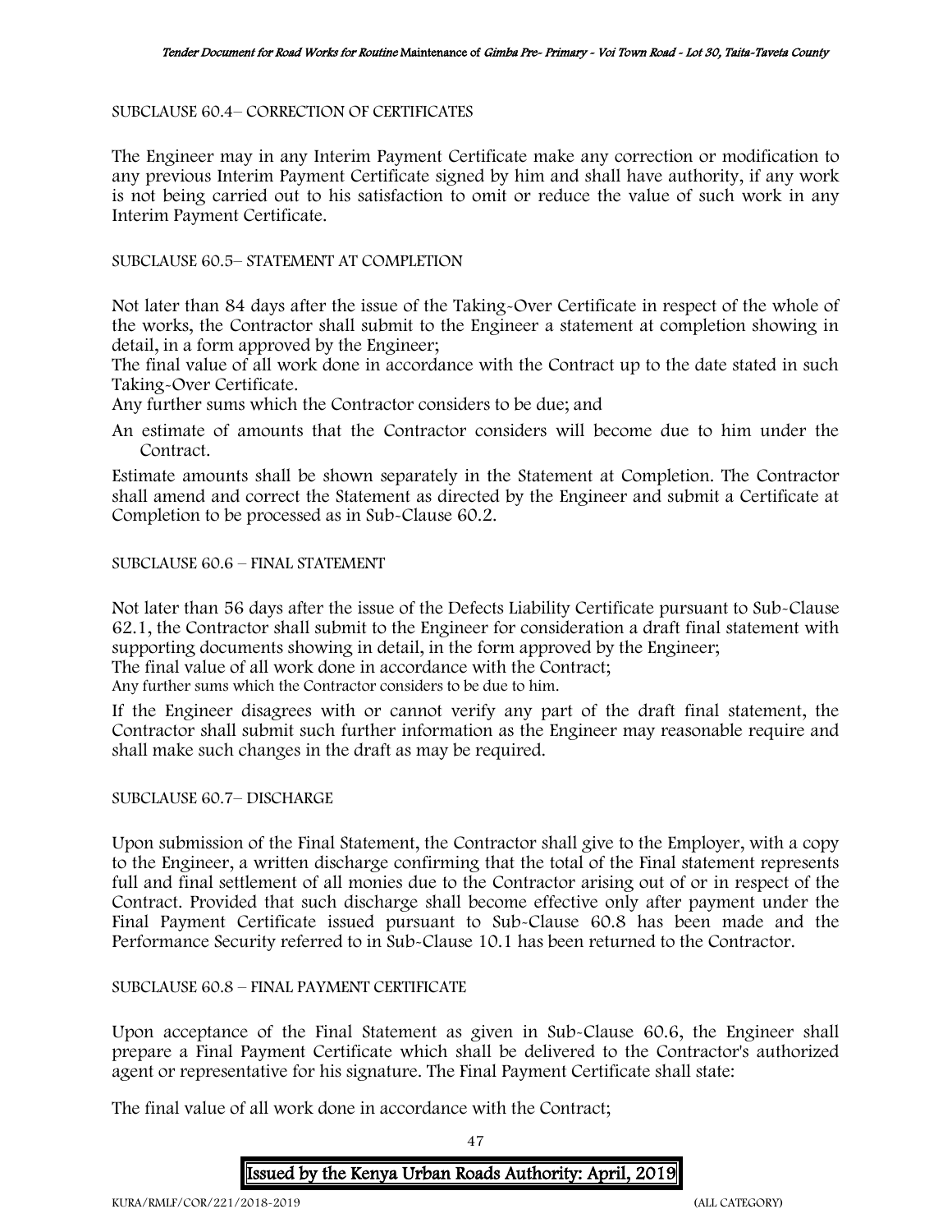SUBCLAUSE 60.4– CORRECTION OF CERTIFICATES

The Engineer may in any Interim Payment Certificate make any correction or modification to any previous Interim Payment Certificate signed by him and shall have authority, if any work is not being carried out to his satisfaction to omit or reduce the value of such work in any Interim Payment Certificate.

SUBCLAUSE 60.5– STATEMENT AT COMPLETION

Not later than 84 days after the issue of the Taking-Over Certificate in respect of the whole of the works, the Contractor shall submit to the Engineer a statement at completion showing in detail, in a form approved by the Engineer;

The final value of all work done in accordance with the Contract up to the date stated in such Taking-Over Certificate.

Any further sums which the Contractor considers to be due; and

An estimate of amounts that the Contractor considers will become due to him under the Contract.

Estimate amounts shall be shown separately in the Statement at Completion. The Contractor shall amend and correct the Statement as directed by the Engineer and submit a Certificate at Completion to be processed as in Sub-Clause 60.2.

SUBCLAUSE 60.6 – FINAL STATEMENT

Not later than 56 days after the issue of the Defects Liability Certificate pursuant to Sub-Clause 62.1, the Contractor shall submit to the Engineer for consideration a draft final statement with supporting documents showing in detail, in the form approved by the Engineer;

The final value of all work done in accordance with the Contract;

Any further sums which the Contractor considers to be due to him.

If the Engineer disagrees with or cannot verify any part of the draft final statement, the Contractor shall submit such further information as the Engineer may reasonable require and shall make such changes in the draft as may be required.

SUBCLAUSE 60.7– DISCHARGE

Upon submission of the Final Statement, the Contractor shall give to the Employer, with a copy to the Engineer, a written discharge confirming that the total of the Final statement represents full and final settlement of all monies due to the Contractor arising out of or in respect of the Contract. Provided that such discharge shall become effective only after payment under the Final Payment Certificate issued pursuant to Sub-Clause 60.8 has been made and the Performance Security referred to in Sub-Clause 10.1 has been returned to the Contractor.

SUBCLAUSE 60.8 – FINAL PAYMENT CERTIFICATE

Upon acceptance of the Final Statement as given in Sub-Clause 60.6, the Engineer shall prepare a Final Payment Certificate which shall be delivered to the Contractor's authorized agent or representative for his signature. The Final Payment Certificate shall state:

The final value of all work done in accordance with the Contract;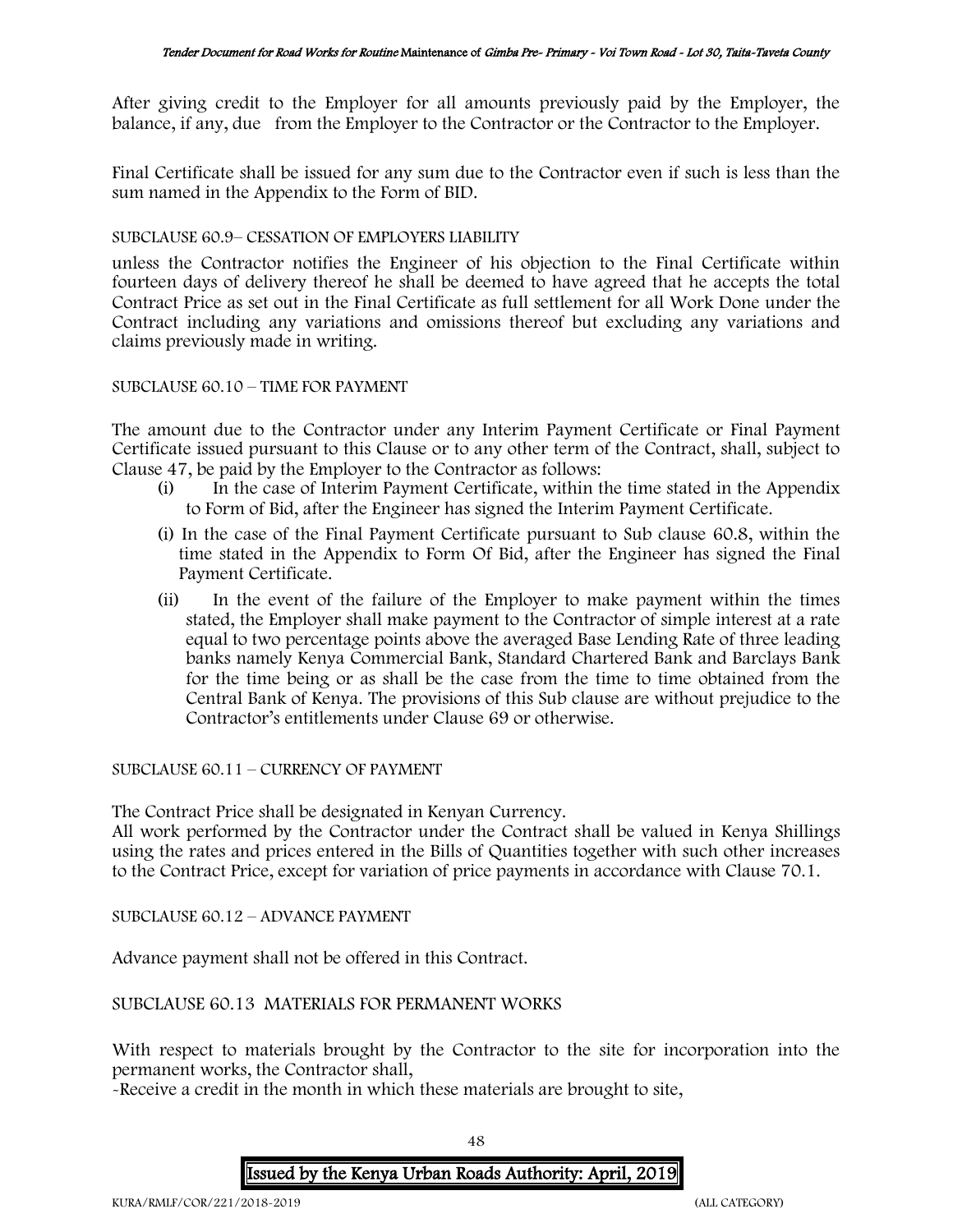After giving credit to the Employer for all amounts previously paid by the Employer, the balance, if any, due from the Employer to the Contractor or the Contractor to the Employer.

Final Certificate shall be issued for any sum due to the Contractor even if such is less than the sum named in the Appendix to the Form of BID.

SUBCLAUSE 60.9– CESSATION OF EMPLOYERS LIABILITY

unless the Contractor notifies the Engineer of his objection to the Final Certificate within fourteen days of delivery thereof he shall be deemed to have agreed that he accepts the total Contract Price as set out in the Final Certificate as full settlement for all Work Done under the Contract including any variations and omissions thereof but excluding any variations and claims previously made in writing.

SUBCLAUSE 60.10 – TIME FOR PAYMENT

The amount due to the Contractor under any Interim Payment Certificate or Final Payment Certificate issued pursuant to this Clause or to any other term of the Contract, shall, subject to Clause 47, be paid by the Employer to the Contractor as follows:

(i) In the case of Interim Payment Certificate, within the time stated in the Appendix to Form of Bid, after the Engineer has signed the Interim Payment Certificate.

(i) In the case of the Final Payment Certificate pursuant to Sub clause 60.8, within the time stated in the Appendix to Form Of Bid, after the Engineer has signed the Final Payment Certificate.

(ii) In the event of the failure of the Employer to make payment within the times stated, the Employer shall make payment to the Contractor of simple interest at a rate equal to two percentage points above the averaged Base Lending Rate of three leading banks namely Kenya Commercial Bank, Standard Chartered Bank and Barclays Bank for the time being or as shall be the case from the time to time obtained from the Central Bank of Kenya. The provisions of this Sub clause are without prejudice to the Contractor's entitlements under Clause 69 or otherwise.

SUBCLAUSE 60.11 – CURRENCY OF PAYMENT

The Contract Price shall be designated in Kenyan Currency.
All work performed by the Contractor under the Contract shall be valued in Kenya Shillings using the rates and prices entered in the Bills of Quantities together with such other increases to the Contract Price, except for variation of price payments in accordance with Clause 70.1.

SUBCLAUSE 60.12 – ADVANCE PAYMENT

Advance payment shall not be offered in this Contract.

SUBCLAUSE 60.13 MATERIALS FOR PERMANENT WORKS

With respect to materials brought by the Contractor to the site for incorporation into the permanent works, the Contractor shall,
-Receive a credit in the month in which these materials are brought to site,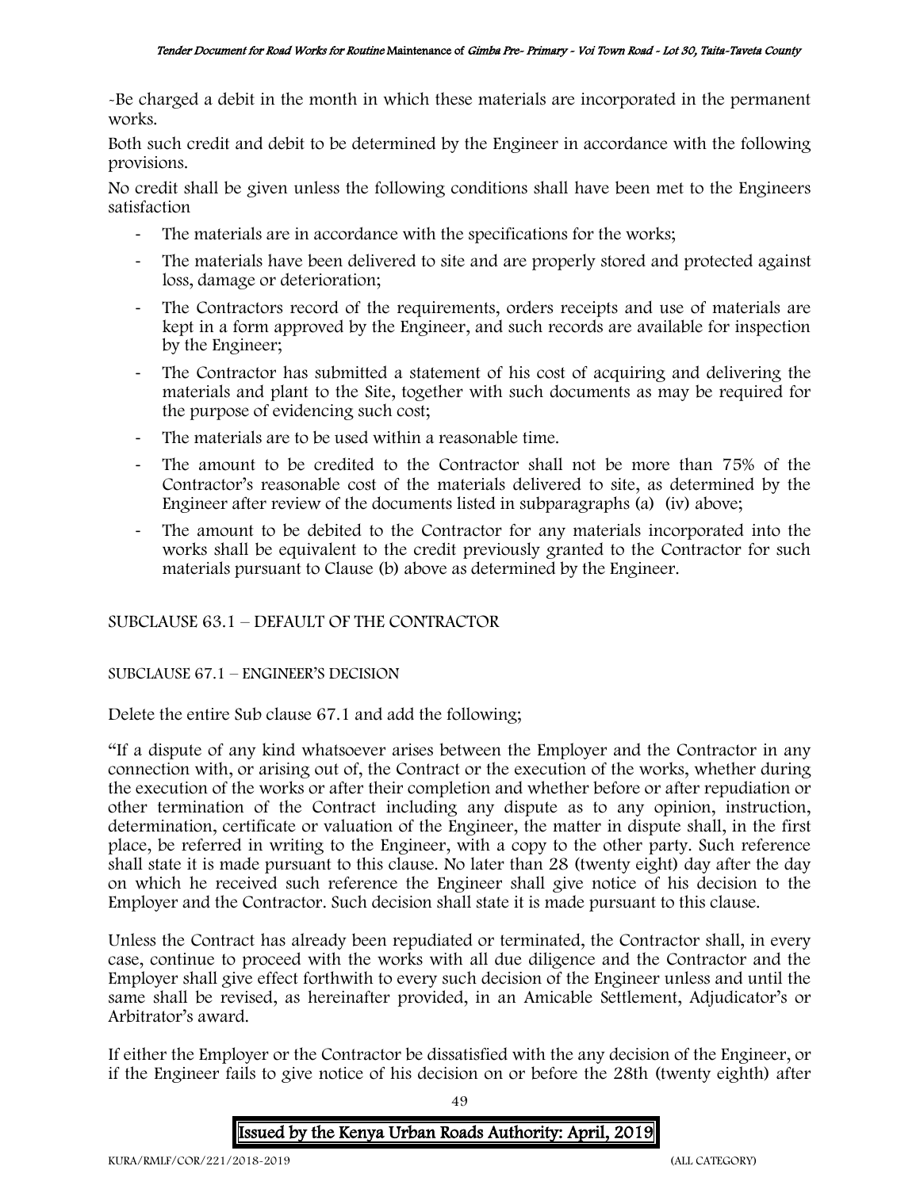-Be charged a debit in the month in which these materials are incorporated in the permanent works.

Both such credit and debit to be determined by the Engineer in accordance with the following provisions.

No credit shall be given unless the following conditions shall have been met to the Engineers satisfaction

- The materials are in accordance with the specifications for the works;
- The materials have been delivered to site and are properly stored and protected against loss, damage or deterioration;
- The Contractors record of the requirements, orders receipts and use of materials are kept in a form approved by the Engineer, and such records are available for inspection by the Engineer;
- The Contractor has submitted a statement of his cost of acquiring and delivering the materials and plant to the Site, together with such documents as may be required for the purpose of evidencing such cost;
- The materials are to be used within a reasonable time.
- The amount to be credited to the Contractor shall not be more than 75% of the Contractor's reasonable cost of the materials delivered to site, as determined by the Engineer after review of the documents listed in subparagraphs (a) (iv) above;
- The amount to be debited to the Contractor for any materials incorporated into the works shall be equivalent to the credit previously granted to the Contractor for such materials pursuant to Clause (b) above as determined by the Engineer.

SUBCLAUSE 63.1 – DEFAULT OF THE CONTRACTOR

SUBCLAUSE 67.1 – ENGINEER'S DECISION

Delete the entire Sub clause 67.1 and add the following;

"If a dispute of any kind whatsoever arises between the Employer and the Contractor in any connection with, or arising out of, the Contract or the execution of the works, whether during the execution of the works or after their completion and whether before or after repudiation or other termination of the Contract including any dispute as to any opinion, instruction, determination, certificate or valuation of the Engineer, the matter in dispute shall, in the first place, be referred in writing to the Engineer, with a copy to the other party. Such reference shall state it is made pursuant to this clause. No later than 28 (twenty eight) day after the day on which he received such reference the Engineer shall give notice of his decision to the Employer and the Contractor. Such decision shall state it is made pursuant to this clause.

Unless the Contract has already been repudiated or terminated, the Contractor shall, in every case, continue to proceed with the works with all due diligence and the Contractor and the Employer shall give effect forthwith to every such decision of the Engineer unless and until the same shall be revised, as hereinafter provided, in an Amicable Settlement, Adjudicator's or Arbitrator's award.

If either the Employer or the Contractor be dissatisfied with the any decision of the Engineer, or if the Engineer fails to give notice of his decision on or before the 28th (twenty eighth) after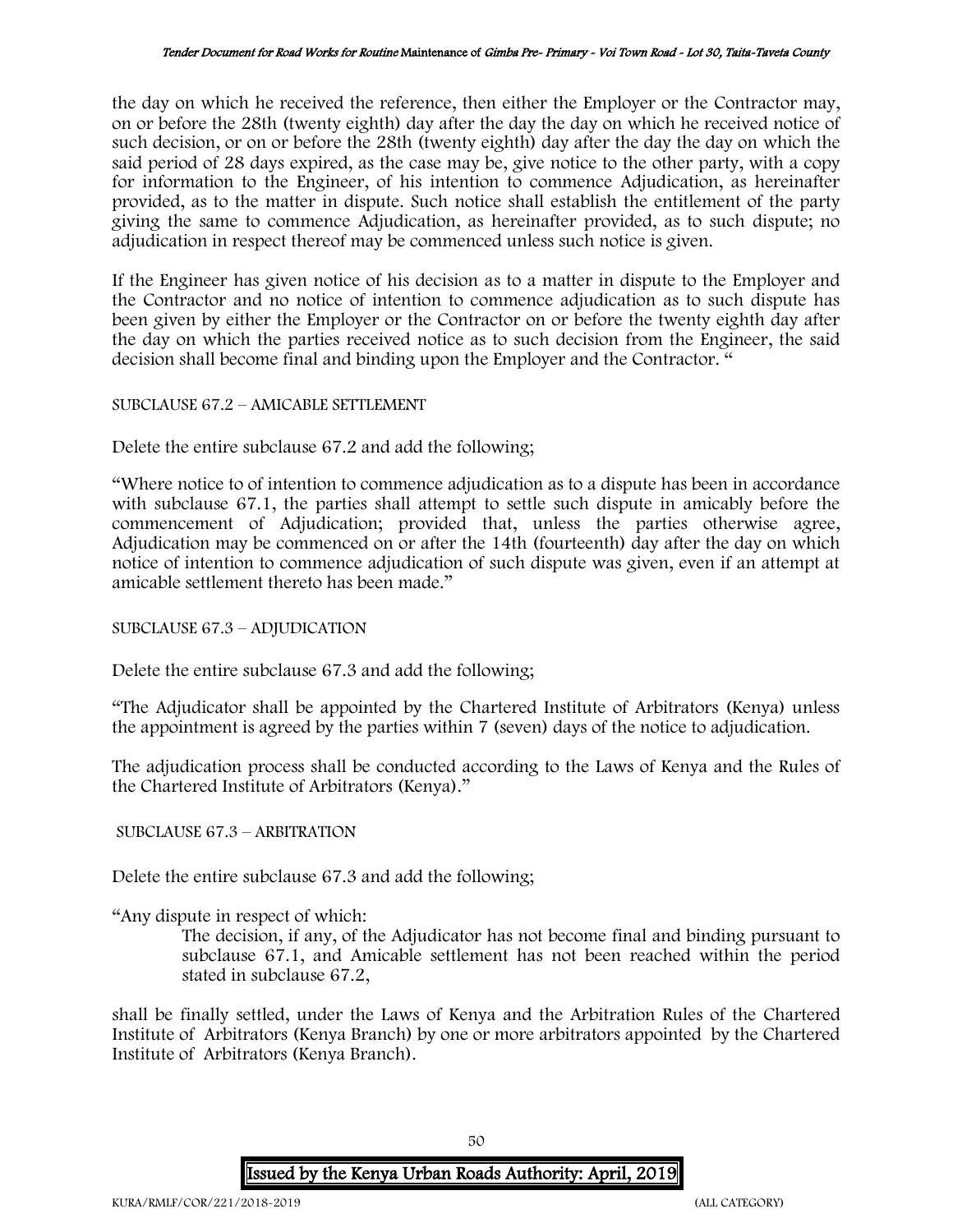the day on which he received the reference, then either the Employer or the Contractor may, on or before the 28th (twenty eighth) day after the day the day on which he received notice of such decision, or on or before the 28th (twenty eighth) day after the day the day on which the said period of 28 days expired, as the case may be, give notice to the other party, with a copy for information to the Engineer, of his intention to commence Adjudication, as hereinafter provided, as to the matter in dispute. Such notice shall establish the entitlement of the party giving the same to commence Adjudication, as hereinafter provided, as to such dispute; no adjudication in respect thereof may be commenced unless such notice is given.

If the Engineer has given notice of his decision as to a matter in dispute to the Employer and the Contractor and no notice of intention to commence adjudication as to such dispute has been given by either the Employer or the Contractor on or before the twenty eighth day after the day on which the parties received notice as to such decision from the Engineer, the said decision shall become final and binding upon the Employer and the Contractor. "

SUBCLAUSE 67.2 – AMICABLE SETTLEMENT

Delete the entire subclause 67.2 and add the following;

"Where notice to of intention to commence adjudication as to a dispute has been in accordance with subclause 67.1, the parties shall attempt to settle such dispute in amicably before the commencement of Adjudication; provided that, unless the parties otherwise agree, Adjudication may be commenced on or after the 14th (fourteenth) day after the day on which notice of intention to commence adjudication of such dispute was given, even if an attempt at amicable settlement thereto has been made."

SUBCLAUSE 67.3 – ADJUDICATION

Delete the entire subclause 67.3 and add the following;

"The Adjudicator shall be appointed by the Chartered Institute of Arbitrators (Kenya) unless the appointment is agreed by the parties within 7 (seven) days of the notice to adjudication.

The adjudication process shall be conducted according to the Laws of Kenya and the Rules of the Chartered Institute of Arbitrators (Kenya)."

SUBCLAUSE 67.3 – ARBITRATION

Delete the entire subclause 67.3 and add the following;

"Any dispute in respect of which:

The decision, if any, of the Adjudicator has not become final and binding pursuant to subclause 67.1, and Amicable settlement has not been reached within the period stated in subclause 67.2,

shall be finally settled, under the Laws of Kenya and the Arbitration Rules of the Chartered Institute of Arbitrators (Kenya Branch) by one or more arbitrators appointed by the Chartered Institute of Arbitrators (Kenya Branch).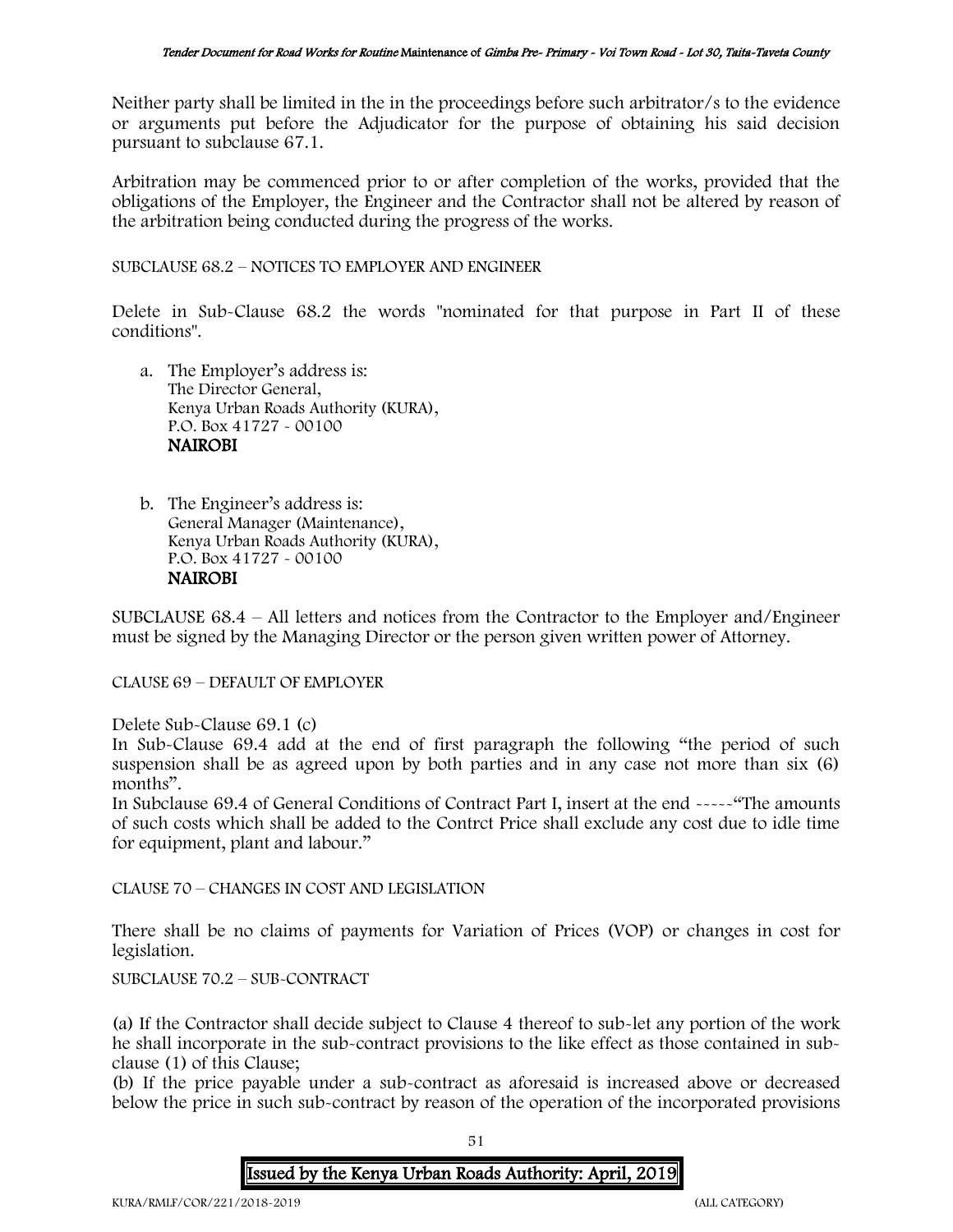Neither party shall be limited in the in the proceedings before such arbitrator/s to the evidence or arguments put before the Adjudicator for the purpose of obtaining his said decision pursuant to subclause 67.1.

Arbitration may be commenced prior to or after completion of the works, provided that the obligations of the Employer, the Engineer and the Contractor shall not be altered by reason of the arbitration being conducted during the progress of the works.

SUBCLAUSE 68.2 – NOTICES TO EMPLOYER AND ENGINEER

Delete in Sub-Clause 68.2 the words "nominated for that purpose in Part II of these conditions".

a. The Employer's address is:
   The Director General,
   Kenya Urban Roads Authority (KURA),
   P.O. Box 41727 - 00100
   **NAIROBI**

b. The Engineer's address is:
   General Manager (Maintenance),
   Kenya Urban Roads Authority (KURA),
   P.O. Box 41727 - 00100
   **NAIROBI**

SUBCLAUSE 68.4 – All letters and notices from the Contractor to the Employer and/Engineer must be signed by the Managing Director or the person given written power of Attorney.

CLAUSE 69 – DEFAULT OF EMPLOYER

Delete Sub-Clause 69.1 (c)

In Sub-Clause 69.4 add at the end of first paragraph the following "the period of such suspension shall be as agreed upon by both parties and in any case not more than six (6) months".

In Subclause 69.4 of General Conditions of Contract Part I, insert at the end -----"The amounts of such costs which shall be added to the Contrct Price shall exclude any cost due to idle time for equipment, plant and labour."

CLAUSE 70 – CHANGES IN COST AND LEGISLATION

There shall be no claims of payments for Variation of Prices (VOP) or changes in cost for legislation.

SUBCLAUSE 70.2 – SUB-CONTRACT

(a) If the Contractor shall decide subject to Clause 4 thereof to sub-let any portion of the work he shall incorporate in the sub-contract provisions to the like effect as those contained in sub-clause (1) of this Clause;

(b) If the price payable under a sub-contract as aforesaid is increased above or decreased below the price in such sub-contract by reason of the operation of the incorporated provisions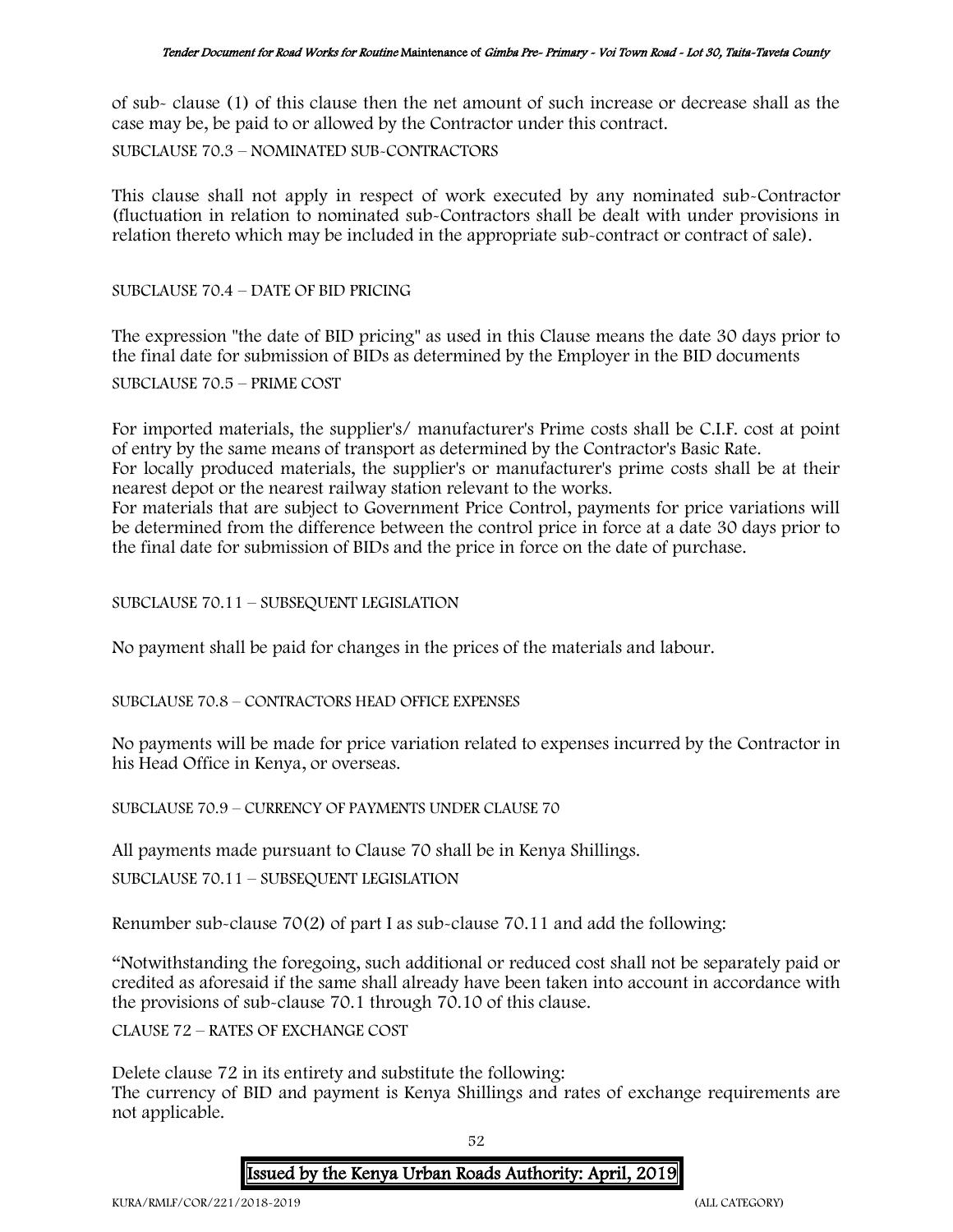of sub- clause (1) of this clause then the net amount of such increase or decrease shall as the case may be, be paid to or allowed by the Contractor under this contract.

SUBCLAUSE 70.3 – NOMINATED SUB-CONTRACTORS

This clause shall not apply in respect of work executed by any nominated sub-Contractor (fluctuation in relation to nominated sub-Contractors shall be dealt with under provisions in relation thereto which may be included in the appropriate sub-contract or contract of sale).

SUBCLAUSE 70.4 – DATE OF BID PRICING

The expression "the date of BID pricing" as used in this Clause means the date 30 days prior to the final date for submission of BIDs as determined by the Employer in the BID documents

SUBCLAUSE 70.5 – PRIME COST

For imported materials, the supplier's/ manufacturer's Prime costs shall be C.I.F. cost at point of entry by the same means of transport as determined by the Contractor's Basic Rate.
For locally produced materials, the supplier's or manufacturer's prime costs shall be at their nearest depot or the nearest railway station relevant to the works.
For materials that are subject to Government Price Control, payments for price variations will be determined from the difference between the control price in force at a date 30 days prior to the final date for submission of BIDs and the price in force on the date of purchase.

SUBCLAUSE 70.11 – SUBSEQUENT LEGISLATION

No payment shall be paid for changes in the prices of the materials and labour.

SUBCLAUSE 70.8 – CONTRACTORS HEAD OFFICE EXPENSES

No payments will be made for price variation related to expenses incurred by the Contractor in his Head Office in Kenya, or overseas.

SUBCLAUSE 70.9 – CURRENCY OF PAYMENTS UNDER CLAUSE 70

All payments made pursuant to Clause 70 shall be in Kenya Shillings.

SUBCLAUSE 70.11 – SUBSEQUENT LEGISLATION

Renumber sub-clause 70(2) of part I as sub-clause 70.11 and add the following:

"Notwithstanding the foregoing, such additional or reduced cost shall not be separately paid or credited as aforesaid if the same shall already have been taken into account in accordance with the provisions of sub-clause 70.1 through 70.10 of this clause.

CLAUSE 72 – RATES OF EXCHANGE COST

Delete clause 72 in its entirety and substitute the following:
The currency of BID and payment is Kenya Shillings and rates of exchange requirements are not applicable.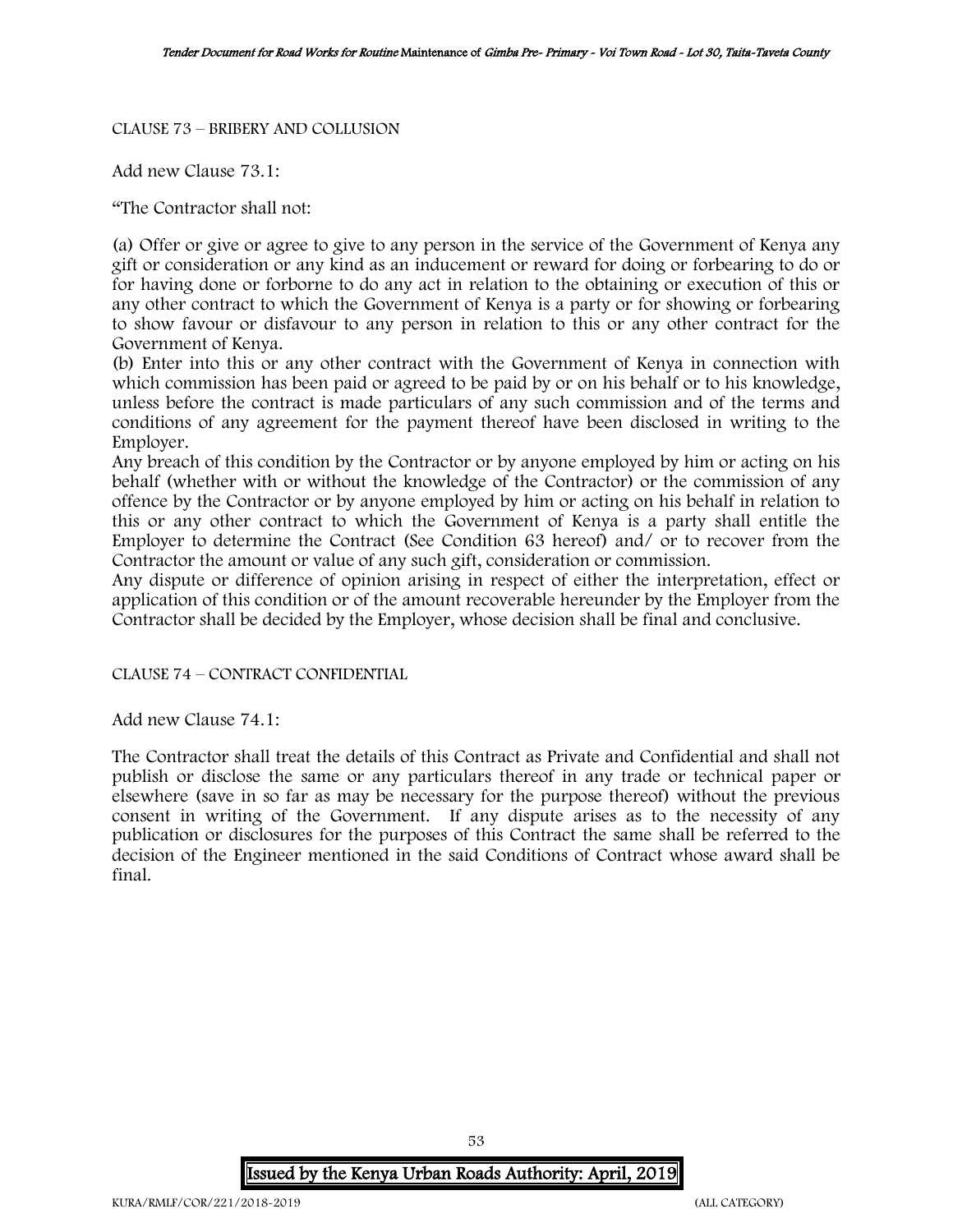CLAUSE 73 – BRIBERY AND COLLUSION

Add new Clause 73.1:

"The Contractor shall not:

(a) Offer or give or agree to give to any person in the service of the Government of Kenya any gift or consideration or any kind as an inducement or reward for doing or forbearing to do or for having done or forborne to do any act in relation to the obtaining or execution of this or any other contract to which the Government of Kenya is a party or for showing or forbearing to show favour or disfavour to any person in relation to this or any other contract for the Government of Kenya.

(b) Enter into this or any other contract with the Government of Kenya in connection with which commission has been paid or agreed to be paid by or on his behalf or to his knowledge, unless before the contract is made particulars of any such commission and of the terms and conditions of any agreement for the payment thereof have been disclosed in writing to the Employer.

Any breach of this condition by the Contractor or by anyone employed by him or acting on his behalf (whether with or without the knowledge of the Contractor) or the commission of any offence by the Contractor or by anyone employed by him or acting on his behalf in relation to this or any other contract to which the Government of Kenya is a party shall entitle the Employer to determine the Contract (See Condition 63 hereof) and/ or to recover from the Contractor the amount or value of any such gift, consideration or commission.

Any dispute or difference of opinion arising in respect of either the interpretation, effect or application of this condition or of the amount recoverable hereunder by the Employer from the Contractor shall be decided by the Employer, whose decision shall be final and conclusive.

CLAUSE 74 – CONTRACT CONFIDENTIAL

Add new Clause 74.1:

The Contractor shall treat the details of this Contract as Private and Confidential and shall not publish or disclose the same or any particulars thereof in any trade or technical paper or elsewhere (save in so far as may be necessary for the purpose thereof) without the previous consent in writing of the Government. If any dispute arises as to the necessity of any publication or disclosures for the purposes of this Contract the same shall be referred to the decision of the Engineer mentioned in the said Conditions of Contract whose award shall be final.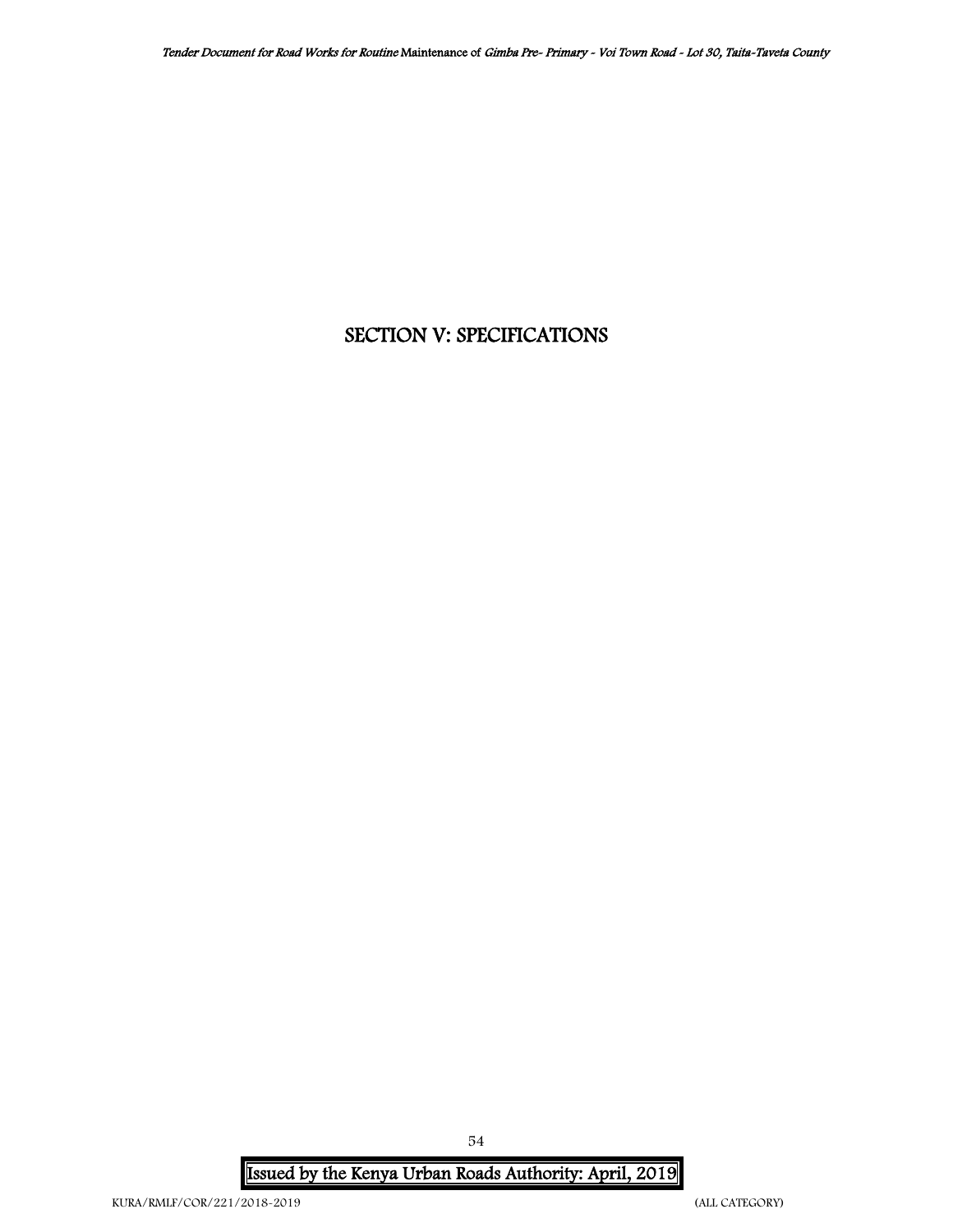# SECTION V: SPECIFICATIONS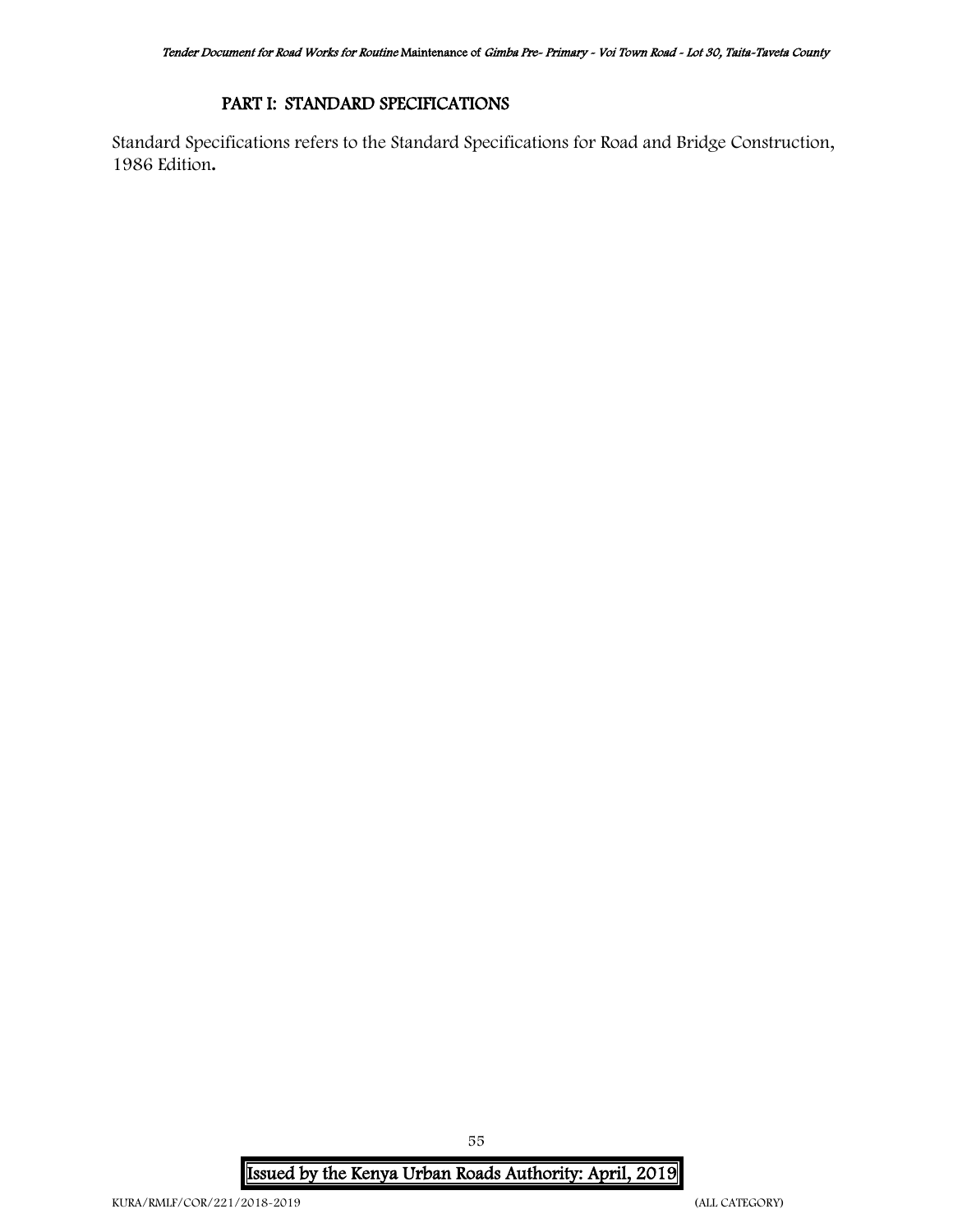## PART I: STANDARD SPECIFICATIONS

Standard Specifications refers to the Standard Specifications for Road and Bridge Construction, 1986 Edition**.**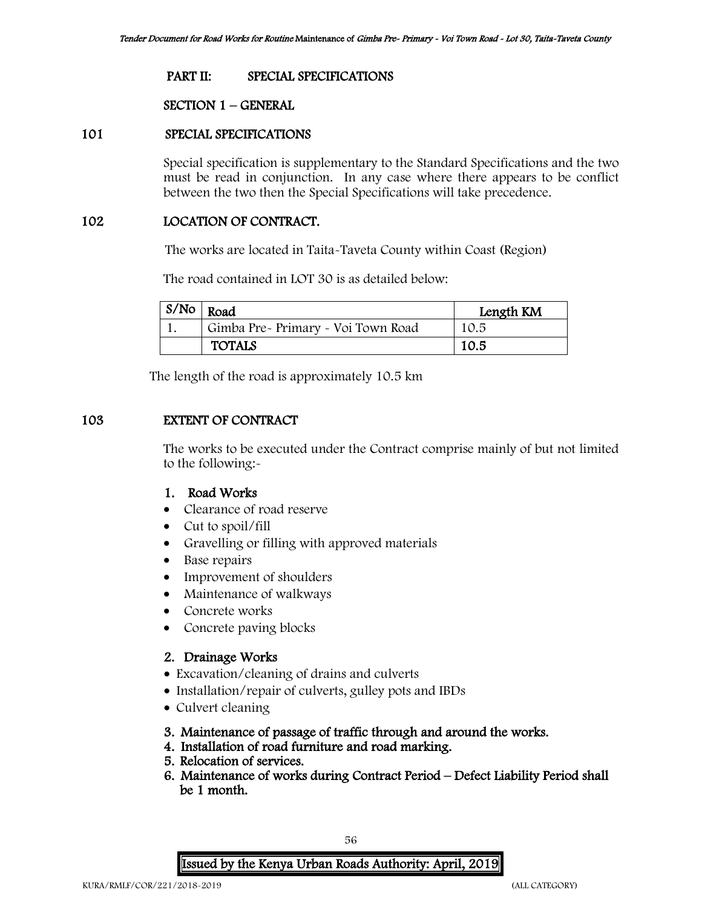## PART II: SPECIAL SPECIFICATIONS

### SECTION 1 – GENERAL

### 101 SPECIAL SPECIFICATIONS

Special specification is supplementary to the Standard Specifications and the two must be read in conjunction. In any case where there appears to be conflict between the two then the Special Specifications will take precedence.

### 102 LOCATION OF CONTRACT.

The works are located in Taita-Taveta County within Coast (Region)

The road contained in LOT 30 is as detailed below:

| S/No | Road | Length KM |
|---|---|---|
| 1. | Gimba Pre- Primary - Voi Town Road | 10.5 |
| | **TOTALS** | **10.5** |

The length of the road is approximately 10.5 km

### 103 EXTENT OF CONTRACT

The works to be executed under the Contract comprise mainly of but not limited to the following:-

**1. Road Works**

- Clearance of road reserve
- Cut to spoil/fill
- Gravelling or filling with approved materials
- Base repairs
- Improvement of shoulders
- Maintenance of walkways
- Concrete works
- Concrete paving blocks

**2. Drainage Works**

- Excavation/cleaning of drains and culverts
- Installation/repair of culverts, gulley pots and IBDs
- Culvert cleaning

**3. Maintenance of passage of traffic through and around the works.**

**4. Installation of road furniture and road marking.**

**5. Relocation of services.**

**6. Maintenance of works during Contract Period – Defect Liability Period shall be 1 month.**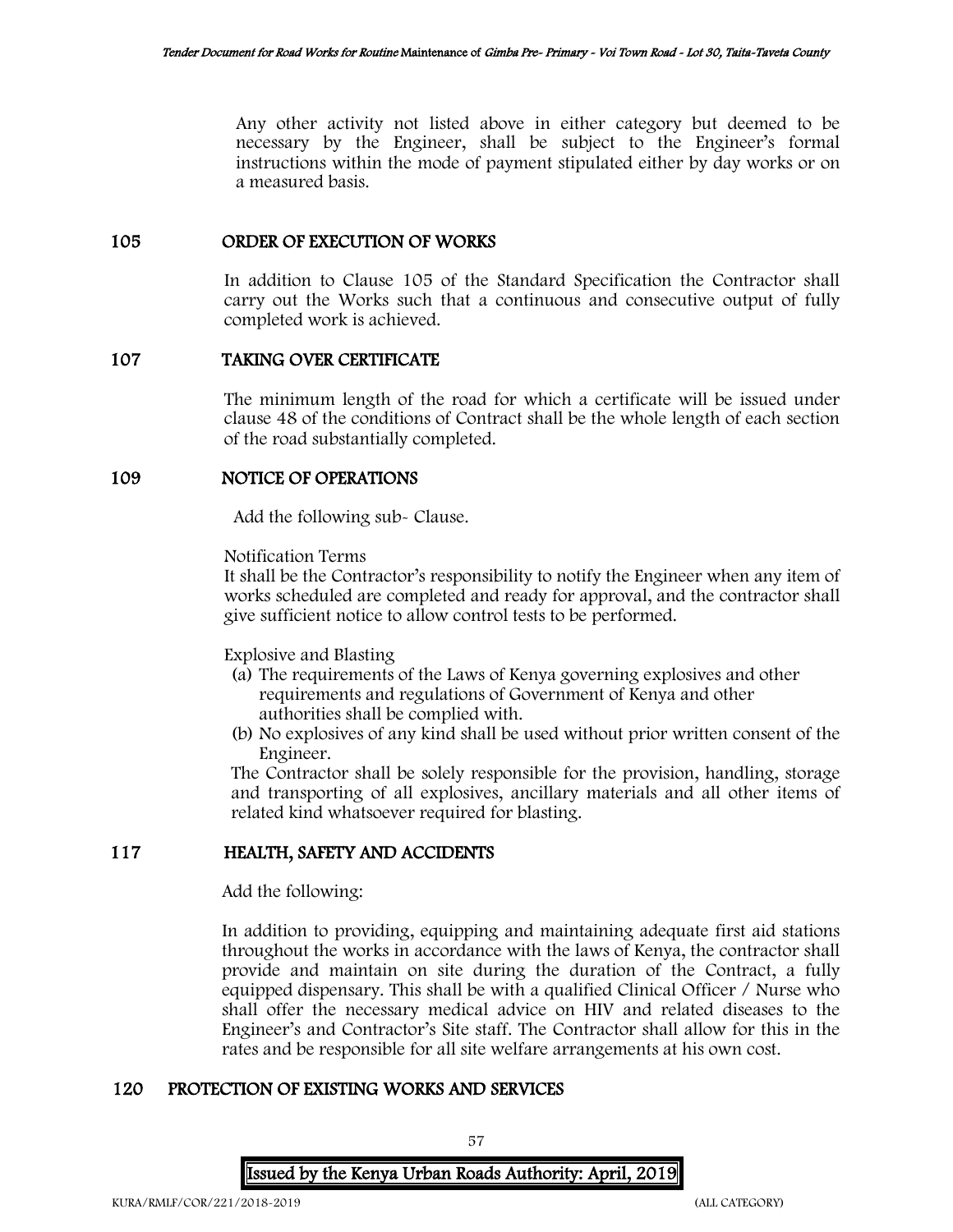Any other activity not listed above in either category but deemed to be necessary by the Engineer, shall be subject to the Engineer's formal instructions within the mode of payment stipulated either by day works or on a measured basis.

## 105 ORDER OF EXECUTION OF WORKS

In addition to Clause 105 of the Standard Specification the Contractor shall carry out the Works such that a continuous and consecutive output of fully completed work is achieved.

## 107 TAKING OVER CERTIFICATE

The minimum length of the road for which a certificate will be issued under clause 48 of the conditions of Contract shall be the whole length of each section of the road substantially completed.

## 109 NOTICE OF OPERATIONS

Add the following sub- Clause.

Notification Terms

It shall be the Contractor's responsibility to notify the Engineer when any item of works scheduled are completed and ready for approval, and the contractor shall give sufficient notice to allow control tests to be performed.

Explosive and Blasting

(a) The requirements of the Laws of Kenya governing explosives and other requirements and regulations of Government of Kenya and other authorities shall be complied with.
(b) No explosives of any kind shall be used without prior written consent of the Engineer.

The Contractor shall be solely responsible for the provision, handling, storage and transporting of all explosives, ancillary materials and all other items of related kind whatsoever required for blasting.

## 117 HEALTH, SAFETY AND ACCIDENTS

Add the following:

In addition to providing, equipping and maintaining adequate first aid stations throughout the works in accordance with the laws of Kenya, the contractor shall provide and maintain on site during the duration of the Contract, a fully equipped dispensary. This shall be with a qualified Clinical Officer / Nurse who shall offer the necessary medical advice on HIV and related diseases to the Engineer's and Contractor's Site staff. The Contractor shall allow for this in the rates and be responsible for all site welfare arrangements at his own cost.

## 120 PROTECTION OF EXISTING WORKS AND SERVICES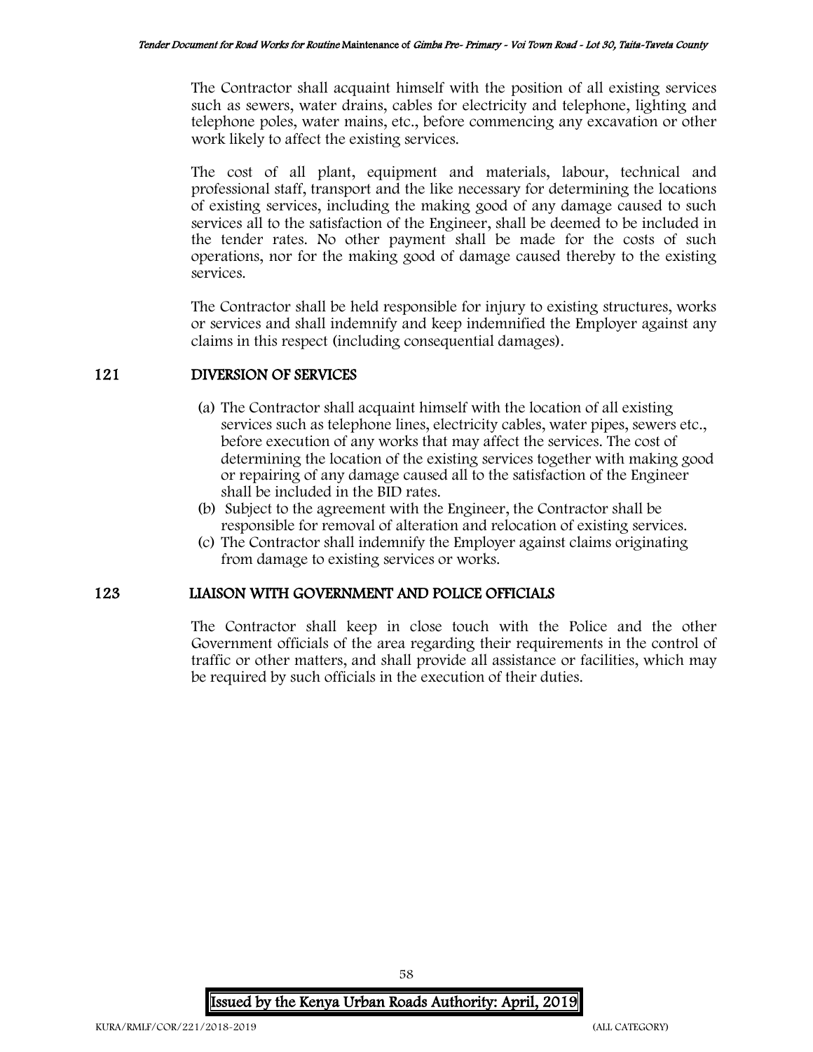The Contractor shall acquaint himself with the position of all existing services such as sewers, water drains, cables for electricity and telephone, lighting and telephone poles, water mains, etc., before commencing any excavation or other work likely to affect the existing services.

The cost of all plant, equipment and materials, labour, technical and professional staff, transport and the like necessary for determining the locations of existing services, including the making good of any damage caused to such services all to the satisfaction of the Engineer, shall be deemed to be included in the tender rates. No other payment shall be made for the costs of such operations, nor for the making good of damage caused thereby to the existing services.

The Contractor shall be held responsible for injury to existing structures, works or services and shall indemnify and keep indemnified the Employer against any claims in this respect (including consequential damages).

## 121 DIVERSION OF SERVICES

(a) The Contractor shall acquaint himself with the location of all existing services such as telephone lines, electricity cables, water pipes, sewers etc., before execution of any works that may affect the services. The cost of determining the location of the existing services together with making good or repairing of any damage caused all to the satisfaction of the Engineer shall be included in the BID rates.

(b) Subject to the agreement with the Engineer, the Contractor shall be responsible for removal of alteration and relocation of existing services.

(c) The Contractor shall indemnify the Employer against claims originating from damage to existing services or works.

## 123 LIAISON WITH GOVERNMENT AND POLICE OFFICIALS

The Contractor shall keep in close touch with the Police and the other Government officials of the area regarding their requirements in the control of traffic or other matters, and shall provide all assistance or facilities, which may be required by such officials in the execution of their duties.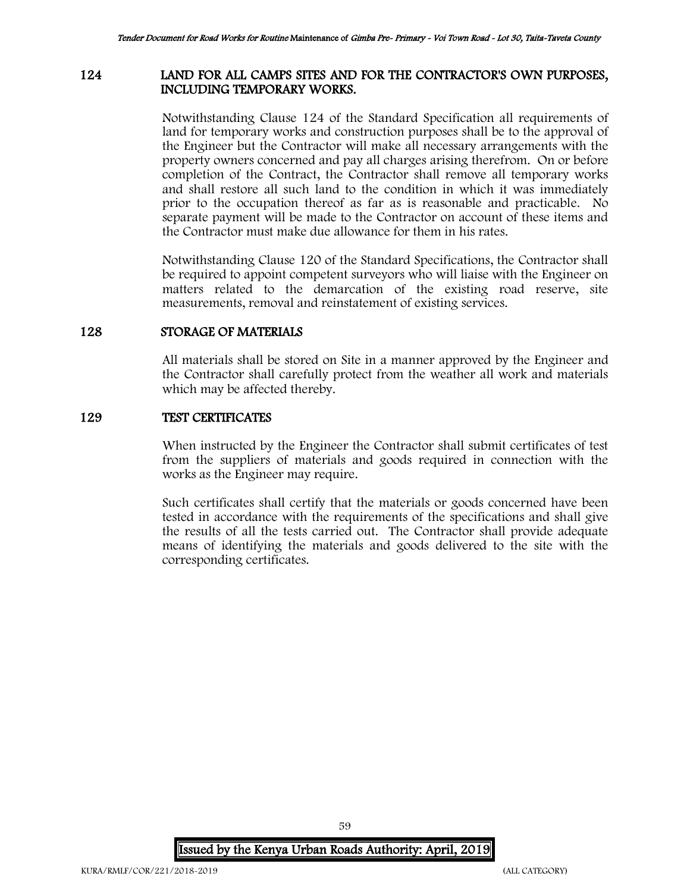## 124 LAND FOR ALL CAMPS SITES AND FOR THE CONTRACTOR'S OWN PURPOSES, INCLUDING TEMPORARY WORKS.

Notwithstanding Clause 124 of the Standard Specification all requirements of land for temporary works and construction purposes shall be to the approval of the Engineer but the Contractor will make all necessary arrangements with the property owners concerned and pay all charges arising therefrom. On or before completion of the Contract, the Contractor shall remove all temporary works and shall restore all such land to the condition in which it was immediately prior to the occupation thereof as far as is reasonable and practicable. No separate payment will be made to the Contractor on account of these items and the Contractor must make due allowance for them in his rates.

Notwithstanding Clause 120 of the Standard Specifications, the Contractor shall be required to appoint competent surveyors who will liaise with the Engineer on matters related to the demarcation of the existing road reserve, site measurements, removal and reinstatement of existing services.

## 128 STORAGE OF MATERIALS

All materials shall be stored on Site in a manner approved by the Engineer and the Contractor shall carefully protect from the weather all work and materials which may be affected thereby.

## 129 TEST CERTIFICATES

When instructed by the Engineer the Contractor shall submit certificates of test from the suppliers of materials and goods required in connection with the works as the Engineer may require.

Such certificates shall certify that the materials or goods concerned have been tested in accordance with the requirements of the specifications and shall give the results of all the tests carried out. The Contractor shall provide adequate means of identifying the materials and goods delivered to the site with the corresponding certificates.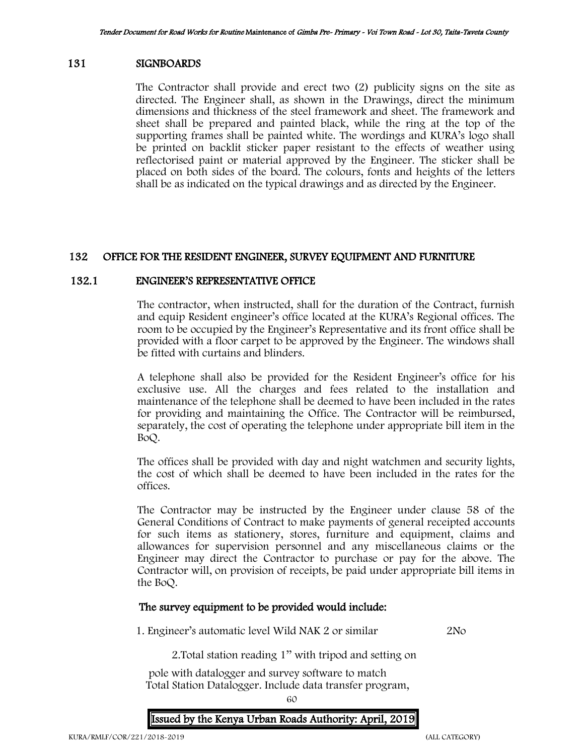## 131 SIGNBOARDS

The Contractor shall provide and erect two (2) publicity signs on the site as directed. The Engineer shall, as shown in the Drawings, direct the minimum dimensions and thickness of the steel framework and sheet. The framework and sheet shall be prepared and painted black, while the ring at the top of the supporting frames shall be painted white. The wordings and KURA's logo shall be printed on backlit sticker paper resistant to the effects of weather using reflectorised paint or material approved by the Engineer. The sticker shall be placed on both sides of the board. The colours, fonts and heights of the letters shall be as indicated on the typical drawings and as directed by the Engineer.

## 132 OFFICE FOR THE RESIDENT ENGINEER, SURVEY EQUIPMENT AND FURNITURE

### 132.1 ENGINEER'S REPRESENTATIVE OFFICE

The contractor, when instructed, shall for the duration of the Contract, furnish and equip Resident engineer's office located at the KURA's Regional offices. The room to be occupied by the Engineer's Representative and its front office shall be provided with a floor carpet to be approved by the Engineer. The windows shall be fitted with curtains and blinders.

A telephone shall also be provided for the Resident Engineer's office for his exclusive use. All the charges and fees related to the installation and maintenance of the telephone shall be deemed to have been included in the rates for providing and maintaining the Office. The Contractor will be reimbursed, separately, the cost of operating the telephone under appropriate bill item in the BoQ.

The offices shall be provided with day and night watchmen and security lights, the cost of which shall be deemed to have been included in the rates for the offices.

The Contractor may be instructed by the Engineer under clause 58 of the General Conditions of Contract to make payments of general receipted accounts for such items as stationery, stores, furniture and equipment, claims and allowances for supervision personnel and any miscellaneous claims or the Engineer may direct the Contractor to purchase or pay for the above. The Contractor will, on provision of receipts, be paid under appropriate bill items in the BoQ.

**The survey equipment to be provided would include:**

1. Engineer's automatic level Wild NAK 2 or similar 2No

2. Total station reading 1" with tripod and setting on pole with datalogger and survey software to match Total Station Datalogger. Include data transfer program,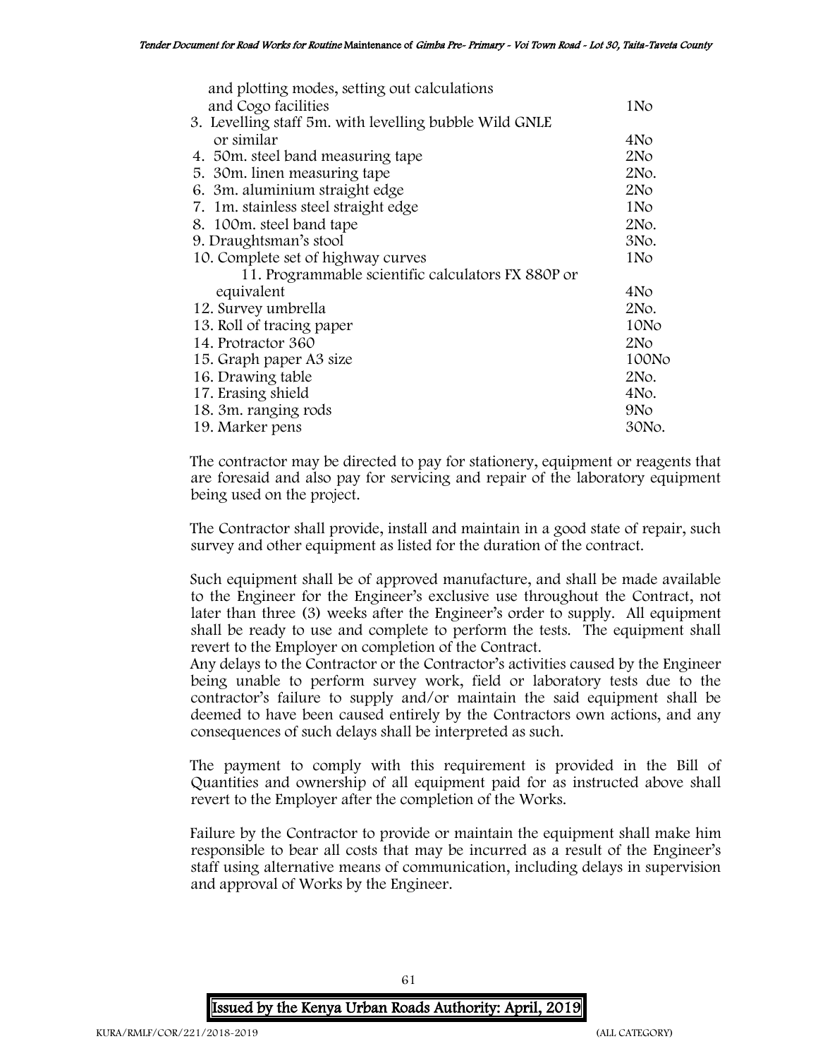| Item | Quantity |
|---|---|
| and plotting modes, setting out calculations and Cogo facilities | 1No |
| 3. Levelling staff 5m. with levelling bubble Wild GNLE or similar | 4No |
| 4. 50m. steel band measuring tape | 2No |
| 5. 30m. linen measuring tape | 2No. |
| 6. 3m. aluminium straight edge | 2No |
| 7. 1m. stainless steel straight edge | 1No |
| 8. 100m. steel band tape | 2No. |
| 9. Draughtsman's stool | 3No. |
| 10. Complete set of highway curves | 1No |
| 11. Programmable scientific calculators FX 880P or equivalent | 4No |
| 12. Survey umbrella | 2No. |
| 13. Roll of tracing paper | 10No |
| 14. Protractor 360 | 2No |
| 15. Graph paper A3 size | 100No |
| 16. Drawing table | 2No. |
| 17. Erasing shield | 4No. |
| 18. 3m. ranging rods | 9No |
| 19. Marker pens | 30No. |

The contractor may be directed to pay for stationery, equipment or reagents that are foresaid and also pay for servicing and repair of the laboratory equipment being used on the project.

The Contractor shall provide, install and maintain in a good state of repair, such survey and other equipment as listed for the duration of the contract.

Such equipment shall be of approved manufacture, and shall be made available to the Engineer for the Engineer's exclusive use throughout the Contract, not later than three (3) weeks after the Engineer's order to supply. All equipment shall be ready to use and complete to perform the tests. The equipment shall revert to the Employer on completion of the Contract.

Any delays to the Contractor or the Contractor's activities caused by the Engineer being unable to perform survey work, field or laboratory tests due to the contractor's failure to supply and/or maintain the said equipment shall be deemed to have been caused entirely by the Contractors own actions, and any consequences of such delays shall be interpreted as such.

The payment to comply with this requirement is provided in the Bill of Quantities and ownership of all equipment paid for as instructed above shall revert to the Employer after the completion of the Works.

Failure by the Contractor to provide or maintain the equipment shall make him responsible to bear all costs that may be incurred as a result of the Engineer's staff using alternative means of communication, including delays in supervision and approval of Works by the Engineer.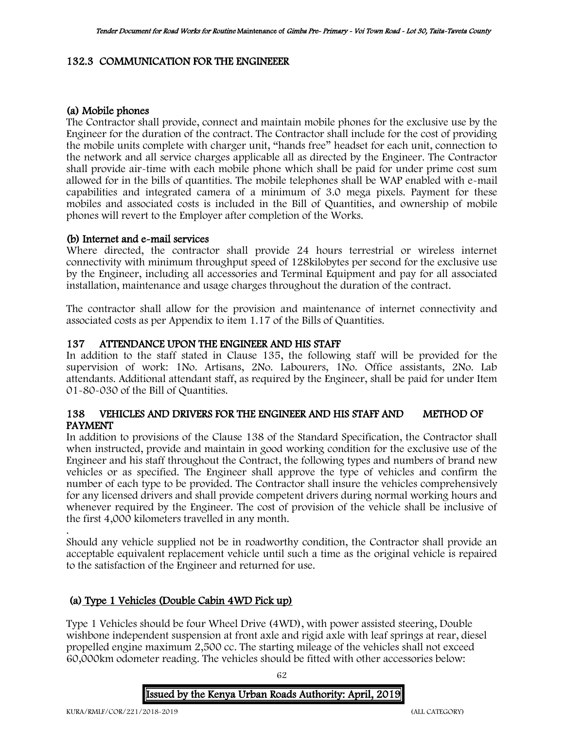## 132.3 COMMUNICATION FOR THE ENGINEEER

### (a) Mobile phones

The Contractor shall provide, connect and maintain mobile phones for the exclusive use by the Engineer for the duration of the contract. The Contractor shall include for the cost of providing the mobile units complete with charger unit, "hands free" headset for each unit, connection to the network and all service charges applicable all as directed by the Engineer. The Contractor shall provide air-time with each mobile phone which shall be paid for under prime cost sum allowed for in the bills of quantities. The mobile telephones shall be WAP enabled with e-mail capabilities and integrated camera of a minimum of 3.0 mega pixels. Payment for these mobiles and associated costs is included in the Bill of Quantities, and ownership of mobile phones will revert to the Employer after completion of the Works.

### (b) Internet and e-mail services

Where directed, the contractor shall provide 24 hours terrestrial or wireless internet connectivity with minimum throughput speed of 128kilobytes per second for the exclusive use by the Engineer, including all accessories and Terminal Equipment and pay for all associated installation, maintenance and usage charges throughout the duration of the contract.

The contractor shall allow for the provision and maintenance of internet connectivity and associated costs as per Appendix to item 1.17 of the Bills of Quantities.

## 137 ATTENDANCE UPON THE ENGINEER AND HIS STAFF

In addition to the staff stated in Clause 135, the following staff will be provided for the supervision of work: 1No. Artisans, 2No. Labourers, 1No. Office assistants, 2No. Lab attendants. Additional attendant staff, as required by the Engineer, shall be paid for under Item 01-80-030 of the Bill of Quantities.

## 138 VEHICLES AND DRIVERS FOR THE ENGINEER AND HIS STAFF AND METHOD OF PAYMENT

In addition to provisions of the Clause 138 of the Standard Specification, the Contractor shall when instructed, provide and maintain in good working condition for the exclusive use of the Engineer and his staff throughout the Contract, the following types and numbers of brand new vehicles or as specified. The Engineer shall approve the type of vehicles and confirm the number of each type to be provided. The Contractor shall insure the vehicles comprehensively for any licensed drivers and shall provide competent drivers during normal working hours and whenever required by the Engineer. The cost of provision of the vehicle shall be inclusive of the first 4,000 kilometers travelled in any month.

.

Should any vehicle supplied not be in roadworthy condition, the Contractor shall provide an acceptable equivalent replacement vehicle until such a time as the original vehicle is repaired to the satisfaction of the Engineer and returned for use.

### (a) Type 1 Vehicles (Double Cabin 4WD Pick up)

Type 1 Vehicles should be four Wheel Drive (4WD), with power assisted steering, Double wishbone independent suspension at front axle and rigid axle with leaf springs at rear, diesel propelled engine maximum 2,500 cc. The starting mileage of the vehicles shall not exceed 60,000km odometer reading. The vehicles should be fitted with other accessories below: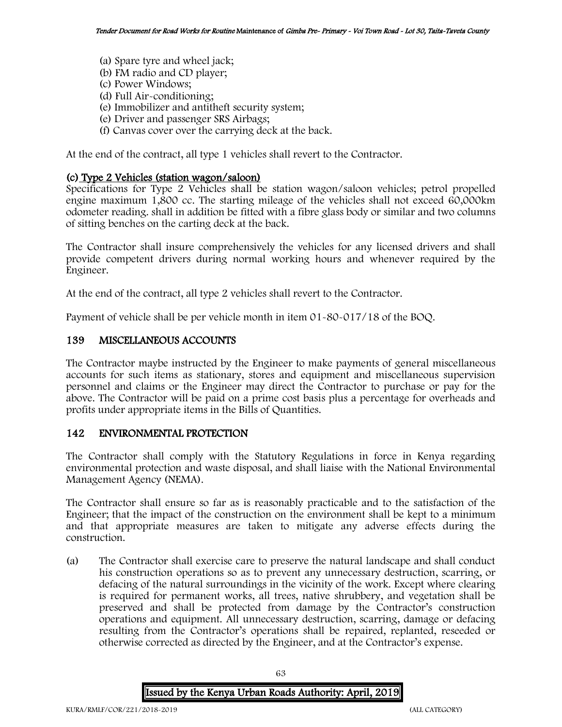(a) Spare tyre and wheel jack;
(b) FM radio and CD player;
(c) Power Windows;
(d) Full Air-conditioning;
(e) Immobilizer and antitheft security system;
(e) Driver and passenger SRS Airbags;
(f) Canvas cover over the carrying deck at the back.

At the end of the contract, all type 1 vehicles shall revert to the Contractor.

**(c) Type 2 Vehicles (station wagon/saloon)**

Specifications for Type 2 Vehicles shall be station wagon/saloon vehicles; petrol propelled engine maximum 1,800 cc. The starting mileage of the vehicles shall not exceed 60,000km odometer reading. shall in addition be fitted with a fibre glass body or similar and two columns of sitting benches on the carting deck at the back.

The Contractor shall insure comprehensively the vehicles for any licensed drivers and shall provide competent drivers during normal working hours and whenever required by the Engineer.

At the end of the contract, all type 2 vehicles shall revert to the Contractor.

Payment of vehicle shall be per vehicle month in item 01-80-017/18 of the BOQ.

## 139 MISCELLANEOUS ACCOUNTS

The Contractor maybe instructed by the Engineer to make payments of general miscellaneous accounts for such items as stationary, stores and equipment and miscellaneous supervision personnel and claims or the Engineer may direct the Contractor to purchase or pay for the above. The Contractor will be paid on a prime cost basis plus a percentage for overheads and profits under appropriate items in the Bills of Quantities.

## 142 ENVIRONMENTAL PROTECTION

The Contractor shall comply with the Statutory Regulations in force in Kenya regarding environmental protection and waste disposal, and shall liaise with the National Environmental Management Agency (NEMA).

The Contractor shall ensure so far as is reasonably practicable and to the satisfaction of the Engineer; that the impact of the construction on the environment shall be kept to a minimum and that appropriate measures are taken to mitigate any adverse effects during the construction.

(a) The Contractor shall exercise care to preserve the natural landscape and shall conduct his construction operations so as to prevent any unnecessary destruction, scarring, or defacing of the natural surroundings in the vicinity of the work. Except where clearing is required for permanent works, all trees, native shrubbery, and vegetation shall be preserved and shall be protected from damage by the Contractor's construction operations and equipment. All unnecessary destruction, scarring, damage or defacing resulting from the Contractor's operations shall be repaired, replanted, reseeded or otherwise corrected as directed by the Engineer, and at the Contractor's expense.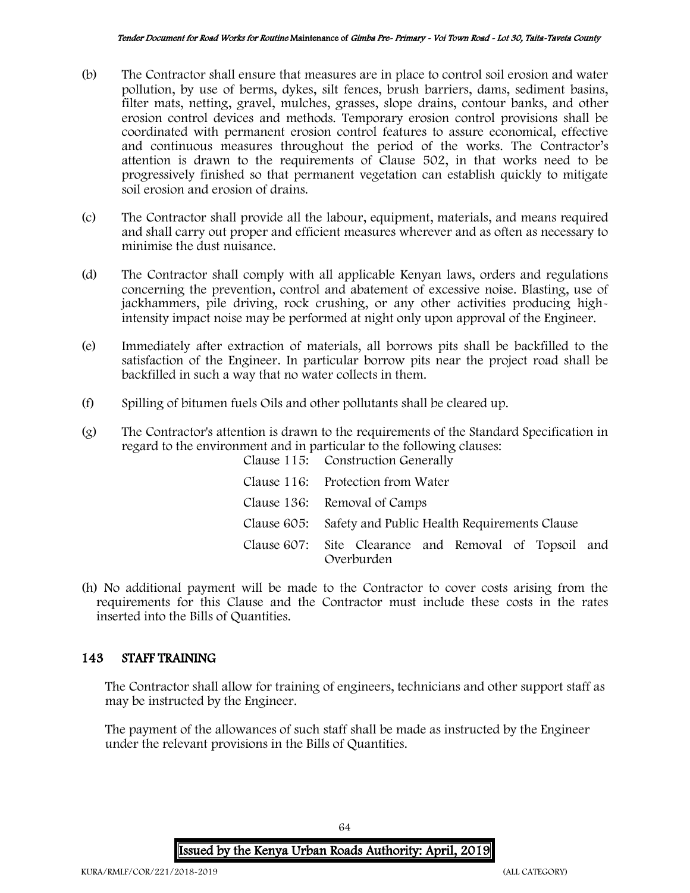(b) The Contractor shall ensure that measures are in place to control soil erosion and water pollution, by use of berms, dykes, silt fences, brush barriers, dams, sediment basins, filter mats, netting, gravel, mulches, grasses, slope drains, contour banks, and other erosion control devices and methods. Temporary erosion control provisions shall be coordinated with permanent erosion control features to assure economical, effective and continuous measures throughout the period of the works. The Contractor's attention is drawn to the requirements of Clause 502, in that works need to be progressively finished so that permanent vegetation can establish quickly to mitigate soil erosion and erosion of drains.

(c) The Contractor shall provide all the labour, equipment, materials, and means required and shall carry out proper and efficient measures wherever and as often as necessary to minimise the dust nuisance.

(d) The Contractor shall comply with all applicable Kenyan laws, orders and regulations concerning the prevention, control and abatement of excessive noise. Blasting, use of jackhammers, pile driving, rock crushing, or any other activities producing high-intensity impact noise may be performed at night only upon approval of the Engineer.

(e) Immediately after extraction of materials, all borrows pits shall be backfilled to the satisfaction of the Engineer. In particular borrow pits near the project road shall be backfilled in such a way that no water collects in them.

(f) Spilling of bitumen fuels Oils and other pollutants shall be cleared up.

(g) The Contractor's attention is drawn to the requirements of the Standard Specification in regard to the environment and in particular to the following clauses:

| | |
|---|---|
| Clause 115: | Construction Generally |
| Clause 116: | Protection from Water |
| Clause 136: | Removal of Camps |
| Clause 605: | Safety and Public Health Requirements Clause |
| Clause 607: | Site Clearance and Removal of Topsoil and Overburden |

(h) No additional payment will be made to the Contractor to cover costs arising from the requirements for this Clause and the Contractor must include these costs in the rates inserted into the Bills of Quantities.

## 143 STAFF TRAINING

The Contractor shall allow for training of engineers, technicians and other support staff as may be instructed by the Engineer.

The payment of the allowances of such staff shall be made as instructed by the Engineer under the relevant provisions in the Bills of Quantities.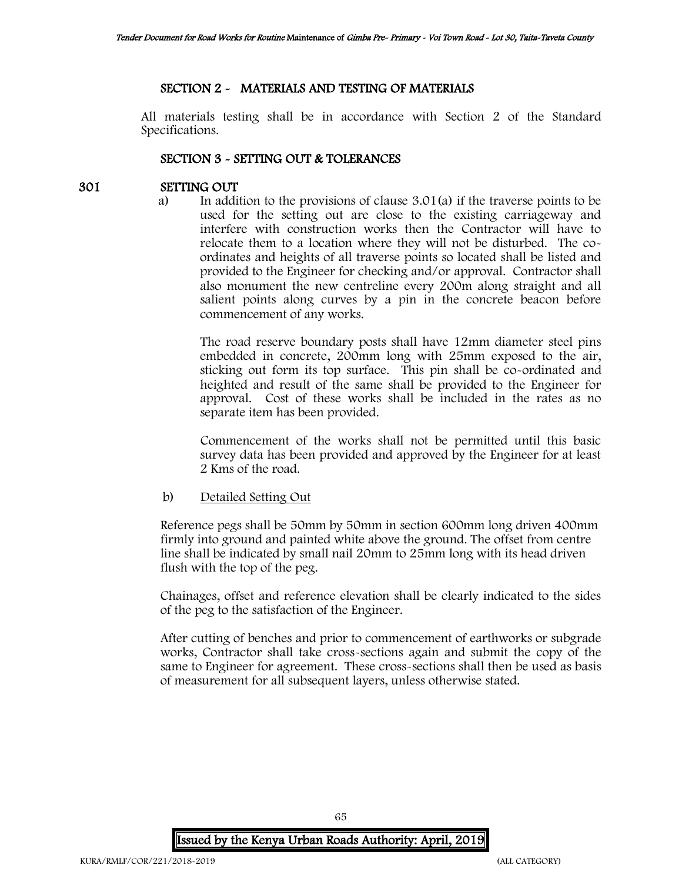## SECTION 2 - MATERIALS AND TESTING OF MATERIALS

All materials testing shall be in accordance with Section 2 of the Standard Specifications.

## SECTION 3 - SETTING OUT & TOLERANCES

### 301 SETTING OUT

a) In addition to the provisions of clause 3.01(a) if the traverse points to be used for the setting out are close to the existing carriageway and interfere with construction works then the Contractor will have to relocate them to a location where they will not be disturbed. The co-ordinates and heights of all traverse points so located shall be listed and provided to the Engineer for checking and/or approval. Contractor shall also monument the new centreline every 200m along straight and all salient points along curves by a pin in the concrete beacon before commencement of any works.

The road reserve boundary posts shall have 12mm diameter steel pins embedded in concrete, 200mm long with 25mm exposed to the air, sticking out form its top surface. This pin shall be co-ordinated and heighted and result of the same shall be provided to the Engineer for approval. Cost of these works shall be included in the rates as no separate item has been provided.

Commencement of the works shall not be permitted until this basic survey data has been provided and approved by the Engineer for at least 2 Kms of the road.

b) Detailed Setting Out

Reference pegs shall be 50mm by 50mm in section 600mm long driven 400mm firmly into ground and painted white above the ground. The offset from centre line shall be indicated by small nail 20mm to 25mm long with its head driven flush with the top of the peg.

Chainages, offset and reference elevation shall be clearly indicated to the sides of the peg to the satisfaction of the Engineer.

After cutting of benches and prior to commencement of earthworks or subgrade works, Contractor shall take cross-sections again and submit the copy of the same to Engineer for agreement. These cross-sections shall then be used as basis of measurement for all subsequent layers, unless otherwise stated.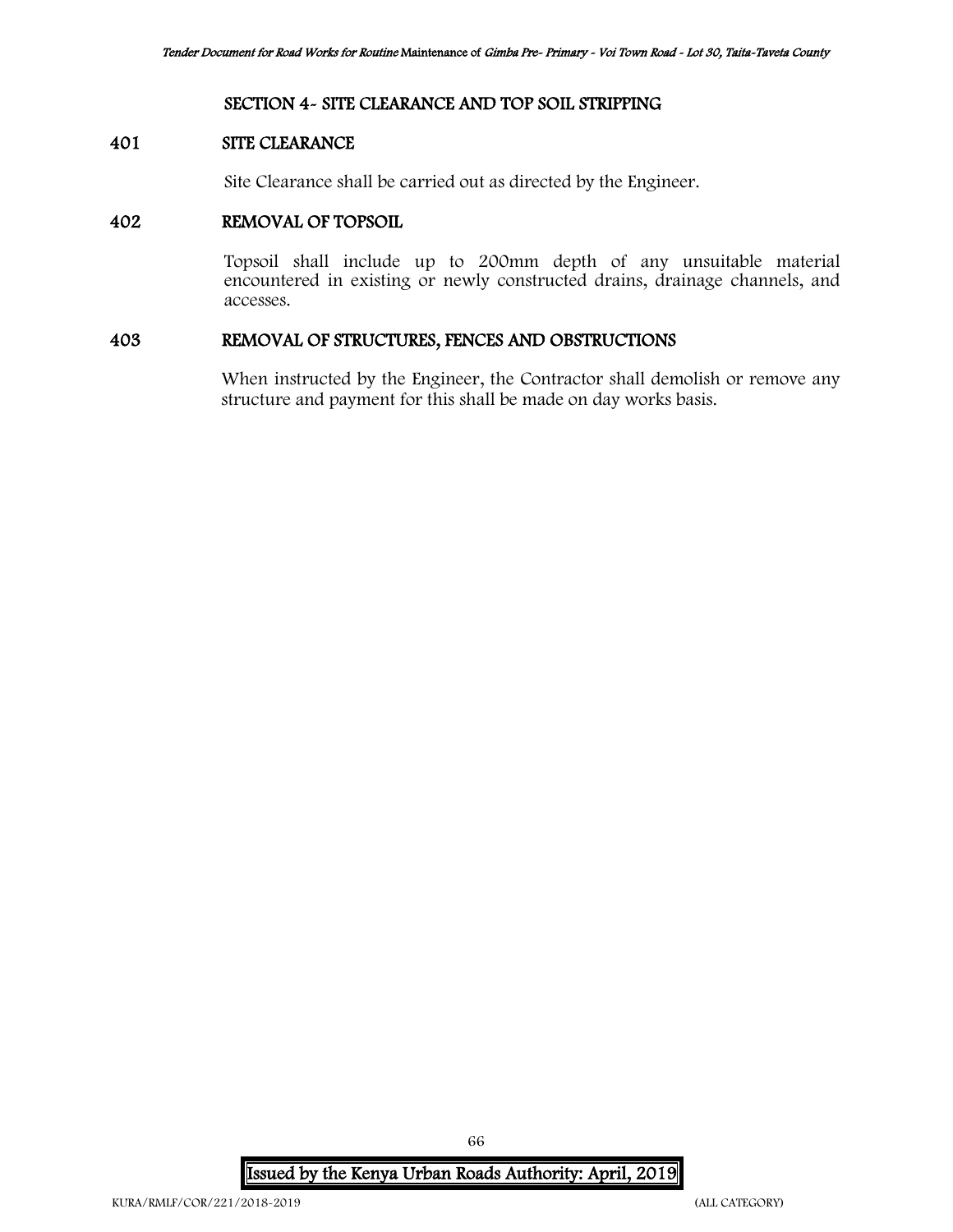## SECTION 4- SITE CLEARANCE AND TOP SOIL STRIPPING

### 401 SITE CLEARANCE

Site Clearance shall be carried out as directed by the Engineer.

### 402 REMOVAL OF TOPSOIL

Topsoil shall include up to 200mm depth of any unsuitable material encountered in existing or newly constructed drains, drainage channels, and accesses.

### 403 REMOVAL OF STRUCTURES, FENCES AND OBSTRUCTIONS

When instructed by the Engineer, the Contractor shall demolish or remove any structure and payment for this shall be made on day works basis.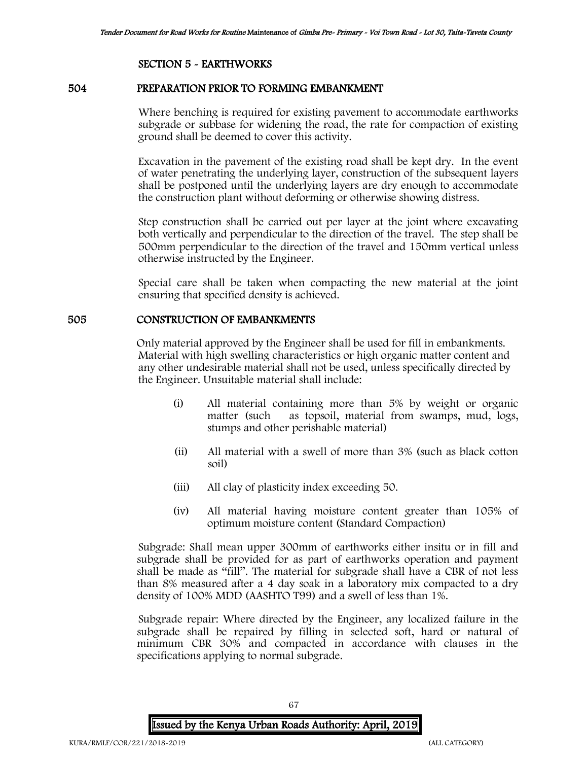## SECTION 5 - EARTHWORKS

### 504 PREPARATION PRIOR TO FORMING EMBANKMENT

Where benching is required for existing pavement to accommodate earthworks subgrade or subbase for widening the road, the rate for compaction of existing ground shall be deemed to cover this activity.

Excavation in the pavement of the existing road shall be kept dry. In the event of water penetrating the underlying layer, construction of the subsequent layers shall be postponed until the underlying layers are dry enough to accommodate the construction plant without deforming or otherwise showing distress.

Step construction shall be carried out per layer at the joint where excavating both vertically and perpendicular to the direction of the travel. The step shall be 500mm perpendicular to the direction of the travel and 150mm vertical unless otherwise instructed by the Engineer.

Special care shall be taken when compacting the new material at the joint ensuring that specified density is achieved.

### 505 CONSTRUCTION OF EMBANKMENTS

Only material approved by the Engineer shall be used for fill in embankments. Material with high swelling characteristics or high organic matter content and any other undesirable material shall not be used, unless specifically directed by the Engineer. Unsuitable material shall include:

(i) All material containing more than 5% by weight or organic matter (such as topsoil, material from swamps, mud, logs, stumps and other perishable material)

(ii) All material with a swell of more than 3% (such as black cotton soil)

(iii) All clay of plasticity index exceeding 50.

(iv) All material having moisture content greater than 105% of optimum moisture content (Standard Compaction)

Subgrade: Shall mean upper 300mm of earthworks either insitu or in fill and subgrade shall be provided for as part of earthworks operation and payment shall be made as "fill". The material for subgrade shall have a CBR of not less than 8% measured after a 4 day soak in a laboratory mix compacted to a dry density of 100% MDD (AASHTO T99) and a swell of less than 1%.

Subgrade repair: Where directed by the Engineer, any localized failure in the subgrade shall be repaired by filling in selected soft, hard or natural of minimum CBR 30% and compacted in accordance with clauses in the specifications applying to normal subgrade.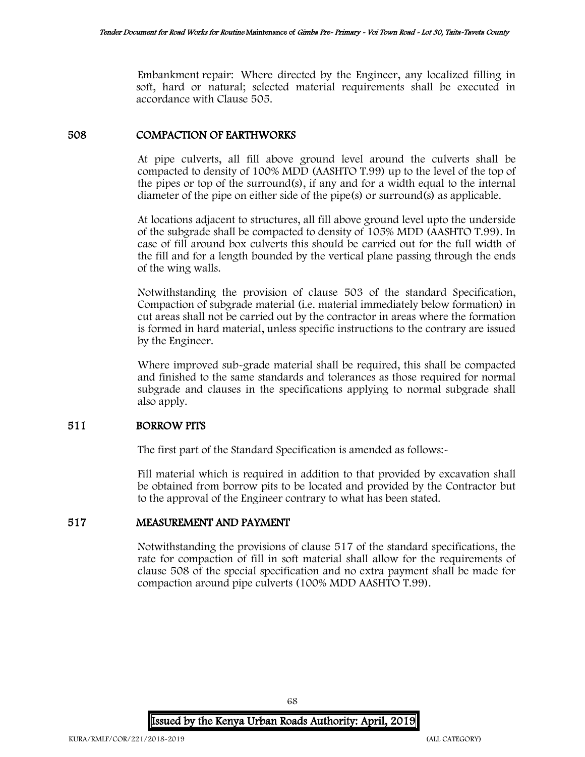Embankment repair: Where directed by the Engineer, any localized filling in soft, hard or natural; selected material requirements shall be executed in accordance with Clause 505.

## 508 COMPACTION OF EARTHWORKS

At pipe culverts, all fill above ground level around the culverts shall be compacted to density of 100% MDD (AASHTO T.99) up to the level of the top of the pipes or top of the surround(s), if any and for a width equal to the internal diameter of the pipe on either side of the pipe(s) or surround(s) as applicable.

At locations adjacent to structures, all fill above ground level upto the underside of the subgrade shall be compacted to density of 105% MDD (AASHTO T.99). In case of fill around box culverts this should be carried out for the full width of the fill and for a length bounded by the vertical plane passing through the ends of the wing walls.

Notwithstanding the provision of clause 503 of the standard Specification, Compaction of subgrade material (i.e. material immediately below formation) in cut areas shall not be carried out by the contractor in areas where the formation is formed in hard material, unless specific instructions to the contrary are issued by the Engineer.

Where improved sub-grade material shall be required, this shall be compacted and finished to the same standards and tolerances as those required for normal subgrade and clauses in the specifications applying to normal subgrade shall also apply.

## 511 BORROW PITS

The first part of the Standard Specification is amended as follows:-

Fill material which is required in addition to that provided by excavation shall be obtained from borrow pits to be located and provided by the Contractor but to the approval of the Engineer contrary to what has been stated.

## 517 MEASUREMENT AND PAYMENT

Notwithstanding the provisions of clause 517 of the standard specifications, the rate for compaction of fill in soft material shall allow for the requirements of clause 508 of the special specification and no extra payment shall be made for compaction around pipe culverts (100% MDD AASHTO T.99).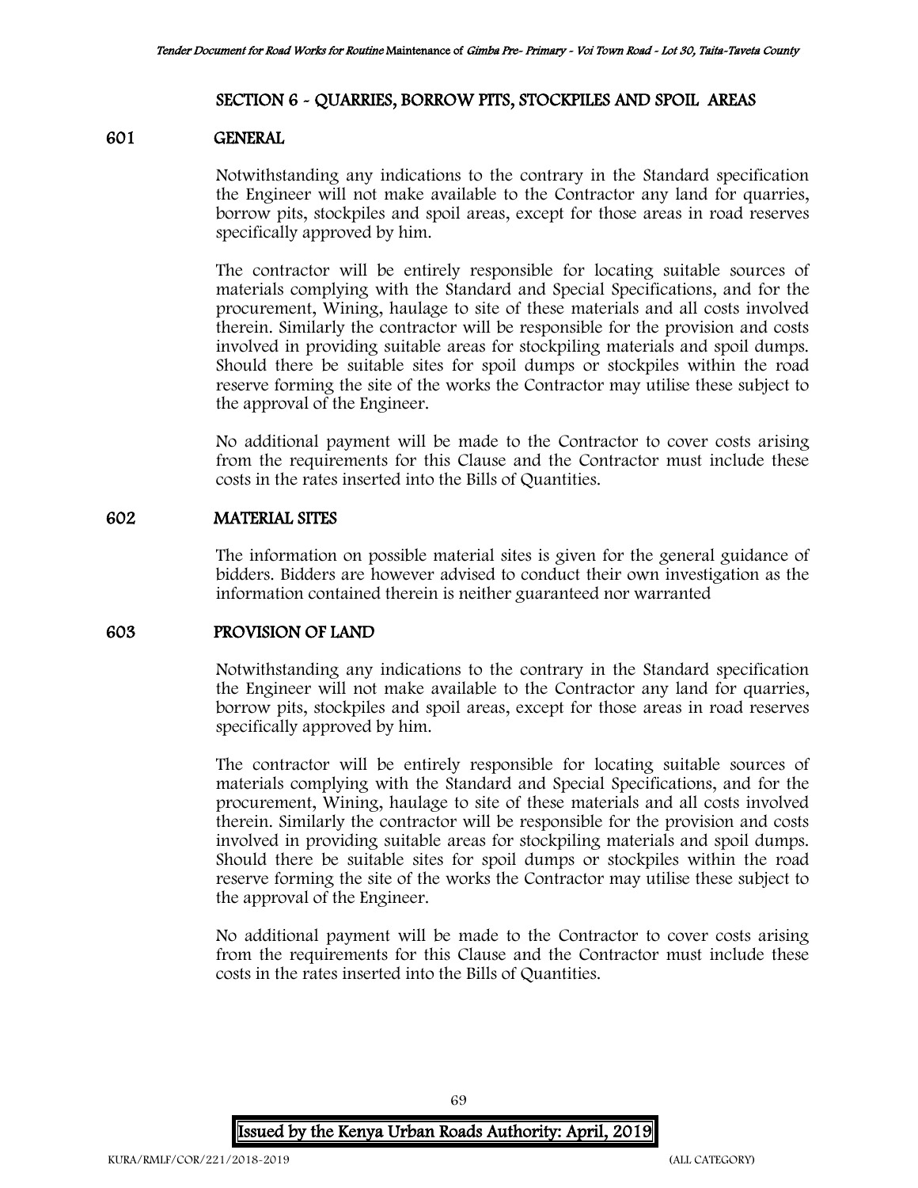## SECTION 6 - QUARRIES, BORROW PITS, STOCKPILES AND SPOIL AREAS

### 601 GENERAL

Notwithstanding any indications to the contrary in the Standard specification the Engineer will not make available to the Contractor any land for quarries, borrow pits, stockpiles and spoil areas, except for those areas in road reserves specifically approved by him.

The contractor will be entirely responsible for locating suitable sources of materials complying with the Standard and Special Specifications, and for the procurement, Wining, haulage to site of these materials and all costs involved therein. Similarly the contractor will be responsible for the provision and costs involved in providing suitable areas for stockpiling materials and spoil dumps. Should there be suitable sites for spoil dumps or stockpiles within the road reserve forming the site of the works the Contractor may utilise these subject to the approval of the Engineer.

No additional payment will be made to the Contractor to cover costs arising from the requirements for this Clause and the Contractor must include these costs in the rates inserted into the Bills of Quantities.

### 602 MATERIAL SITES

The information on possible material sites is given for the general guidance of bidders. Bidders are however advised to conduct their own investigation as the information contained therein is neither guaranteed nor warranted

### 603 PROVISION OF LAND

Notwithstanding any indications to the contrary in the Standard specification the Engineer will not make available to the Contractor any land for quarries, borrow pits, stockpiles and spoil areas, except for those areas in road reserves specifically approved by him.

The contractor will be entirely responsible for locating suitable sources of materials complying with the Standard and Special Specifications, and for the procurement, Wining, haulage to site of these materials and all costs involved therein. Similarly the contractor will be responsible for the provision and costs involved in providing suitable areas for stockpiling materials and spoil dumps. Should there be suitable sites for spoil dumps or stockpiles within the road reserve forming the site of the works the Contractor may utilise these subject to the approval of the Engineer.

No additional payment will be made to the Contractor to cover costs arising from the requirements for this Clause and the Contractor must include these costs in the rates inserted into the Bills of Quantities.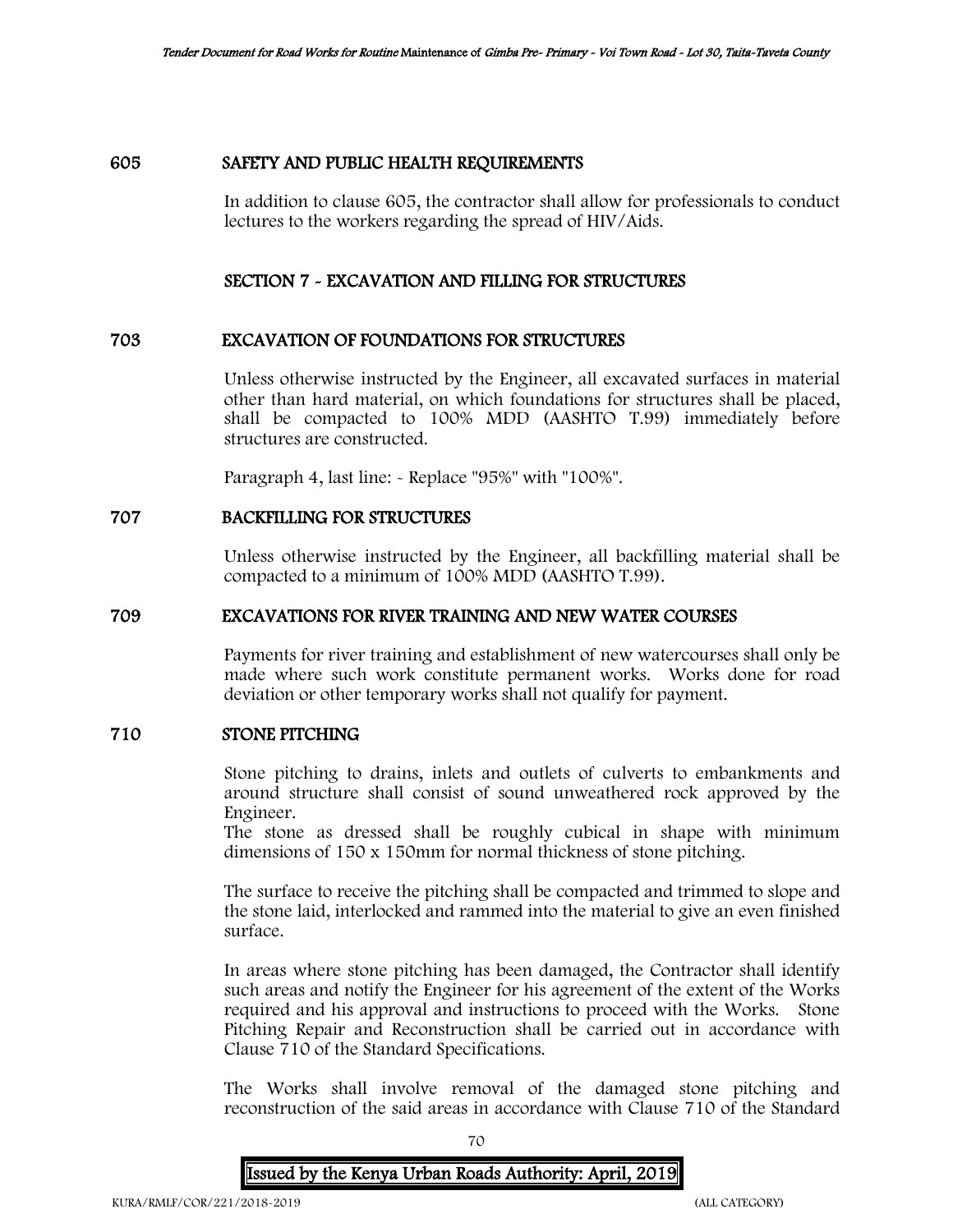## 605 SAFETY AND PUBLIC HEALTH REQUIREMENTS

In addition to clause 605, the contractor shall allow for professionals to conduct lectures to the workers regarding the spread of HIV/Aids.

## SECTION 7 - EXCAVATION AND FILLING FOR STRUCTURES

## 703 EXCAVATION OF FOUNDATIONS FOR STRUCTURES

Unless otherwise instructed by the Engineer, all excavated surfaces in material other than hard material, on which foundations for structures shall be placed, shall be compacted to 100% MDD (AASHTO T.99) immediately before structures are constructed.

Paragraph 4, last line: - Replace "95%" with "100%".

## 707 BACKFILLING FOR STRUCTURES

Unless otherwise instructed by the Engineer, all backfilling material shall be compacted to a minimum of 100% MDD (AASHTO T.99).

## 709 EXCAVATIONS FOR RIVER TRAINING AND NEW WATER COURSES

Payments for river training and establishment of new watercourses shall only be made where such work constitute permanent works. Works done for road deviation or other temporary works shall not qualify for payment.

## 710 STONE PITCHING

Stone pitching to drains, inlets and outlets of culverts to embankments and around structure shall consist of sound unweathered rock approved by the Engineer.
The stone as dressed shall be roughly cubical in shape with minimum dimensions of 150 x 150mm for normal thickness of stone pitching.

The surface to receive the pitching shall be compacted and trimmed to slope and the stone laid, interlocked and rammed into the material to give an even finished surface.

In areas where stone pitching has been damaged, the Contractor shall identify such areas and notify the Engineer for his agreement of the extent of the Works required and his approval and instructions to proceed with the Works. Stone Pitching Repair and Reconstruction shall be carried out in accordance with Clause 710 of the Standard Specifications.

The Works shall involve removal of the damaged stone pitching and reconstruction of the said areas in accordance with Clause 710 of the Standard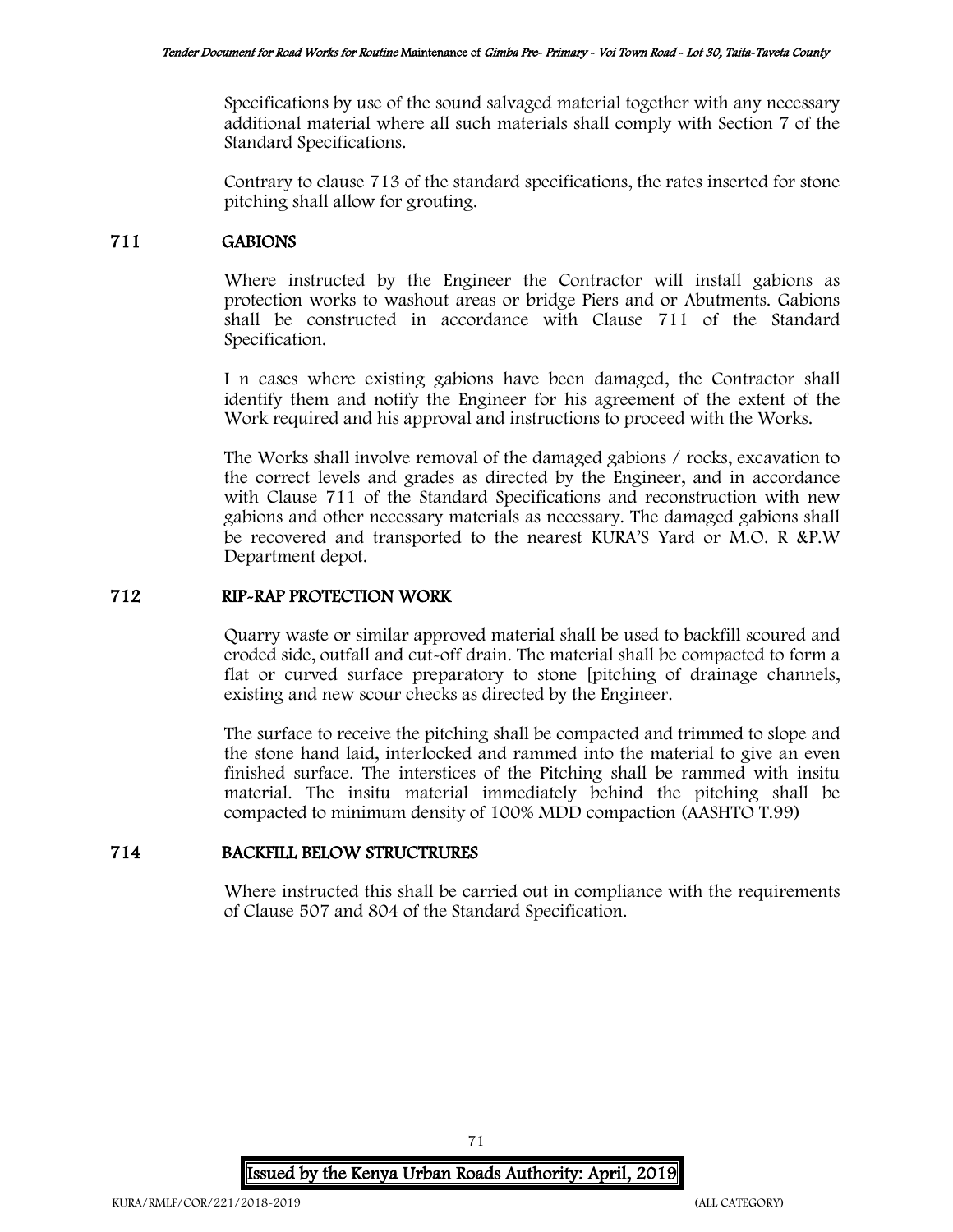Specifications by use of the sound salvaged material together with any necessary additional material where all such materials shall comply with Section 7 of the Standard Specifications.

Contrary to clause 713 of the standard specifications, the rates inserted for stone pitching shall allow for grouting.

## 711 GABIONS

Where instructed by the Engineer the Contractor will install gabions as protection works to washout areas or bridge Piers and or Abutments. Gabions shall be constructed in accordance with Clause 711 of the Standard Specification.

I n cases where existing gabions have been damaged, the Contractor shall identify them and notify the Engineer for his agreement of the extent of the Work required and his approval and instructions to proceed with the Works.

The Works shall involve removal of the damaged gabions / rocks, excavation to the correct levels and grades as directed by the Engineer, and in accordance with Clause 711 of the Standard Specifications and reconstruction with new gabions and other necessary materials as necessary. The damaged gabions shall be recovered and transported to the nearest KURA'S Yard or M.O. R &P.W Department depot.

## 712 RIP-RAP PROTECTION WORK

Quarry waste or similar approved material shall be used to backfill scoured and eroded side, outfall and cut-off drain. The material shall be compacted to form a flat or curved surface preparatory to stone [pitching of drainage channels, existing and new scour checks as directed by the Engineer.

The surface to receive the pitching shall be compacted and trimmed to slope and the stone hand laid, interlocked and rammed into the material to give an even finished surface. The interstices of the Pitching shall be rammed with insitu material. The insitu material immediately behind the pitching shall be compacted to minimum density of 100% MDD compaction (AASHTO T.99)

## 714 BACKFILL BELOW STRUCTRURES

Where instructed this shall be carried out in compliance with the requirements of Clause 507 and 804 of the Standard Specification.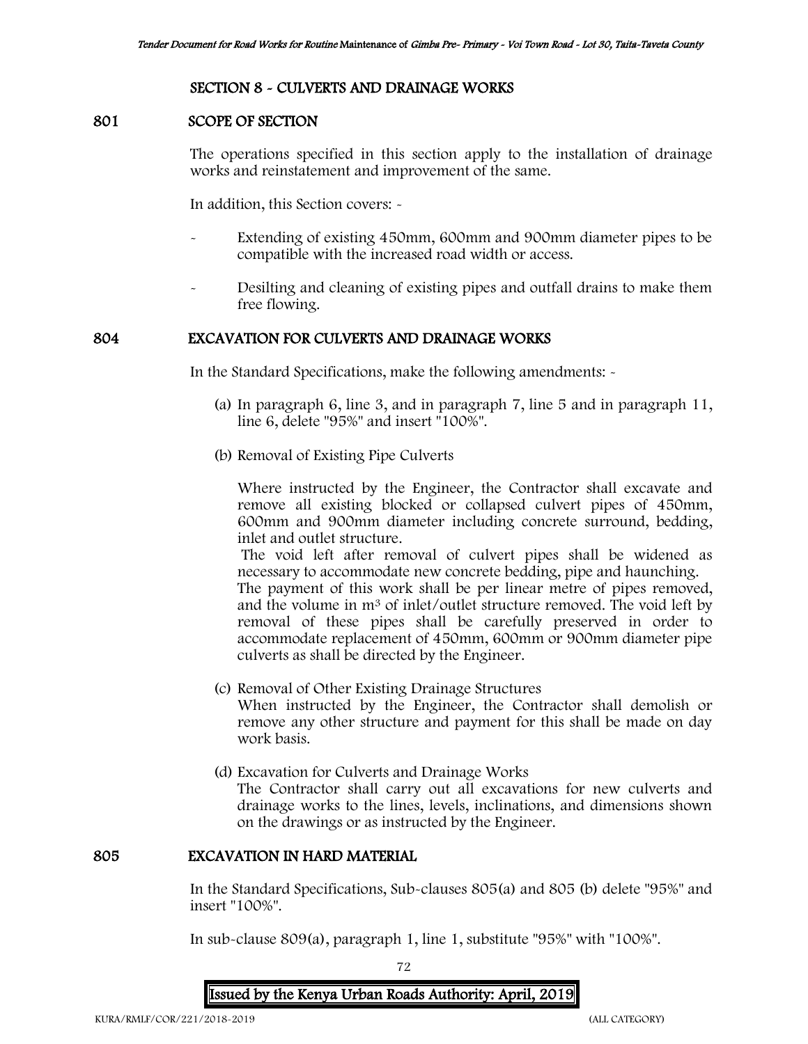## SECTION 8 - CULVERTS AND DRAINAGE WORKS

### 801 SCOPE OF SECTION

The operations specified in this section apply to the installation of drainage works and reinstatement and improvement of the same.

In addition, this Section covers: -

- Extending of existing 450mm, 600mm and 900mm diameter pipes to be compatible with the increased road width or access.
- Desilting and cleaning of existing pipes and outfall drains to make them free flowing.

### 804 EXCAVATION FOR CULVERTS AND DRAINAGE WORKS

In the Standard Specifications, make the following amendments: -

(a) In paragraph 6, line 3, and in paragraph 7, line 5 and in paragraph 11, line 6, delete "95%" and insert "100%".

(b) Removal of Existing Pipe Culverts

Where instructed by the Engineer, the Contractor shall excavate and remove all existing blocked or collapsed culvert pipes of 450mm, 600mm and 900mm diameter including concrete surround, bedding, inlet and outlet structure.

The void left after removal of culvert pipes shall be widened as necessary to accommodate new concrete bedding, pipe and haunching.

The payment of this work shall be per linear metre of pipes removed, and the volume in $m^3$ of inlet/outlet structure removed. The void left by removal of these pipes shall be carefully preserved in order to accommodate replacement of 450mm, 600mm or 900mm diameter pipe culverts as shall be directed by the Engineer.

(c) Removal of Other Existing Drainage Structures

When instructed by the Engineer, the Contractor shall demolish or remove any other structure and payment for this shall be made on day work basis.

(d) Excavation for Culverts and Drainage Works

The Contractor shall carry out all excavations for new culverts and drainage works to the lines, levels, inclinations, and dimensions shown on the drawings or as instructed by the Engineer.

### 805 EXCAVATION IN HARD MATERIAL

In the Standard Specifications, Sub-clauses 805(a) and 805 (b) delete "95%" and insert "100%".

In sub-clause 809(a), paragraph 1, line 1, substitute "95%" with "100%".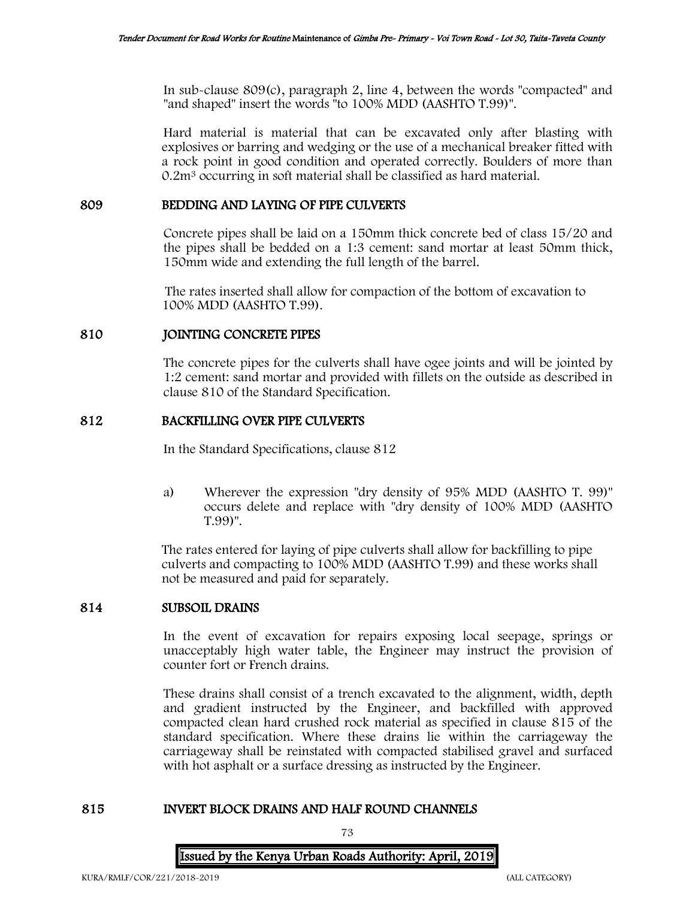In sub-clause 809(c), paragraph 2, line 4, between the words "compacted" and "and shaped" insert the words "to 100% MDD (AASHTO T.99)".

Hard material is material that can be excavated only after blasting with explosives or barring and wedging or the use of a mechanical breaker fitted with a rock point in good condition and operated correctly. Boulders of more than $0.2m^3$ occurring in soft material shall be classified as hard material.

## 809 BEDDING AND LAYING OF PIPE CULVERTS

Concrete pipes shall be laid on a 150mm thick concrete bed of class 15/20 and the pipes shall be bedded on a 1:3 cement: sand mortar at least 50mm thick, 150mm wide and extending the full length of the barrel.

The rates inserted shall allow for compaction of the bottom of excavation to 100% MDD (AASHTO T.99).

## 810 JOINTING CONCRETE PIPES

The concrete pipes for the culverts shall have ogee joints and will be jointed by 1:2 cement: sand mortar and provided with fillets on the outside as described in clause 810 of the Standard Specification.

## 812 BACKFILLING OVER PIPE CULVERTS

In the Standard Specifications, clause 812

a) Wherever the expression "dry density of 95% MDD (AASHTO T. 99)" occurs delete and replace with "dry density of 100% MDD (AASHTO T.99)".

The rates entered for laying of pipe culverts shall allow for backfilling to pipe culverts and compacting to 100% MDD (AASHTO T.99) and these works shall not be measured and paid for separately.

## 814 SUBSOIL DRAINS

In the event of excavation for repairs exposing local seepage, springs or unacceptably high water table, the Engineer may instruct the provision of counter fort or French drains.

These drains shall consist of a trench excavated to the alignment, width, depth and gradient instructed by the Engineer, and backfilled with approved compacted clean hard crushed rock material as specified in clause 815 of the standard specification. Where these drains lie within the carriageway the carriageway shall be reinstated with compacted stabilised gravel and surfaced with hot asphalt or a surface dressing as instructed by the Engineer.

## 815 INVERT BLOCK DRAINS AND HALF ROUND CHANNELS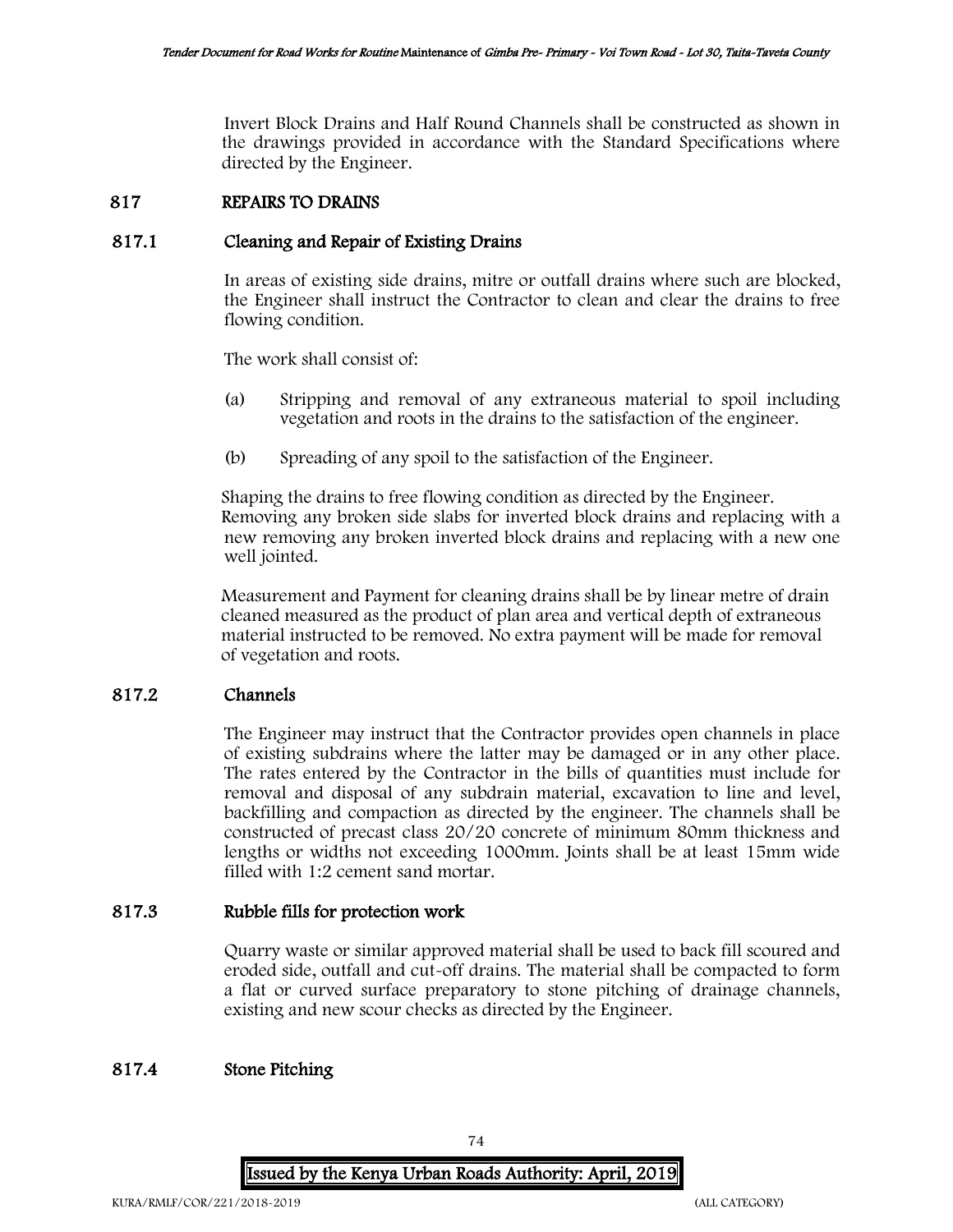Invert Block Drains and Half Round Channels shall be constructed as shown in the drawings provided in accordance with the Standard Specifications where directed by the Engineer.

## 817 REPAIRS TO DRAINS

### 817.1 Cleaning and Repair of Existing Drains

In areas of existing side drains, mitre or outfall drains where such are blocked, the Engineer shall instruct the Contractor to clean and clear the drains to free flowing condition.

The work shall consist of:

(a) Stripping and removal of any extraneous material to spoil including vegetation and roots in the drains to the satisfaction of the engineer.

(b) Spreading of any spoil to the satisfaction of the Engineer.

Shaping the drains to free flowing condition as directed by the Engineer. Removing any broken side slabs for inverted block drains and replacing with a new removing any broken inverted block drains and replacing with a new one well jointed.

Measurement and Payment for cleaning drains shall be by linear metre of drain cleaned measured as the product of plan area and vertical depth of extraneous material instructed to be removed. No extra payment will be made for removal of vegetation and roots.

### 817.2 Channels

The Engineer may instruct that the Contractor provides open channels in place of existing subdrains where the latter may be damaged or in any other place. The rates entered by the Contractor in the bills of quantities must include for removal and disposal of any subdrain material, excavation to line and level, backfilling and compaction as directed by the engineer. The channels shall be constructed of precast class 20/20 concrete of minimum 80mm thickness and lengths or widths not exceeding 1000mm. Joints shall be at least 15mm wide filled with 1:2 cement sand mortar.

### 817.3 Rubble fills for protection work

Quarry waste or similar approved material shall be used to back fill scoured and eroded side, outfall and cut-off drains. The material shall be compacted to form a flat or curved surface preparatory to stone pitching of drainage channels, existing and new scour checks as directed by the Engineer.

### 817.4 Stone Pitching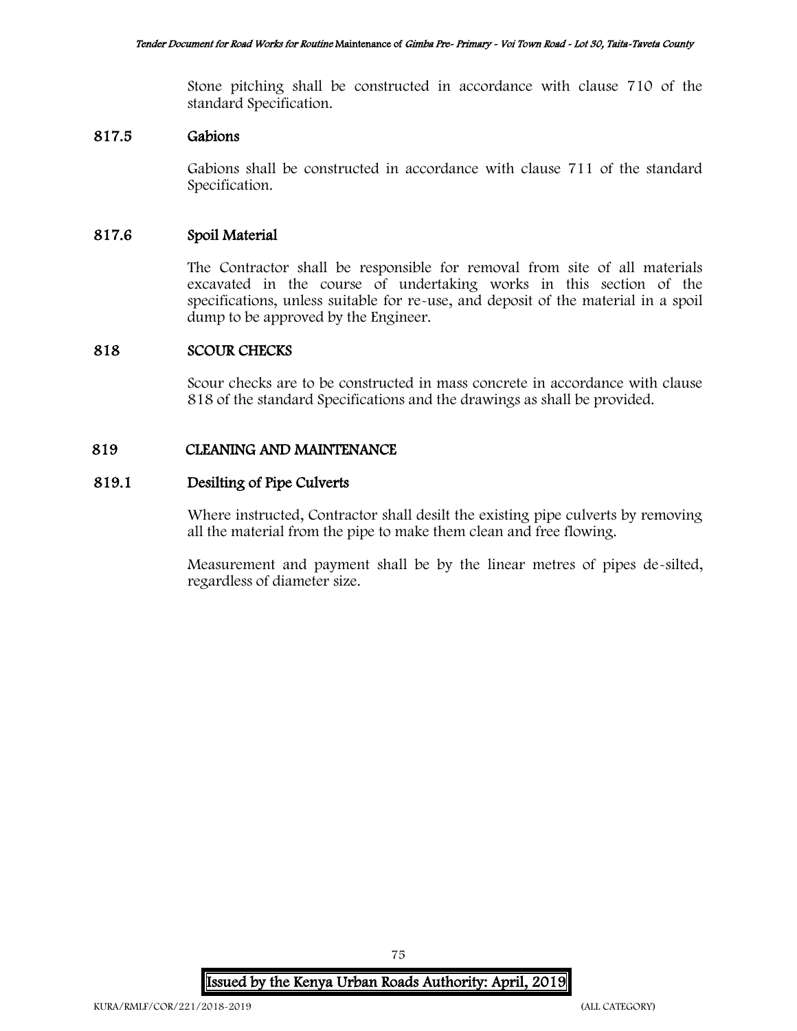Stone pitching shall be constructed in accordance with clause 710 of the standard Specification.

### 817.5 Gabions

Gabions shall be constructed in accordance with clause 711 of the standard Specification.

### 817.6 Spoil Material

The Contractor shall be responsible for removal from site of all materials excavated in the course of undertaking works in this section of the specifications, unless suitable for re-use, and deposit of the material in a spoil dump to be approved by the Engineer.

## 818 SCOUR CHECKS

Scour checks are to be constructed in mass concrete in accordance with clause 818 of the standard Specifications and the drawings as shall be provided.

## 819 CLEANING AND MAINTENANCE

### 819.1 Desilting of Pipe Culverts

Where instructed, Contractor shall desilt the existing pipe culverts by removing all the material from the pipe to make them clean and free flowing.

Measurement and payment shall be by the linear metres of pipes de-silted, regardless of diameter size.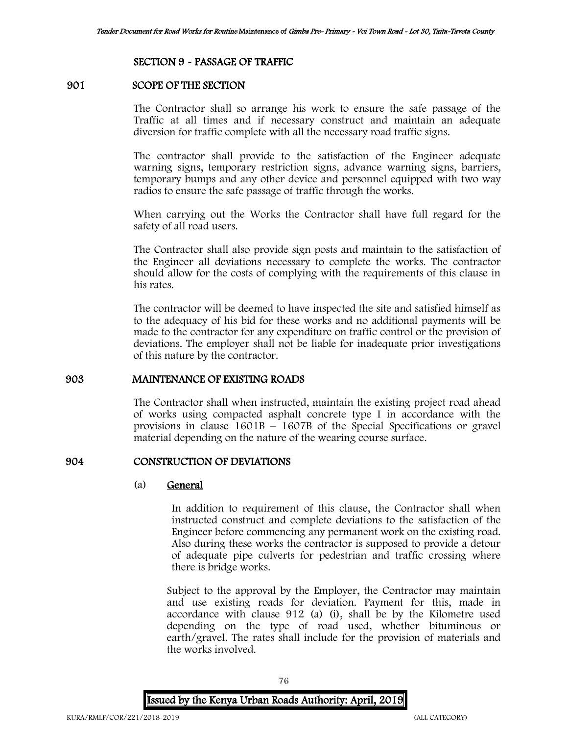## SECTION 9 - PASSAGE OF TRAFFIC

### 901 SCOPE OF THE SECTION

The Contractor shall so arrange his work to ensure the safe passage of the Traffic at all times and if necessary construct and maintain an adequate diversion for traffic complete with all the necessary road traffic signs.

The contractor shall provide to the satisfaction of the Engineer adequate warning signs, temporary restriction signs, advance warning signs, barriers, temporary bumps and any other device and personnel equipped with two way radios to ensure the safe passage of traffic through the works.

When carrying out the Works the Contractor shall have full regard for the safety of all road users.

The Contractor shall also provide sign posts and maintain to the satisfaction of the Engineer all deviations necessary to complete the works. The contractor should allow for the costs of complying with the requirements of this clause in his rates.

The contractor will be deemed to have inspected the site and satisfied himself as to the adequacy of his bid for these works and no additional payments will be made to the contractor for any expenditure on traffic control or the provision of deviations. The employer shall not be liable for inadequate prior investigations of this nature by the contractor.

### 903 MAINTENANCE OF EXISTING ROADS

The Contractor shall when instructed, maintain the existing project road ahead of works using compacted asphalt concrete type I in accordance with the provisions in clause 1601B – 1607B of the Special Specifications or gravel material depending on the nature of the wearing course surface.

### 904 CONSTRUCTION OF DEVIATIONS

(a) **General**

In addition to requirement of this clause, the Contractor shall when instructed construct and complete deviations to the satisfaction of the Engineer before commencing any permanent work on the existing road. Also during these works the contractor is supposed to provide a detour of adequate pipe culverts for pedestrian and traffic crossing where there is bridge works.

Subject to the approval by the Employer, the Contractor may maintain and use existing roads for deviation. Payment for this, made in accordance with clause 912 (a) (i), shall be by the Kilometre used depending on the type of road used, whether bituminous or earth/gravel. The rates shall include for the provision of materials and the works involved.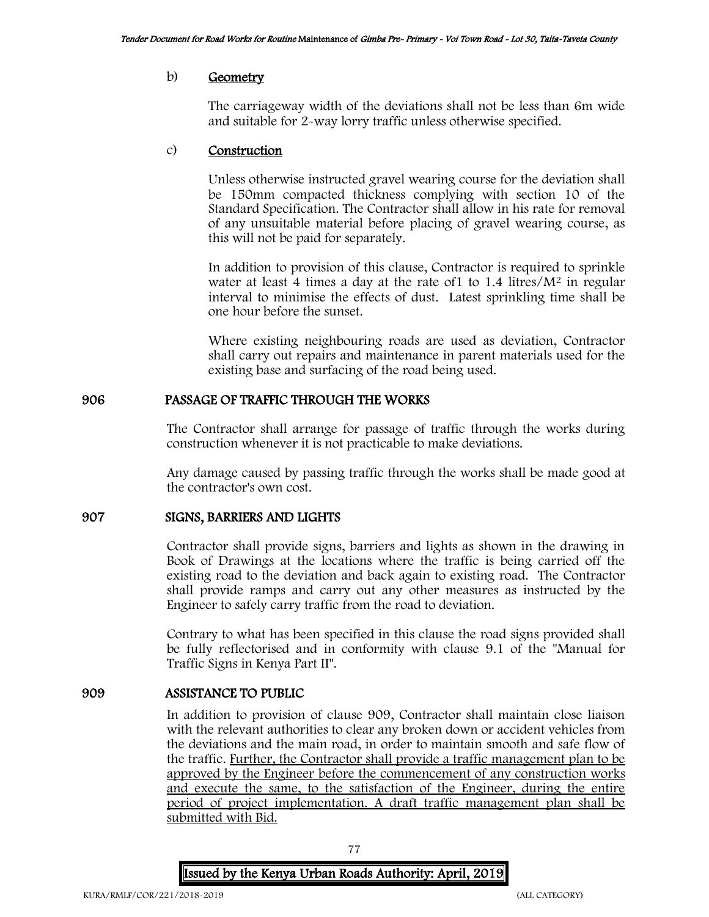b) **Geometry**

The carriageway width of the deviations shall not be less than 6m wide and suitable for 2-way lorry traffic unless otherwise specified.

c) **Construction**

Unless otherwise instructed gravel wearing course for the deviation shall be 150mm compacted thickness complying with section 10 of the Standard Specification. The Contractor shall allow in his rate for removal of any unsuitable material before placing of gravel wearing course, as this will not be paid for separately.

In addition to provision of this clause, Contractor is required to sprinkle water at least 4 times a day at the rate of1 to 1.4 litres/$M^2$ in regular interval to minimise the effects of dust. Latest sprinkling time shall be one hour before the sunset.

Where existing neighbouring roads are used as deviation, Contractor shall carry out repairs and maintenance in parent materials used for the existing base and surfacing of the road being used.

## 906 PASSAGE OF TRAFFIC THROUGH THE WORKS

The Contractor shall arrange for passage of traffic through the works during construction whenever it is not practicable to make deviations.

Any damage caused by passing traffic through the works shall be made good at the contractor's own cost.

## 907 SIGNS, BARRIERS AND LIGHTS

Contractor shall provide signs, barriers and lights as shown in the drawing in Book of Drawings at the locations where the traffic is being carried off the existing road to the deviation and back again to existing road. The Contractor shall provide ramps and carry out any other measures as instructed by the Engineer to safely carry traffic from the road to deviation.

Contrary to what has been specified in this clause the road signs provided shall be fully reflectorised and in conformity with clause 9.1 of the "Manual for Traffic Signs in Kenya Part II".

## 909 ASSISTANCE TO PUBLIC

In addition to provision of clause 909, Contractor shall maintain close liaison with the relevant authorities to clear any broken down or accident vehicles from the deviations and the main road, in order to maintain smooth and safe flow of the traffic. <u>Further, the Contractor shall provide a traffic management plan to be approved by the Engineer before the commencement of any construction works and execute the same, to the satisfaction of the Engineer, during the entire period of project implementation. A draft traffic management plan shall be submitted with Bid.</u>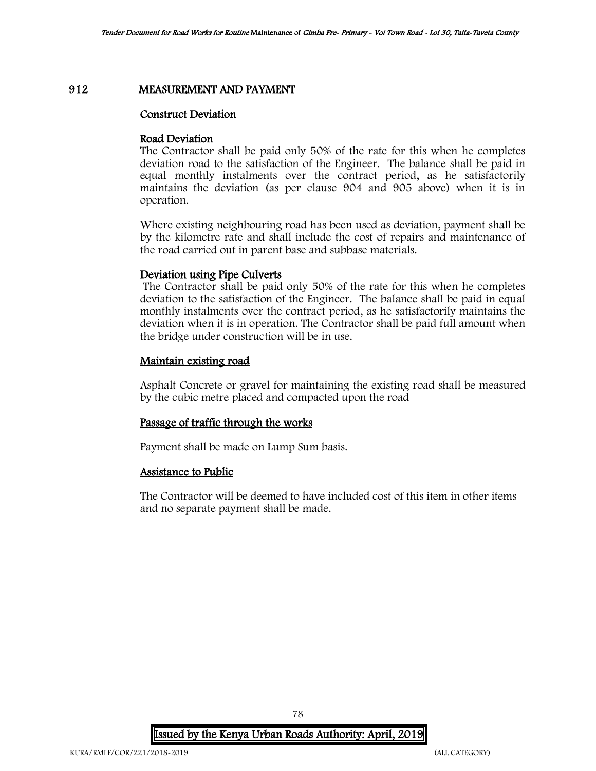## 912 MEASUREMENT AND PAYMENT

### Construct Deviation

**Road Deviation**

The Contractor shall be paid only 50% of the rate for this when he completes deviation road to the satisfaction of the Engineer. The balance shall be paid in equal monthly instalments over the contract period, as he satisfactorily maintains the deviation (as per clause 904 and 905 above) when it is in operation.

Where existing neighbouring road has been used as deviation, payment shall be by the kilometre rate and shall include the cost of repairs and maintenance of the road carried out in parent base and subbase materials.

**Deviation using Pipe Culverts**

The Contractor shall be paid only 50% of the rate for this when he completes deviation to the satisfaction of the Engineer. The balance shall be paid in equal monthly instalments over the contract period, as he satisfactorily maintains the deviation when it is in operation. The Contractor shall be paid full amount when the bridge under construction will be in use.

### Maintain existing road

Asphalt Concrete or gravel for maintaining the existing road shall be measured by the cubic metre placed and compacted upon the road

### Passage of traffic through the works

Payment shall be made on Lump Sum basis.

### Assistance to Public

The Contractor will be deemed to have included cost of this item in other items and no separate payment shall be made.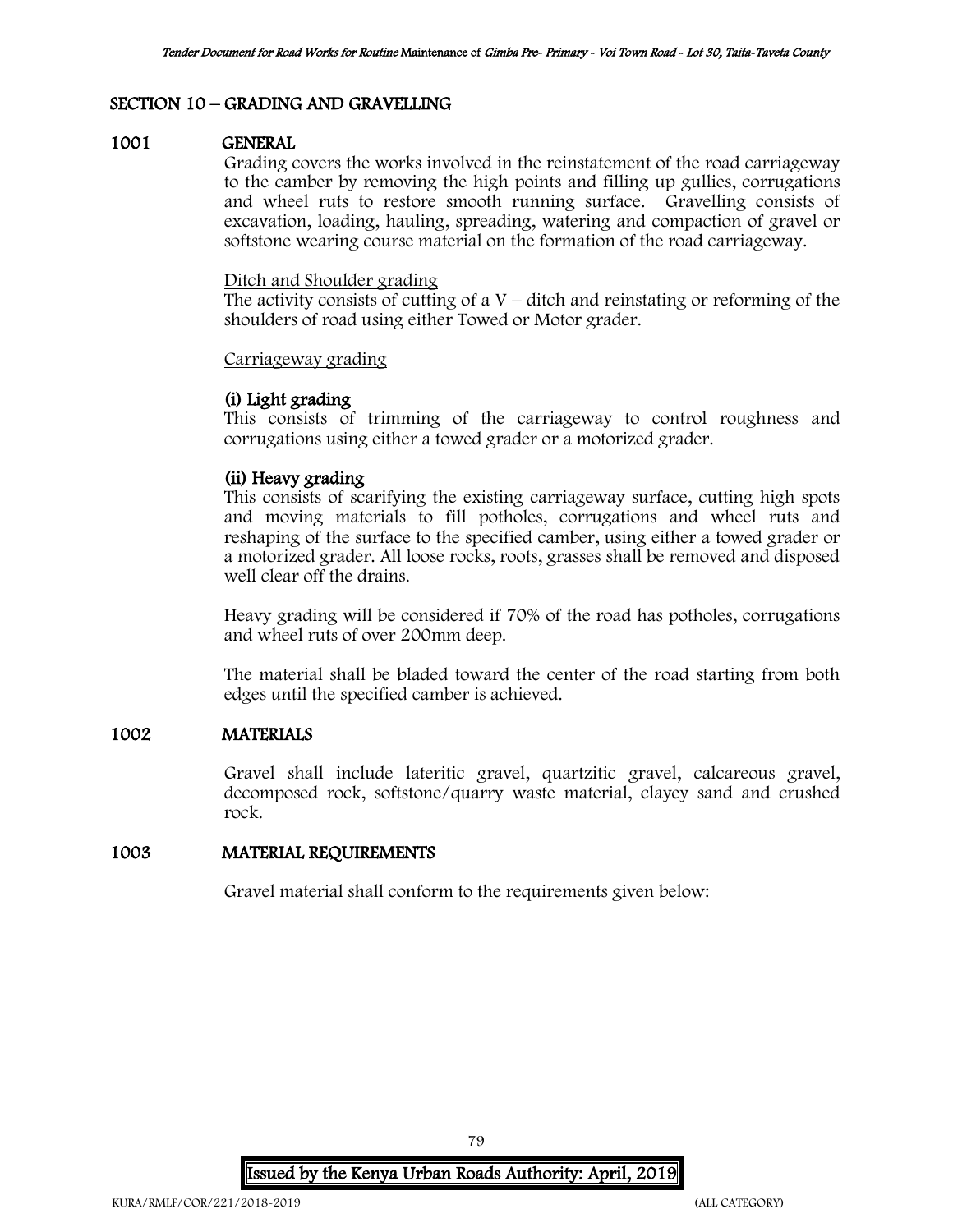## SECTION 10 – GRADING AND GRAVELLING

### 1001 GENERAL

Grading covers the works involved in the reinstatement of the road carriageway to the camber by removing the high points and filling up gullies, corrugations and wheel ruts to restore smooth running surface. Gravelling consists of excavation, loading, hauling, spreading, watering and compaction of gravel or softstone wearing course material on the formation of the road carriageway.

Ditch and Shoulder grading

The activity consists of cutting of a V – ditch and reinstating or reforming of the shoulders of road using either Towed or Motor grader.

Carriageway grading

**(i) Light grading**

This consists of trimming of the carriageway to control roughness and corrugations using either a towed grader or a motorized grader.

**(ii) Heavy grading**

This consists of scarifying the existing carriageway surface, cutting high spots and moving materials to fill potholes, corrugations and wheel ruts and reshaping of the surface to the specified camber, using either a towed grader or a motorized grader. All loose rocks, roots, grasses shall be removed and disposed well clear off the drains.

Heavy grading will be considered if 70% of the road has potholes, corrugations and wheel ruts of over 200mm deep.

The material shall be bladed toward the center of the road starting from both edges until the specified camber is achieved.

### 1002 MATERIALS

Gravel shall include lateritic gravel, quartzitic gravel, calcareous gravel, decomposed rock, softstone/quarry waste material, clayey sand and crushed rock.

### 1003 MATERIAL REQUIREMENTS

Gravel material shall conform to the requirements given below: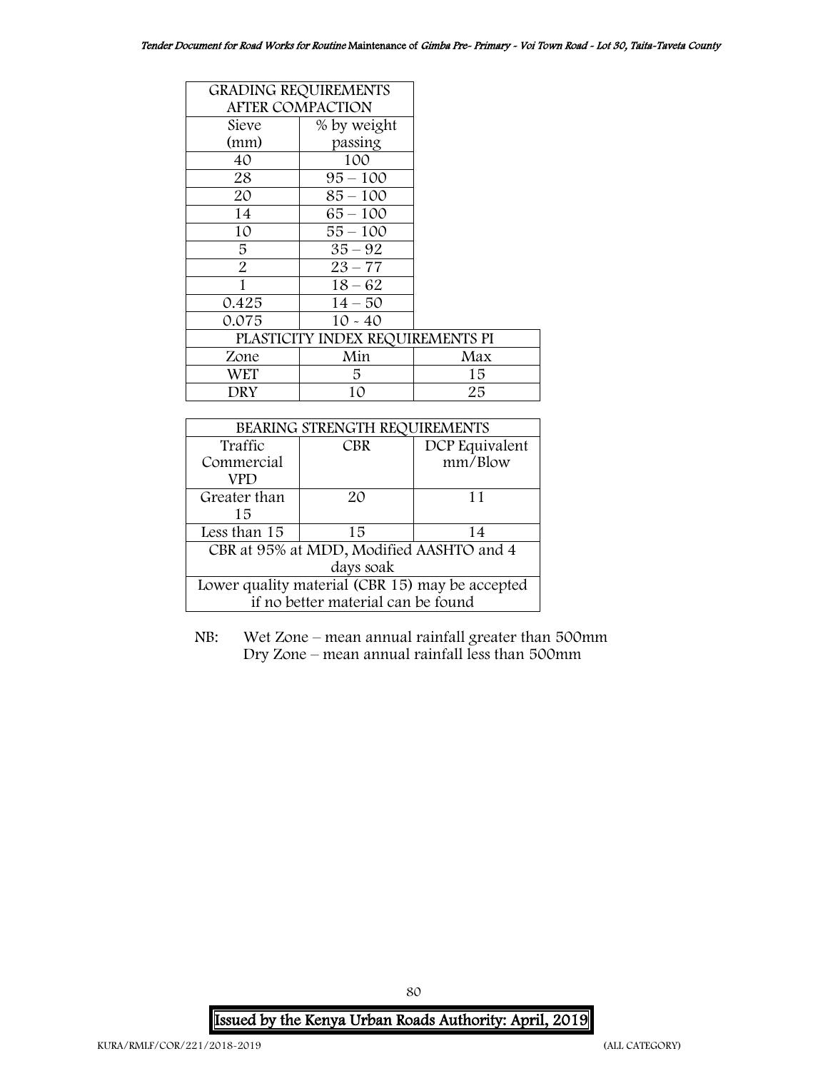| GRADING REQUIREMENTS AFTER COMPACTION | |
|---|---|
| Sieve (mm) | % by weight passing |
| 40 | 100 |
| 28 | 95 – 100 |
| 20 | 85 – 100 |
| 14 | 65 – 100 |
| 10 | 55 – 100 |
| 5 | 35 – 92 |
| 2 | 23 – 77 |
| 1 | 18 – 62 |
| 0.425 | 14 – 50 |
| 0.075 | 10 - 40 |

| PLASTICITY INDEX REQUIREMENTS PI | | |
|---|---|---|
| Zone | Min | Max |
| WET | 5 | 15 |
| DRY | 10 | 25 |

| BEARING STRENGTH REQUIREMENTS | | |
|---|---|---|
| Traffic Commercial VPD | CBR | DCP Equivalent mm/Blow |
| Greater than 15 | 20 | 11 |
| Less than 15 | 15 | 14 |
| CBR at 95% at MDD, Modified AASHTO and 4 days soak | | |
| Lower quality material (CBR 15) may be accepted if no better material can be found | | |

NB: Wet Zone – mean annual rainfall greater than 500mm
Dry Zone – mean annual rainfall less than 500mm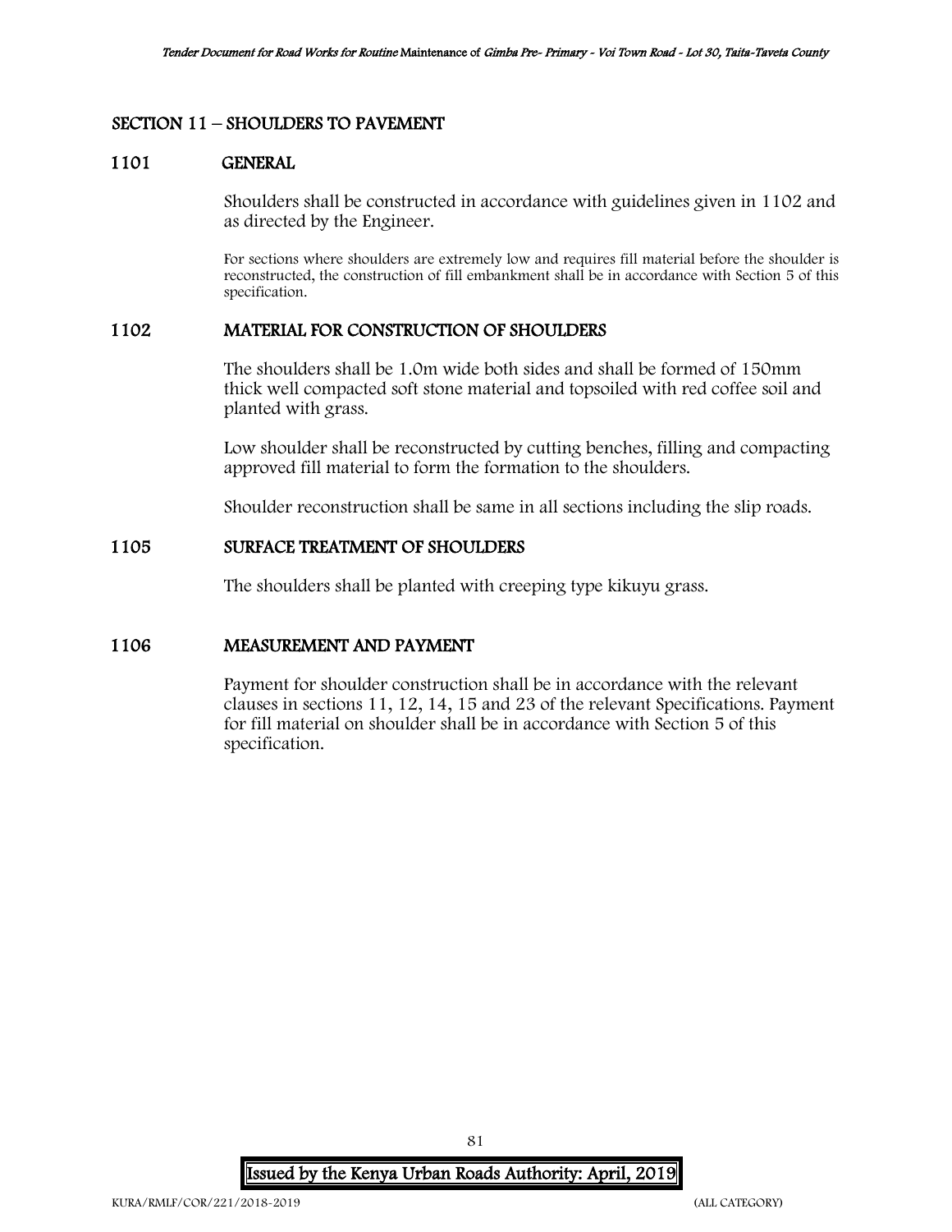## SECTION 11 – SHOULDERS TO PAVEMENT

### 1101 GENERAL

Shoulders shall be constructed in accordance with guidelines given in 1102 and as directed by the Engineer.

For sections where shoulders are extremely low and requires fill material before the shoulder is reconstructed, the construction of fill embankment shall be in accordance with Section 5 of this specification.

### 1102 MATERIAL FOR CONSTRUCTION OF SHOULDERS

The shoulders shall be 1.0m wide both sides and shall be formed of 150mm thick well compacted soft stone material and topsoiled with red coffee soil and planted with grass.

Low shoulder shall be reconstructed by cutting benches, filling and compacting approved fill material to form the formation to the shoulders.

Shoulder reconstruction shall be same in all sections including the slip roads.

### 1105 SURFACE TREATMENT OF SHOULDERS

The shoulders shall be planted with creeping type kikuyu grass.

### 1106 MEASUREMENT AND PAYMENT

Payment for shoulder construction shall be in accordance with the relevant clauses in sections 11, 12, 14, 15 and 23 of the relevant Specifications. Payment for fill material on shoulder shall be in accordance with Section 5 of this specification.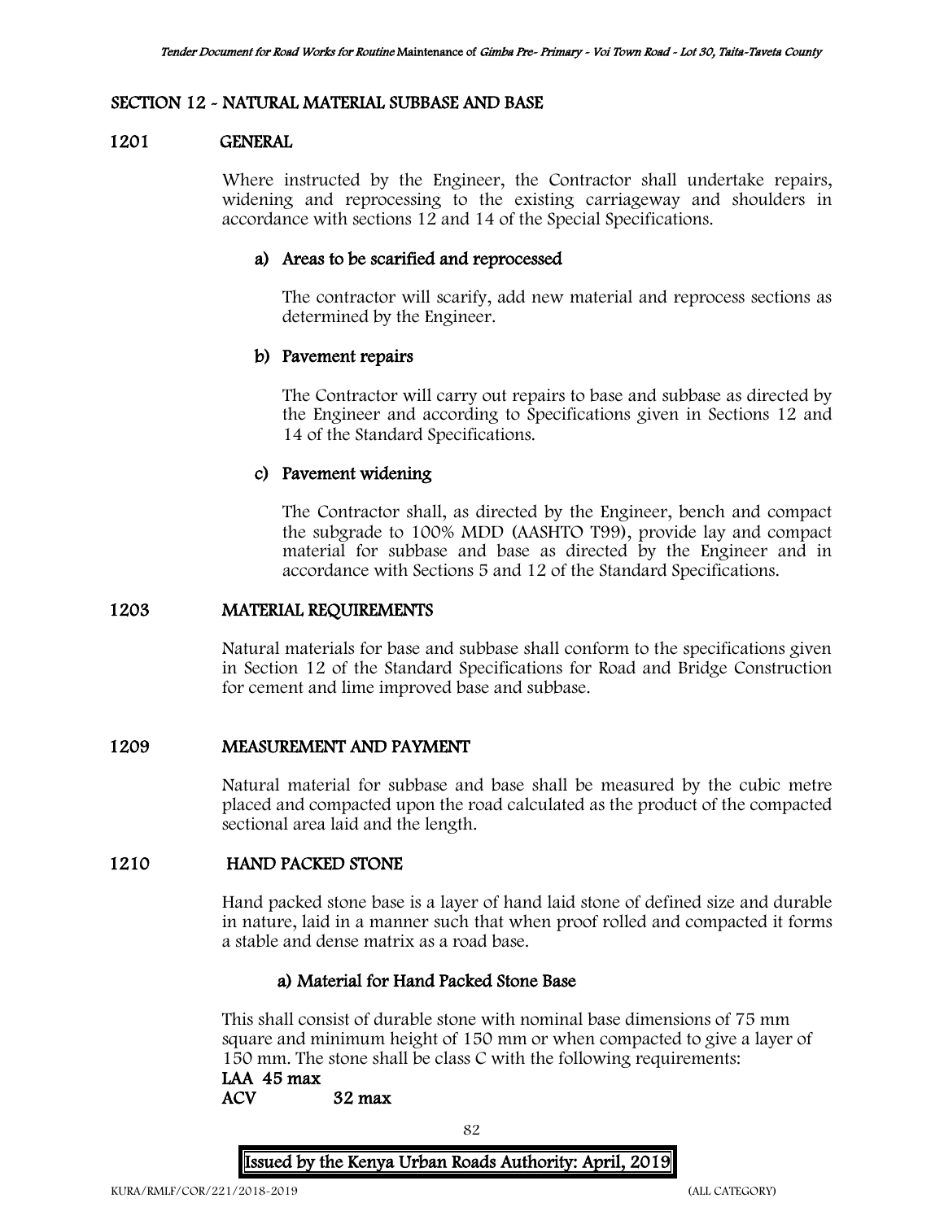## SECTION 12 - NATURAL MATERIAL SUBBASE AND BASE

### 1201 GENERAL

Where instructed by the Engineer, the Contractor shall undertake repairs, widening and reprocessing to the existing carriageway and shoulders in accordance with sections 12 and 14 of the Special Specifications.

**a) Areas to be scarified and reprocessed**

The contractor will scarify, add new material and reprocess sections as determined by the Engineer.

**b) Pavement repairs**

The Contractor will carry out repairs to base and subbase as directed by the Engineer and according to Specifications given in Sections 12 and 14 of the Standard Specifications.

**c) Pavement widening**

The Contractor shall, as directed by the Engineer, bench and compact the subgrade to 100% MDD (AASHTO T99), provide lay and compact material for subbase and base as directed by the Engineer and in accordance with Sections 5 and 12 of the Standard Specifications.

### 1203 MATERIAL REQUIREMENTS

Natural materials for base and subbase shall conform to the specifications given in Section 12 of the Standard Specifications for Road and Bridge Construction for cement and lime improved base and subbase.

### 1209 MEASUREMENT AND PAYMENT

Natural material for subbase and base shall be measured by the cubic metre placed and compacted upon the road calculated as the product of the compacted sectional area laid and the length.

### 1210 HAND PACKED STONE

Hand packed stone base is a layer of hand laid stone of defined size and durable in nature, laid in a manner such that when proof rolled and compacted it forms a stable and dense matrix as a road base.

**a) Material for Hand Packed Stone Base**

This shall consist of durable stone with nominal base dimensions of 75 mm square and minimum height of 150 mm or when compacted to give a layer of 150 mm. The stone shall be class C with the following requirements:

**LAA 45 max**

**ACV 32 max**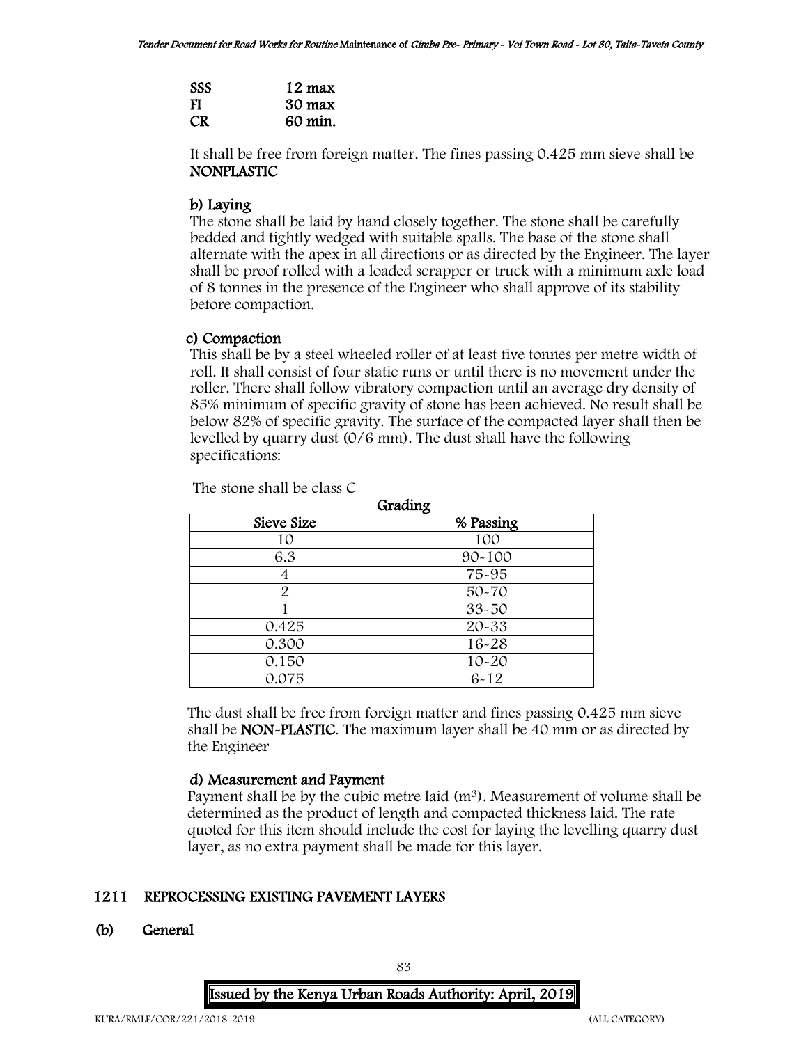| | |
|---|---|
| SSS | 12 max |
| FI | 30 max |
| CR | 60 min. |

It shall be free from foreign matter. The fines passing 0.425 mm sieve shall be **NONPLASTIC**

**b) Laying**

The stone shall be laid by hand closely together. The stone shall be carefully bedded and tightly wedged with suitable spalls. The base of the stone shall alternate with the apex in all directions or as directed by the Engineer. The layer shall be proof rolled with a loaded scrapper or truck with a minimum axle load of 8 tonnes in the presence of the Engineer who shall approve of its stability before compaction.

**c) Compaction**

This shall be by a steel wheeled roller of at least five tonnes per metre width of roll. It shall consist of four static runs or until there is no movement under the roller. There shall follow vibratory compaction until an average dry density of 85% minimum of specific gravity of stone has been achieved. No result shall be below 82% of specific gravity. The surface of the compacted layer shall then be levelled by quarry dust (0/6 mm). The dust shall have the following specifications:

The stone shall be class C

**Grading**

| Sieve Size | % Passing |
|---|---|
| 10 | 100 |
| 6.3 | 90-100 |
| 4 | 75-95 |
| 2 | 50-70 |
| 1 | 33-50 |
| 0.425 | 20-33 |
| 0.300 | 16-28 |
| 0.150 | 10-20 |
| 0.075 | 6-12 |

The dust shall be free from foreign matter and fines passing 0.425 mm sieve shall be **NON-PLASTIC**. The maximum layer shall be 40 mm or as directed by the Engineer

**d) Measurement and Payment**

Payment shall be by the cubic metre laid ($m^3$). Measurement of volume shall be determined as the product of length and compacted thickness laid. The rate quoted for this item should include the cost for laying the levelling quarry dust layer, as no extra payment shall be made for this layer.

## 1211 REPROCESSING EXISTING PAVEMENT LAYERS

### (b) General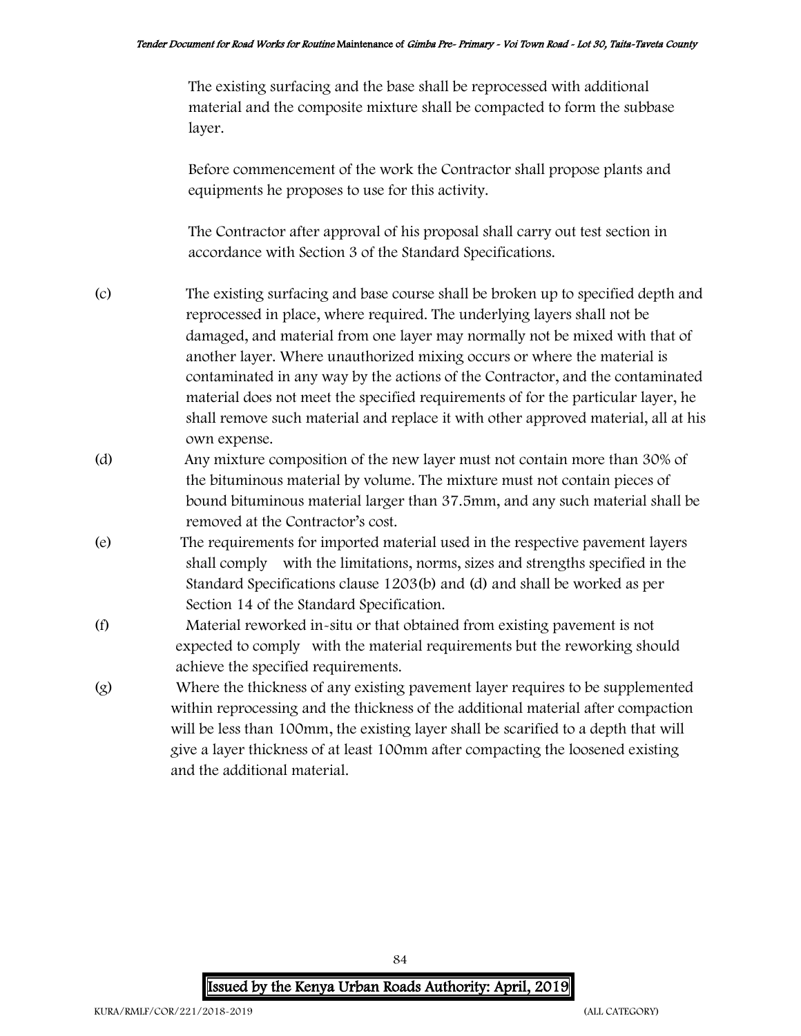The existing surfacing and the base shall be reprocessed with additional material and the composite mixture shall be compacted to form the subbase layer.

Before commencement of the work the Contractor shall propose plants and equipments he proposes to use for this activity.

The Contractor after approval of his proposal shall carry out test section in accordance with Section 3 of the Standard Specifications.

(c) The existing surfacing and base course shall be broken up to specified depth and reprocessed in place, where required. The underlying layers shall not be damaged, and material from one layer may normally not be mixed with that of another layer. Where unauthorized mixing occurs or where the material is contaminated in any way by the actions of the Contractor, and the contaminated material does not meet the specified requirements of for the particular layer, he shall remove such material and replace it with other approved material, all at his own expense.

(d) Any mixture composition of the new layer must not contain more than 30% of the bituminous material by volume. The mixture must not contain pieces of bound bituminous material larger than 37.5mm, and any such material shall be removed at the Contractor's cost.

(e) The requirements for imported material used in the respective pavement layers shall comply with the limitations, norms, sizes and strengths specified in the Standard Specifications clause 1203(b) and (d) and shall be worked as per Section 14 of the Standard Specification.

(f) Material reworked in-situ or that obtained from existing pavement is not expected to comply with the material requirements but the reworking should achieve the specified requirements.

(g) Where the thickness of any existing pavement layer requires to be supplemented within reprocessing and the thickness of the additional material after compaction will be less than 100mm, the existing layer shall be scarified to a depth that will give a layer thickness of at least 100mm after compacting the loosened existing and the additional material.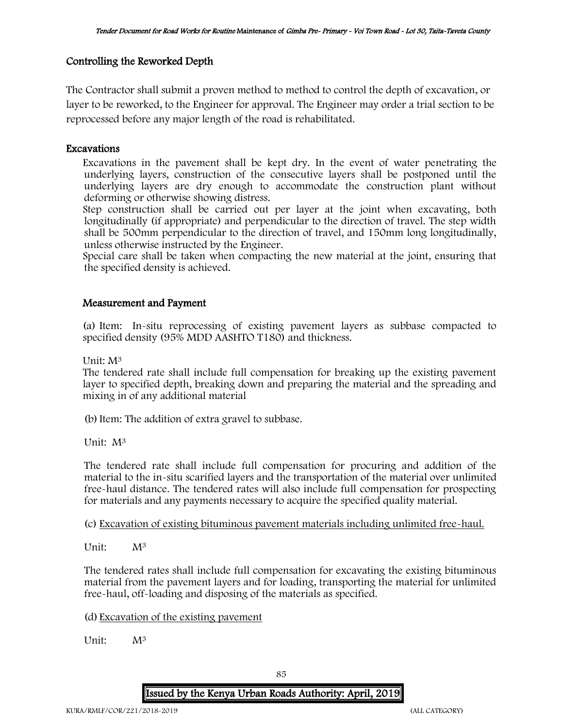## Controlling the Reworked Depth

The Contractor shall submit a proven method to method to control the depth of excavation, or layer to be reworked, to the Engineer for approval. The Engineer may order a trial section to be reprocessed before any major length of the road is rehabilitated.

## Excavations

Excavations in the pavement shall be kept dry. In the event of water penetrating the underlying layers, construction of the consecutive layers shall be postponed until the underlying layers are dry enough to accommodate the construction plant without deforming or otherwise showing distress.

Step construction shall be carried out per layer at the joint when excavating, both longitudinally (if appropriate) and perpendicular to the direction of travel. The step width shall be 500mm perpendicular to the direction of travel, and 150mm long longitudinally, unless otherwise instructed by the Engineer.

Special care shall be taken when compacting the new material at the joint, ensuring that the specified density is achieved.

## Measurement and Payment

(a) Item: In-situ reprocessing of existing pavement layers as subbase compacted to specified density (95% MDD AASHTO T180) and thickness.

Unit: $M^3$

The tendered rate shall include full compensation for breaking up the existing pavement layer to specified depth, breaking down and preparing the material and the spreading and mixing in of any additional material

(b) Item: The addition of extra gravel to subbase.

Unit: $M^3$

The tendered rate shall include full compensation for procuring and addition of the material to the in-situ scarified layers and the transportation of the material over unlimited free-haul distance. The tendered rates will also include full compensation for prospecting for materials and any payments necessary to acquire the specified quality material.

(c) Excavation of existing bituminous pavement materials including unlimited free-haul.

Unit: $M^3$

The tendered rates shall include full compensation for excavating the existing bituminous material from the pavement layers and for loading, transporting the material for unlimited free-haul, off-loading and disposing of the materials as specified.

(d) Excavation of the existing pavement

Unit: $M^3$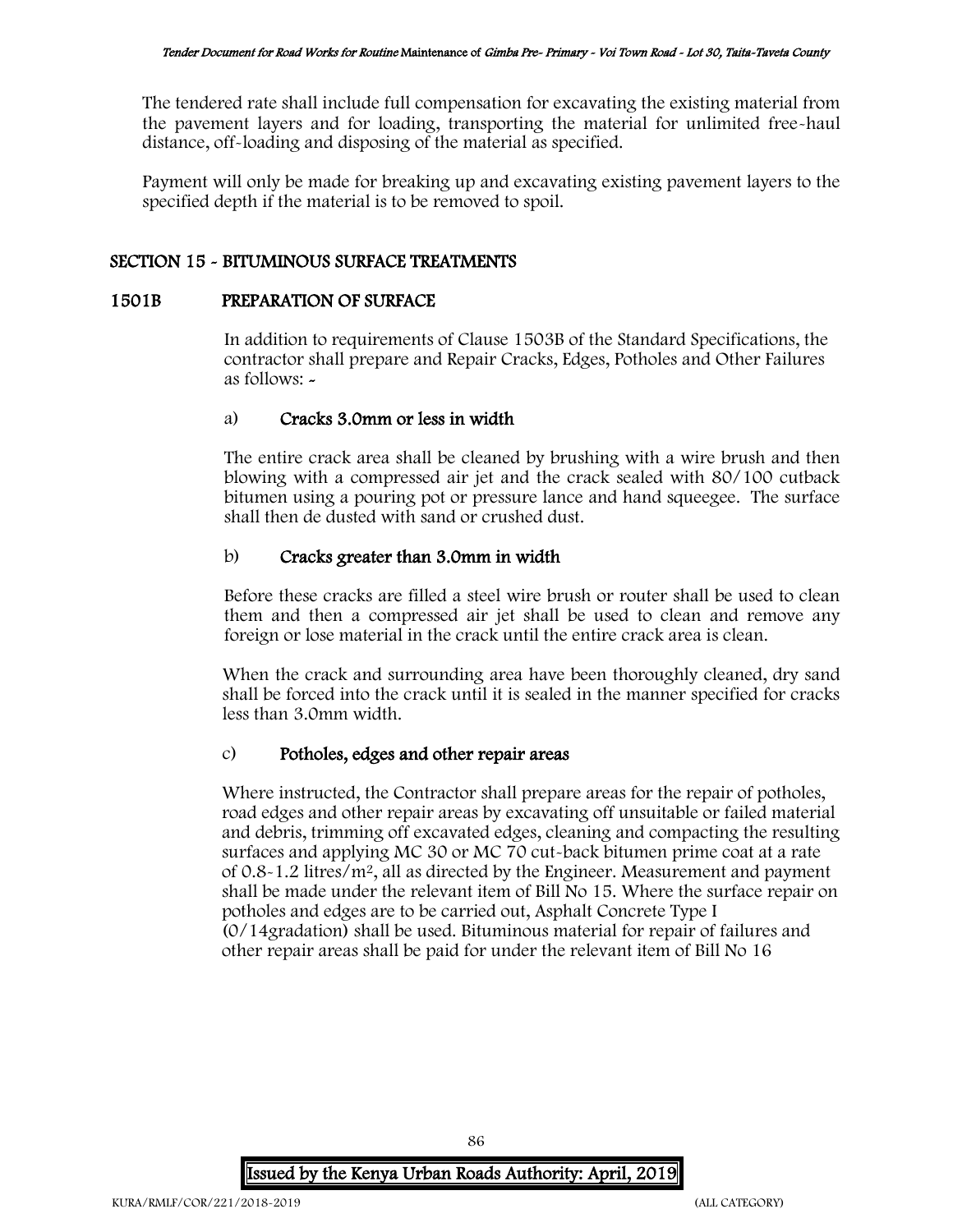The tendered rate shall include full compensation for excavating the existing material from the pavement layers and for loading, transporting the material for unlimited free-haul distance, off-loading and disposing of the material as specified.

Payment will only be made for breaking up and excavating existing pavement layers to the specified depth if the material is to be removed to spoil.

## SECTION 15 - BITUMINOUS SURFACE TREATMENTS

### 1501B PREPARATION OF SURFACE

In addition to requirements of Clause 1503B of the Standard Specifications, the contractor shall prepare and Repair Cracks, Edges, Potholes and Other Failures as follows: -

#### a) Cracks 3.0mm or less in width

The entire crack area shall be cleaned by brushing with a wire brush and then blowing with a compressed air jet and the crack sealed with 80/100 cutback bitumen using a pouring pot or pressure lance and hand squeegee. The surface shall then de dusted with sand or crushed dust.

#### b) Cracks greater than 3.0mm in width

Before these cracks are filled a steel wire brush or router shall be used to clean them and then a compressed air jet shall be used to clean and remove any foreign or lose material in the crack until the entire crack area is clean.

When the crack and surrounding area have been thoroughly cleaned, dry sand shall be forced into the crack until it is sealed in the manner specified for cracks less than 3.0mm width.

#### c) Potholes, edges and other repair areas

Where instructed, the Contractor shall prepare areas for the repair of potholes, road edges and other repair areas by excavating off unsuitable or failed material and debris, trimming off excavated edges, cleaning and compacting the resulting surfaces and applying MC 30 or MC 70 cut-back bitumen prime coat at a rate of 0.8-1.2 litres/m$^2$, all as directed by the Engineer. Measurement and payment shall be made under the relevant item of Bill No 15. Where the surface repair on potholes and edges are to be carried out, Asphalt Concrete Type I (0/14gradation) shall be used. Bituminous material for repair of failures and other repair areas shall be paid for under the relevant item of Bill No 16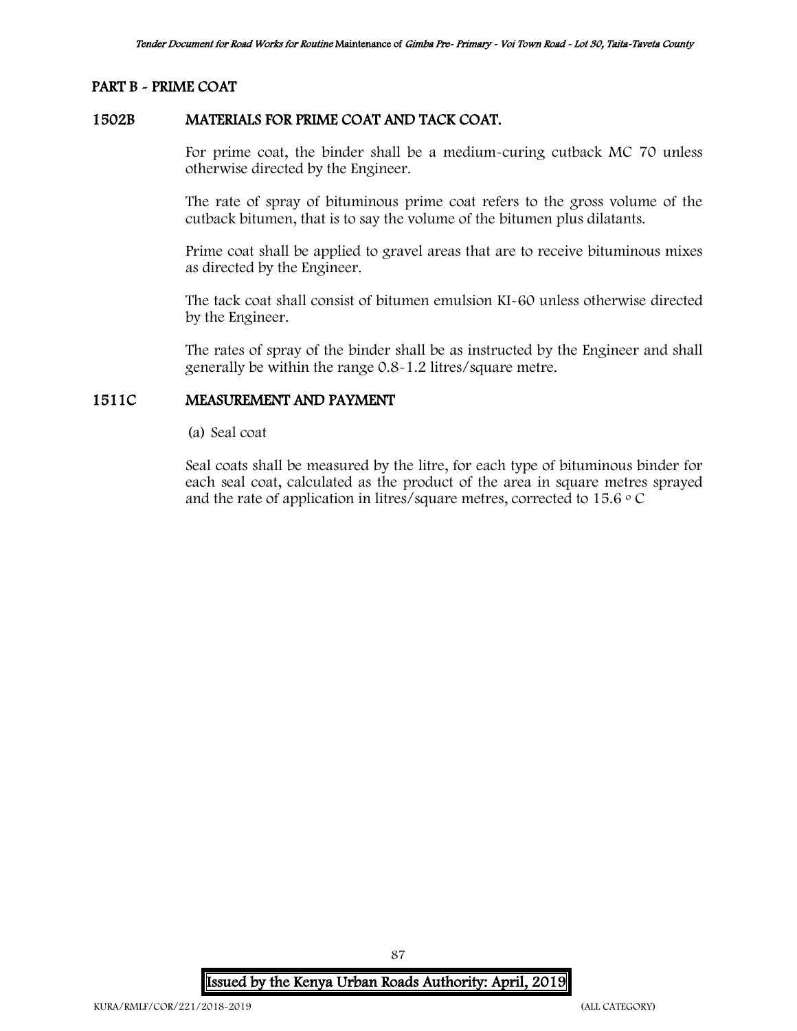## PART B - PRIME COAT

### 1502B MATERIALS FOR PRIME COAT AND TACK COAT.

For prime coat, the binder shall be a medium-curing cutback MC 70 unless otherwise directed by the Engineer.

The rate of spray of bituminous prime coat refers to the gross volume of the cutback bitumen, that is to say the volume of the bitumen plus dilatants.

Prime coat shall be applied to gravel areas that are to receive bituminous mixes as directed by the Engineer.

The tack coat shall consist of bitumen emulsion KI-60 unless otherwise directed by the Engineer.

The rates of spray of the binder shall be as instructed by the Engineer and shall generally be within the range 0.8-1.2 litres/square metre.

### 1511C MEASUREMENT AND PAYMENT

(a) Seal coat

Seal coats shall be measured by the litre, for each type of bituminous binder for each seal coat, calculated as the product of the area in square metres sprayed and the rate of application in litres/square metres, corrected to 15.6 $^{\circ}$C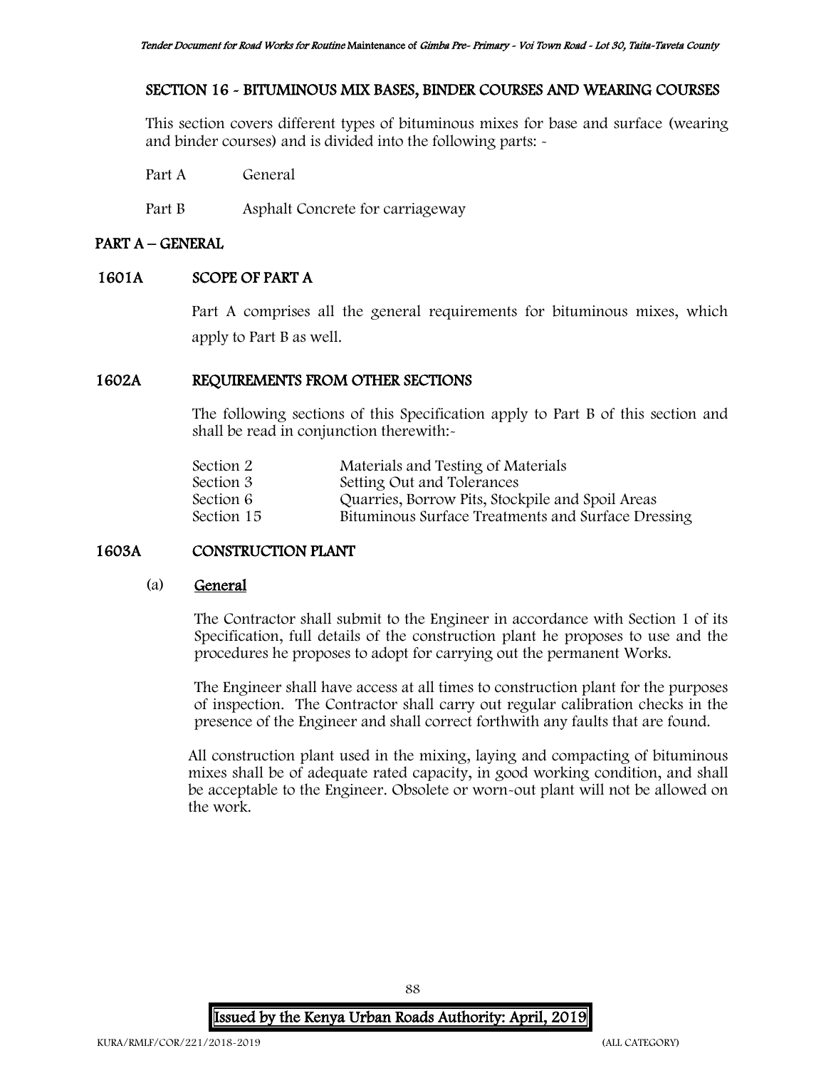## SECTION 16 - BITUMINOUS MIX BASES, BINDER COURSES AND WEARING COURSES

This section covers different types of bituminous mixes for base and surface (wearing and binder courses) and is divided into the following parts: -

Part A General

Part B Asphalt Concrete for carriageway

## PART A – GENERAL

### 1601A SCOPE OF PART A

Part A comprises all the general requirements for bituminous mixes, which apply to Part B as well.

### 1602A REQUIREMENTS FROM OTHER SECTIONS

The following sections of this Specification apply to Part B of this section and shall be read in conjunction therewith:-

| | |
|---|---|
| Section 2 | Materials and Testing of Materials |
| Section 3 | Setting Out and Tolerances |
| Section 6 | Quarries, Borrow Pits, Stockpile and Spoil Areas |
| Section 15 | Bituminous Surface Treatments and Surface Dressing |

### 1603A CONSTRUCTION PLANT

(a) <u>General</u>

The Contractor shall submit to the Engineer in accordance with Section 1 of its Specification, full details of the construction plant he proposes to use and the procedures he proposes to adopt for carrying out the permanent Works.

The Engineer shall have access at all times to construction plant for the purposes of inspection. The Contractor shall carry out regular calibration checks in the presence of the Engineer and shall correct forthwith any faults that are found.

All construction plant used in the mixing, laying and compacting of bituminous mixes shall be of adequate rated capacity, in good working condition, and shall be acceptable to the Engineer. Obsolete or worn-out plant will not be allowed on the work.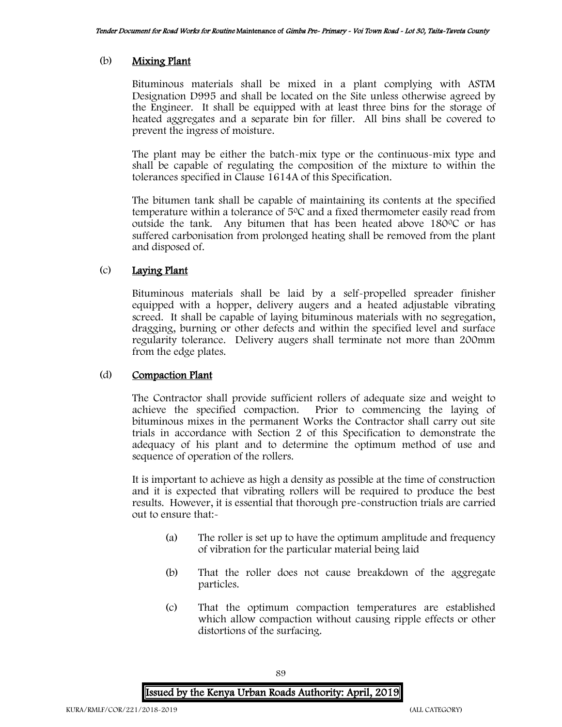(b) **Mixing Plant**

Bituminous materials shall be mixed in a plant complying with ASTM Designation D995 and shall be located on the Site unless otherwise agreed by the Engineer. It shall be equipped with at least three bins for the storage of heated aggregates and a separate bin for filler. All bins shall be covered to prevent the ingress of moisture.

The plant may be either the batch-mix type or the continuous-mix type and shall be capable of regulating the composition of the mixture to within the tolerances specified in Clause 1614A of this Specification.

The bitumen tank shall be capable of maintaining its contents at the specified temperature within a tolerance of 5°C and a fixed thermometer easily read from outside the tank. Any bitumen that has been heated above 180°C or has suffered carbonisation from prolonged heating shall be removed from the plant and disposed of.

(c) **Laying Plant**

Bituminous materials shall be laid by a self-propelled spreader finisher equipped with a hopper, delivery augers and a heated adjustable vibrating screed. It shall be capable of laying bituminous materials with no segregation, dragging, burning or other defects and within the specified level and surface regularity tolerance. Delivery augers shall terminate not more than 200mm from the edge plates.

(d) **Compaction Plant**

The Contractor shall provide sufficient rollers of adequate size and weight to achieve the specified compaction. Prior to commencing the laying of bituminous mixes in the permanent Works the Contractor shall carry out site trials in accordance with Section 2 of this Specification to demonstrate the adequacy of his plant and to determine the optimum method of use and sequence of operation of the rollers.

It is important to achieve as high a density as possible at the time of construction and it is expected that vibrating rollers will be required to produce the best results. However, it is essential that thorough pre-construction trials are carried out to ensure that:-

(a) The roller is set up to have the optimum amplitude and frequency of vibration for the particular material being laid

(b) That the roller does not cause breakdown of the aggregate particles.

(c) That the optimum compaction temperatures are established which allow compaction without causing ripple effects or other distortions of the surfacing.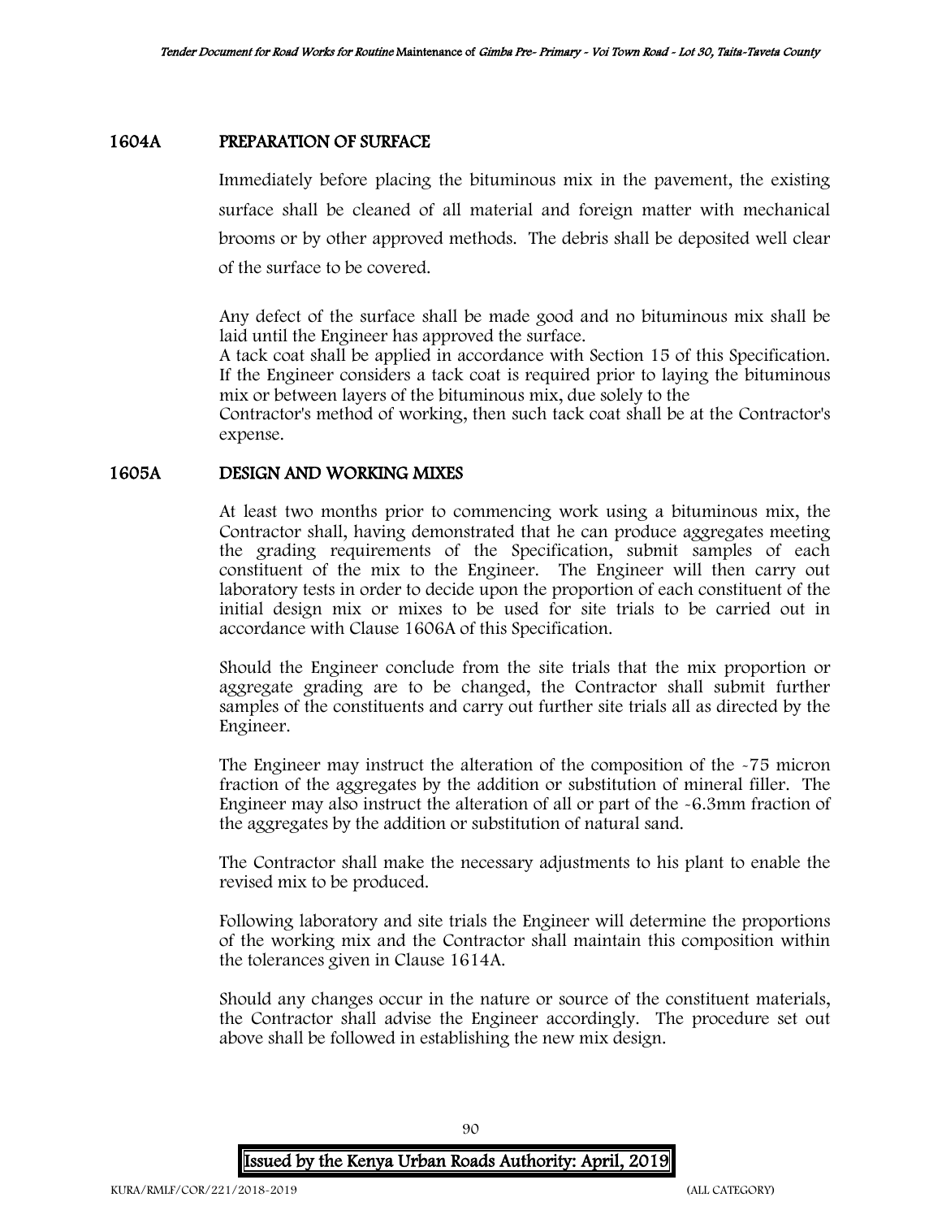## 1604A PREPARATION OF SURFACE

Immediately before placing the bituminous mix in the pavement, the existing surface shall be cleaned of all material and foreign matter with mechanical brooms or by other approved methods. The debris shall be deposited well clear of the surface to be covered.

Any defect of the surface shall be made good and no bituminous mix shall be laid until the Engineer has approved the surface.
A tack coat shall be applied in accordance with Section 15 of this Specification. If the Engineer considers a tack coat is required prior to laying the bituminous mix or between layers of the bituminous mix, due solely to the
Contractor's method of working, then such tack coat shall be at the Contractor's expense.

## 1605A DESIGN AND WORKING MIXES

At least two months prior to commencing work using a bituminous mix, the Contractor shall, having demonstrated that he can produce aggregates meeting the grading requirements of the Specification, submit samples of each constituent of the mix to the Engineer. The Engineer will then carry out laboratory tests in order to decide upon the proportion of each constituent of the initial design mix or mixes to be used for site trials to be carried out in accordance with Clause 1606A of this Specification.

Should the Engineer conclude from the site trials that the mix proportion or aggregate grading are to be changed, the Contractor shall submit further samples of the constituents and carry out further site trials all as directed by the Engineer.

The Engineer may instruct the alteration of the composition of the -75 micron fraction of the aggregates by the addition or substitution of mineral filler. The Engineer may also instruct the alteration of all or part of the -6.3mm fraction of the aggregates by the addition or substitution of natural sand.

The Contractor shall make the necessary adjustments to his plant to enable the revised mix to be produced.

Following laboratory and site trials the Engineer will determine the proportions of the working mix and the Contractor shall maintain this composition within the tolerances given in Clause 1614A.

Should any changes occur in the nature or source of the constituent materials, the Contractor shall advise the Engineer accordingly. The procedure set out above shall be followed in establishing the new mix design.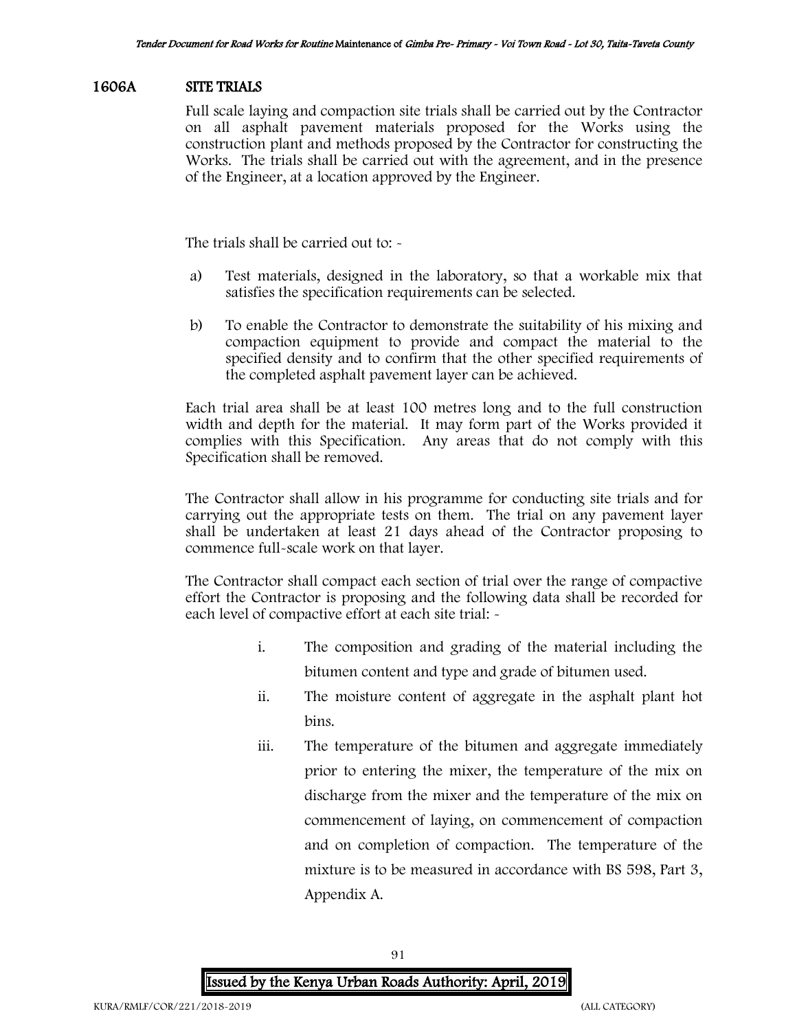## 1606A SITE TRIALS

Full scale laying and compaction site trials shall be carried out by the Contractor on all asphalt pavement materials proposed for the Works using the construction plant and methods proposed by the Contractor for constructing the Works. The trials shall be carried out with the agreement, and in the presence of the Engineer, at a location approved by the Engineer.

The trials shall be carried out to: -

a) Test materials, designed in the laboratory, so that a workable mix that satisfies the specification requirements can be selected.

b) To enable the Contractor to demonstrate the suitability of his mixing and compaction equipment to provide and compact the material to the specified density and to confirm that the other specified requirements of the completed asphalt pavement layer can be achieved.

Each trial area shall be at least 100 metres long and to the full construction width and depth for the material. It may form part of the Works provided it complies with this Specification. Any areas that do not comply with this Specification shall be removed.

The Contractor shall allow in his programme for conducting site trials and for carrying out the appropriate tests on them. The trial on any pavement layer shall be undertaken at least 21 days ahead of the Contractor proposing to commence full-scale work on that layer.

The Contractor shall compact each section of trial over the range of compactive effort the Contractor is proposing and the following data shall be recorded for each level of compactive effort at each site trial: -

i. The composition and grading of the material including the bitumen content and type and grade of bitumen used.

ii. The moisture content of aggregate in the asphalt plant hot bins.

iii. The temperature of the bitumen and aggregate immediately prior to entering the mixer, the temperature of the mix on discharge from the mixer and the temperature of the mix on commencement of laying, on commencement of compaction and on completion of compaction. The temperature of the mixture is to be measured in accordance with BS 598, Part 3, Appendix A.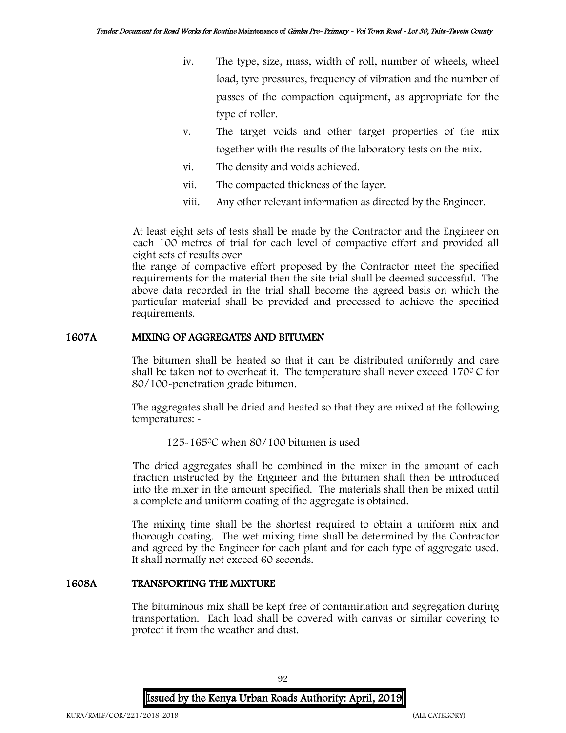iv. The type, size, mass, width of roll, number of wheels, wheel load, tyre pressures, frequency of vibration and the number of passes of the compaction equipment, as appropriate for the type of roller.

v. The target voids and other target properties of the mix together with the results of the laboratory tests on the mix.

vi. The density and voids achieved.

vii. The compacted thickness of the layer.

viii. Any other relevant information as directed by the Engineer.

At least eight sets of tests shall be made by the Contractor and the Engineer on each 100 metres of trial for each level of compactive effort and provided all eight sets of results over the range of compactive effort proposed by the Contractor meet the specified requirements for the material then the site trial shall be deemed successful. The above data recorded in the trial shall become the agreed basis on which the particular material shall be provided and processed to achieve the specified requirements.

## 1607A MIXING OF AGGREGATES AND BITUMEN

The bitumen shall be heated so that it can be distributed uniformly and care shall be taken not to overheat it. The temperature shall never exceed 170$^{0}$ C for 80/100-penetration grade bitumen.

The aggregates shall be dried and heated so that they are mixed at the following temperatures: -

125-165$^{0}$C when 80/100 bitumen is used

The dried aggregates shall be combined in the mixer in the amount of each fraction instructed by the Engineer and the bitumen shall then be introduced into the mixer in the amount specified. The materials shall then be mixed until a complete and uniform coating of the aggregate is obtained.

The mixing time shall be the shortest required to obtain a uniform mix and thorough coating. The wet mixing time shall be determined by the Contractor and agreed by the Engineer for each plant and for each type of aggregate used. It shall normally not exceed 60 seconds.

## 1608A TRANSPORTING THE MIXTURE

The bituminous mix shall be kept free of contamination and segregation during transportation. Each load shall be covered with canvas or similar covering to protect it from the weather and dust.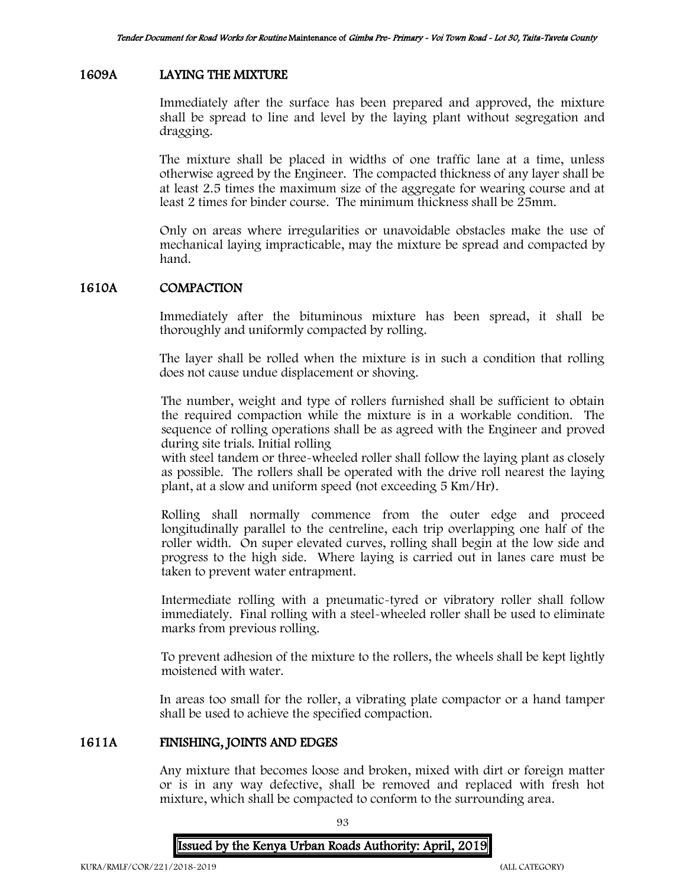## 1609A LAYING THE MIXTURE

Immediately after the surface has been prepared and approved, the mixture shall be spread to line and level by the laying plant without segregation and dragging.

The mixture shall be placed in widths of one traffic lane at a time, unless otherwise agreed by the Engineer. The compacted thickness of any layer shall be at least 2.5 times the maximum size of the aggregate for wearing course and at least 2 times for binder course. The minimum thickness shall be 25mm.

Only on areas where irregularities or unavoidable obstacles make the use of mechanical laying impracticable, may the mixture be spread and compacted by hand.

## 1610A COMPACTION

Immediately after the bituminous mixture has been spread, it shall be thoroughly and uniformly compacted by rolling.

The layer shall be rolled when the mixture is in such a condition that rolling does not cause undue displacement or shoving.

The number, weight and type of rollers furnished shall be sufficient to obtain the required compaction while the mixture is in a workable condition. The sequence of rolling operations shall be as agreed with the Engineer and proved during site trials. Initial rolling
with steel tandem or three-wheeled roller shall follow the laying plant as closely as possible. The rollers shall be operated with the drive roll nearest the laying plant, at a slow and uniform speed (not exceeding 5 Km/Hr).

Rolling shall normally commence from the outer edge and proceed longitudinally parallel to the centreline, each trip overlapping one half of the roller width. On super elevated curves, rolling shall begin at the low side and progress to the high side. Where laying is carried out in lanes care must be taken to prevent water entrapment.

Intermediate rolling with a pneumatic-tyred or vibratory roller shall follow immediately. Final rolling with a steel-wheeled roller shall be used to eliminate marks from previous rolling.

To prevent adhesion of the mixture to the rollers, the wheels shall be kept lightly moistened with water.

In areas too small for the roller, a vibrating plate compactor or a hand tamper shall be used to achieve the specified compaction.

## 1611A FINISHING, JOINTS AND EDGES

Any mixture that becomes loose and broken, mixed with dirt or foreign matter or is in any way defective, shall be removed and replaced with fresh hot mixture, which shall be compacted to conform to the surrounding area.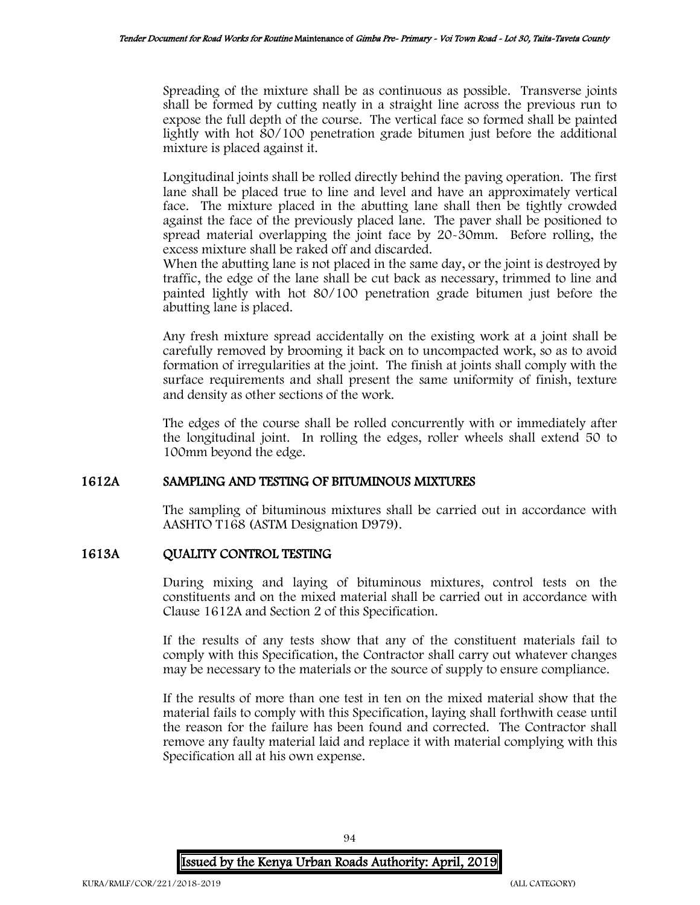Spreading of the mixture shall be as continuous as possible. Transverse joints shall be formed by cutting neatly in a straight line across the previous run to expose the full depth of the course. The vertical face so formed shall be painted lightly with hot 80/100 penetration grade bitumen just before the additional mixture is placed against it.

Longitudinal joints shall be rolled directly behind the paving operation. The first lane shall be placed true to line and level and have an approximately vertical face. The mixture placed in the abutting lane shall then be tightly crowded against the face of the previously placed lane. The paver shall be positioned to spread material overlapping the joint face by 20-30mm. Before rolling, the excess mixture shall be raked off and discarded.
When the abutting lane is not placed in the same day, or the joint is destroyed by traffic, the edge of the lane shall be cut back as necessary, trimmed to line and painted lightly with hot 80/100 penetration grade bitumen just before the abutting lane is placed.

Any fresh mixture spread accidentally on the existing work at a joint shall be carefully removed by brooming it back on to uncompacted work, so as to avoid formation of irregularities at the joint. The finish at joints shall comply with the surface requirements and shall present the same uniformity of finish, texture and density as other sections of the work.

The edges of the course shall be rolled concurrently with or immediately after the longitudinal joint. In rolling the edges, roller wheels shall extend 50 to 100mm beyond the edge.

## 1612A SAMPLING AND TESTING OF BITUMINOUS MIXTURES

The sampling of bituminous mixtures shall be carried out in accordance with AASHTO T168 (ASTM Designation D979).

## 1613A QUALITY CONTROL TESTING

During mixing and laying of bituminous mixtures, control tests on the constituents and on the mixed material shall be carried out in accordance with Clause 1612A and Section 2 of this Specification.

If the results of any tests show that any of the constituent materials fail to comply with this Specification, the Contractor shall carry out whatever changes may be necessary to the materials or the source of supply to ensure compliance.

If the results of more than one test in ten on the mixed material show that the material fails to comply with this Specification, laying shall forthwith cease until the reason for the failure has been found and corrected. The Contractor shall remove any faulty material laid and replace it with material complying with this Specification all at his own expense.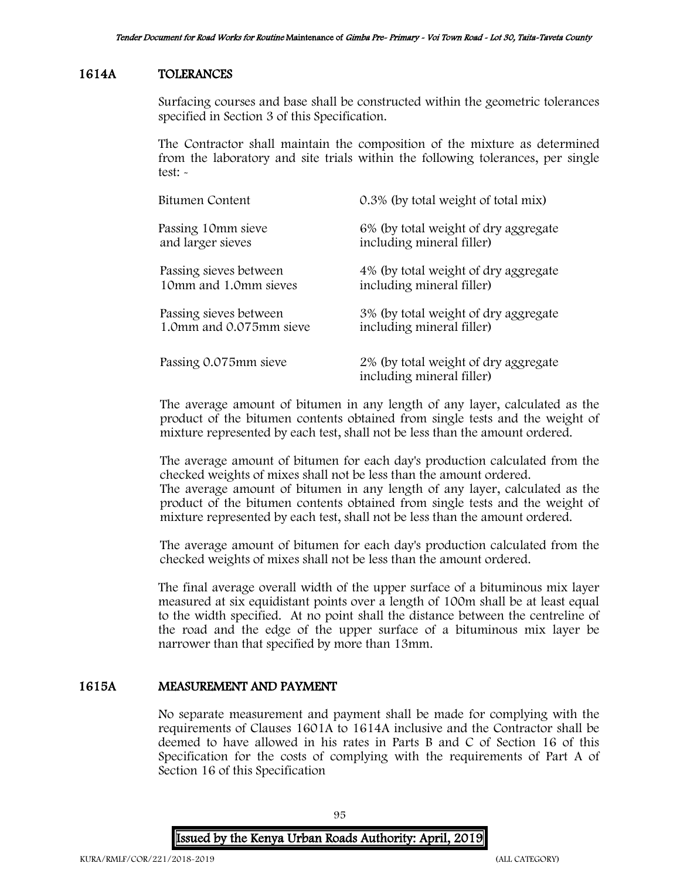## 1614A TOLERANCES

Surfacing courses and base shall be constructed within the geometric tolerances specified in Section 3 of this Specification.

The Contractor shall maintain the composition of the mixture as determined from the laboratory and site trials within the following tolerances, per single test: -

| | |
|---|---|
| Bitumen Content | 0.3% (by total weight of total mix) |
| Passing 10mm sieve and larger sieves | 6% (by total weight of dry aggregate including mineral filler) |
| Passing sieves between 10mm and 1.0mm sieves | 4% (by total weight of dry aggregate including mineral filler) |
| Passing sieves between 1.0mm and 0.075mm sieve | 3% (by total weight of dry aggregate including mineral filler) |
| Passing 0.075mm sieve | 2% (by total weight of dry aggregate including mineral filler) |

The average amount of bitumen in any length of any layer, calculated as the product of the bitumen contents obtained from single tests and the weight of mixture represented by each test, shall not be less than the amount ordered.

The average amount of bitumen for each day's production calculated from the checked weights of mixes shall not be less than the amount ordered.
The average amount of bitumen in any length of any layer, calculated as the product of the bitumen contents obtained from single tests and the weight of mixture represented by each test, shall not be less than the amount ordered.

The average amount of bitumen for each day's production calculated from the checked weights of mixes shall not be less than the amount ordered.

The final average overall width of the upper surface of a bituminous mix layer measured at six equidistant points over a length of 100m shall be at least equal to the width specified. At no point shall the distance between the centreline of the road and the edge of the upper surface of a bituminous mix layer be narrower than that specified by more than 13mm.

## 1615A MEASUREMENT AND PAYMENT

No separate measurement and payment shall be made for complying with the requirements of Clauses 1601A to 1614A inclusive and the Contractor shall be deemed to have allowed in his rates in Parts B and C of Section 16 of this Specification for the costs of complying with the requirements of Part A of Section 16 of this Specification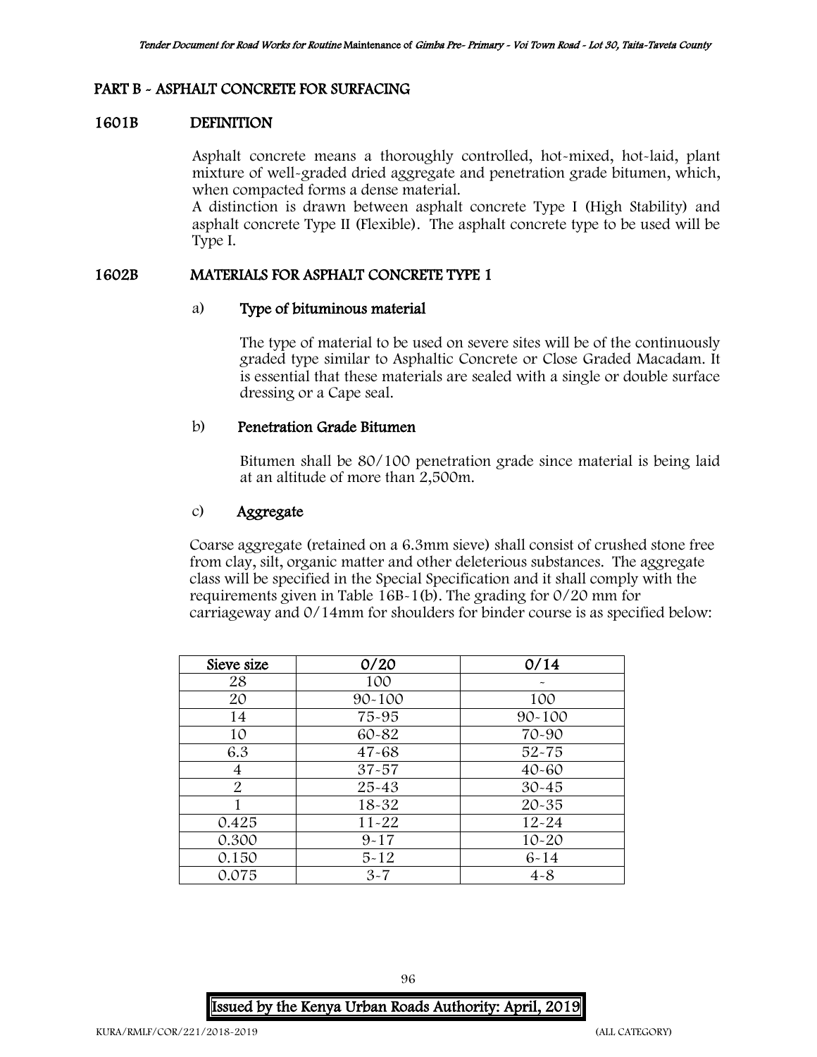## PART B - ASPHALT CONCRETE FOR SURFACING

### 1601B DEFINITION

Asphalt concrete means a thoroughly controlled, hot-mixed, hot-laid, plant mixture of well-graded dried aggregate and penetration grade bitumen, which, when compacted forms a dense material.

A distinction is drawn between asphalt concrete Type I (High Stability) and asphalt concrete Type II (Flexible). The asphalt concrete type to be used will be Type I.

### 1602B MATERIALS FOR ASPHALT CONCRETE TYPE 1

#### a) Type of bituminous material

The type of material to be used on severe sites will be of the continuously graded type similar to Asphaltic Concrete or Close Graded Macadam. It is essential that these materials are sealed with a single or double surface dressing or a Cape seal.

#### b) Penetration Grade Bitumen

Bitumen shall be 80/100 penetration grade since material is being laid at an altitude of more than 2,500m.

#### c) Aggregate

Coarse aggregate (retained on a 6.3mm sieve) shall consist of crushed stone free from clay, silt, organic matter and other deleterious substances. The aggregate class will be specified in the Special Specification and it shall comply with the requirements given in Table 16B-1(b). The grading for 0/20 mm for carriageway and 0/14mm for shoulders for binder course is as specified below:

| Sieve size | 0/20 | 0/14 |
|---|---|---|
| 28 | 100 | - |
| 20 | 90-100 | 100 |
| 14 | 75-95 | 90-100 |
| 10 | 60-82 | 70-90 |
| 6.3 | 47-68 | 52-75 |
| 4 | 37-57 | 40-60 |
| 2 | 25-43 | 30-45 |
| 1 | 18-32 | 20-35 |
| 0.425 | 11-22 | 12-24 |
| 0.300 | 9-17 | 10-20 |
| 0.150 | 5-12 | 6-14 |
| 0.075 | 3-7 | 4-8 |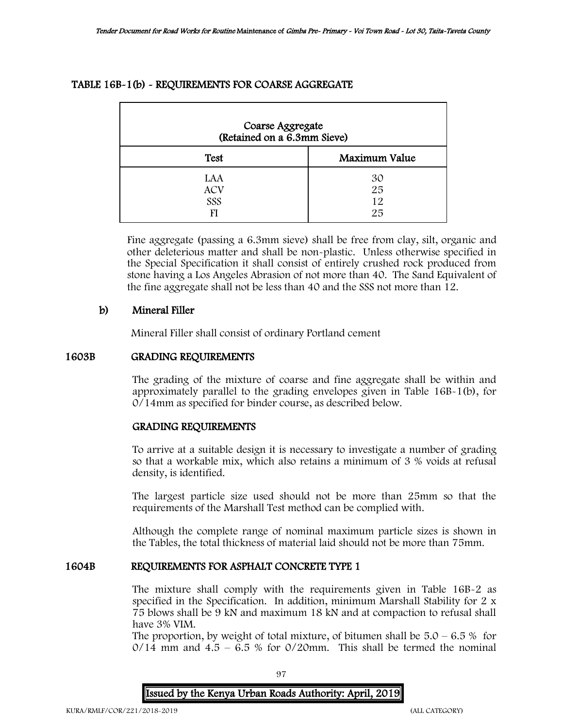### TABLE 16B-1(b) - REQUIREMENTS FOR COARSE AGGREGATE

| Coarse Aggregate (Retained on a 6.3mm Sieve) | |
|---|---|
| **Test** | **Maximum Value** |
| LAA | 30 |
| ACV | 25 |
| SSS | 12 |
| FI | 25 |

Fine aggregate (passing a 6.3mm sieve) shall be free from clay, silt, organic and other deleterious matter and shall be non-plastic. Unless otherwise specified in the Special Specification it shall consist of entirely crushed rock produced from stone having a Los Angeles Abrasion of not more than 40. The Sand Equivalent of the fine aggregate shall not be less than 40 and the SSS not more than 12.

**b) Mineral Filler**

Mineral Filler shall consist of ordinary Portland cement

## 1603B GRADING REQUIREMENTS

The grading of the mixture of coarse and fine aggregate shall be within and approximately parallel to the grading envelopes given in Table 16B-1(b), for 0/14mm as specified for binder course, as described below.

### GRADING REQUIREMENTS

To arrive at a suitable design it is necessary to investigate a number of grading so that a workable mix, which also retains a minimum of 3 % voids at refusal density, is identified.

The largest particle size used should not be more than 25mm so that the requirements of the Marshall Test method can be complied with.

Although the complete range of nominal maximum particle sizes is shown in the Tables, the total thickness of material laid should not be more than 75mm.

## 1604B REQUIREMENTS FOR ASPHALT CONCRETE TYPE 1

The mixture shall comply with the requirements given in Table 16B-2 as specified in the Specification. In addition, minimum Marshall Stability for 2 x 75 blows shall be 9 kN and maximum 18 kN and at compaction to refusal shall have 3% VIM.

The proportion, by weight of total mixture, of bitumen shall be 5.0 – 6.5 % for 0/14 mm and 4.5 – 6.5 % for 0/20mm. This shall be termed the nominal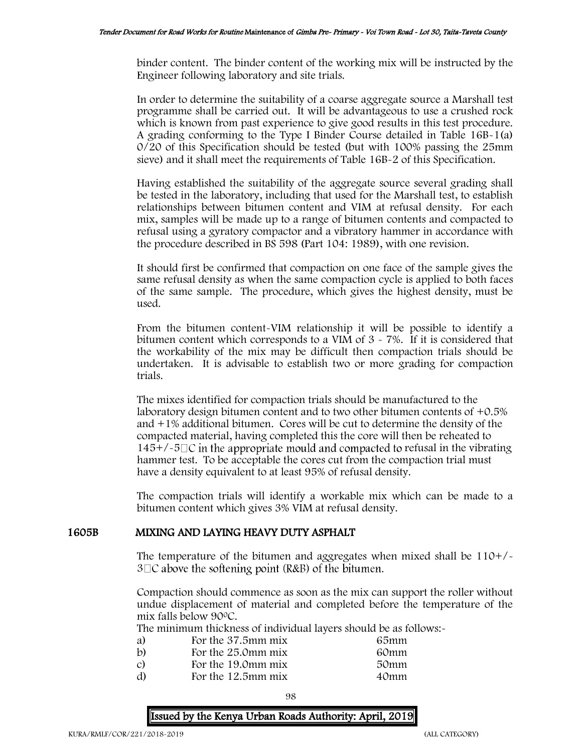binder content. The binder content of the working mix will be instructed by the Engineer following laboratory and site trials.

In order to determine the suitability of a coarse aggregate source a Marshall test programme shall be carried out. It will be advantageous to use a crushed rock which is known from past experience to give good results in this test procedure. A grading conforming to the Type I Binder Course detailed in Table 16B-1(a) 0/20 of this Specification should be tested (but with 100% passing the 25mm sieve) and it shall meet the requirements of Table 16B-2 of this Specification.

Having established the suitability of the aggregate source several grading shall be tested in the laboratory, including that used for the Marshall test, to establish relationships between bitumen content and VIM at refusal density. For each mix, samples will be made up to a range of bitumen contents and compacted to refusal using a gyratory compactor and a vibratory hammer in accordance with the procedure described in BS 598 (Part 104: 1989), with one revision.

It should first be confirmed that compaction on one face of the sample gives the same refusal density as when the same compaction cycle is applied to both faces of the same sample. The procedure, which gives the highest density, must be used.

From the bitumen content-VIM relationship it will be possible to identify a bitumen content which corresponds to a VIM of 3 - 7%. If it is considered that the workability of the mix may be difficult then compaction trials should be undertaken. It is advisable to establish two or more grading for compaction trials.

The mixes identified for compaction trials should be manufactured to the laboratory design bitumen content and to two other bitumen contents of +0.5% and +1% additional bitumen. Cores will be cut to determine the density of the compacted material, having completed this the core will then be reheated to 145+/-5°C in the appropriate mould and compacted to refusal in the vibrating hammer test. To be acceptable the cores cut from the compaction trial must have a density equivalent to at least 95% of refusal density.

The compaction trials will identify a workable mix which can be made to a bitumen content which gives 3% VIM at refusal density.

## 1605B MIXING AND LAYING HEAVY DUTY ASPHALT

The temperature of the bitumen and aggregates when mixed shall be 110+/-3°C above the softening point (R&B) of the bitumen.

Compaction should commence as soon as the mix can support the roller without undue displacement of material and completed before the temperature of the mix falls below 90°C.

The minimum thickness of individual layers should be as follows:-

| | | |
|---|---|---|
| a) | For the 37.5mm mix | 65mm |
| b) | For the 25.0mm mix | 60mm |
| c) | For the 19.0mm mix | 50mm |
| d) | For the 12.5mm mix | 40mm |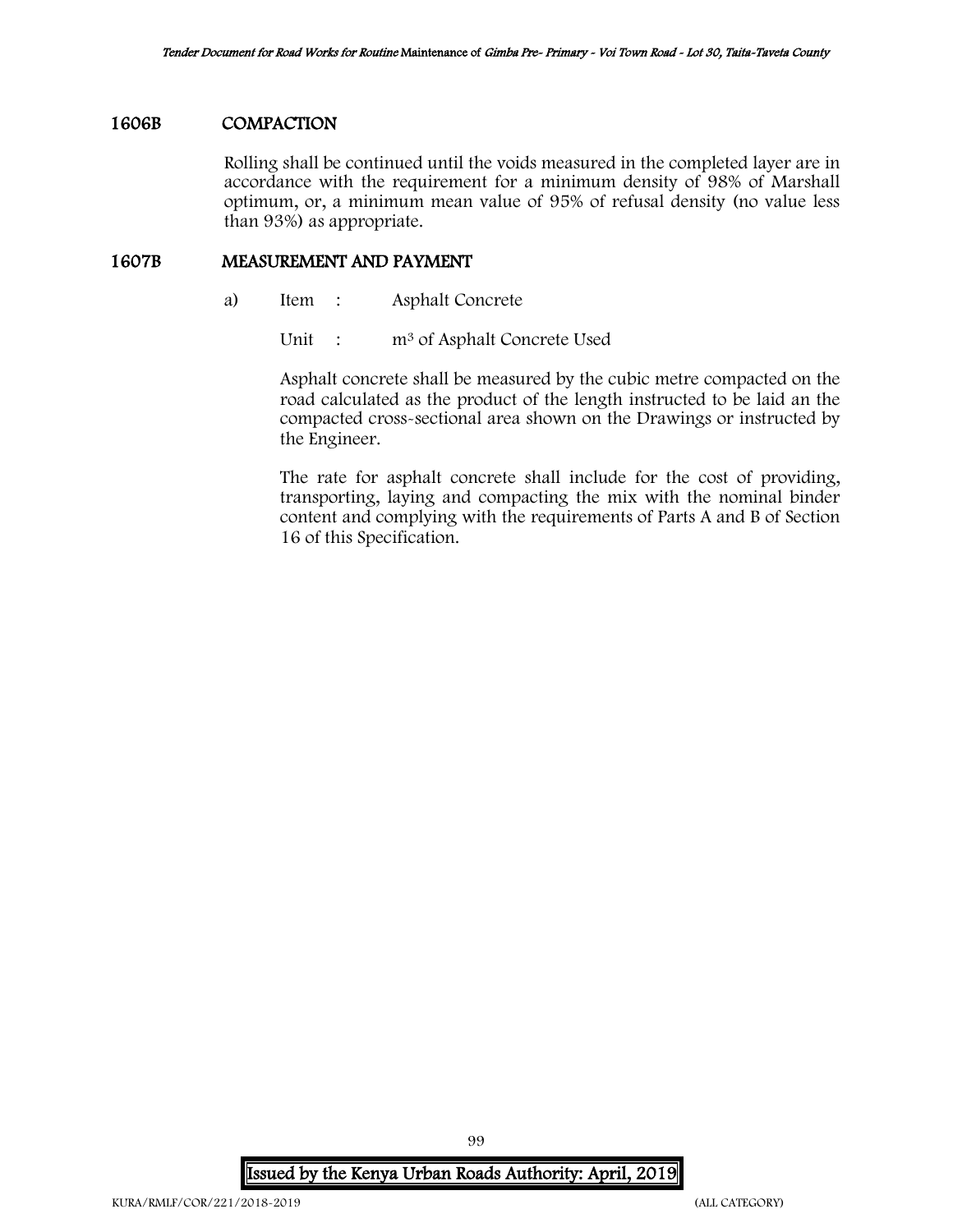## 1606B COMPACTION

Rolling shall be continued until the voids measured in the completed layer are in accordance with the requirement for a minimum density of 98% of Marshall optimum, or, a minimum mean value of 95% of refusal density (no value less than 93%) as appropriate.

## 1607B MEASUREMENT AND PAYMENT

a) Item : Asphalt Concrete

Unit : $m^3$ of Asphalt Concrete Used

Asphalt concrete shall be measured by the cubic metre compacted on the road calculated as the product of the length instructed to be laid an the compacted cross-sectional area shown on the Drawings or instructed by the Engineer.

The rate for asphalt concrete shall include for the cost of providing, transporting, laying and compacting the mix with the nominal binder content and complying with the requirements of Parts A and B of Section 16 of this Specification.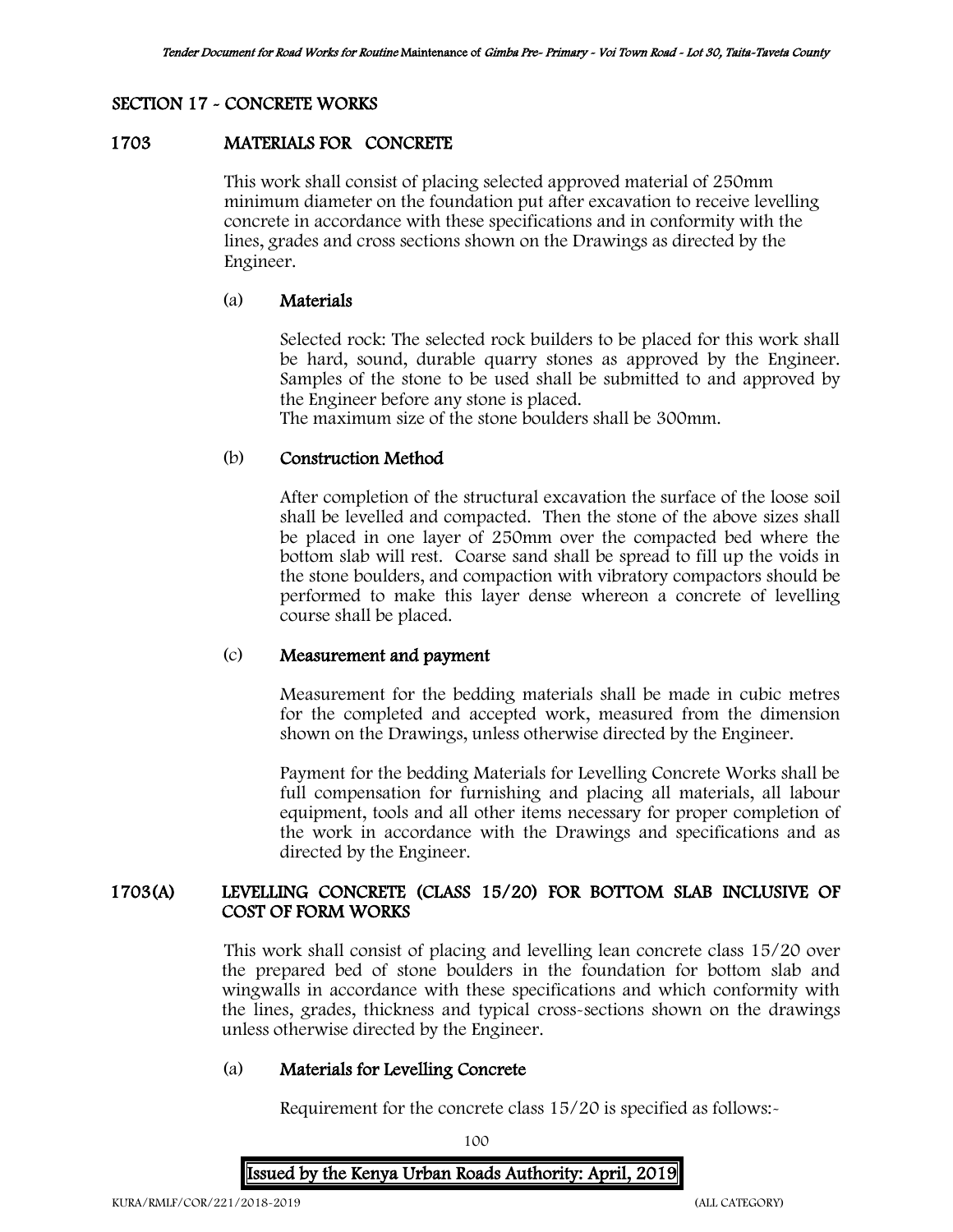## SECTION 17 - CONCRETE WORKS

### 1703 MATERIALS FOR CONCRETE

This work shall consist of placing selected approved material of 250mm minimum diameter on the foundation put after excavation to receive levelling concrete in accordance with these specifications and in conformity with the lines, grades and cross sections shown on the Drawings as directed by the Engineer.

#### (a) Materials

Selected rock: The selected rock builders to be placed for this work shall be hard, sound, durable quarry stones as approved by the Engineer. Samples of the stone to be used shall be submitted to and approved by the Engineer before any stone is placed.
The maximum size of the stone boulders shall be 300mm.

#### (b) Construction Method

After completion of the structural excavation the surface of the loose soil shall be levelled and compacted. Then the stone of the above sizes shall be placed in one layer of 250mm over the compacted bed where the bottom slab will rest. Coarse sand shall be spread to fill up the voids in the stone boulders, and compaction with vibratory compactors should be performed to make this layer dense whereon a concrete of levelling course shall be placed.

#### (c) Measurement and payment

Measurement for the bedding materials shall be made in cubic metres for the completed and accepted work, measured from the dimension shown on the Drawings, unless otherwise directed by the Engineer.

Payment for the bedding Materials for Levelling Concrete Works shall be full compensation for furnishing and placing all materials, all labour equipment, tools and all other items necessary for proper completion of the work in accordance with the Drawings and specifications and as directed by the Engineer.

### 1703(A) LEVELLING CONCRETE (CLASS 15/20) FOR BOTTOM SLAB INCLUSIVE OF COST OF FORM WORKS

This work shall consist of placing and levelling lean concrete class 15/20 over the prepared bed of stone boulders in the foundation for bottom slab and wingwalls in accordance with these specifications and which conformity with the lines, grades, thickness and typical cross-sections shown on the drawings unless otherwise directed by the Engineer.

#### (a) Materials for Levelling Concrete

Requirement for the concrete class 15/20 is specified as follows:-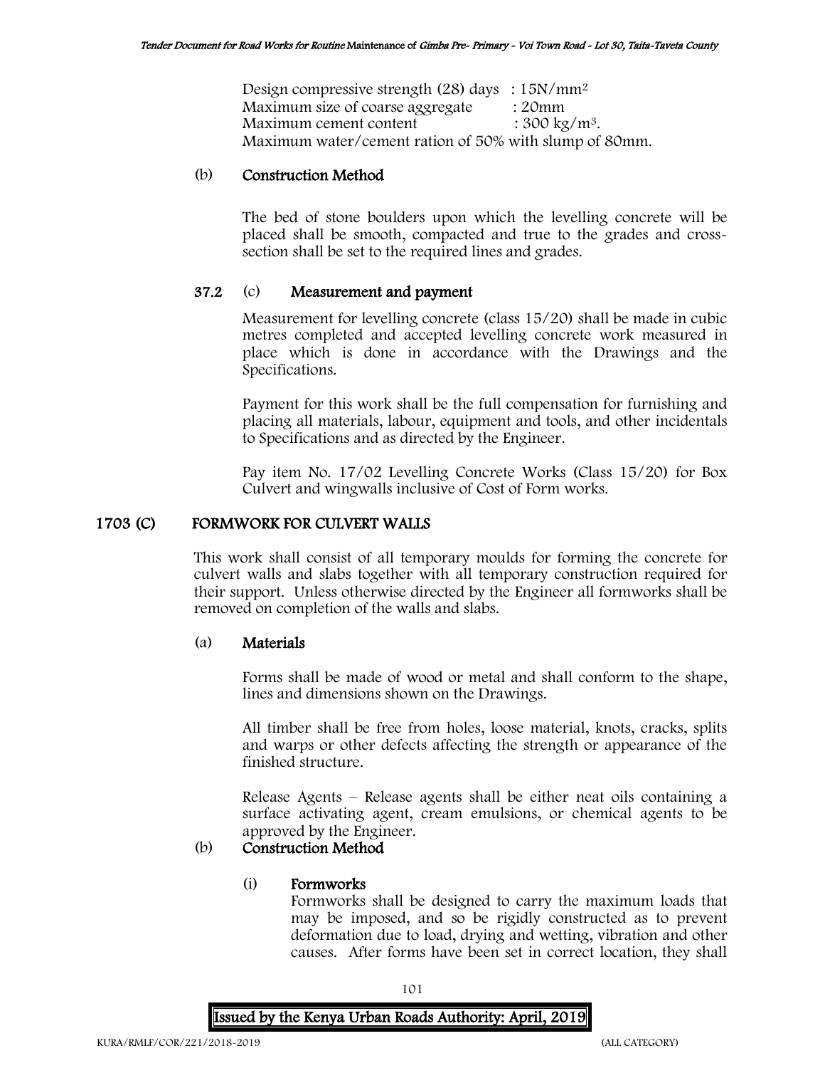Design compressive strength (28) days : $15N/mm^2$
Maximum size of coarse aggregate : 20mm
Maximum cement content : $300\ kg/m^3$.
Maximum water/cement ration of 50% with slump of 80mm.

(b) **Construction Method**

The bed of stone boulders upon which the levelling concrete will be placed shall be smooth, compacted and true to the grades and cross-section shall be set to the required lines and grades.

**37.2** (c) **Measurement and payment**

Measurement for levelling concrete (class 15/20) shall be made in cubic metres completed and accepted levelling concrete work measured in place which is done in accordance with the Drawings and the Specifications.

Payment for this work shall be the full compensation for furnishing and placing all materials, labour, equipment and tools, and other incidentals to Specifications and as directed by the Engineer.

Pay item No. 17/02 Levelling Concrete Works (Class 15/20) for Box Culvert and wingwalls inclusive of Cost of Form works.

## 1703 (C) FORMWORK FOR CULVERT WALLS

This work shall consist of all temporary moulds for forming the concrete for culvert walls and slabs together with all temporary construction required for their support. Unless otherwise directed by the Engineer all formworks shall be removed on completion of the walls and slabs.

(a) **Materials**

Forms shall be made of wood or metal and shall conform to the shape, lines and dimensions shown on the Drawings.

All timber shall be free from holes, loose material, knots, cracks, splits and warps or other defects affecting the strength or appearance of the finished structure.

Release Agents – Release agents shall be either neat oils containing a surface activating agent, cream emulsions, or chemical agents to be approved by the Engineer.

(b) **Construction Method**

(i) **Formworks**

Formworks shall be designed to carry the maximum loads that may be imposed, and so be rigidly constructed as to prevent deformation due to load, drying and wetting, vibration and other causes. After forms have been set in correct location, they shall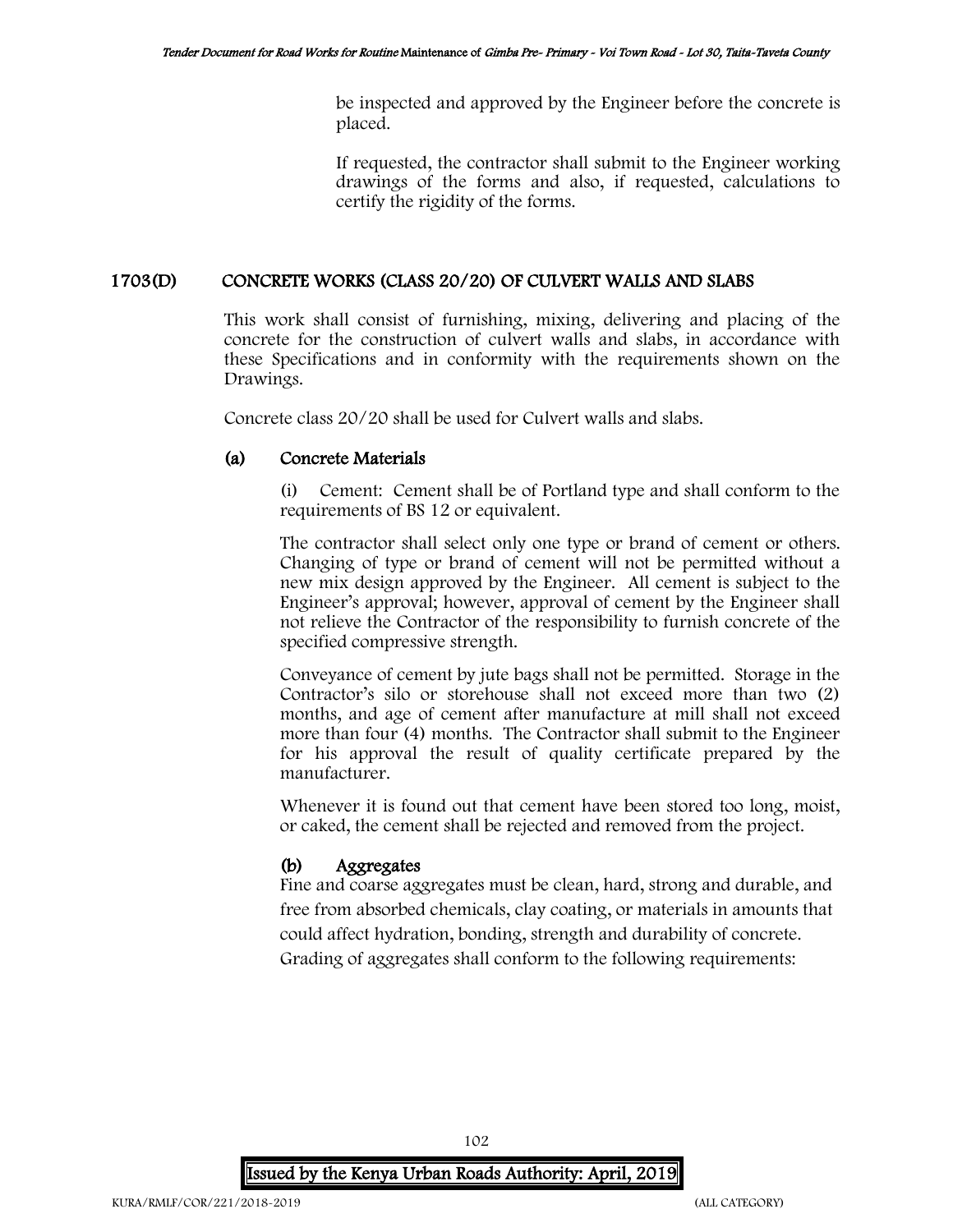be inspected and approved by the Engineer before the concrete is placed.

If requested, the contractor shall submit to the Engineer working drawings of the forms and also, if requested, calculations to certify the rigidity of the forms.

## 1703(D) CONCRETE WORKS (CLASS 20/20) OF CULVERT WALLS AND SLABS

This work shall consist of furnishing, mixing, delivering and placing of the concrete for the construction of culvert walls and slabs, in accordance with these Specifications and in conformity with the requirements shown on the Drawings.

Concrete class 20/20 shall be used for Culvert walls and slabs.

### (a) Concrete Materials

(i) Cement: Cement shall be of Portland type and shall conform to the requirements of BS 12 or equivalent.

The contractor shall select only one type or brand of cement or others. Changing of type or brand of cement will not be permitted without a new mix design approved by the Engineer. All cement is subject to the Engineer's approval; however, approval of cement by the Engineer shall not relieve the Contractor of the responsibility to furnish concrete of the specified compressive strength.

Conveyance of cement by jute bags shall not be permitted. Storage in the Contractor's silo or storehouse shall not exceed more than two (2) months, and age of cement after manufacture at mill shall not exceed more than four (4) months. The Contractor shall submit to the Engineer for his approval the result of quality certificate prepared by the manufacturer.

Whenever it is found out that cement have been stored too long, moist, or caked, the cement shall be rejected and removed from the project.

### (b) Aggregates

Fine and coarse aggregates must be clean, hard, strong and durable, and free from absorbed chemicals, clay coating, or materials in amounts that could affect hydration, bonding, strength and durability of concrete. Grading of aggregates shall conform to the following requirements: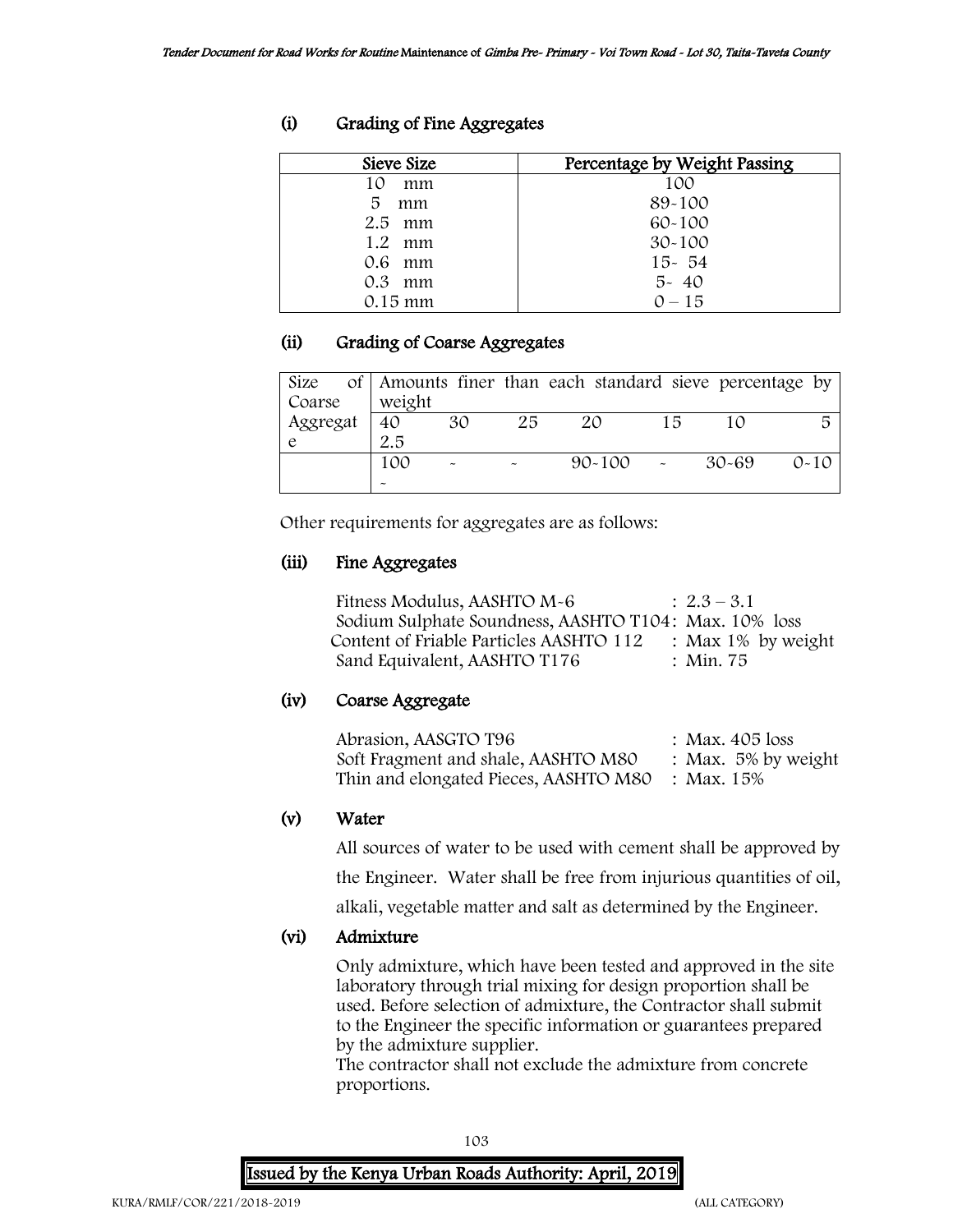### (i) Grading of Fine Aggregates

| Sieve Size | Percentage by Weight Passing |
|---|---|
| 10 mm | 100 |
| 5 mm | 89-100 |
| 2.5 mm | 60-100 |
| 1.2 mm | 30-100 |
| 0.6 mm | 15- 54 |
| 0.3 mm | 5- 40 |
| 0.15 mm | 0 – 15 |

### (ii) Grading of Coarse Aggregates

| Size of Coarse Aggregate | Amounts finer than each standard sieve percentage by weight | | | | | | |
|---|---|---|---|---|---|---|---|
| | 40 2.5 | 30 | 25 | 20 | 15 | 10 | 5 |
| | 100 - | - | - | 90-100 | - | 30-69 | 0-10 |

Other requirements for aggregates are as follows:

### (iii) Fine Aggregates

Fitness Modulus, AASHTO M-6 : 2.3 – 3.1
Sodium Sulphate Soundness, AASHTO T104: Max. 10% loss
Content of Friable Particles AASHTO 112 : Max 1% by weight
Sand Equivalent, AASHTO T176 : Min. 75

### (iv) Coarse Aggregate

Abrasion, AASGTO T96 : Max. 405 loss
Soft Fragment and shale, AASHTO M80 : Max. 5% by weight
Thin and elongated Pieces, AASHTO M80 : Max. 15%

### (v) Water

All sources of water to be used with cement shall be approved by the Engineer. Water shall be free from injurious quantities of oil, alkali, vegetable matter and salt as determined by the Engineer.

### (vi) Admixture

Only admixture, which have been tested and approved in the site laboratory through trial mixing for design proportion shall be used. Before selection of admixture, the Contractor shall submit to the Engineer the specific information or guarantees prepared by the admixture supplier.
The contractor shall not exclude the admixture from concrete proportions.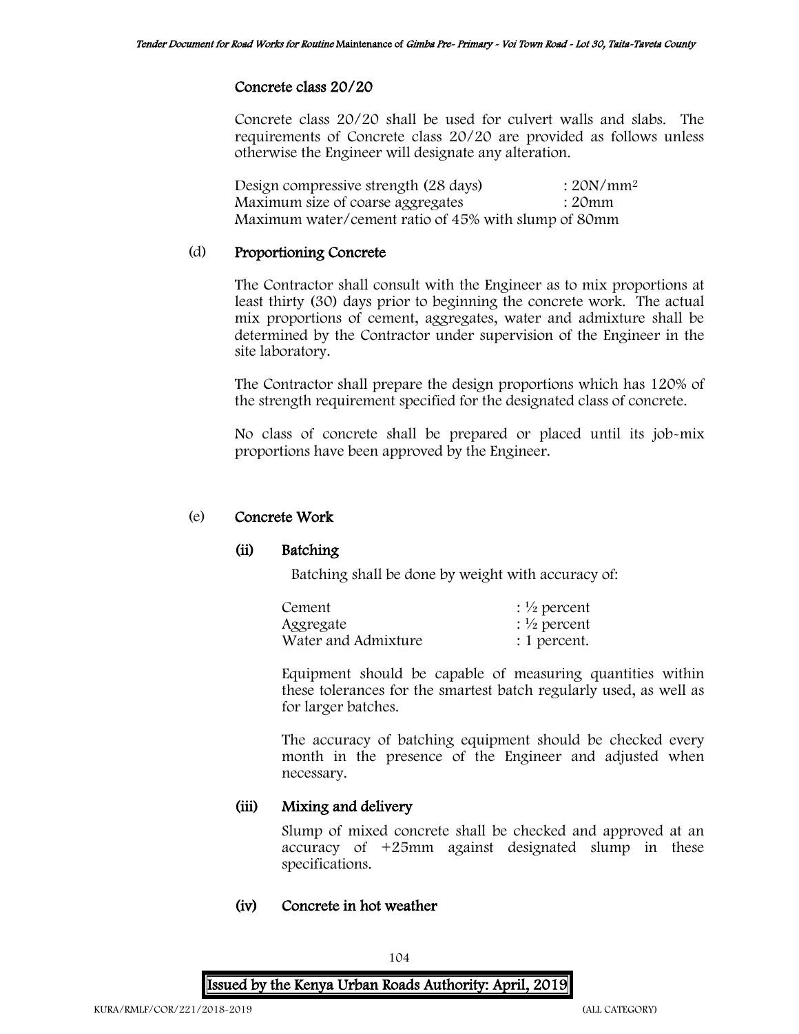Concrete class 20/20

Concrete class 20/20 shall be used for culvert walls and slabs. The requirements of Concrete class 20/20 are provided as follows unless otherwise the Engineer will designate any alteration.

Design compressive strength (28 days) : $20N/mm^2$
Maximum size of coarse aggregates : 20mm
Maximum water/cement ratio of 45% with slump of 80mm

(d) **Proportioning Concrete**

The Contractor shall consult with the Engineer as to mix proportions at least thirty (30) days prior to beginning the concrete work. The actual mix proportions of cement, aggregates, water and admixture shall be determined by the Contractor under supervision of the Engineer in the site laboratory.

The Contractor shall prepare the design proportions which has 120% of the strength requirement specified for the designated class of concrete.

No class of concrete shall be prepared or placed until its job-mix proportions have been approved by the Engineer.

(e) **Concrete Work**

**(ii) Batching**

Batching shall be done by weight with accuracy of:

Cement : ½ percent
Aggregate : ½ percent
Water and Admixture : 1 percent.

Equipment should be capable of measuring quantities within these tolerances for the smartest batch regularly used, as well as for larger batches.

The accuracy of batching equipment should be checked every month in the presence of the Engineer and adjusted when necessary.

**(iii) Mixing and delivery**

Slump of mixed concrete shall be checked and approved at an accuracy of +25mm against designated slump in these specifications.

**(iv) Concrete in hot weather**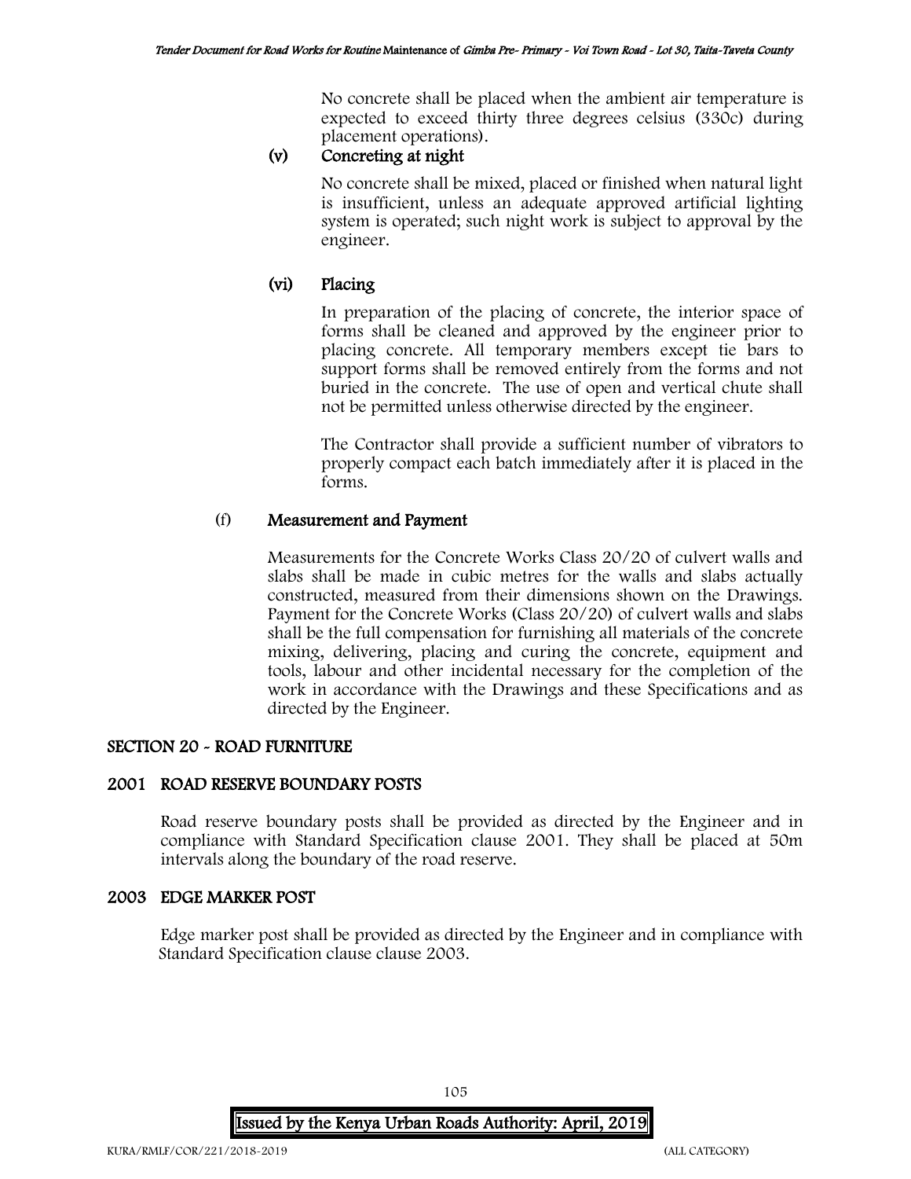No concrete shall be placed when the ambient air temperature is expected to exceed thirty three degrees celsius (330c) during placement operations).

### (v) Concreting at night

No concrete shall be mixed, placed or finished when natural light is insufficient, unless an adequate approved artificial lighting system is operated; such night work is subject to approval by the engineer.

### (vi) Placing

In preparation of the placing of concrete, the interior space of forms shall be cleaned and approved by the engineer prior to placing concrete. All temporary members except tie bars to support forms shall be removed entirely from the forms and not buried in the concrete. The use of open and vertical chute shall not be permitted unless otherwise directed by the engineer.

The Contractor shall provide a sufficient number of vibrators to properly compact each batch immediately after it is placed in the forms.

### (f) Measurement and Payment

Measurements for the Concrete Works Class 20/20 of culvert walls and slabs shall be made in cubic metres for the walls and slabs actually constructed, measured from their dimensions shown on the Drawings. Payment for the Concrete Works (Class 20/20) of culvert walls and slabs shall be the full compensation for furnishing all materials of the concrete mixing, delivering, placing and curing the concrete, equipment and tools, labour and other incidental necessary for the completion of the work in accordance with the Drawings and these Specifications and as directed by the Engineer.

## SECTION 20 - ROAD FURNITURE

### 2001 ROAD RESERVE BOUNDARY POSTS

Road reserve boundary posts shall be provided as directed by the Engineer and in compliance with Standard Specification clause 2001. They shall be placed at 50m intervals along the boundary of the road reserve.

### 2003 EDGE MARKER POST

Edge marker post shall be provided as directed by the Engineer and in compliance with Standard Specification clause clause 2003.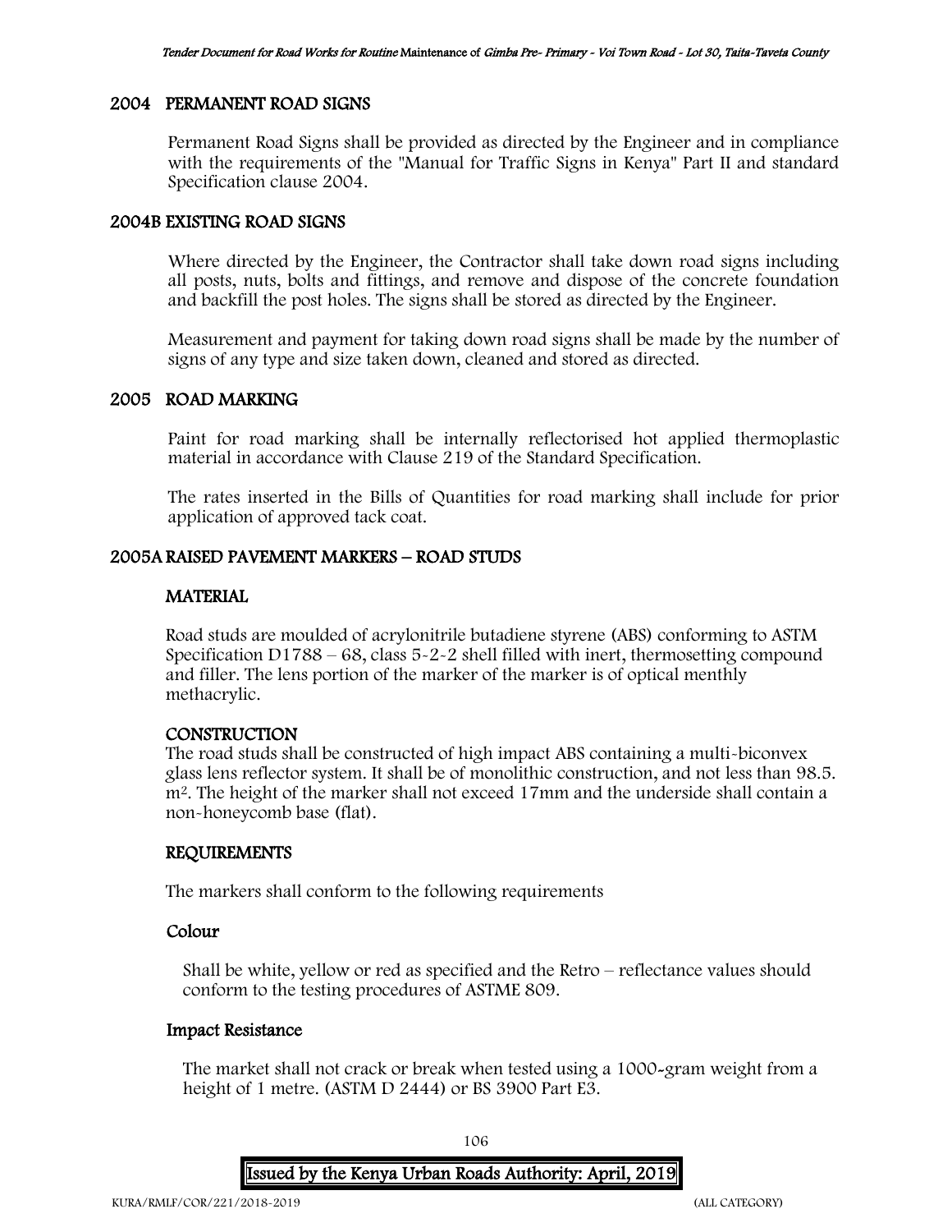## 2004 PERMANENT ROAD SIGNS

Permanent Road Signs shall be provided as directed by the Engineer and in compliance with the requirements of the "Manual for Traffic Signs in Kenya" Part II and standard Specification clause 2004.

## 2004B EXISTING ROAD SIGNS

Where directed by the Engineer, the Contractor shall take down road signs including all posts, nuts, bolts and fittings, and remove and dispose of the concrete foundation and backfill the post holes. The signs shall be stored as directed by the Engineer.

Measurement and payment for taking down road signs shall be made by the number of signs of any type and size taken down, cleaned and stored as directed.

## 2005 ROAD MARKING

Paint for road marking shall be internally reflectorised hot applied thermoplastic material in accordance with Clause 219 of the Standard Specification.

The rates inserted in the Bills of Quantities for road marking shall include for prior application of approved tack coat.

## 2005A RAISED PAVEMENT MARKERS – ROAD STUDS

### MATERIAL

Road studs are moulded of acrylonitrile butadiene styrene (ABS) conforming to ASTM Specification D1788 – 68, class 5-2-2 shell filled with inert, thermosetting compound and filler. The lens portion of the marker of the marker is of optical menthly methacrylic.

### CONSTRUCTION

The road studs shall be constructed of high impact ABS containing a multi-biconvex glass lens reflector system. It shall be of monolithic construction, and not less than 98.5. $m^2$. The height of the marker shall not exceed 17mm and the underside shall contain a non-honeycomb base (flat).

### REQUIREMENTS

The markers shall conform to the following requirements

#### Colour

Shall be white, yellow or red as specified and the Retro – reflectance values should conform to the testing procedures of ASTME 809.

#### Impact Resistance

The market shall not crack or break when tested using a 1000-gram weight from a height of 1 metre. (ASTM D 2444) or BS 3900 Part E3.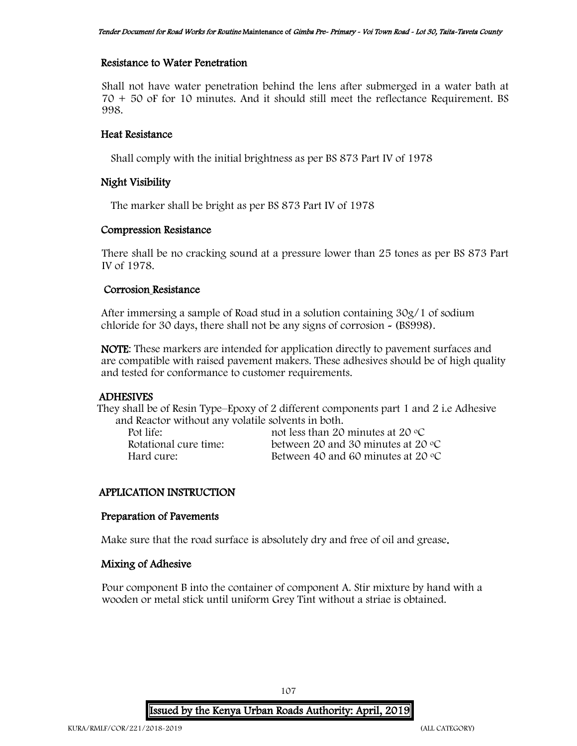### Resistance to Water Penetration

Shall not have water penetration behind the lens after submerged in a water bath at 70 + 50 oF for 10 minutes. And it should still meet the reflectance Requirement. BS 998.

### Heat Resistance

Shall comply with the initial brightness as per BS 873 Part IV of 1978

### Night Visibility

The marker shall be bright as per BS 873 Part IV of 1978

### Compression Resistance

There shall be no cracking sound at a pressure lower than 25 tones as per BS 873 Part IV of 1978.

### Corrosion Resistance

After immersing a sample of Road stud in a solution containing 30g/1 of sodium chloride for 30 days, there shall not be any signs of corrosion - (BS998).

**NOTE**: These markers are intended for application directly to pavement surfaces and are compatible with raised pavement makers. These adhesives should be of high quality and tested for conformance to customer requirements.

### ADHESIVES

They shall be of Resin Type–Epoxy of 2 different components part 1 and 2 i.e Adhesive and Reactor without any volatile solvents in both.

| | |
|---|---|
| Pot life: | not less than 20 minutes at 20 °C |
| Rotational cure time: | between 20 and 30 minutes at 20 °C |
| Hard cure: | Between 40 and 60 minutes at 20 °C |

### APPLICATION INSTRUCTION

### Preparation of Pavements

Make sure that the road surface is absolutely dry and free of oil and grease.

### Mixing of Adhesive

Pour component B into the container of component A. Stir mixture by hand with a wooden or metal stick until uniform Grey Tint without a striae is obtained.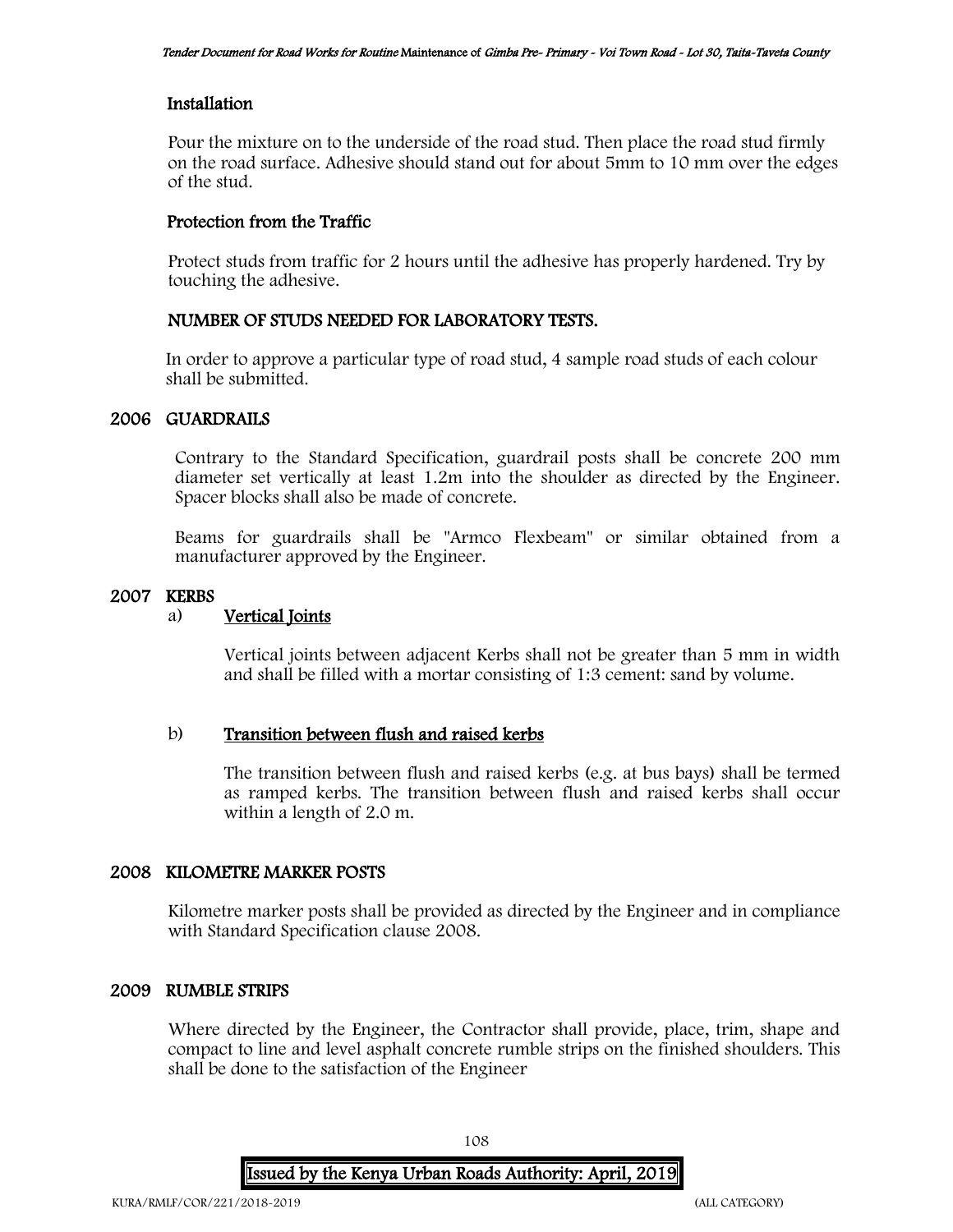### Installation

Pour the mixture on to the underside of the road stud. Then place the road stud firmly on the road surface. Adhesive should stand out for about 5mm to 10 mm over the edges of the stud.

### Protection from the Traffic

Protect studs from traffic for 2 hours until the adhesive has properly hardened. Try by touching the adhesive.

### NUMBER OF STUDS NEEDED FOR LABORATORY TESTS.

In order to approve a particular type of road stud, 4 sample road studs of each colour shall be submitted.

## 2006 GUARDRAILS

Contrary to the Standard Specification, guardrail posts shall be concrete 200 mm diameter set vertically at least 1.2m into the shoulder as directed by the Engineer. Spacer blocks shall also be made of concrete.

Beams for guardrails shall be "Armco Flexbeam" or similar obtained from a manufacturer approved by the Engineer.

## 2007 KERBS

a) **Vertical Joints**

Vertical joints between adjacent Kerbs shall not be greater than 5 mm in width and shall be filled with a mortar consisting of 1:3 cement: sand by volume.

b) **Transition between flush and raised kerbs**

The transition between flush and raised kerbs (e.g. at bus bays) shall be termed as ramped kerbs. The transition between flush and raised kerbs shall occur within a length of 2.0 m.

## 2008 KILOMETRE MARKER POSTS

Kilometre marker posts shall be provided as directed by the Engineer and in compliance with Standard Specification clause 2008.

## 2009 RUMBLE STRIPS

Where directed by the Engineer, the Contractor shall provide, place, trim, shape and compact to line and level asphalt concrete rumble strips on the finished shoulders. This shall be done to the satisfaction of the Engineer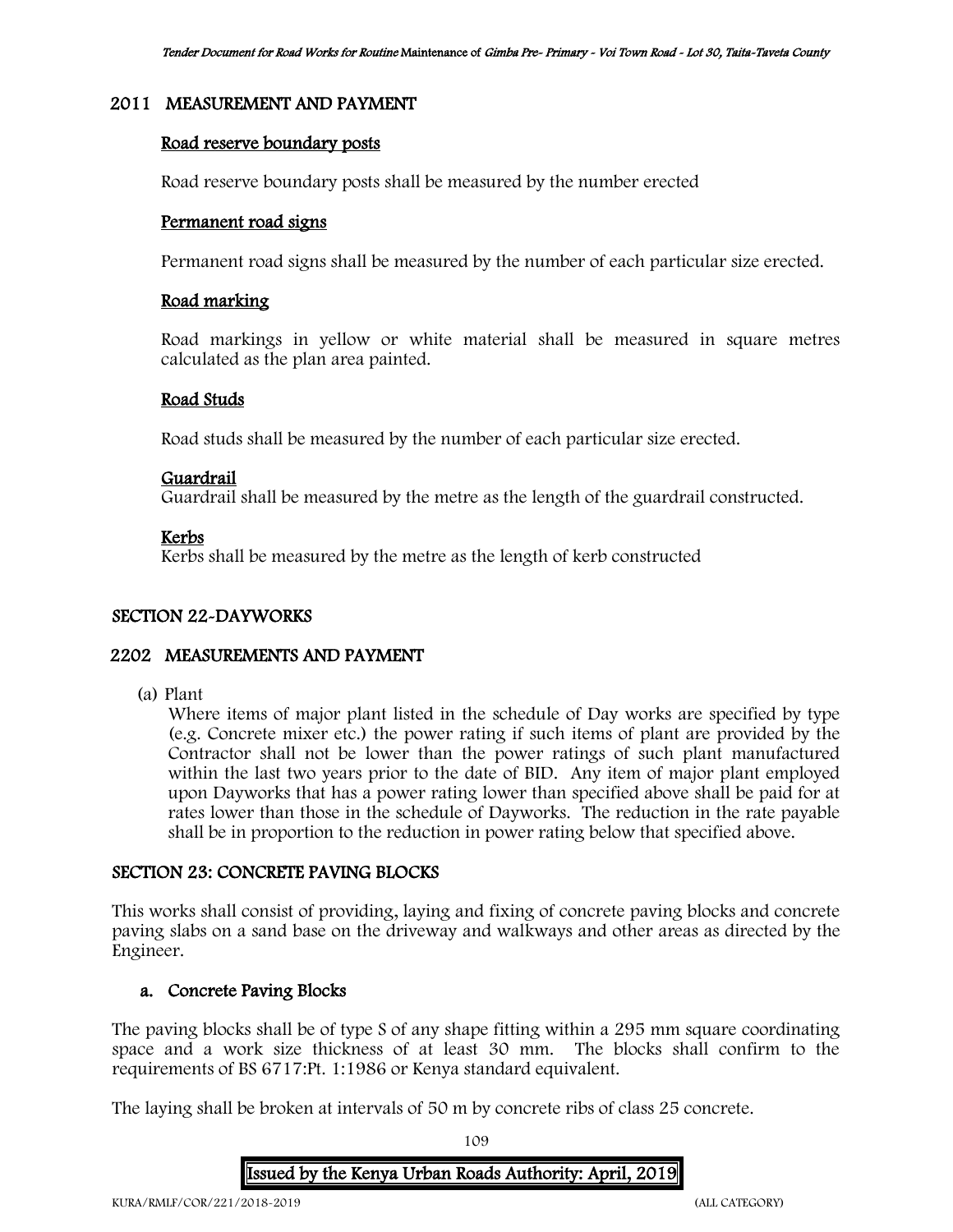## 2011 MEASUREMENT AND PAYMENT

### Road reserve boundary posts

Road reserve boundary posts shall be measured by the number erected

### Permanent road signs

Permanent road signs shall be measured by the number of each particular size erected.

### Road marking

Road markings in yellow or white material shall be measured in square metres calculated as the plan area painted.

### Road Studs

Road studs shall be measured by the number of each particular size erected.

### Guardrail

Guardrail shall be measured by the metre as the length of the guardrail constructed.

### Kerbs

Kerbs shall be measured by the metre as the length of kerb constructed

# SECTION 22-DAYWORKS

## 2202 MEASUREMENTS AND PAYMENT

(a) Plant

Where items of major plant listed in the schedule of Day works are specified by type (e.g. Concrete mixer etc.) the power rating if such items of plant are provided by the Contractor shall not be lower than the power ratings of such plant manufactured within the last two years prior to the date of BID. Any item of major plant employed upon Dayworks that has a power rating lower than specified above shall be paid for at rates lower than those in the schedule of Dayworks. The reduction in the rate payable shall be in proportion to the reduction in power rating below that specified above.

# SECTION 23: CONCRETE PAVING BLOCKS

This works shall consist of providing, laying and fixing of concrete paving blocks and concrete paving slabs on a sand base on the driveway and walkways and other areas as directed by the Engineer.

### a. Concrete Paving Blocks

The paving blocks shall be of type S of any shape fitting within a 295 mm square coordinating space and a work size thickness of at least 30 mm. The blocks shall confirm to the requirements of BS 6717:Pt. 1:1986 or Kenya standard equivalent.

The laying shall be broken at intervals of 50 m by concrete ribs of class 25 concrete.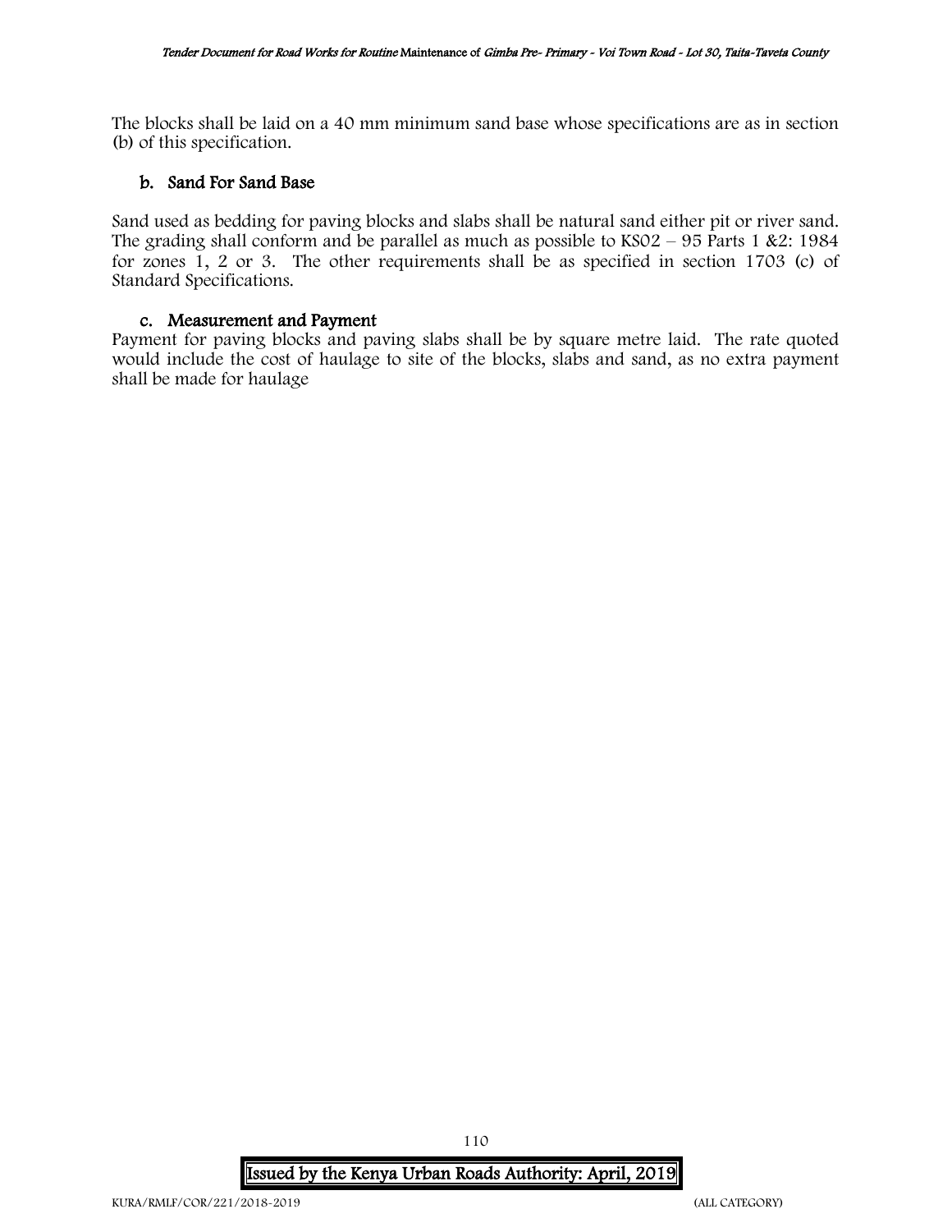The blocks shall be laid on a 40 mm minimum sand base whose specifications are as in section (b) of this specification.

### b. Sand For Sand Base

Sand used as bedding for paving blocks and slabs shall be natural sand either pit or river sand. The grading shall conform and be parallel as much as possible to KS02 – 95 Parts 1 &2: 1984 for zones 1, 2 or 3. The other requirements shall be as specified in section 1703 (c) of Standard Specifications.

### c. Measurement and Payment

Payment for paving blocks and paving slabs shall be by square metre laid. The rate quoted would include the cost of haulage to site of the blocks, slabs and sand, as no extra payment shall be made for haulage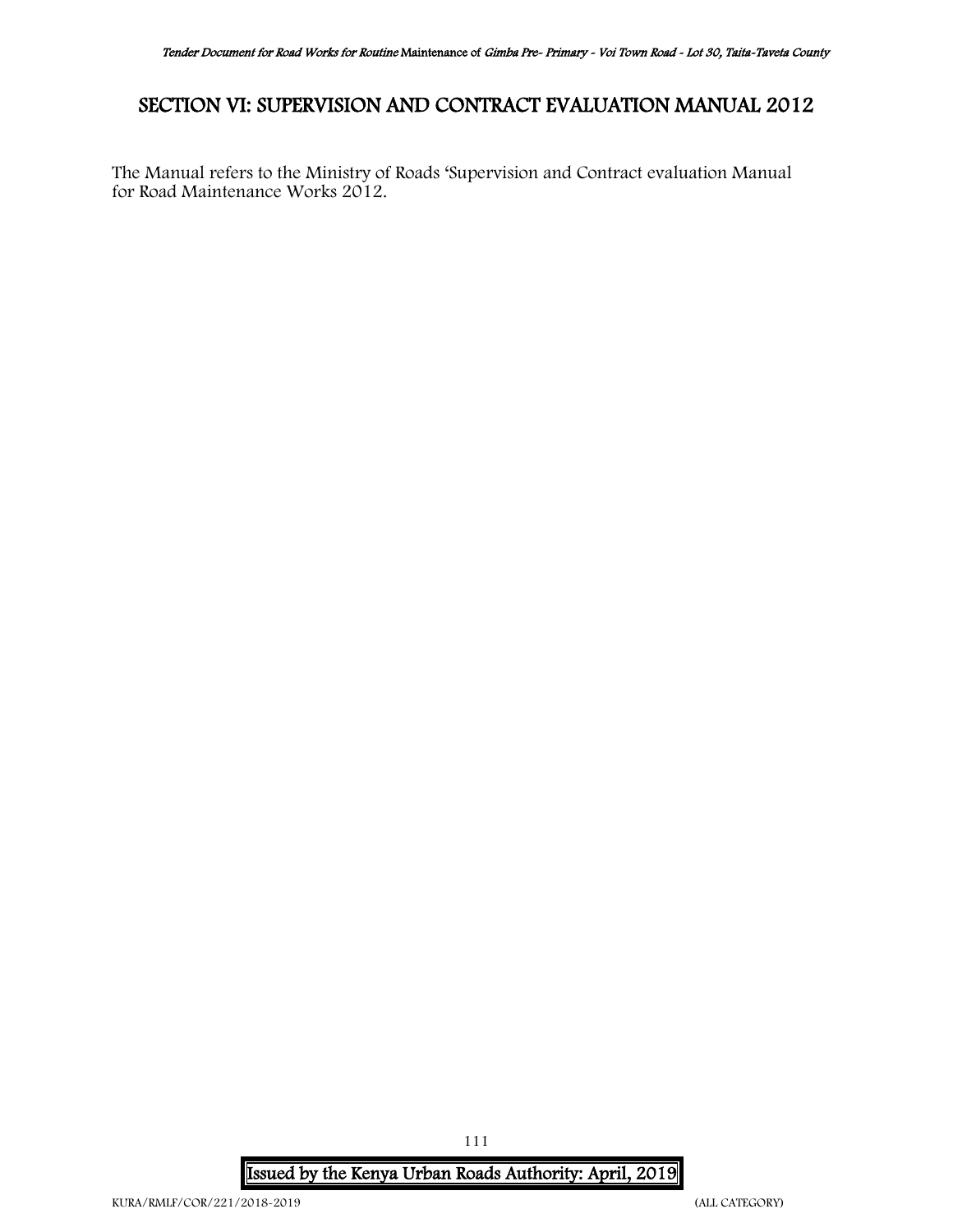# SECTION VI: SUPERVISION AND CONTRACT EVALUATION MANUAL 2012

The Manual refers to the Ministry of Roads 'Supervision and Contract evaluation Manual for Road Maintenance Works 2012.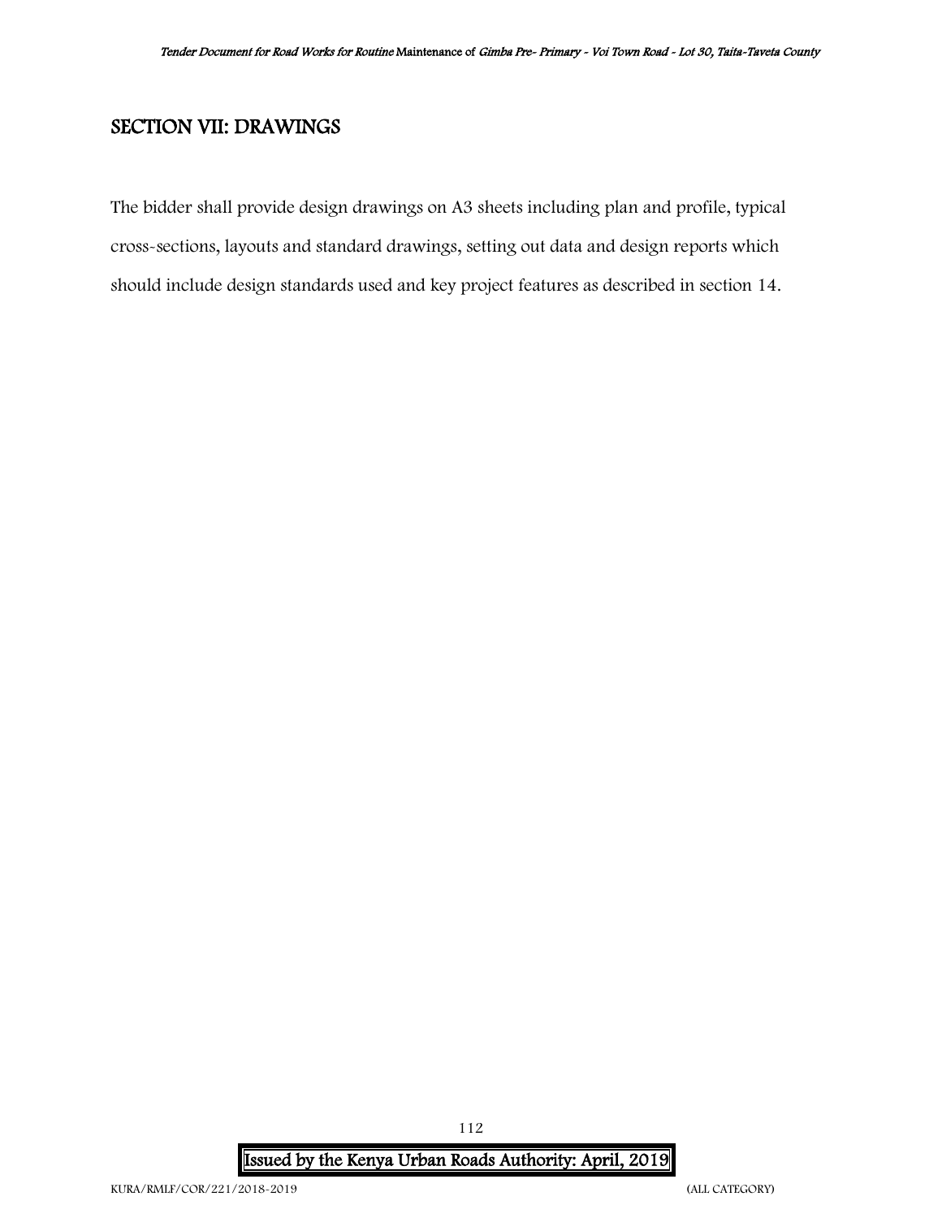## SECTION VII: DRAWINGS

The bidder shall provide design drawings on A3 sheets including plan and profile, typical cross-sections, layouts and standard drawings, setting out data and design reports which should include design standards used and key project features as described in section 14.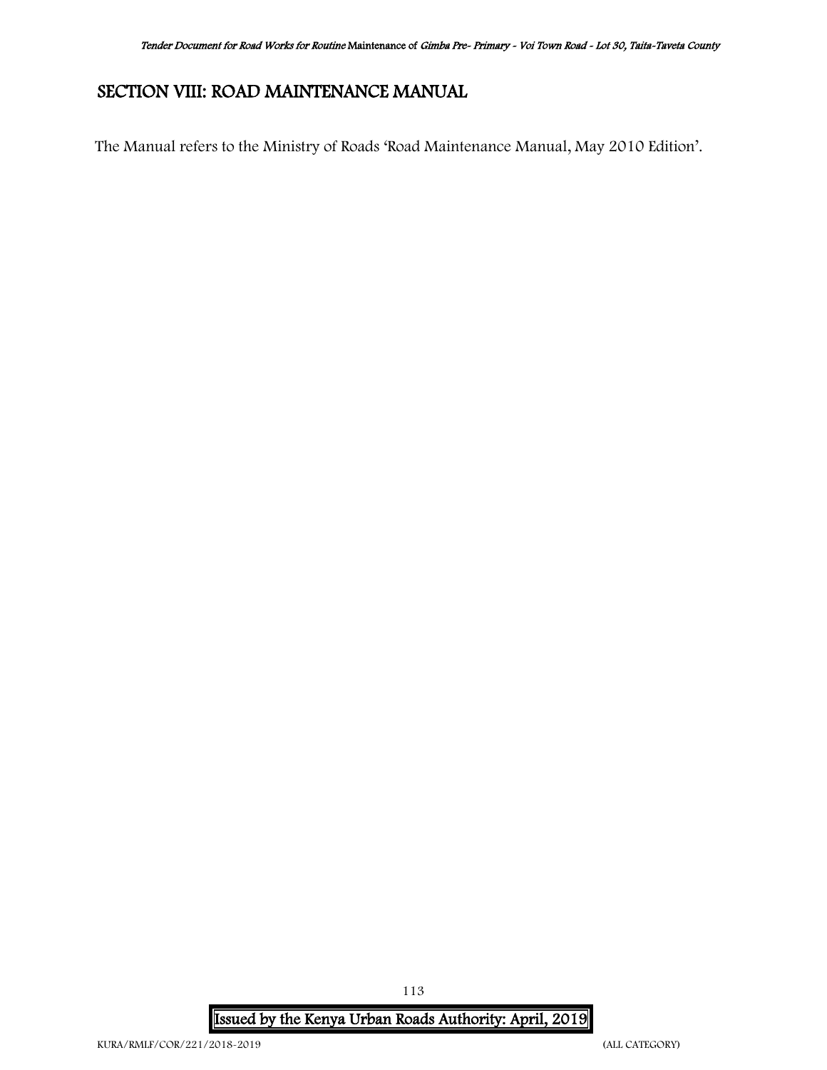# SECTION VIII: ROAD MAINTENANCE MANUAL

The Manual refers to the Ministry of Roads 'Road Maintenance Manual, May 2010 Edition'.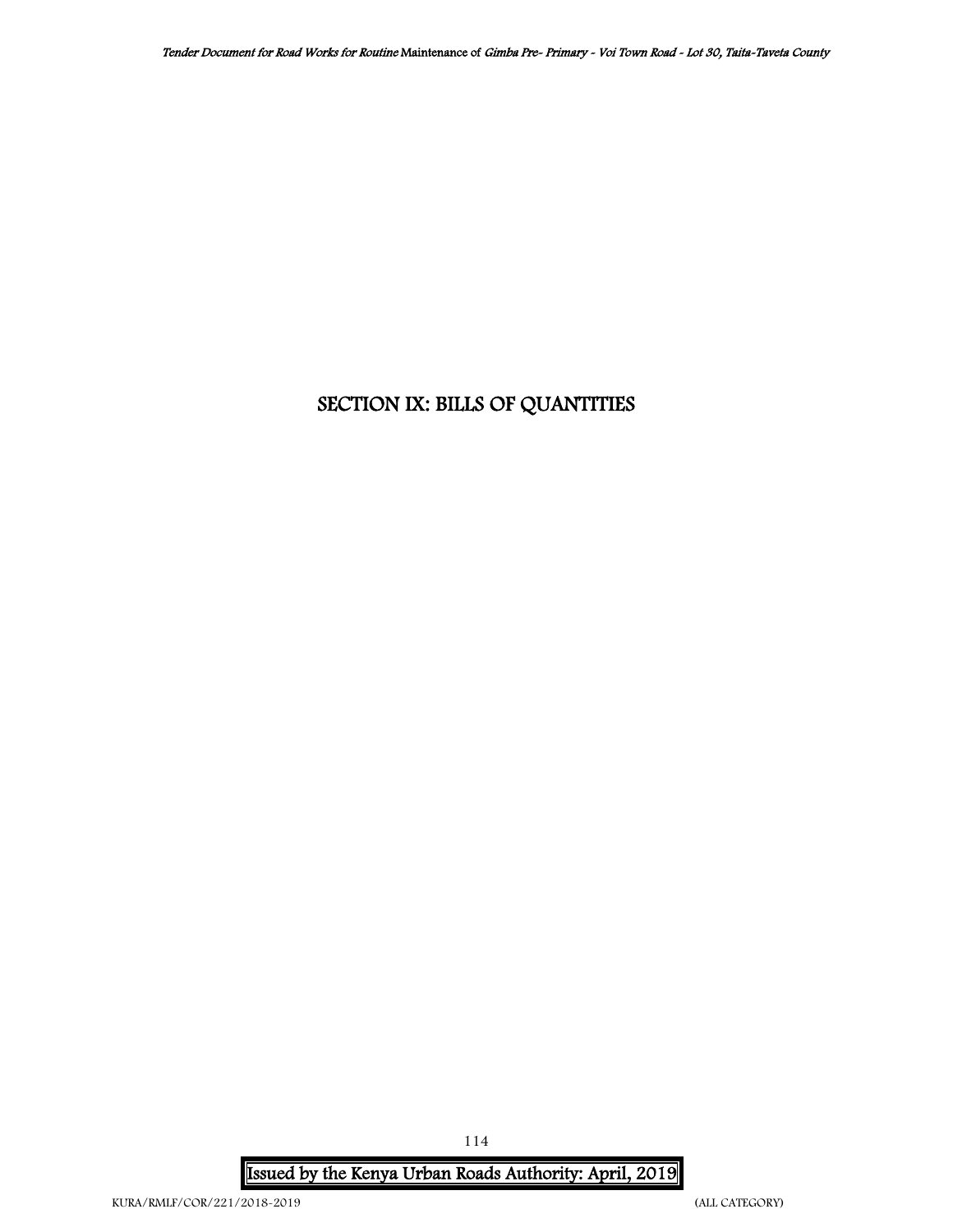# SECTION IX: BILLS OF QUANTITIES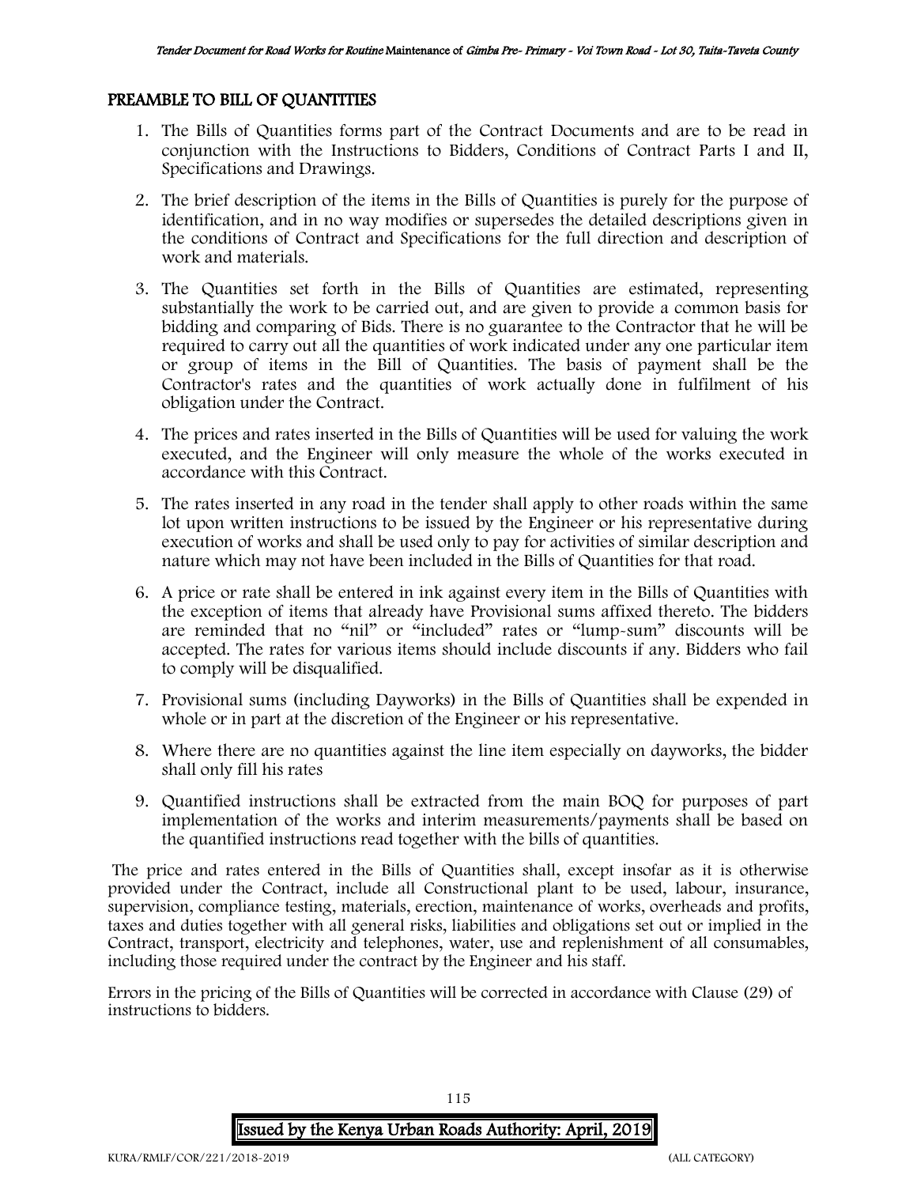## PREAMBLE TO BILL OF QUANTITIES

1. The Bills of Quantities forms part of the Contract Documents and are to be read in conjunction with the Instructions to Bidders, Conditions of Contract Parts I and II, Specifications and Drawings.
2. The brief description of the items in the Bills of Quantities is purely for the purpose of identification, and in no way modifies or supersedes the detailed descriptions given in the conditions of Contract and Specifications for the full direction and description of work and materials.
3. The Quantities set forth in the Bills of Quantities are estimated, representing substantially the work to be carried out, and are given to provide a common basis for bidding and comparing of Bids. There is no guarantee to the Contractor that he will be required to carry out all the quantities of work indicated under any one particular item or group of items in the Bill of Quantities. The basis of payment shall be the Contractor's rates and the quantities of work actually done in fulfilment of his obligation under the Contract.
4. The prices and rates inserted in the Bills of Quantities will be used for valuing the work executed, and the Engineer will only measure the whole of the works executed in accordance with this Contract.
5. The rates inserted in any road in the tender shall apply to other roads within the same lot upon written instructions to be issued by the Engineer or his representative during execution of works and shall be used only to pay for activities of similar description and nature which may not have been included in the Bills of Quantities for that road.
6. A price or rate shall be entered in ink against every item in the Bills of Quantities with the exception of items that already have Provisional sums affixed thereto. The bidders are reminded that no "nil" or "included" rates or "lump-sum" discounts will be accepted. The rates for various items should include discounts if any. Bidders who fail to comply will be disqualified.
7. Provisional sums (including Dayworks) in the Bills of Quantities shall be expended in whole or in part at the discretion of the Engineer or his representative.
8. Where there are no quantities against the line item especially on dayworks, the bidder shall only fill his rates
9. Quantified instructions shall be extracted from the main BOQ for purposes of part implementation of the works and interim measurements/payments shall be based on the quantified instructions read together with the bills of quantities.

The price and rates entered in the Bills of Quantities shall, except insofar as it is otherwise provided under the Contract, include all Constructional plant to be used, labour, insurance, supervision, compliance testing, materials, erection, maintenance of works, overheads and profits, taxes and duties together with all general risks, liabilities and obligations set out or implied in the Contract, transport, electricity and telephones, water, use and replenishment of all consumables, including those required under the contract by the Engineer and his staff.

Errors in the pricing of the Bills of Quantities will be corrected in accordance with Clause (29) of instructions to bidders.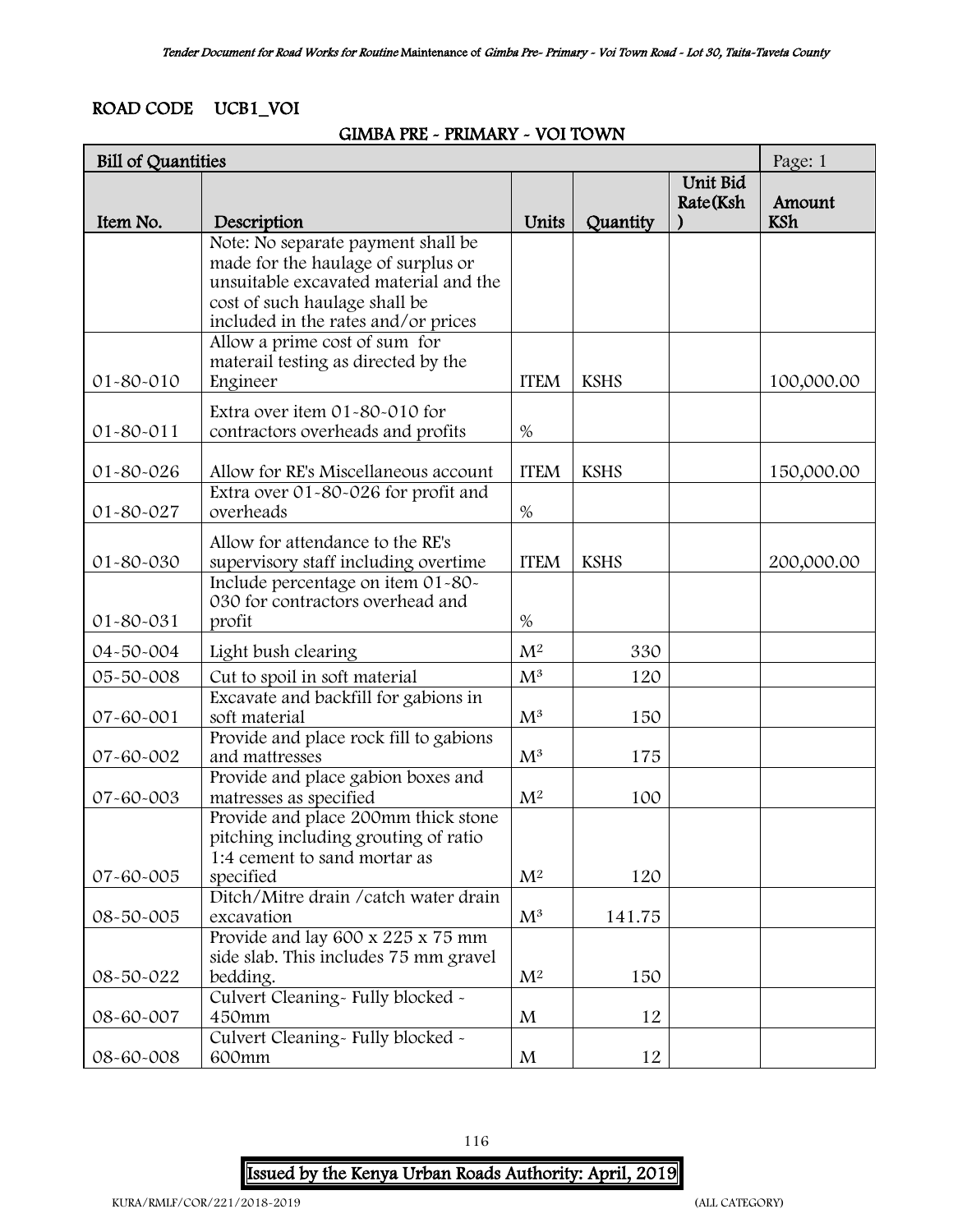ROAD CODE UCB1_VOI

GIMBA PRE - PRIMARY - VOI TOWN

| Bill of Quantities | | | | | Page: 1 |
|---|---|---|---|---|---|
| Item No. | Description | Units | Quantity | Unit Bid Rate(Ksh ) | Amount KSh |
| | Note: No separate payment shall be made for the haulage of surplus or unsuitable excavated material and the cost of such haulage shall be included in the rates and/or prices | | | | |
| 01-80-010 | Allow a prime cost of sum for materail testing as directed by the Engineer | ITEM | KSHS | | 100,000.00 |
| 01-80-011 | Extra over item 01-80-010 for contractors overheads and profits | % | | | |
| 01-80-026 | Allow for RE's Miscellaneous account | ITEM | KSHS | | 150,000.00 |
| 01-80-027 | Extra over 01-80-026 for profit and overheads | % | | | |
| 01-80-030 | Allow for attendance to the RE's supervisory staff including overtime | ITEM | KSHS | | 200,000.00 |
| 01-80-031 | Include percentage on item 01-80-030 for contractors overhead and profit | % | | | |
| 04-50-004 | Light bush clearing | $M^2$ | 330 | | |
| 05-50-008 | Cut to spoil in soft material | $M^3$ | 120 | | |
| 07-60-001 | Excavate and backfill for gabions in soft material | $M^3$ | 150 | | |
| 07-60-002 | Provide and place rock fill to gabions and mattresses | $M^3$ | 175 | | |
| 07-60-003 | Provide and place gabion boxes and matresses as specified | $M^2$ | 100 | | |
| 07-60-005 | Provide and place 200mm thick stone pitching including grouting of ratio 1:4 cement to sand mortar as specified | $M^2$ | 120 | | |
| 08-50-005 | Ditch/Mitre drain /catch water drain excavation | $M^3$ | 141.75 | | |
| 08-50-022 | Provide and lay 600 x 225 x 75 mm side slab. This includes 75 mm gravel bedding. | $M^2$ | 150 | | |
| 08-60-007 | Culvert Cleaning- Fully blocked - 450mm | M | 12 | | |
| 08-60-008 | Culvert Cleaning- Fully blocked - 600mm | M | 12 | | |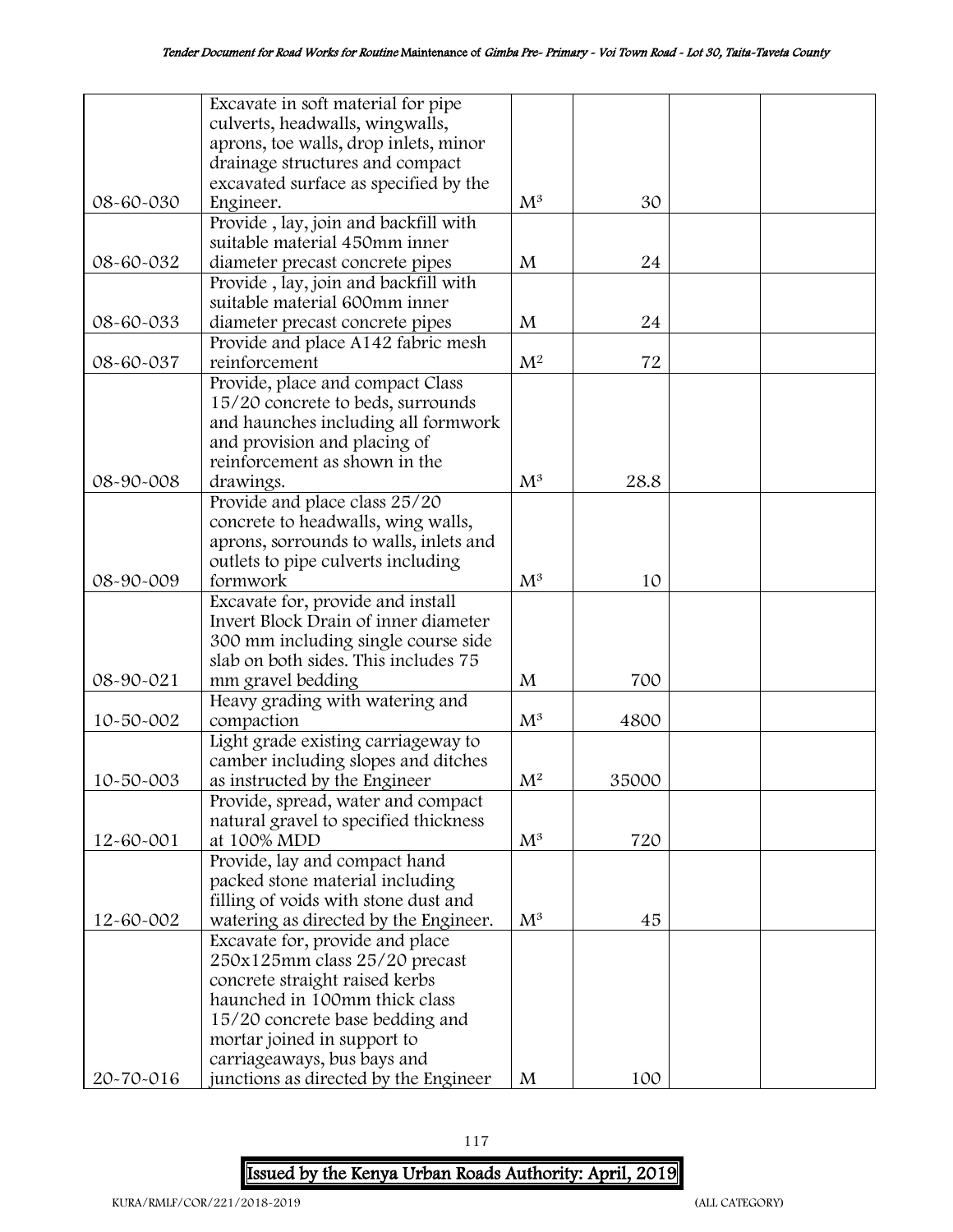| | | | | | |
|---|---|---|---|---|---|
| 08-60-030 | Excavate in soft material for pipe culverts, headwalls, wingwalls, aprons, toe walls, drop inlets, minor drainage structures and compact excavated surface as specified by the Engineer. | $M^3$ | 30 | | |
| 08-60-032 | Provide , lay, join and backfill with suitable material 450mm inner diameter precast concrete pipes | M | 24 | | |
| 08-60-033 | Provide , lay, join and backfill with suitable material 600mm inner diameter precast concrete pipes | M | 24 | | |
| 08-60-037 | Provide and place A142 fabric mesh reinforcement | $M^2$ | 72 | | |
| 08-90-008 | Provide, place and compact Class 15/20 concrete to beds, surrounds and haunches including all formwork and provision and placing of reinforcement as shown in the drawings. | $M^3$ | 28.8 | | |
| 08-90-009 | Provide and place class 25/20 concrete to headwalls, wing walls, aprons, sorrounds to walls, inlets and outlets to pipe culverts including formwork | $M^3$ | 10 | | |
| 08-90-021 | Excavate for, provide and install Invert Block Drain of inner diameter 300 mm including single course side slab on both sides. This includes 75 mm gravel bedding | M | 700 | | |
| 10-50-002 | Heavy grading with watering and compaction | $M^3$ | 4800 | | |
| 10-50-003 | Light grade existing carriageway to camber including slopes and ditches as instructed by the Engineer | $M^2$ | 35000 | | |
| 12-60-001 | Provide, spread, water and compact natural gravel to specified thickness at 100% MDD | $M^3$ | 720 | | |
| 12-60-002 | Provide, lay and compact hand packed stone material including filling of voids with stone dust and watering as directed by the Engineer. | $M^3$ | 45 | | |
| 20-70-016 | Excavate for, provide and place 250x125mm class 25/20 precast concrete straight raised kerbs haunched in 100mm thick class 15/20 concrete base bedding and mortar joined in support to carriageaways, bus bays and junctions as directed by the Engineer | M | 100 | | |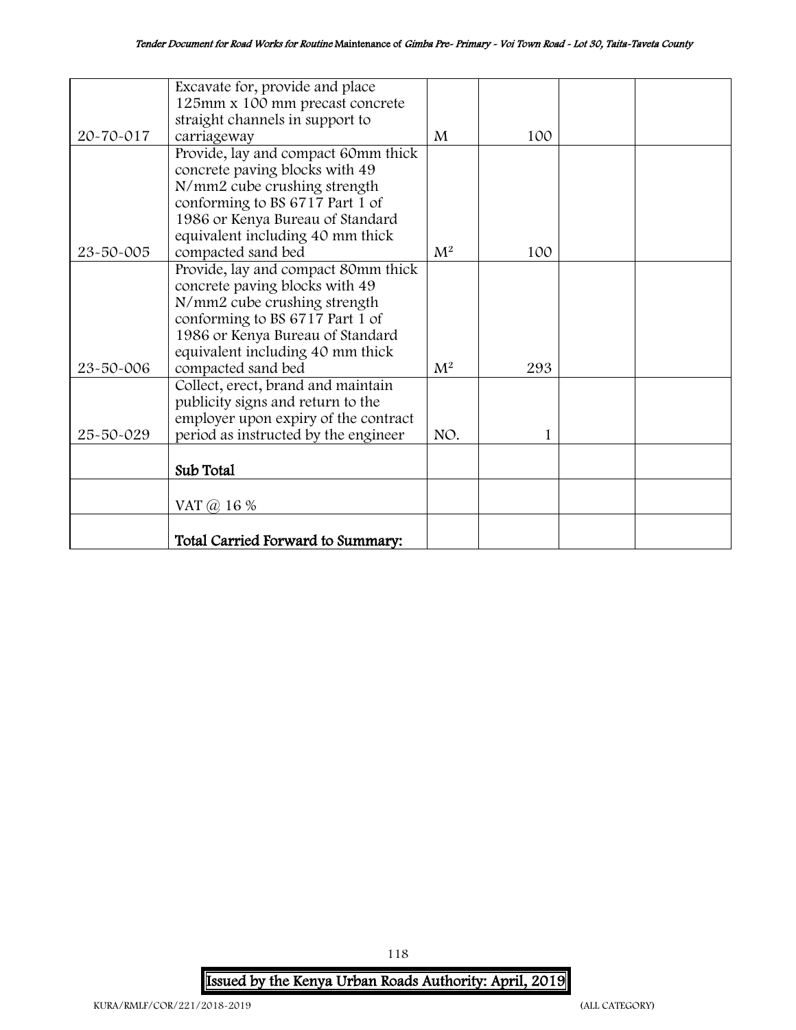| | | | | | |
|---|---|---|---|---|---|
| 20-70-017 | Excavate for, provide and place 125mm x 100 mm precast concrete straight channels in support to carriageway | M | 100 | | |
| 23-50-005 | Provide, lay and compact 60mm thick concrete paving blocks with 49 N/mm2 cube crushing strength conforming to BS 6717 Part 1 of 1986 or Kenya Bureau of Standard equivalent including 40 mm thick compacted sand bed | $M^2$ | 100 | | |
| 23-50-006 | Provide, lay and compact 80mm thick concrete paving blocks with 49 N/mm2 cube crushing strength conforming to BS 6717 Part 1 of 1986 or Kenya Bureau of Standard equivalent including 40 mm thick compacted sand bed | $M^2$ | 293 | | |
| 25-50-029 | Collect, erect, brand and maintain publicity signs and return to the employer upon expiry of the contract period as instructed by the engineer | NO. | 1 | | |
| | **Sub Total** | | | | |
| | VAT @ 16 % | | | | |
| | **Total Carried Forward to Summary:** | | | | |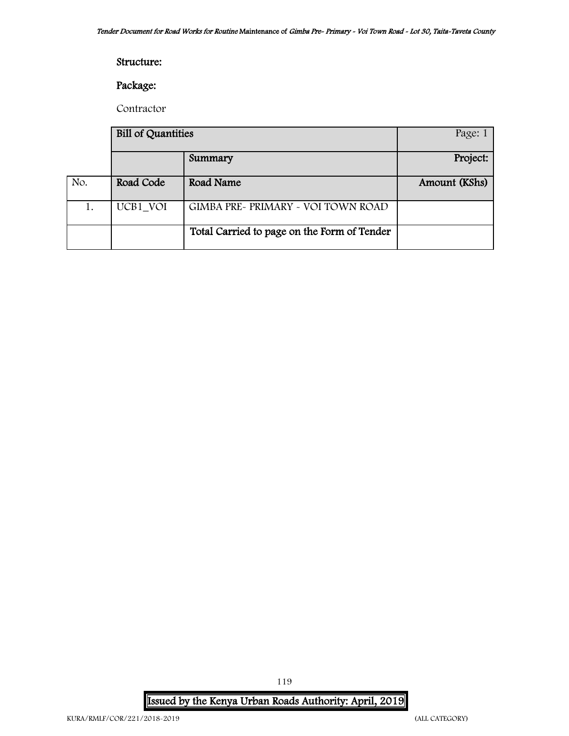**Structure:**

**Package:**

Contractor

| | Bill of Quantities | | Page: 1 |
|---|---|---|---|
| | | Summary | Project: |
| No. | Road Code | Road Name | Amount (KShs) |
| 1. | UCB1_VOI | GIMBA PRE- PRIMARY - VOI TOWN ROAD | |
| | | Total Carried to page on the Form of Tender | |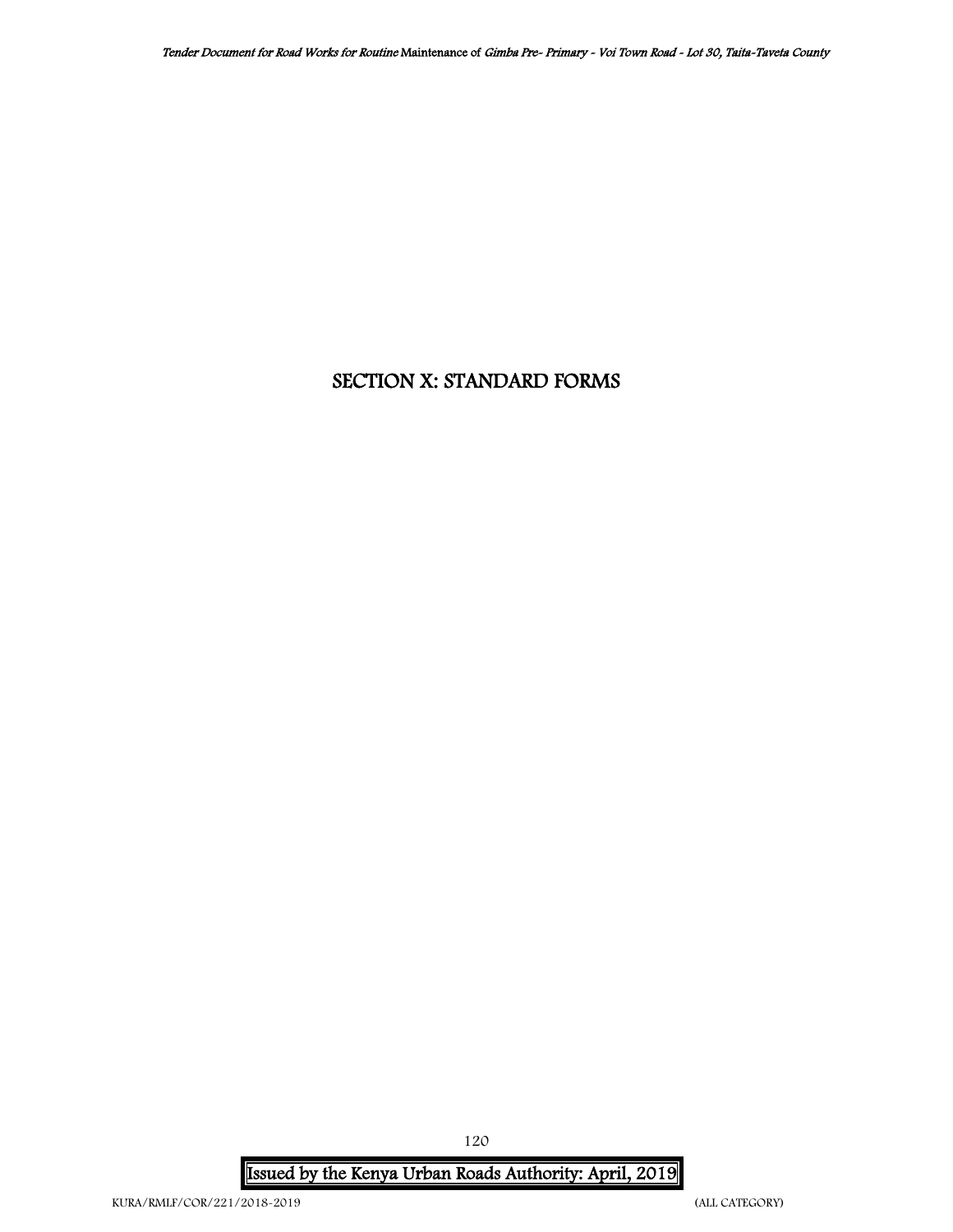# SECTION X: STANDARD FORMS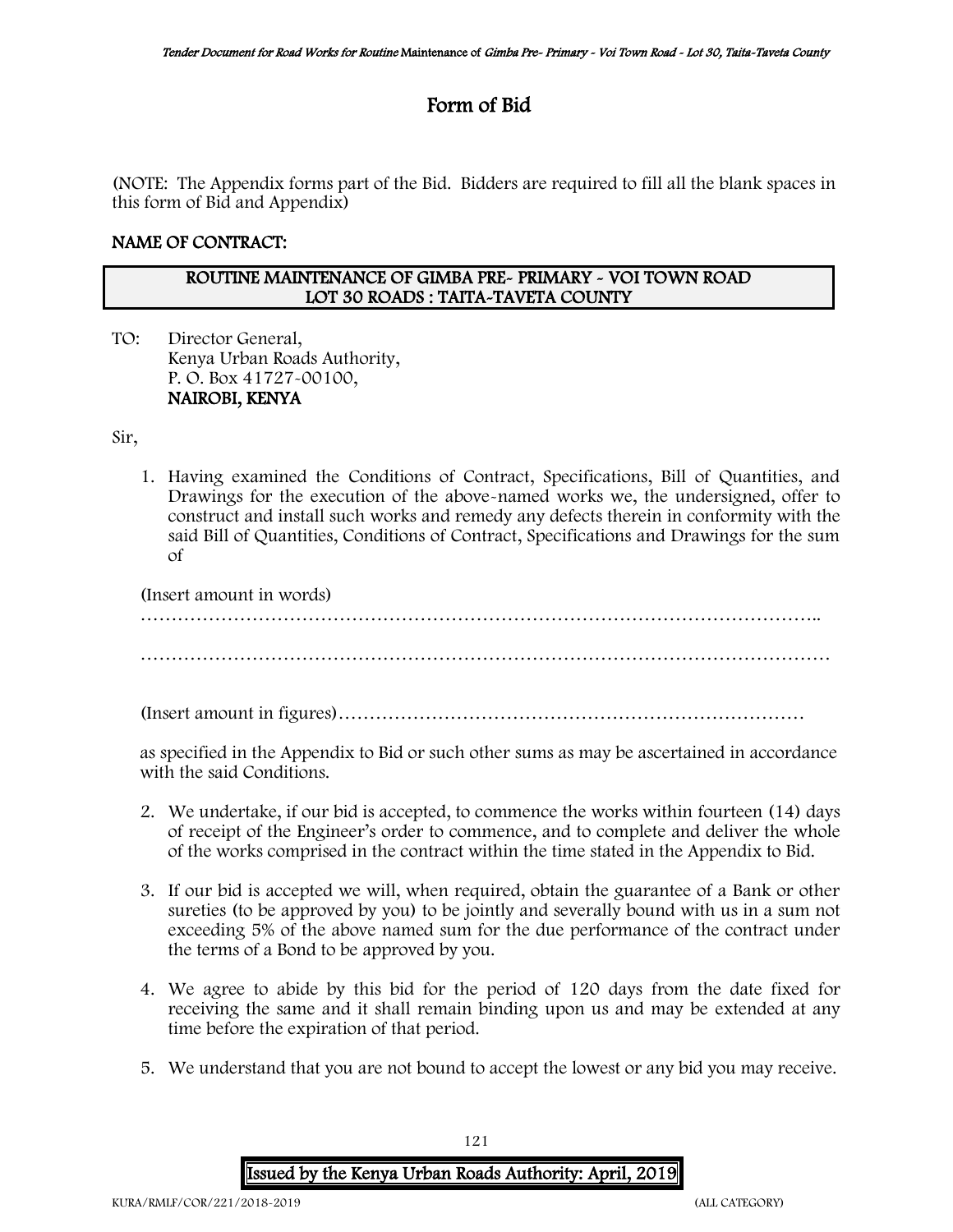# Form of Bid

(NOTE: The Appendix forms part of the Bid. Bidders are required to fill all the blank spaces in this form of Bid and Appendix)

**NAME OF CONTRACT:**

**ROUTINE MAINTENANCE OF GIMBA PRE- PRIMARY - VOI TOWN ROAD LOT 30 ROADS : TAITA-TAVETA COUNTY**

TO: Director General,
Kenya Urban Roads Authority,
P. O. Box 41727-00100,
**NAIROBI, KENYA**

Sir,

1. Having examined the Conditions of Contract, Specifications, Bill of Quantities, and Drawings for the execution of the above-named works we, the undersigned, offer to construct and install such works and remedy any defects therein in conformity with the said Bill of Quantities, Conditions of Contract, Specifications and Drawings for the sum of

   (Insert amount in words)

   …………………………………………………………………………………………………..

   …………………………………………………………………………………………………

   (Insert amount in figures)…………………………………………………………………

   as specified in the Appendix to Bid or such other sums as may be ascertained in accordance with the said Conditions.

2. We undertake, if our bid is accepted, to commence the works within fourteen (14) days of receipt of the Engineer's order to commence, and to complete and deliver the whole of the works comprised in the contract within the time stated in the Appendix to Bid.

3. If our bid is accepted we will, when required, obtain the guarantee of a Bank or other sureties (to be approved by you) to be jointly and severally bound with us in a sum not exceeding 5% of the above named sum for the due performance of the contract under the terms of a Bond to be approved by you.

4. We agree to abide by this bid for the period of 120 days from the date fixed for receiving the same and it shall remain binding upon us and may be extended at any time before the expiration of that period.

5. We understand that you are not bound to accept the lowest or any bid you may receive.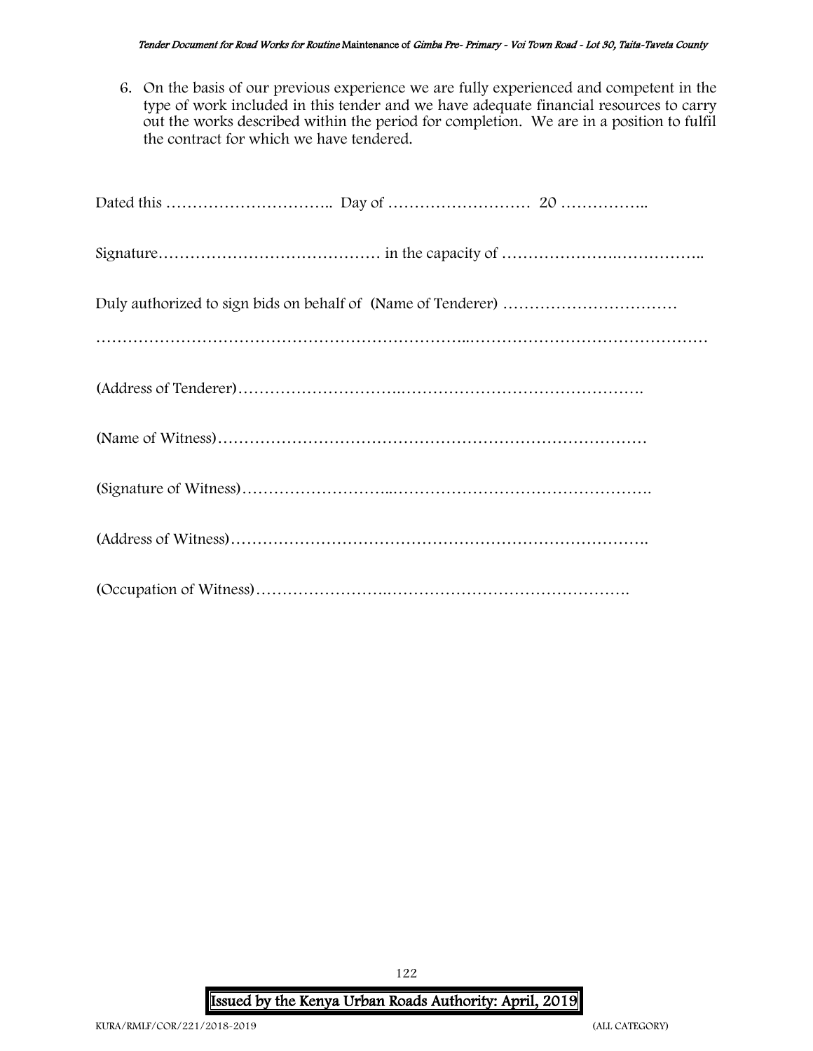6. On the basis of our previous experience we are fully experienced and competent in the type of work included in this tender and we have adequate financial resources to carry out the works described within the period for completion. We are in a position to fulfil the contract for which we have tendered.

Dated this ………………………….. Day of ……………………… 20 ……………..

Signature…………………………………… in the capacity of …………………….……………..

Duly authorized to sign bids on behalf of (Name of Tenderer) ……………………………

…………………………………………………………..………………………………………

(Address of Tenderer)…………………………..……………………………………….

(Name of Witness)………………………………………………………………………

(Signature of Witness)………………………..………………………………………….

(Address of Witness)…………………………………………………………………….

(Occupation of Witness)……………………..……………………………………….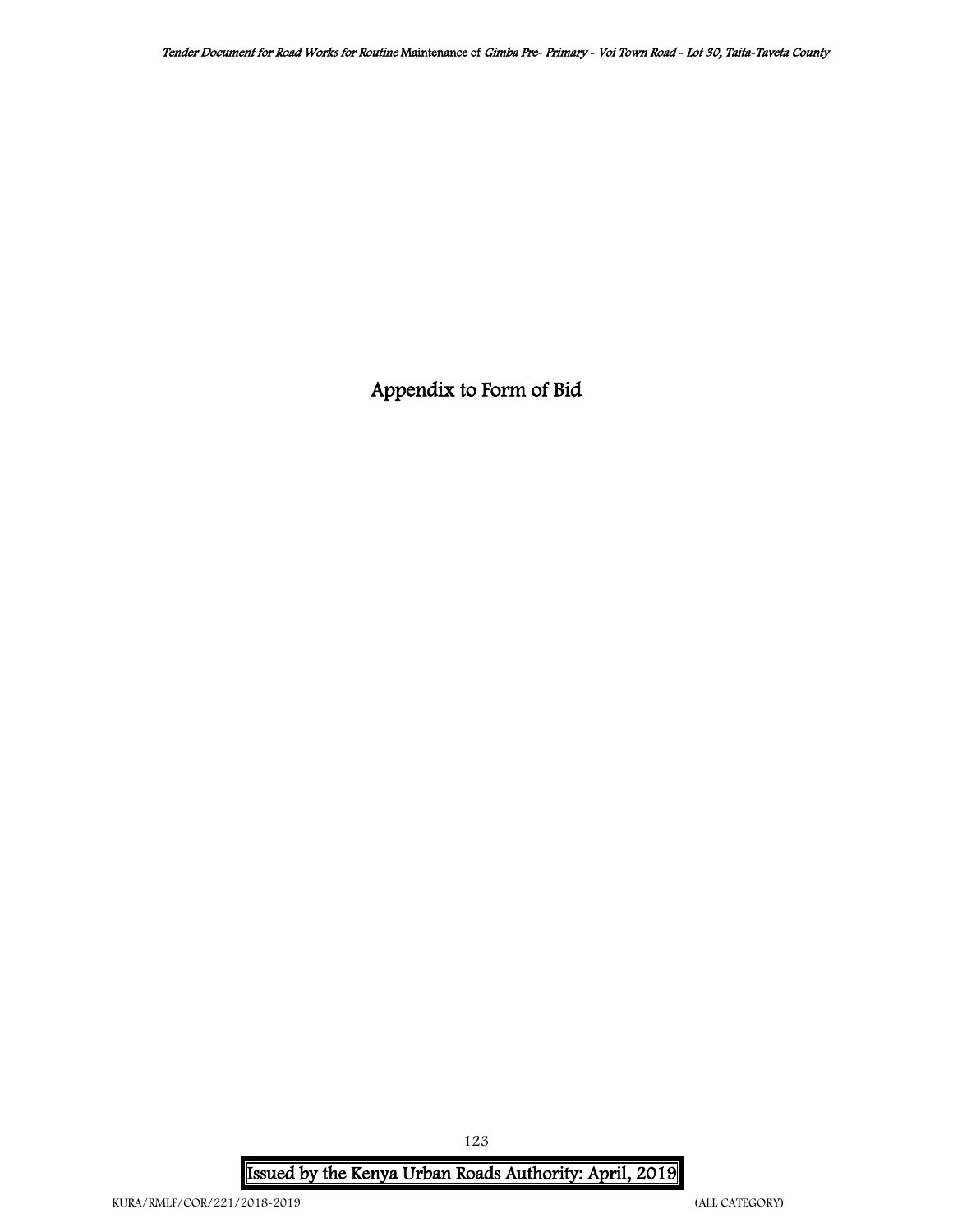# Appendix to Form of Bid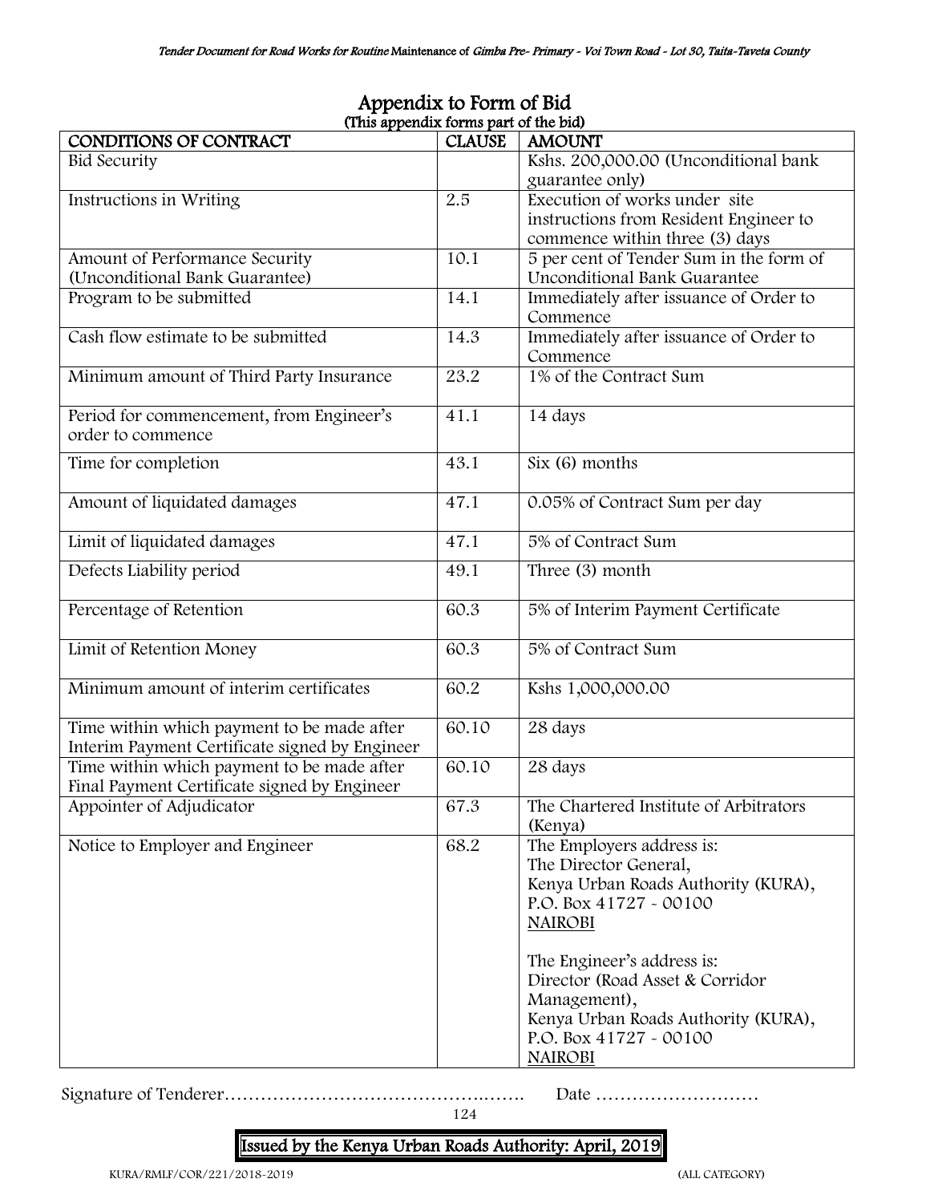## Appendix to Form of Bid

(This appendix forms part of the bid)

| CONDITIONS OF CONTRACT | CLAUSE | AMOUNT |
|---|---|---|
| Bid Security | | Kshs. 200,000.00 (Unconditional bank guarantee only) |
| Instructions in Writing | 2.5 | Execution of works under site instructions from Resident Engineer to commence within three (3) days |
| Amount of Performance Security (Unconditional Bank Guarantee) | 10.1 | 5 per cent of Tender Sum in the form of Unconditional Bank Guarantee |
| Program to be submitted | 14.1 | Immediately after issuance of Order to Commence |
| Cash flow estimate to be submitted | 14.3 | Immediately after issuance of Order to Commence |
| Minimum amount of Third Party Insurance | 23.2 | 1% of the Contract Sum |
| Period for commencement, from Engineer's order to commence | 41.1 | 14 days |
| Time for completion | 43.1 | Six (6) months |
| Amount of liquidated damages | 47.1 | 0.05% of Contract Sum per day |
| Limit of liquidated damages | 47.1 | 5% of Contract Sum |
| Defects Liability period | 49.1 | Three (3) month |
| Percentage of Retention | 60.3 | 5% of Interim Payment Certificate |
| Limit of Retention Money | 60.3 | 5% of Contract Sum |
| Minimum amount of interim certificates | 60.2 | Kshs 1,000,000.00 |
| Time within which payment to be made after Interim Payment Certificate signed by Engineer | 60.10 | 28 days |
| Time within which payment to be made after Final Payment Certificate signed by Engineer | 60.10 | 28 days |
| Appointer of Adjudicator | 67.3 | The Chartered Institute of Arbitrators (Kenya) |
| Notice to Employer and Engineer | 68.2 | The Employers address is:<br>The Director General,<br>Kenya Urban Roads Authority (KURA),<br>P.O. Box 41727 - 00100<br>NAIROBI<br><br>The Engineer's address is:<br>Director (Road Asset & Corridor Management),<br>Kenya Urban Roads Authority (KURA),<br>P.O. Box 41727 - 00100<br>NAIROBI |

Signature of Tenderer……………………………………..……. Date ………………………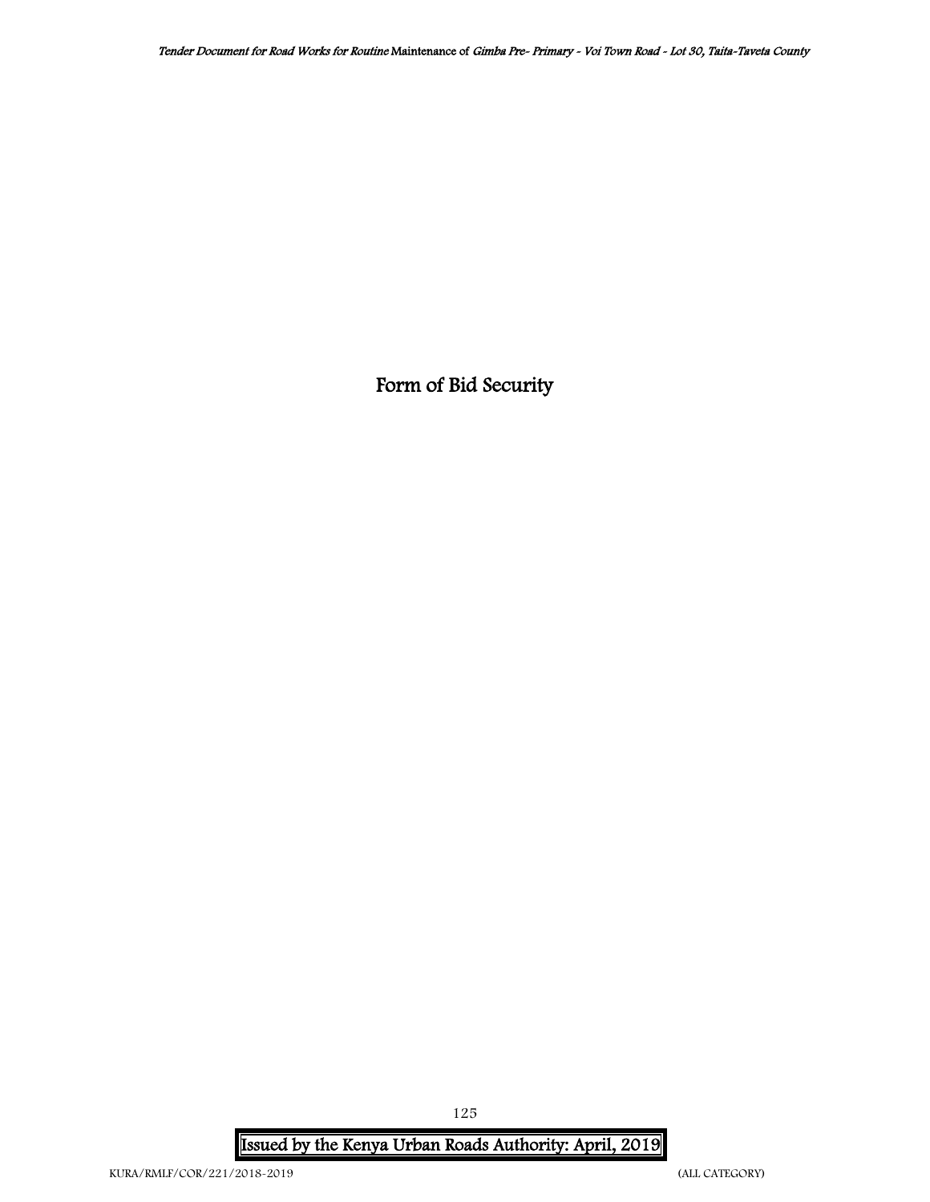# Form of Bid Security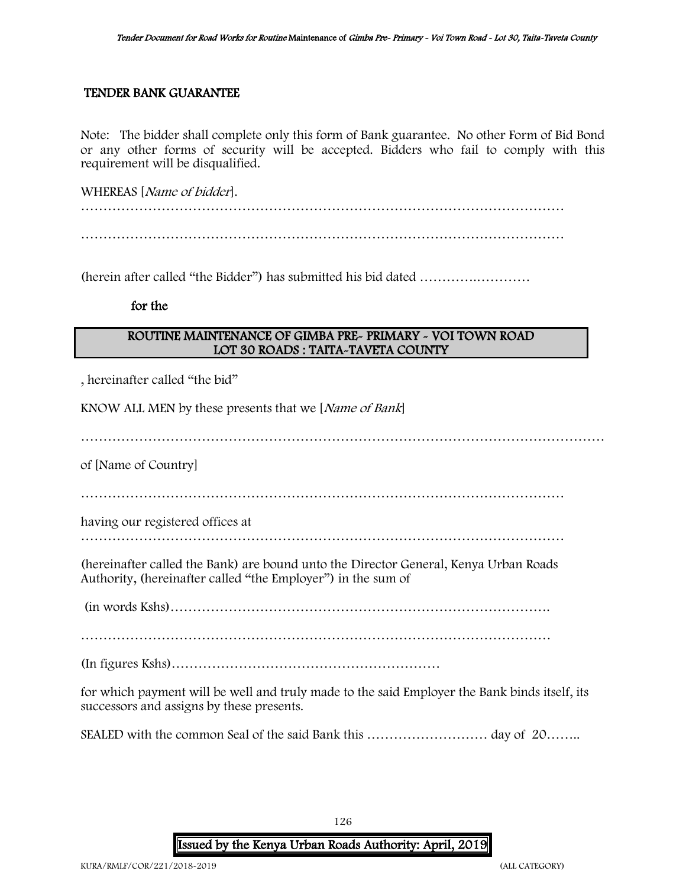## TENDER BANK GUARANTEE

Note: The bidder shall complete only this form of Bank guarantee. No other Form of Bid Bond or any other forms of security will be accepted. Bidders who fail to comply with this requirement will be disqualified.

WHEREAS [*Name of bidder*].

…………………………………………………………………………………………………

…………………………………………………………………………………………………

(herein after called "the Bidder") has submitted his bid dated ………….…………

**for the**

| **ROUTINE MAINTENANCE OF GIMBA PRE- PRIMARY - VOI TOWN ROAD**<br>**LOT 30 ROADS : TAITA-TAVETA COUNTY** |
|---|

, hereinafter called "the bid"

KNOW ALL MEN by these presents that we [*Name of Bank*]

……………………………………………………………………………………………………

of [Name of Country]

…………………………………………………………………………………………………

having our registered offices at

…………………………………………………………………………………………………

(hereinafter called the Bank) are bound unto the Director General, Kenya Urban Roads Authority, (hereinafter called "the Employer") in the sum of

(in words Kshs)………………………………………………………………………….

…………………………………………………………………………………………….

(In figures Kshs)……………………………………………………

for which payment will be well and truly made to the said Employer the Bank binds itself, its successors and assigns by these presents.

SEALED with the common Seal of the said Bank this ……………………… day of 20……..

**Issued by the Kenya Urban Roads Authority: April, 2019**

KURA/RMLF/COR/221/2018-2019 (ALL CATEGORY)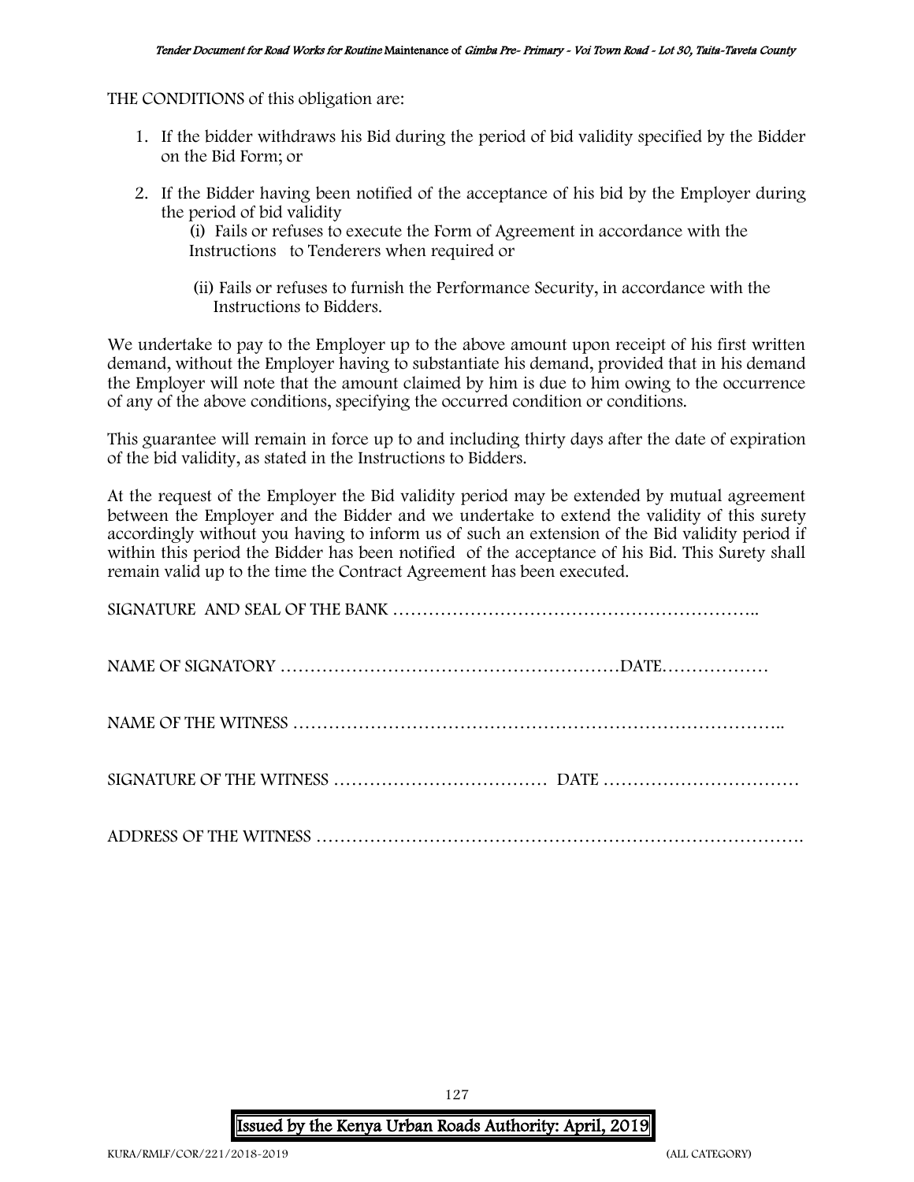THE CONDITIONS of this obligation are:

1. If the bidder withdraws his Bid during the period of bid validity specified by the Bidder on the Bid Form; or

2. If the Bidder having been notified of the acceptance of his bid by the Employer during the period of bid validity

   (i) Fails or refuses to execute the Form of Agreement in accordance with the Instructions to Tenderers when required or

   (ii) Fails or refuses to furnish the Performance Security, in accordance with the Instructions to Bidders.

We undertake to pay to the Employer up to the above amount upon receipt of his first written demand, without the Employer having to substantiate his demand, provided that in his demand the Employer will note that the amount claimed by him is due to him owing to the occurrence of any of the above conditions, specifying the occurred condition or conditions.

This guarantee will remain in force up to and including thirty days after the date of expiration of the bid validity, as stated in the Instructions to Bidders.

At the request of the Employer the Bid validity period may be extended by mutual agreement between the Employer and the Bidder and we undertake to extend the validity of this surety accordingly without you having to inform us of such an extension of the Bid validity period if within this period the Bidder has been notified of the acceptance of his Bid. This Surety shall remain valid up to the time the Contract Agreement has been executed.

SIGNATURE AND SEAL OF THE BANK …………………………………………………..

NAME OF SIGNATORY …………………………………………………DATE………………

NAME OF THE WITNESS ………………………………………………………………………..

SIGNATURE OF THE WITNESS ……………………………… DATE ……………………………

ADDRESS OF THE WITNESS ……………………………………………………………………….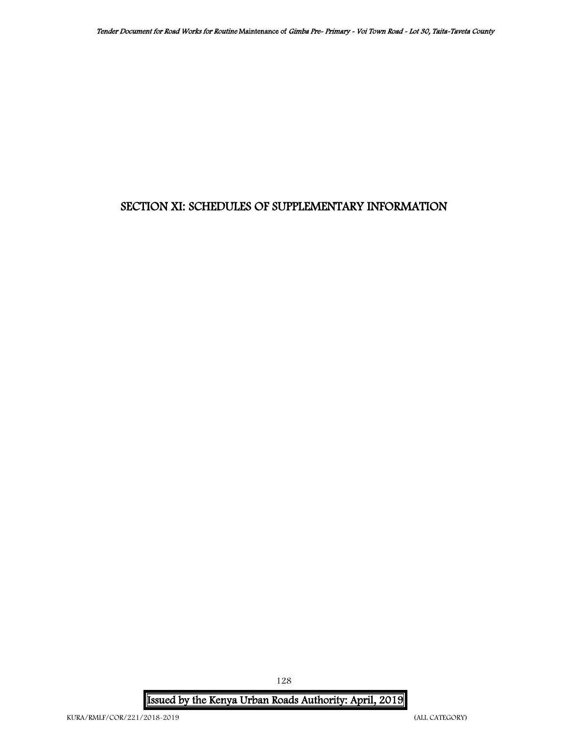# SECTION XI: SCHEDULES OF SUPPLEMENTARY INFORMATION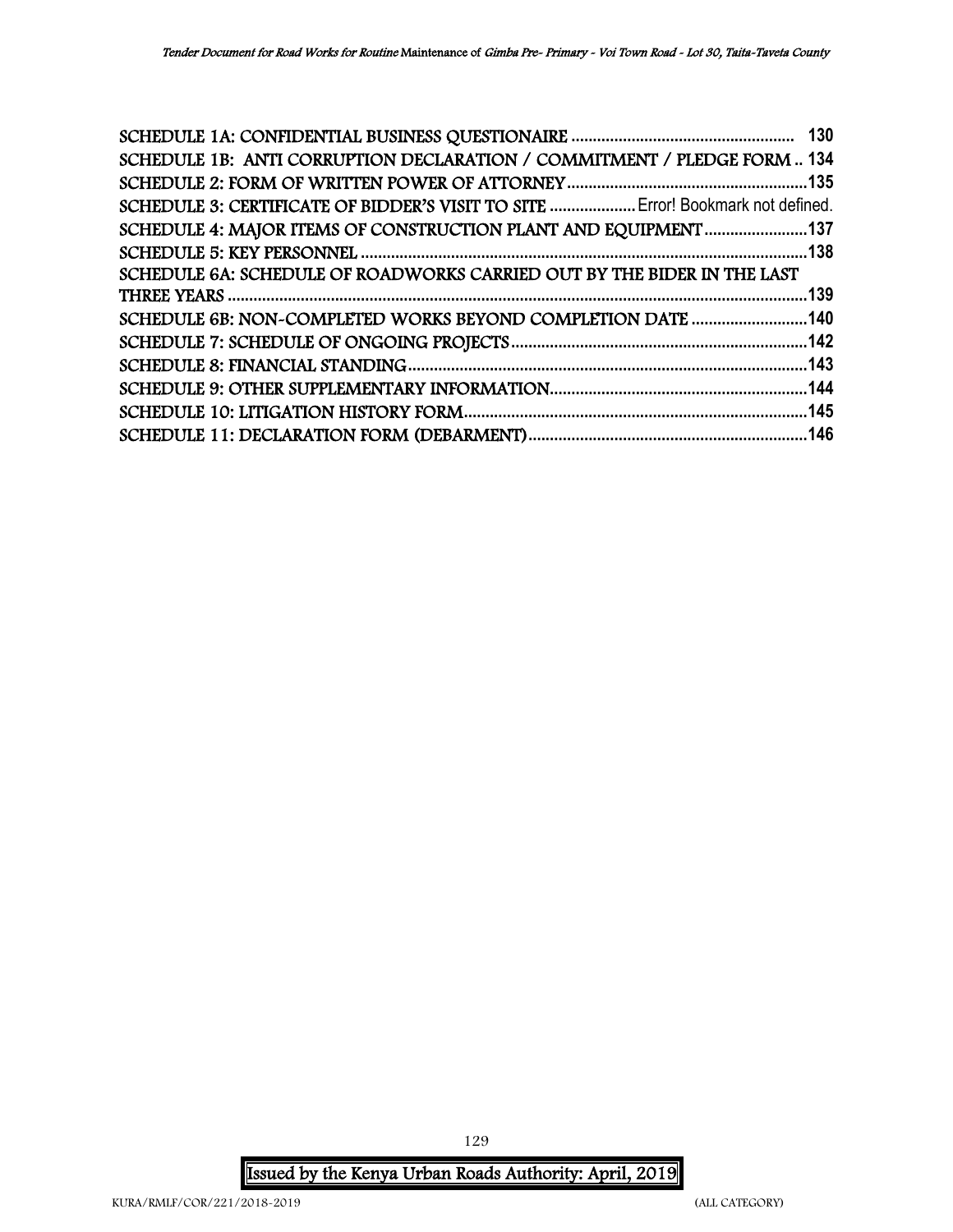SCHEDULE 1A: CONFIDENTIAL BUSINESS QUESTIONAIRE .................................................... 130
SCHEDULE 1B: ANTI CORRUPTION DECLARATION / COMMITMENT / PLEDGE FORM .. 134
SCHEDULE 2: FORM OF WRITTEN POWER OF ATTORNEY........................................................135
SCHEDULE 3: CERTIFICATE OF BIDDER'S VISIT TO SITE .................... Error! Bookmark not defined.
SCHEDULE 4: MAJOR ITEMS OF CONSTRUCTION PLANT AND EQUIPMENT........................137
SCHEDULE 5: KEY PERSONNEL .......................................................................................138
SCHEDULE 6A: SCHEDULE OF ROADWORKS CARRIED OUT BY THE BIDER IN THE LAST THREE YEARS ......................................................................................................................139
SCHEDULE 6B: NON-COMPLETED WORKS BEYOND COMPLETION DATE ...........................140
SCHEDULE 7: SCHEDULE OF ONGOING PROJECTS.....................................................................142
SCHEDULE 8: FINANCIAL STANDING.............................................................................................143
SCHEDULE 9: OTHER SUPPLEMENTARY INFORMATION............................................................144
SCHEDULE 10: LITIGATION HISTORY FORM................................................................................145
SCHEDULE 11: DECLARATION FORM (DEBARMENT).................................................................146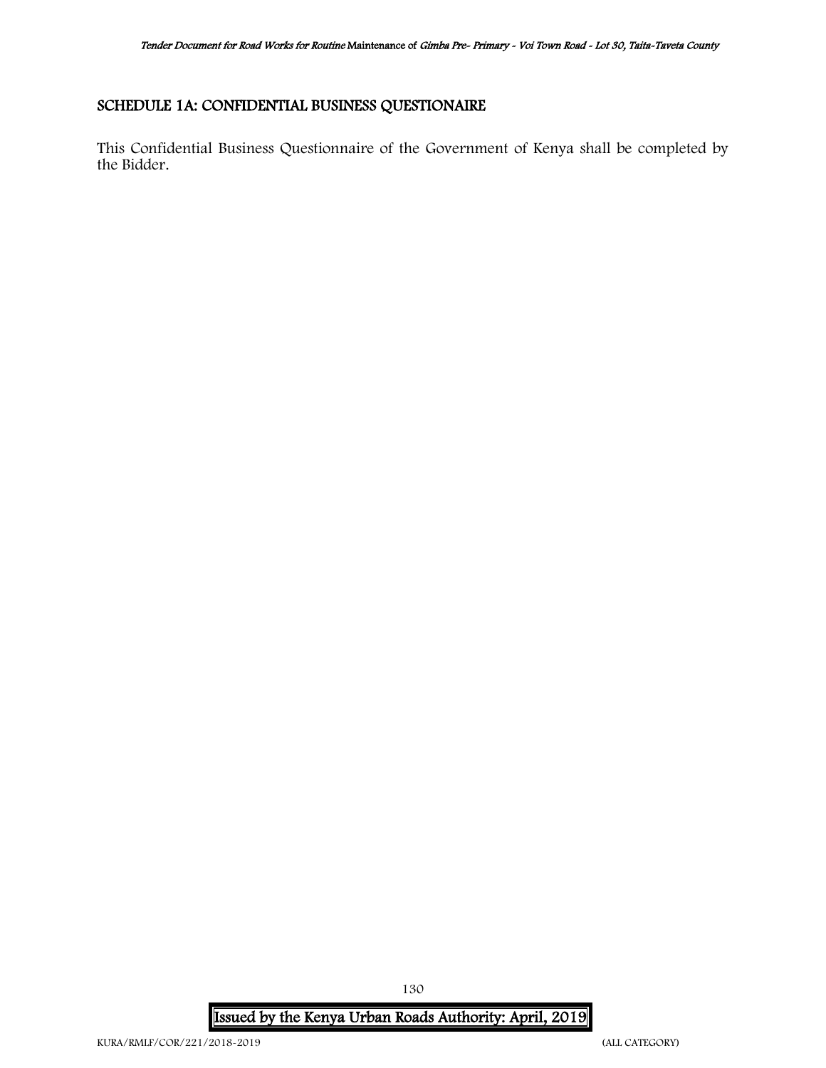## SCHEDULE 1A: CONFIDENTIAL BUSINESS QUESTIONAIRE

This Confidential Business Questionnaire of the Government of Kenya shall be completed by the Bidder.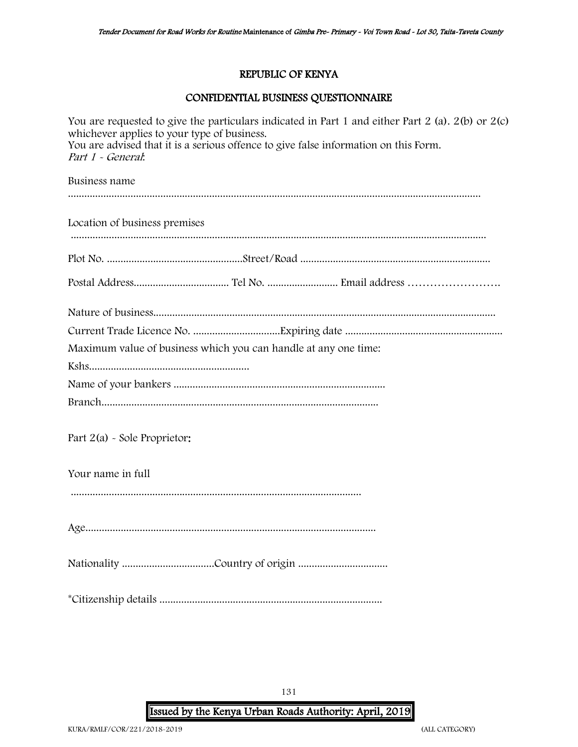## REPUBLIC OF KENYA

## CONFIDENTIAL BUSINESS QUESTIONNAIRE

You are requested to give the particulars indicated in Part 1 and either Part 2 (a). 2(b) or 2(c) whichever applies to your type of business.
You are advised that it is a serious offence to give false information on this Form.
*Part 1 - General*:

Business name

.......................................................................................................................................................

Location of business premises

.......................................................................................................................................................

Plot No. ..................................................Street/Road .....................................................................

Postal Address................................... Tel No. .......................... Email address …………………….

Nature of business............................................................................................................................

Current Trade Licence No. ................................Expiring date .........................................................

Maximum value of business which you can handle at any one time:

Kshs..........................................................

Name of your bankers .............................................................................

Branch......................................................................................................

Part 2(a) - Sole Proprietor:

Your name in full

...........................................................................................................

Age...........................................................................................................

Nationality .................................Country of origin ................................

*Citizenship details ..................................................................................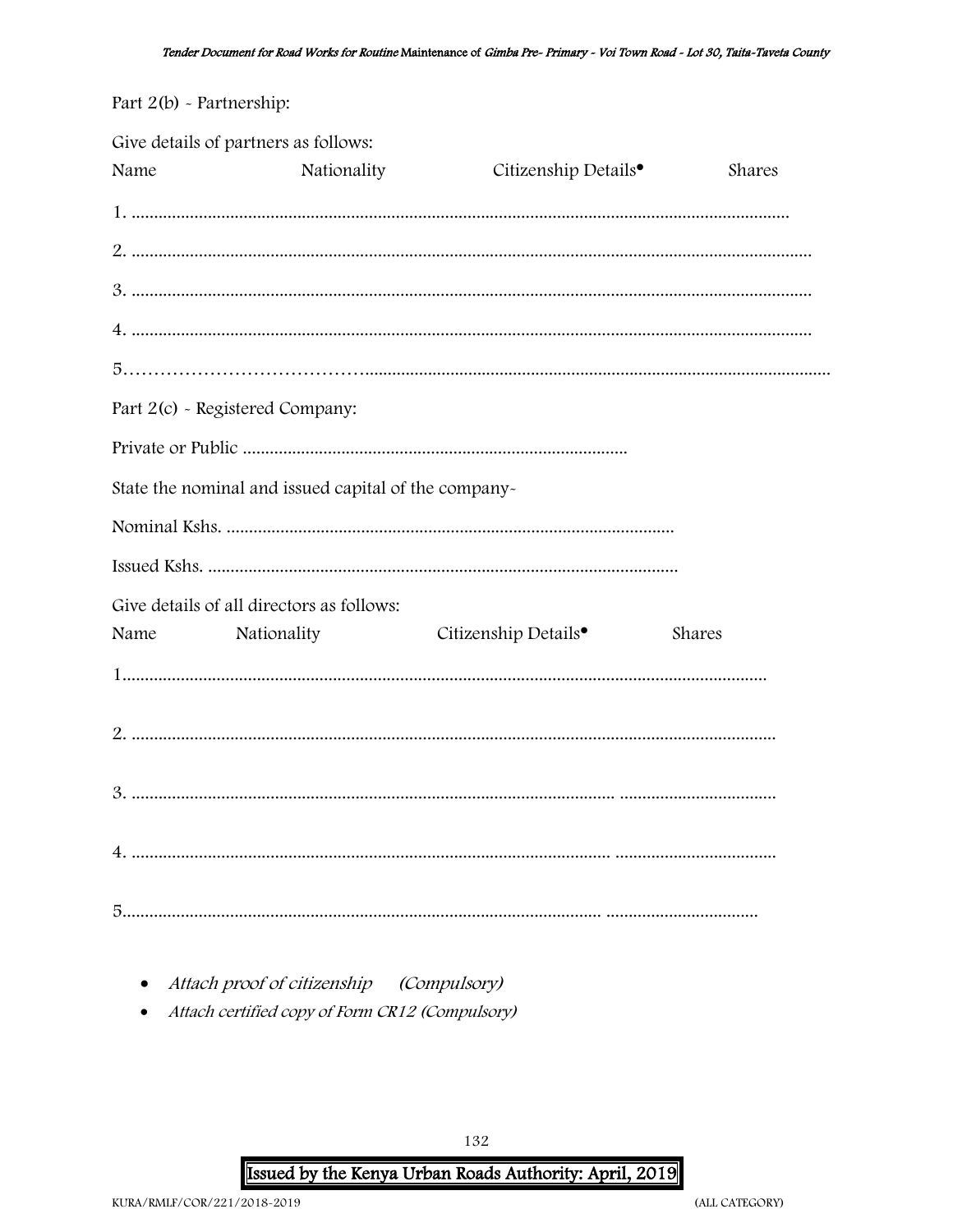Part 2(b) - Partnership:

Give details of partners as follows:

Name Nationality Citizenship Details• Shares

1. ..................................................................................................................................................

2. ......................................................................................................................................................

3. ......................................................................................................................................................

4. ......................................................................................................................................................

5………………………………………......................................................................................................

Part 2(c) - Registered Company:

Private or Public .....................................................................................

State the nominal and issued capital of the company-

Nominal Kshs. ...................................................................................................

Issued Kshs. ........................................................................................................

Give details of all directors as follows:

Name Nationality Citizenship Details• Shares

1...............................................................................................................................................

2. ............................................................................................................................................

3. ............................................................................................................ ..................................

4. ........................................................................................................... ...................................

5.......................................................................................................... ..................................

- *Attach proof of citizenship (Compulsory)*
- *Attach certified copy of Form CR12 (Compulsory)*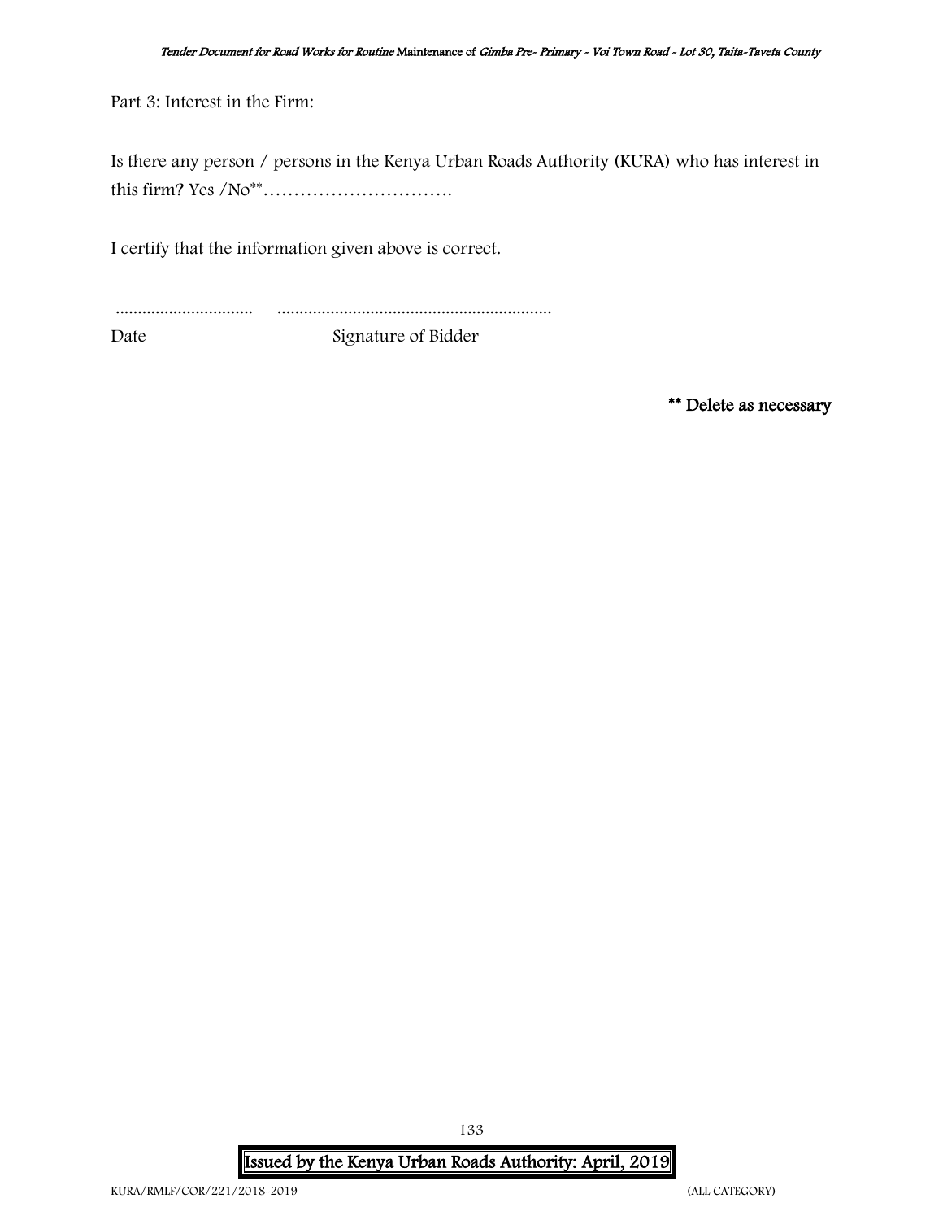Part 3: Interest in the Firm:

Is there any person / persons in the Kenya Urban Roads Authority (KURA) who has interest in this firm? Yes /No** ………………………….

I certify that the information given above is correct.

............................... ...........................................................

Date Signature of Bidder

**** Delete as necessary**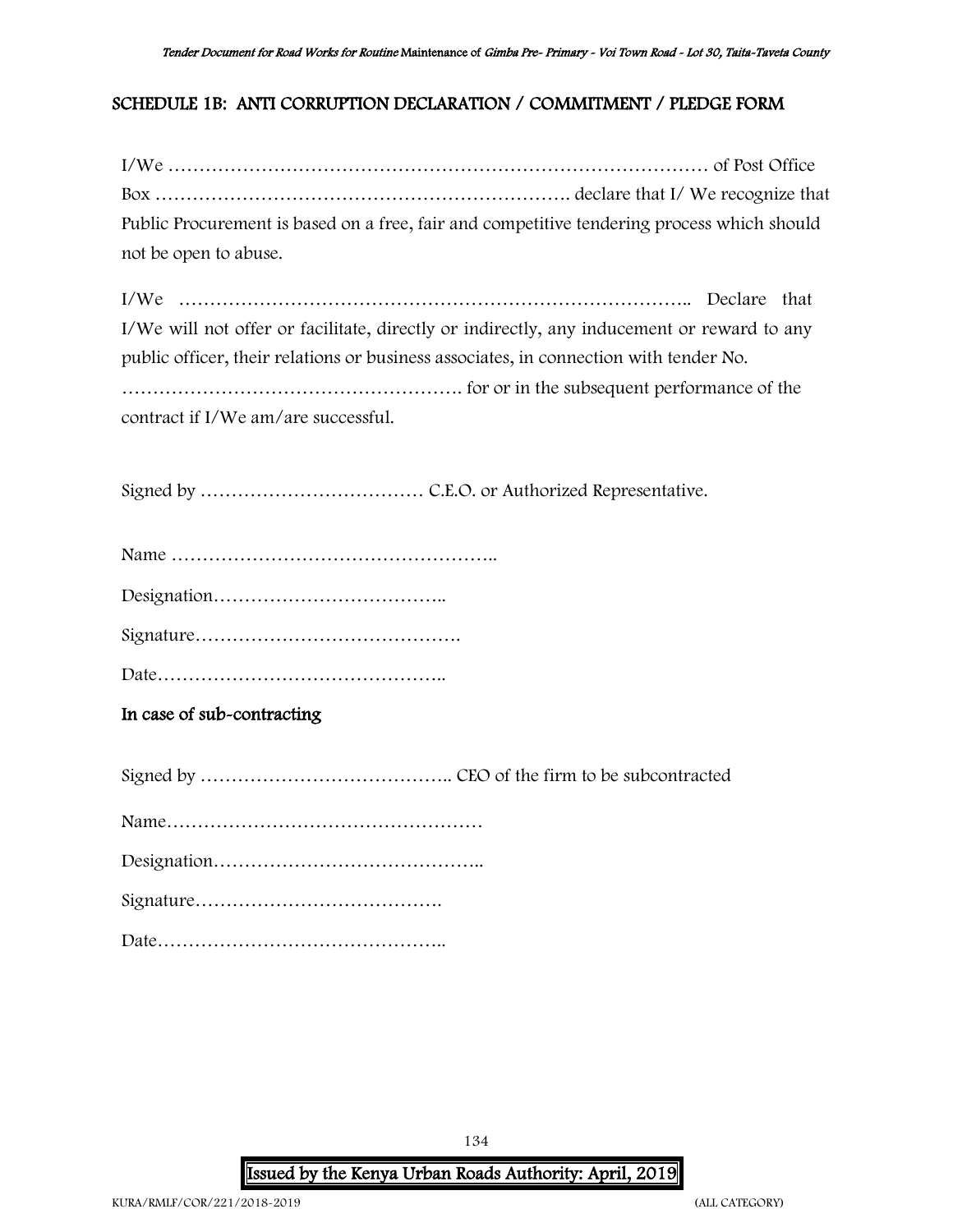## SCHEDULE 1B: ANTI CORRUPTION DECLARATION / COMMITMENT / PLEDGE FORM

I/We ……………………………………………………………………………… of Post Office Box …………………………………………………………. declare that I/ We recognize that Public Procurement is based on a free, fair and competitive tendering process which should not be open to abuse.

I/We ……………………………………………………………………….. Declare that I/We will not offer or facilitate, directly or indirectly, any inducement or reward to any public officer, their relations or business associates, in connection with tender No. ………………………………………………. for or in the subsequent performance of the contract if I/We am/are successful.

Signed by ……………………………… C.E.O. or Authorized Representative.

Name ……………………………………………..

Designation………………………………..

Signature…………………………………….

Date………………………………………..

**In case of sub-contracting**

Signed by ………………………………….. CEO of the firm to be subcontracted

Name……………………………………………

Designation……………………………………..

Signature………………………………….

Date………………………………………..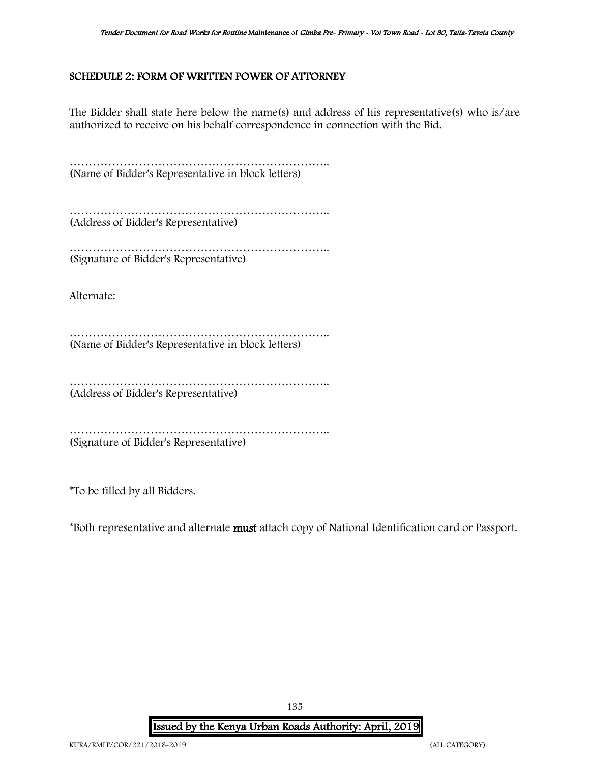## SCHEDULE 2: FORM OF WRITTEN POWER OF ATTORNEY

The Bidder shall state here below the name(s) and address of his representative(s) who is/are authorized to receive on his behalf correspondence in connection with the Bid.

……………………………………………………………..
(Name of Bidder's Representative in block letters)

……………………………………………………………..
(Address of Bidder's Representative)

……………………………………………………………..
(Signature of Bidder's Representative)

Alternate:

……………………………………………………………..
(Name of Bidder's Representative in block letters)

……………………………………………………………..
(Address of Bidder's Representative)

……………………………………………………………..
(Signature of Bidder's Representative)

*To be filled by all Bidders.

*Both representative and alternate **must** attach copy of National Identification card or Passport.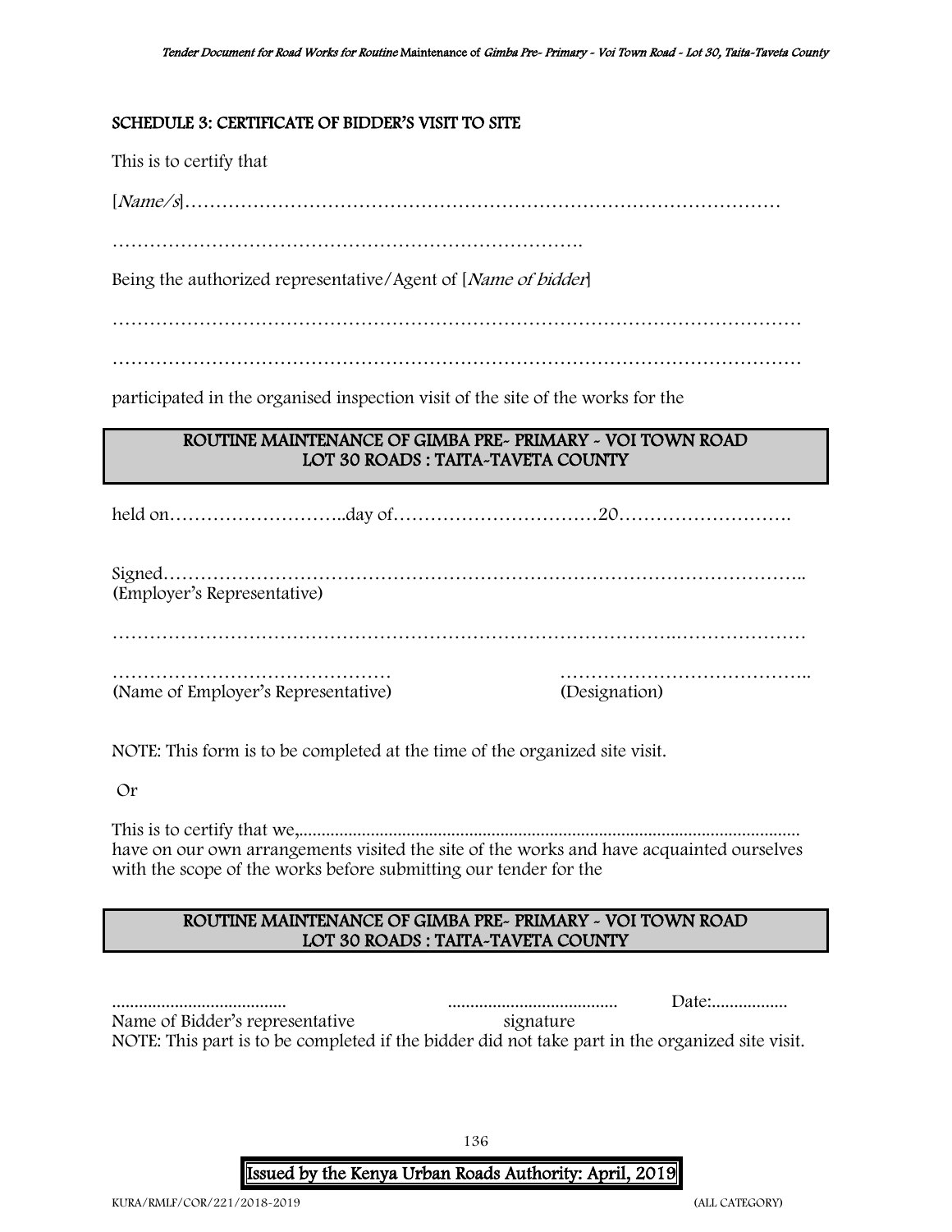**SCHEDULE 3: CERTIFICATE OF BIDDER'S VISIT TO SITE**

This is to certify that

[*Name/s*]……………………………………………………………………………………

………………………………………………………………….

Being the authorized representative/Agent of [*Name of bidder*]

……………………………………………………………………………………………………

……………………………………………………………………………………………………

participated in the organised inspection visit of the site of the works for the

**ROUTINE MAINTENANCE OF GIMBA PRE- PRIMARY - VOI TOWN ROAD**
**LOT 30 ROADS : TAITA-TAVETA COUNTY**

held on………………………..day of……………………………20……………………….

Signed…………………………………………………………………………………………..
(Employer's Representative)

……………………………………………………………………………………………………

……………………………………… ………………………………….
(Name of Employer's Representative) (Designation)

NOTE: This form is to be completed at the time of the organized site visit.

Or

This is to certify that we,..............................................................................................................
have on our own arrangements visited the site of the works and have acquainted ourselves with the scope of the works before submitting our tender for the

**ROUTINE MAINTENANCE OF GIMBA PRE- PRIMARY - VOI TOWN ROAD**
**LOT 30 ROADS : TAITA-TAVETA COUNTY**

...................................... ..................................... Date:.................
Name of Bidder's representative signature

NOTE: This part is to be completed if the bidder did not take part in the organized site visit.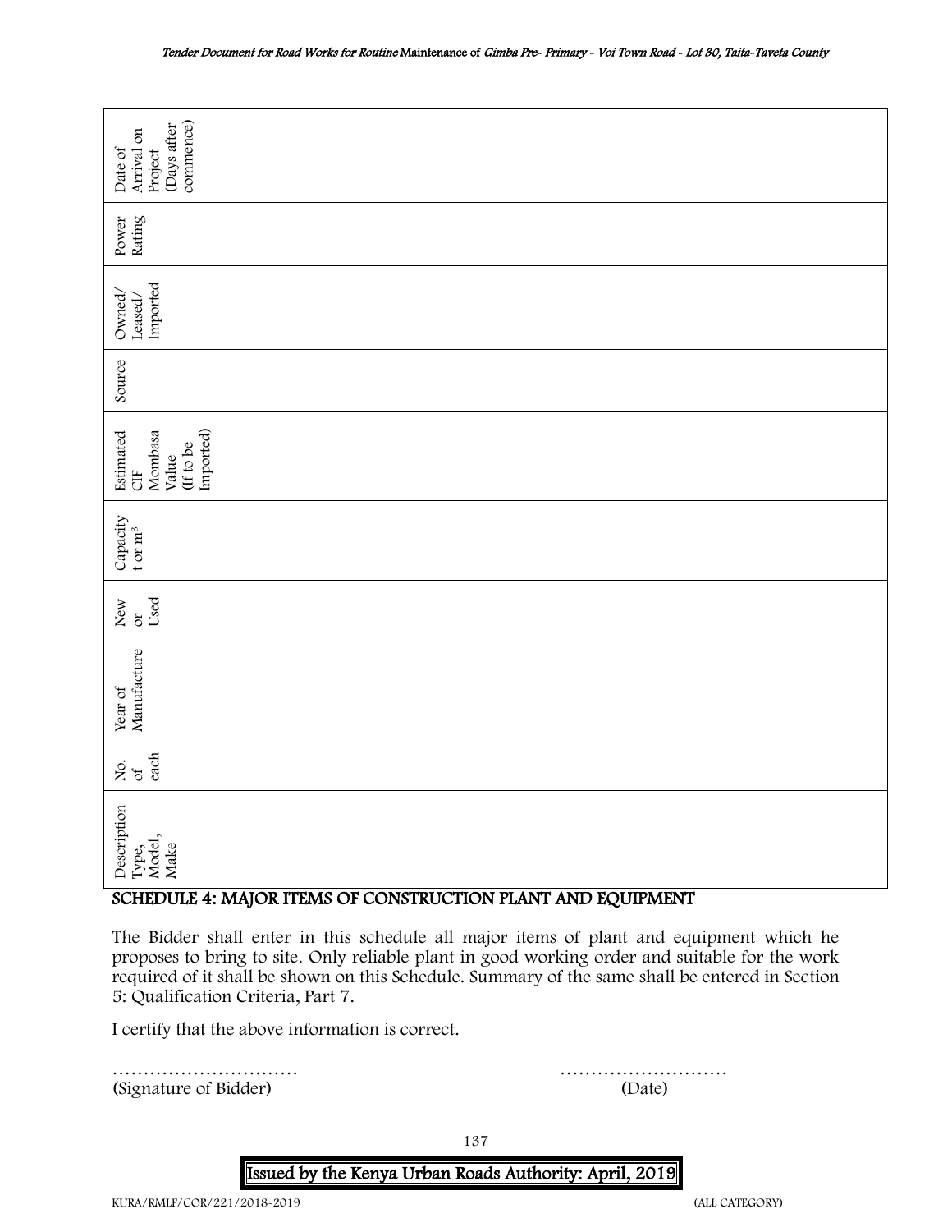| Description Type, Model, Make | No. of each | Year of Manufacture | New or Used | Capacity t or m³ | Estimated CIF Mombasa Value (If to be Imported) | Source | Owned/ Leased/ Imported | Power Rating | Date of Arrival on Project (Days after commence) |
|---|---|---|---|---|---|---|---|---|---|
| | | | | | | | | | |

## SCHEDULE 4: MAJOR ITEMS OF CONSTRUCTION PLANT AND EQUIPMENT

The Bidder shall enter in this schedule all major items of plant and equipment which he proposes to bring to site. Only reliable plant in good working order and suitable for the work required of it shall be shown on this Schedule. Summary of the same shall be entered in Section 5: Qualification Criteria, Part 7.

I certify that the above information is correct.

………………………… ………………………
(Signature of Bidder) (Date)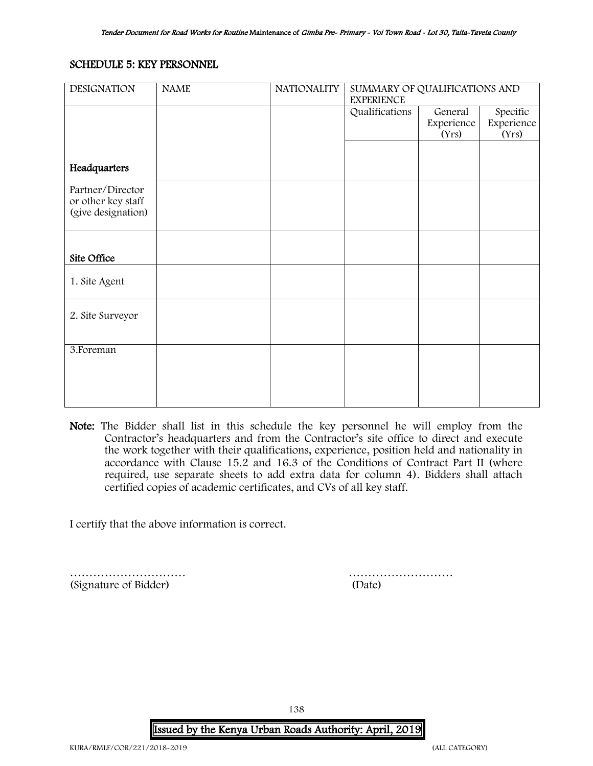## SCHEDULE 5: KEY PERSONNEL

| DESIGNATION | NAME | NATIONALITY | SUMMARY OF QUALIFICATIONS AND EXPERIENCE | | |
|---|---|---|---|---|---|
| | | | Qualifications | General Experience (Yrs) | Specific Experience (Yrs) |
| **Headquarters** | | | | | |
| Partner/Director or other key staff (give designation) | | | | | |
| **Site Office** | | | | | |
| 1. Site Agent | | | | | |
| 2. Site Surveyor | | | | | |
| 3.Foreman | | | | | |

**Note:** The Bidder shall list in this schedule the key personnel he will employ from the Contractor's headquarters and from the Contractor's site office to direct and execute the work together with their qualifications, experience, position held and nationality in accordance with Clause 15.2 and 16.3 of the Conditions of Contract Part II (where required, use separate sheets to add extra data for column 4). Bidders shall attach certified copies of academic certificates, and CVs of all key staff.

I certify that the above information is correct.

………………………… (Signature of Bidder)

……………………… (Date)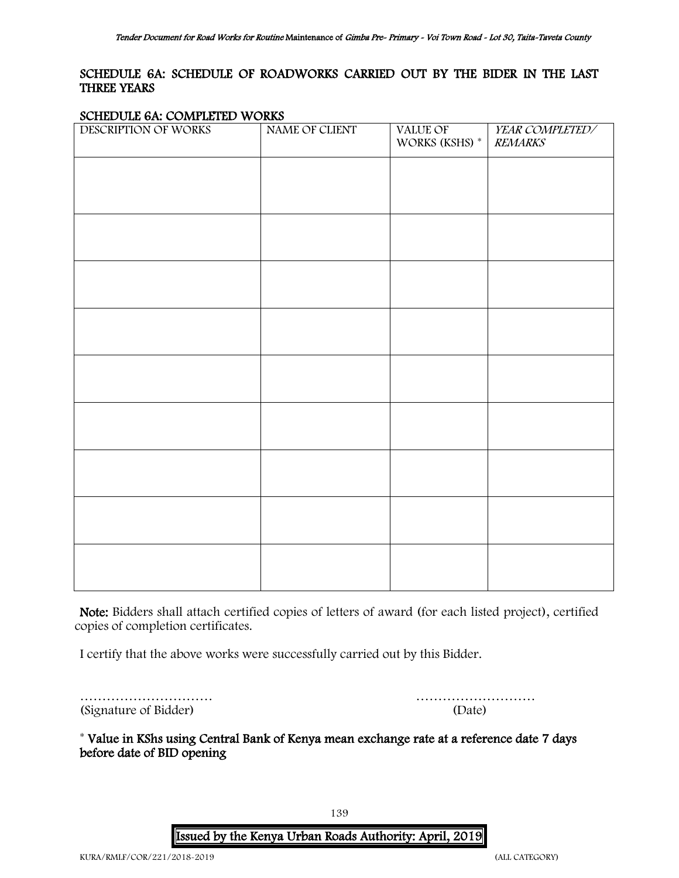## SCHEDULE 6A: SCHEDULE OF ROADWORKS CARRIED OUT BY THE BIDER IN THE LAST THREE YEARS

### SCHEDULE 6A: COMPLETED WORKS

| DESCRIPTION OF WORKS | NAME OF CLIENT | VALUE OF WORKS (KSHS) * | *YEAR COMPLETED/ REMARKS* |
|---|---|---|---|
| | | | |
| | | | |
| | | | |
| | | | |
| | | | |
| | | | |
| | | | |
| | | | |
| | | | |

**Note:** Bidders shall attach certified copies of letters of award (for each listed project), certified copies of completion certificates.

I certify that the above works were successfully carried out by this Bidder.

………………………… ………………………
(Signature of Bidder) (Date)

**\* Value in KShs using Central Bank of Kenya mean exchange rate at a reference date 7 days before date of BID opening**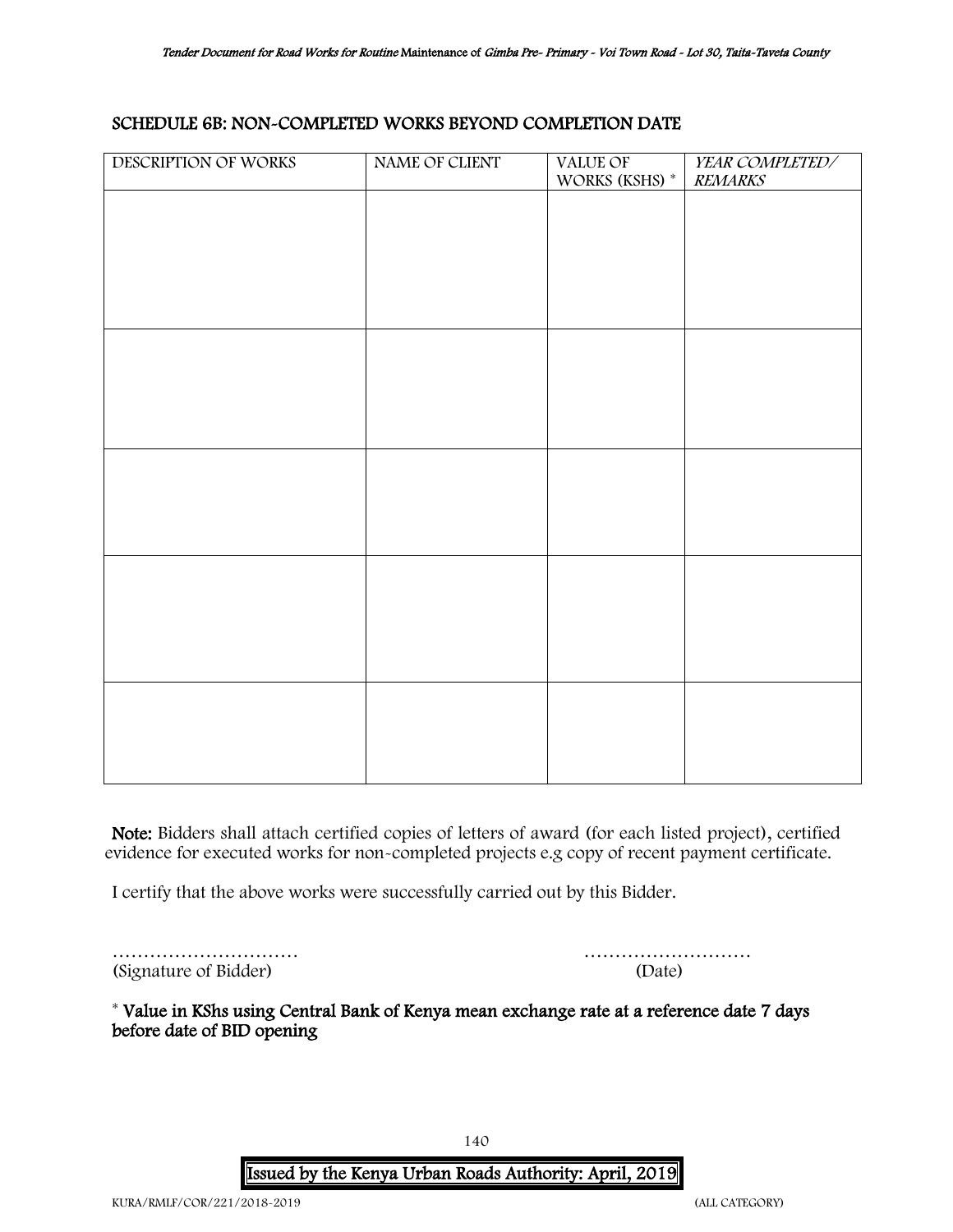## SCHEDULE 6B: NON-COMPLETED WORKS BEYOND COMPLETION DATE

| DESCRIPTION OF WORKS | NAME OF CLIENT | VALUE OF WORKS (KSHS) * | *YEAR COMPLETED/ REMARKS* |
|---|---|---|---|
| | | | |
| | | | |
| | | | |
| | | | |
| | | | |

**Note:** Bidders shall attach certified copies of letters of award (for each listed project), certified evidence for executed works for non-completed projects e.g copy of recent payment certificate.

I certify that the above works were successfully carried out by this Bidder.

………………………… ………………………
(Signature of Bidder) (Date)

* **Value in KShs using Central Bank of Kenya mean exchange rate at a reference date 7 days before date of BID opening**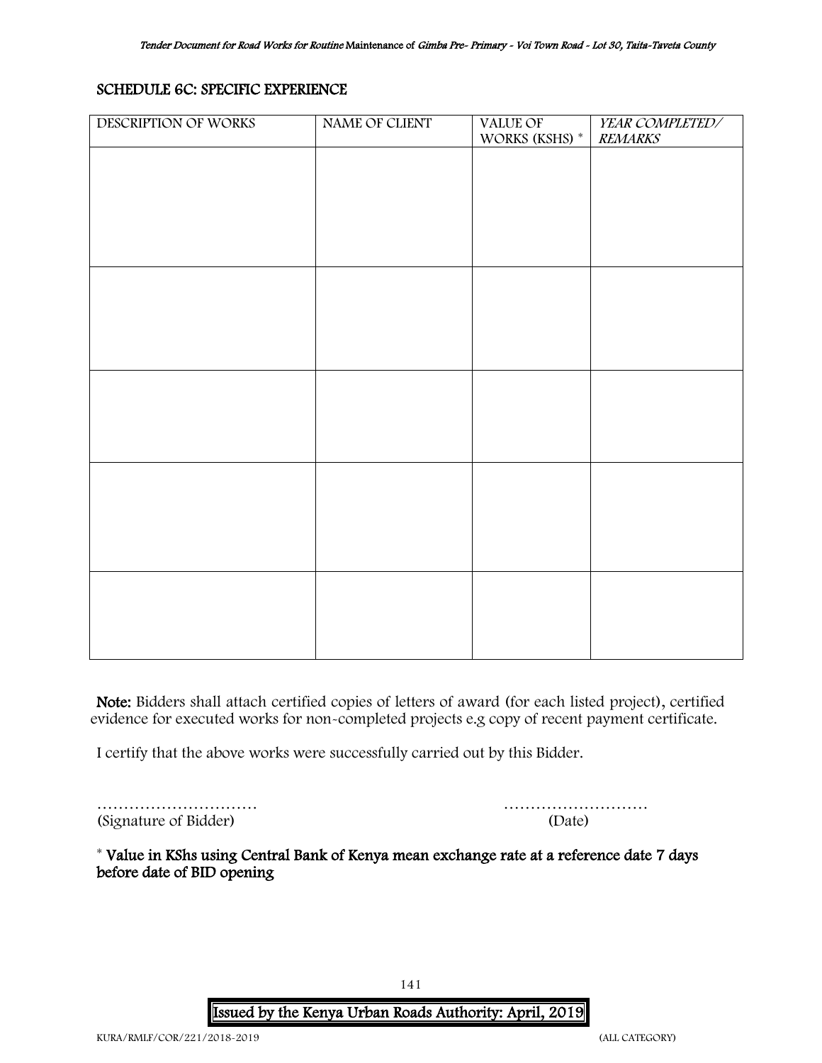## SCHEDULE 6C: SPECIFIC EXPERIENCE

| DESCRIPTION OF WORKS | NAME OF CLIENT | VALUE OF WORKS (KSHS) * | *YEAR COMPLETED/ REMARKS* |
|---|---|---|---|
| | | | |
| | | | |
| | | | |
| | | | |
| | | | |

**Note:** Bidders shall attach certified copies of letters of award (for each listed project), certified evidence for executed works for non-completed projects e.g copy of recent payment certificate.

I certify that the above works were successfully carried out by this Bidder.

………………………… (Signature of Bidder)

……………………… (Date)

**\* Value in KShs using Central Bank of Kenya mean exchange rate at a reference date 7 days before date of BID opening**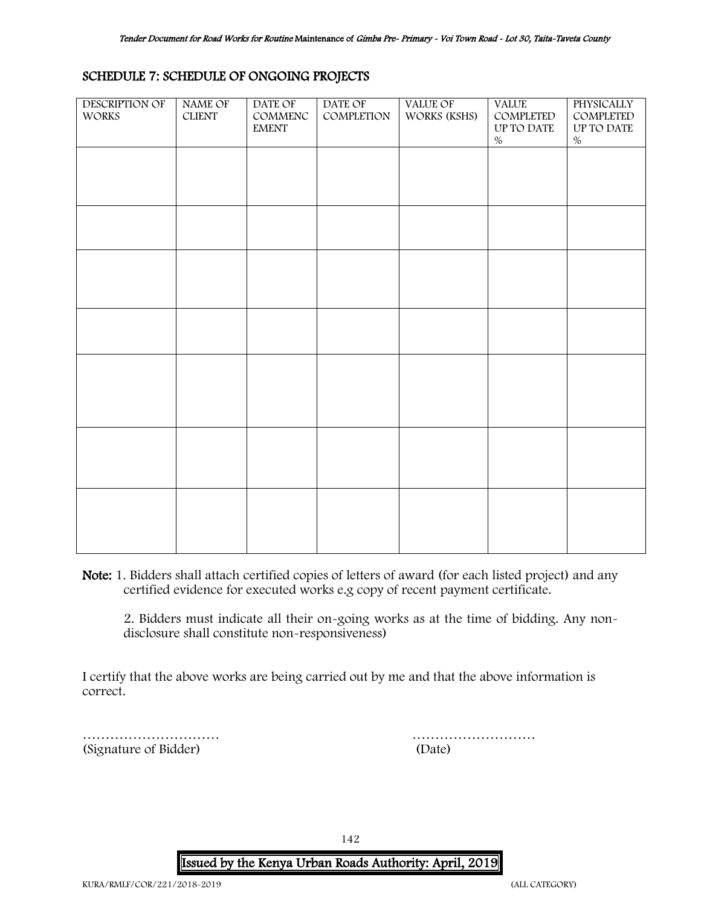## SCHEDULE 7: SCHEDULE OF ONGOING PROJECTS

| DESCRIPTION OF WORKS | NAME OF CLIENT | DATE OF COMMENCEMENT | DATE OF COMPLETION | VALUE OF WORKS (KSHS) | VALUE COMPLETED UP TO DATE % | PHYSICALLY COMPLETED UP TO DATE % |
|---|---|---|---|---|---|---|
| | | | | | | |
| | | | | | | |
| | | | | | | |
| | | | | | | |
| | | | | | | |
| | | | | | | |
| | | | | | | |

**Note:** 1. Bidders shall attach certified copies of letters of award (for each listed project) and any certified evidence for executed works e.g copy of recent payment certificate.

2. Bidders must indicate all their on-going works as at the time of bidding. Any non-disclosure shall constitute non-responsiveness)

I certify that the above works are being carried out by me and that the above information is correct.

…………………………  
(Signature of Bidder)

………………………  
(Date)

KURA/RMLF/COR/221/2018-2019 (ALL CATEGORY)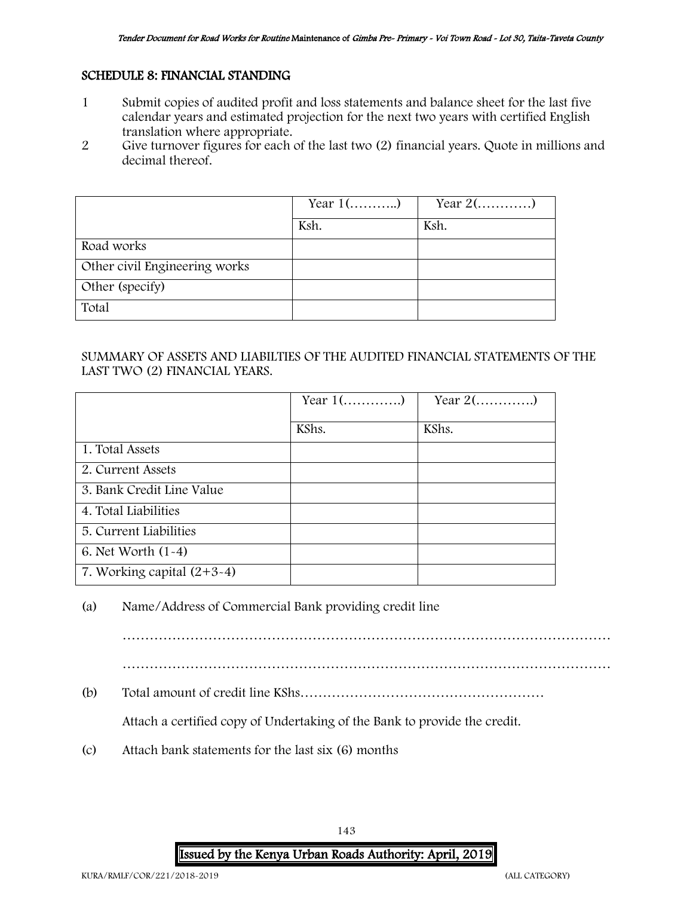## SCHEDULE 8: FINANCIAL STANDING

1. Submit copies of audited profit and loss statements and balance sheet for the last five calendar years and estimated projection for the next two years with certified English translation where appropriate.
2. Give turnover figures for each of the last two (2) financial years. Quote in millions and decimal thereof.

| | Year 1(………..) | Year 2(…………) |
|---|---|---|
| | Ksh. | Ksh. |
| Road works | | |
| Other civil Engineering works | | |
| Other (specify) | | |
| Total | | |

SUMMARY OF ASSETS AND LIABILTIES OF THE AUDITED FINANCIAL STATEMENTS OF THE LAST TWO (2) FINANCIAL YEARS.

| | Year 1(………….) | Year 2(………….) |
|---|---|---|
| | KShs. | KShs. |
| 1. Total Assets | | |
| 2. Current Assets | | |
| 3. Bank Credit Line Value | | |
| 4. Total Liabilities | | |
| 5. Current Liabilities | | |
| 6. Net Worth (1-4) | | |
| 7. Working capital (2+3-4) | | |

(a) Name/Address of Commercial Bank providing credit line

…………………………………………………………………………………………………

…………………………………………………………………………………………………

(b) Total amount of credit line KShs………………………………………………

Attach a certified copy of Undertaking of the Bank to provide the credit.

(c) Attach bank statements for the last six (6) months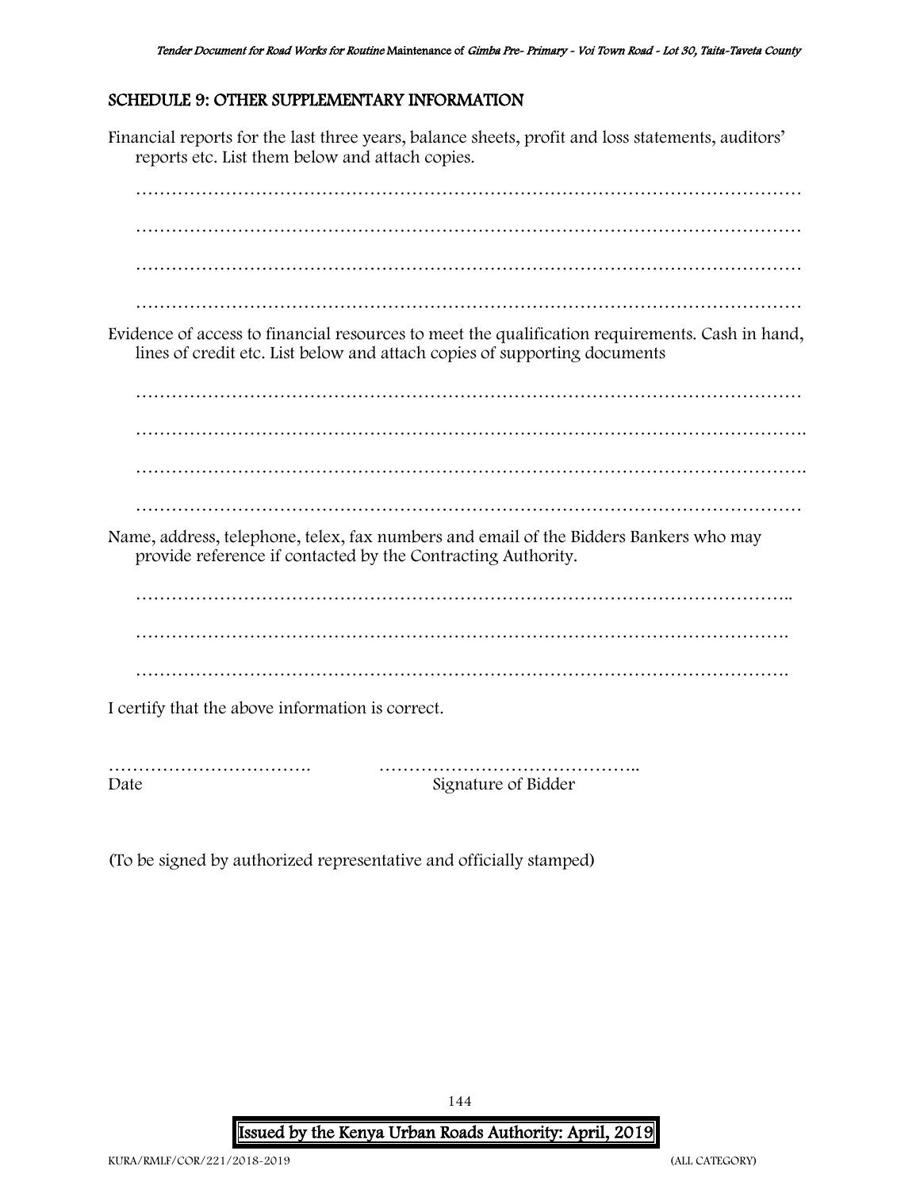## SCHEDULE 9: OTHER SUPPLEMENTARY INFORMATION

Financial reports for the last three years, balance sheets, profit and loss statements, auditors' reports etc. List them below and attach copies.

…………………………………………………………………………………………………

…………………………………………………………………………………………………

…………………………………………………………………………………………………

…………………………………………………………………………………………………

Evidence of access to financial resources to meet the qualification requirements. Cash in hand, lines of credit etc. List below and attach copies of supporting documents

…………………………………………………………………………………………………

…………………………………………………………………………………………………..

………………………………………………………………………………………………….

…………………………………………………………………………………………………

Name, address, telephone, telex, fax numbers and email of the Bidders Bankers who may provide reference if contacted by the Contracting Authority.

………………………………………………………………………………………………..

……………………………………………………………………………………………….

……………………………………………………………………………………………….

I certify that the above information is correct.

……………………………. ……………………………………..

Date Signature of Bidder

(To be signed by authorized representative and officially stamped)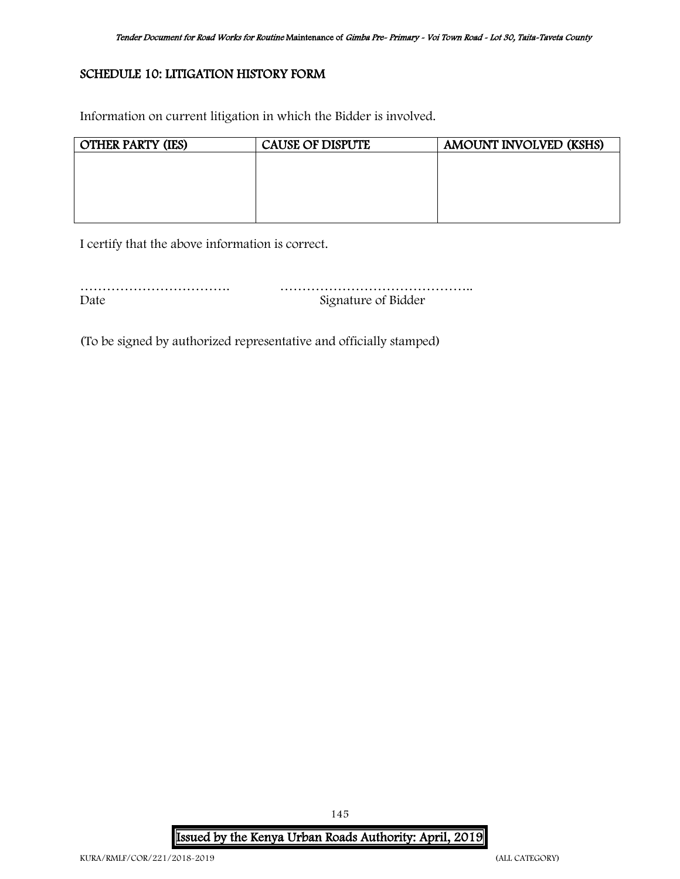## SCHEDULE 10: LITIGATION HISTORY FORM

Information on current litigation in which the Bidder is involved.

| OTHER PARTY (IES) | CAUSE OF DISPUTE | AMOUNT INVOLVED (KSHS) |
| --- | --- | --- |
| | | |

I certify that the above information is correct.

……………………………. ……………………………………..

Date Signature of Bidder

(To be signed by authorized representative and officially stamped)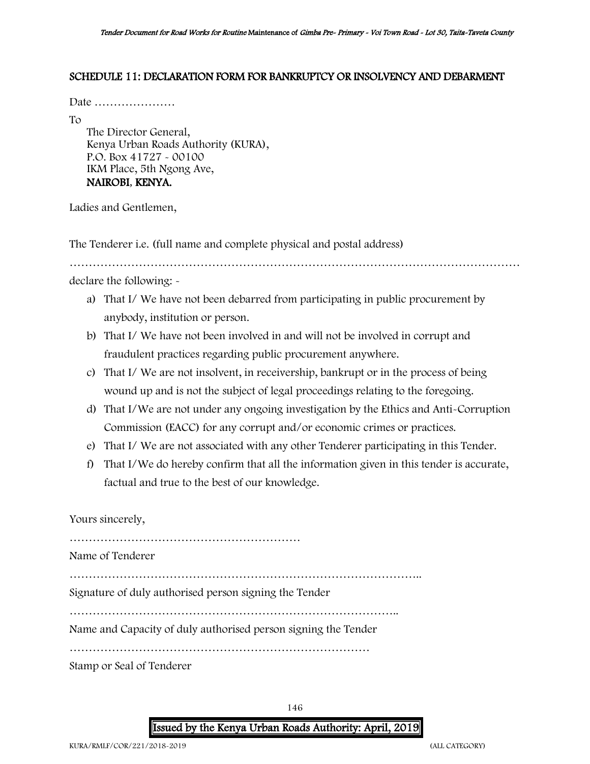## SCHEDULE 11: DECLARATION FORM FOR BANKRUPTCY OR INSOLVENCY AND DEBARMENT

Date …………………

To

The Director General,
Kenya Urban Roads Authority (KURA),
P.O. Box 41727 - 00100
IKM Place, 5th Ngong Ave,
**NAIROBI, KENYA.**

Ladies and Gentlemen,

The Tenderer i.e. (full name and complete physical and postal address)

……………………………………………………………………………………………………

declare the following: -

a) That I/ We have not been debarred from participating in public procurement by anybody, institution or person.
b) That I/ We have not been involved in and will not be involved in corrupt and fraudulent practices regarding public procurement anywhere.
c) That I/ We are not insolvent, in receivership, bankrupt or in the process of being wound up and is not the subject of legal proceedings relating to the foregoing.
d) That I/We are not under any ongoing investigation by the Ethics and Anti-Corruption Commission (EACC) for any corrupt and/or economic crimes or practices.
e) That I/ We are not associated with any other Tenderer participating in this Tender.
f) That I/We do hereby confirm that all the information given in this tender is accurate, factual and true to the best of our knowledge.

Yours sincerely,

……………………………………………………

Name of Tenderer

………………………………………………………………………………..

Signature of duly authorised person signing the Tender

…………………………………………………………………………..

Name and Capacity of duly authorised person signing the Tender

……………………………………………………………………

Stamp or Seal of Tenderer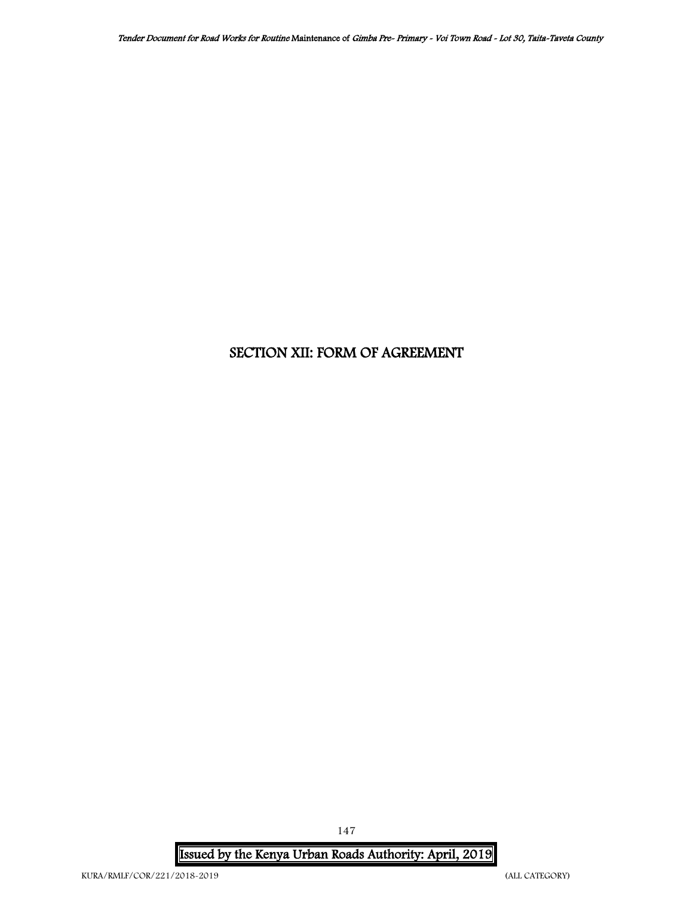# SECTION XII: FORM OF AGREEMENT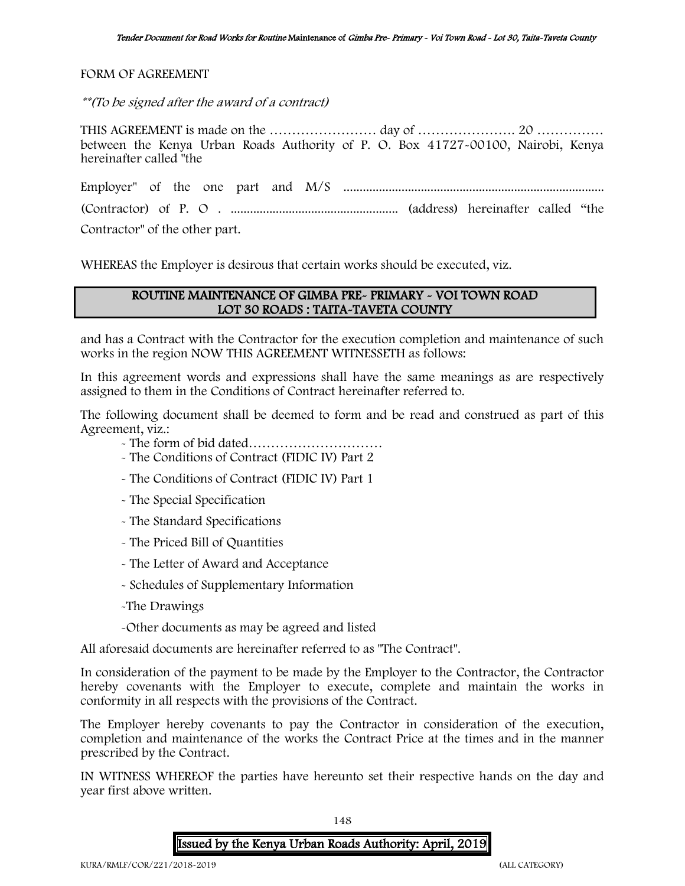FORM OF AGREEMENT

*\*\*(To be signed after the award of a contract)*

THIS AGREEMENT is made on the …………………… day of …………………. 20 …………… between the Kenya Urban Roads Authority of P. O. Box 41727-00100, Nairobi, Kenya hereinafter called "the

Employer" of the one part and M/S ................................................................................

(Contractor) of P. O . .................................................... (address) hereinafter called "the Contractor" of the other part.

WHEREAS the Employer is desirous that certain works should be executed, viz.

**ROUTINE MAINTENANCE OF GIMBA PRE- PRIMARY - VOI TOWN ROAD
LOT 30 ROADS : TAITA-TAVETA COUNTY**

and has a Contract with the Contractor for the execution completion and maintenance of such works in the region NOW THIS AGREEMENT WITNESSETH as follows:

In this agreement words and expressions shall have the same meanings as are respectively assigned to them in the Conditions of Contract hereinafter referred to.

The following document shall be deemed to form and be read and construed as part of this Agreement, viz.:

- The form of bid dated…………………………
- The Conditions of Contract (FIDIC IV) Part 2
- The Conditions of Contract (FIDIC IV) Part 1
- The Special Specification
- The Standard Specifications
- The Priced Bill of Quantities
- The Letter of Award and Acceptance
- Schedules of Supplementary Information
- The Drawings
- Other documents as may be agreed and listed

All aforesaid documents are hereinafter referred to as "The Contract".

In consideration of the payment to be made by the Employer to the Contractor, the Contractor hereby covenants with the Employer to execute, complete and maintain the works in conformity in all respects with the provisions of the Contract.

The Employer hereby covenants to pay the Contractor in consideration of the execution, completion and maintenance of the works the Contract Price at the times and in the manner prescribed by the Contract.

IN WITNESS WHEREOF the parties have hereunto set their respective hands on the day and year first above written.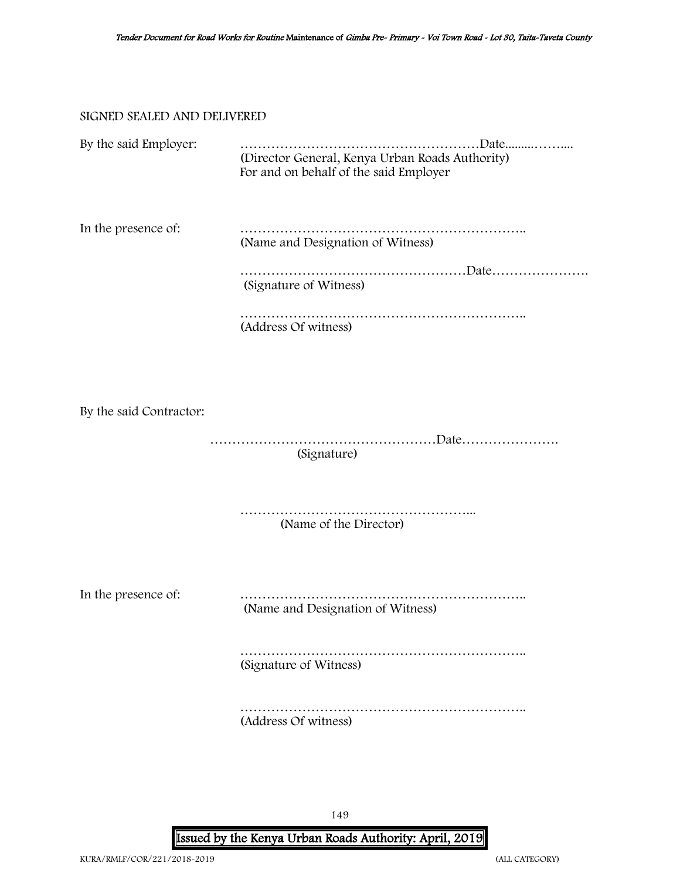SIGNED SEALED AND DELIVERED

By the said Employer: ………………………………………………Date.........……....
(Director General, Kenya Urban Roads Authority)
For and on behalf of the said Employer

In the presence of: ………………………………………………………..
(Name and Designation of Witness)

……………………………………………Date………………….
(Signature of Witness)

………………………………………………………..
(Address Of witness)

By the said Contractor:

……………………………………………Date………………….
(Signature)

……………………………………………...
(Name of the Director)

In the presence of: ………………………………………………………..
(Name and Designation of Witness)

………………………………………………………..
(Signature of Witness)

………………………………………………………..
(Address Of witness)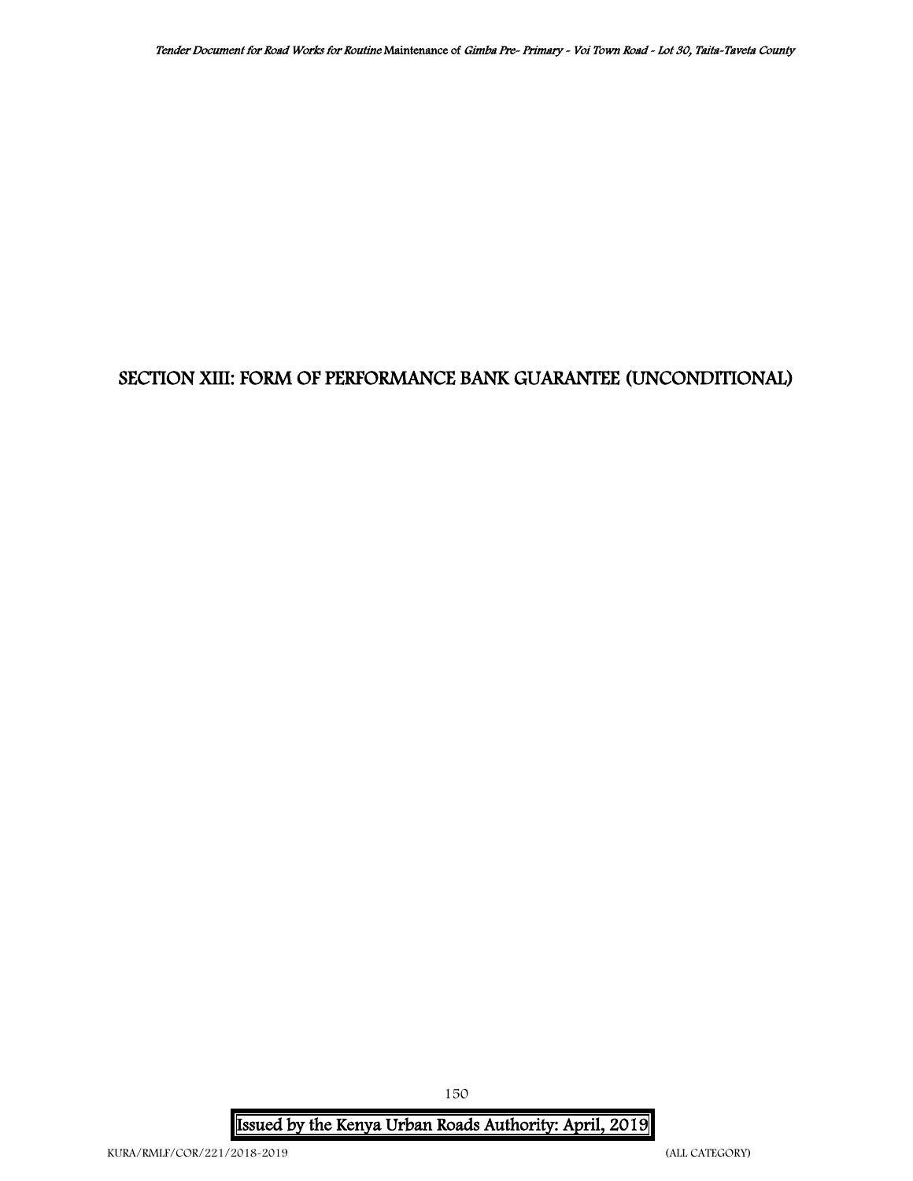# SECTION XIII: FORM OF PERFORMANCE BANK GUARANTEE (UNCONDITIONAL)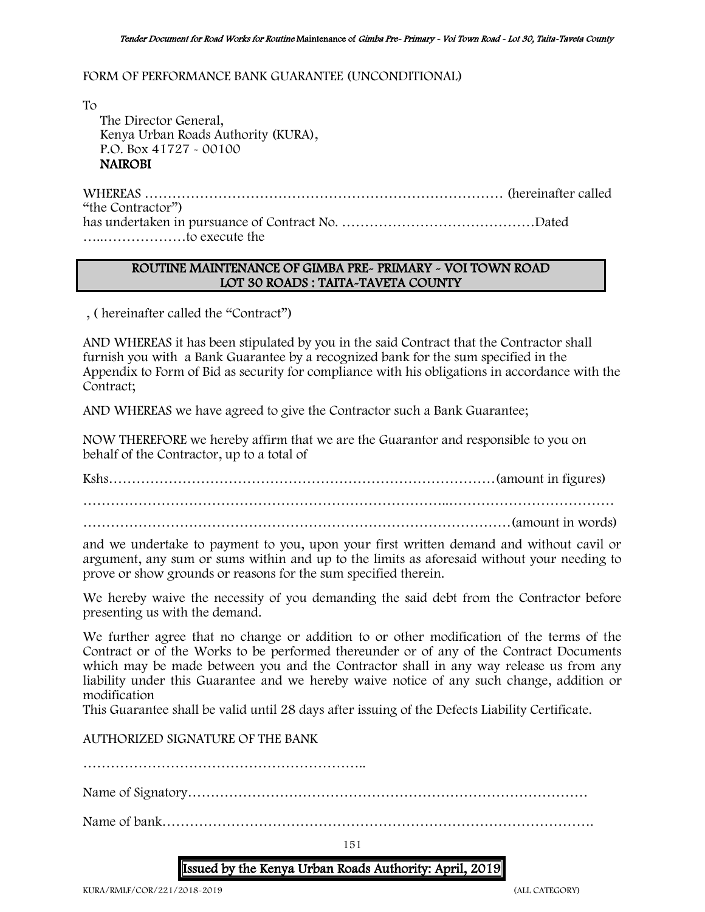FORM OF PERFORMANCE BANK GUARANTEE (UNCONDITIONAL)

To

The Director General,
Kenya Urban Roads Authority (KURA),
P.O. Box 41727 - 00100
**NAIROBI**

WHEREAS ……………………………………………………………………… (hereinafter called "the Contractor")
has undertaken in pursuance of Contract No. ……………………………………Dated …..………………to execute the

**ROUTINE MAINTENANCE OF GIMBA PRE- PRIMARY - VOI TOWN ROAD**
**LOT 30 ROADS : TAITA-TAVETA COUNTY**

, ( hereinafter called the "Contract")

AND WHEREAS it has been stipulated by you in the said Contract that the Contractor shall furnish you with a Bank Guarantee by a recognized bank for the sum specified in the Appendix to Form of Bid as security for compliance with his obligations in accordance with the Contract;

AND WHEREAS we have agreed to give the Contractor such a Bank Guarantee;

NOW THEREFORE we hereby affirm that we are the Guarantor and responsible to you on behalf of the Contractor, up to a total of

Kshs………………………………………………………………………(amount in figures)

…………………………………………………………………..………………………………

………………………………………………………………………………(amount in words)

and we undertake to payment to you, upon your first written demand and without cavil or argument, any sum or sums within and up to the limits as aforesaid without your needing to prove or show grounds or reasons for the sum specified therein.

We hereby waive the necessity of you demanding the said debt from the Contractor before presenting us with the demand.

We further agree that no change or addition to or other modification of the terms of the Contract or of the Works to be performed thereunder or of any of the Contract Documents which may be made between you and the Contractor shall in any way release us from any liability under this Guarantee and we hereby waive notice of any such change, addition or modification

This Guarantee shall be valid until 28 days after issuing of the Defects Liability Certificate.

AUTHORIZED SIGNATURE OF THE BANK

……………………………………………………..

Name of Signatory……………………………………………………………………………

Name of bank………………………………………………………………………………….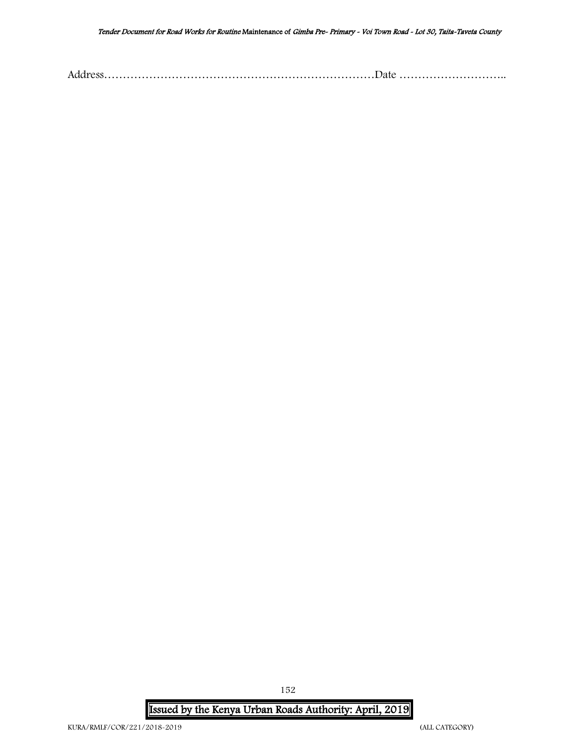Address………………………………………………………………Date ………………………..